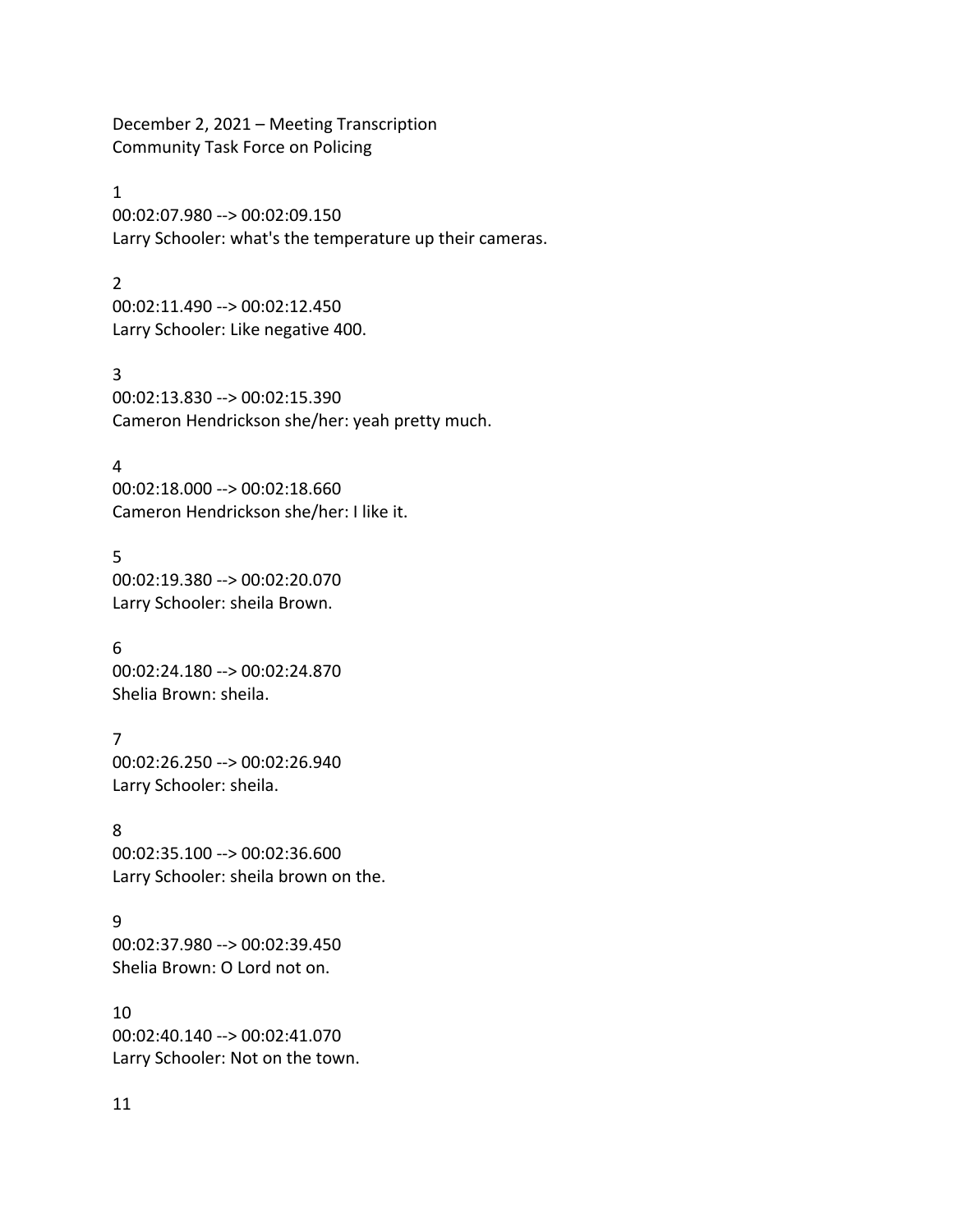December 2, 2021 – Meeting Transcription
Community Task Force on Policing

1
00:02:07.980 --> 00:02:09.150
Larry Schooler: what's the temperature up their cameras.

2
00:02:11.490 --> 00:02:12.450
Larry Schooler: Like negative 400.

3
00:02:13.830 --> 00:02:15.390
Cameron Hendrickson she/her: yeah pretty much.

4
00:02:18.000 --> 00:02:18.660
Cameron Hendrickson she/her: I like it.

5
00:02:19.380 --> 00:02:20.070
Larry Schooler: sheila Brown.

6
00:02:24.180 --> 00:02:24.870
Shelia Brown: sheila.

7
00:02:26.250 --> 00:02:26.940
Larry Schooler: sheila.

8
00:02:35.100 --> 00:02:36.600
Larry Schooler: sheila brown on the.

9
00:02:37.980 --> 00:02:39.450
Shelia Brown: O Lord not on.

10
00:02:40.140 --> 00:02:41.070
Larry Schooler: Not on the town.

11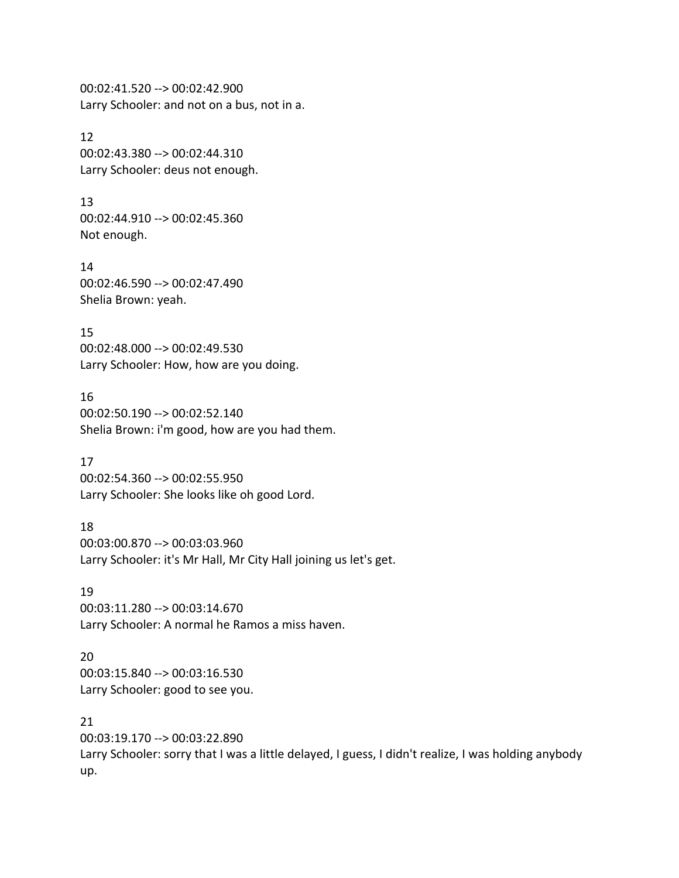00:02:41.520 --> 00:02:42.900
Larry Schooler: and not on a bus, not in a.

12
00:02:43.380 --> 00:02:44.310
Larry Schooler: deus not enough.

13
00:02:44.910 --> 00:02:45.360
Not enough.

14
00:02:46.590 --> 00:02:47.490
Shelia Brown: yeah.

15
00:02:48.000 --> 00:02:49.530
Larry Schooler: How, how are you doing.

16
00:02:50.190 --> 00:02:52.140
Shelia Brown: i'm good, how are you had them.

17
00:02:54.360 --> 00:02:55.950
Larry Schooler: She looks like oh good Lord.

18
00:03:00.870 --> 00:03:03.960
Larry Schooler: it's Mr Hall, Mr City Hall joining us let's get.

19
00:03:11.280 --> 00:03:14.670
Larry Schooler: A normal he Ramos a miss haven.

20
00:03:15.840 --> 00:03:16.530
Larry Schooler: good to see you.

21
00:03:19.170 --> 00:03:22.890
Larry Schooler: sorry that I was a little delayed, I guess, I didn't realize, I was holding anybody up.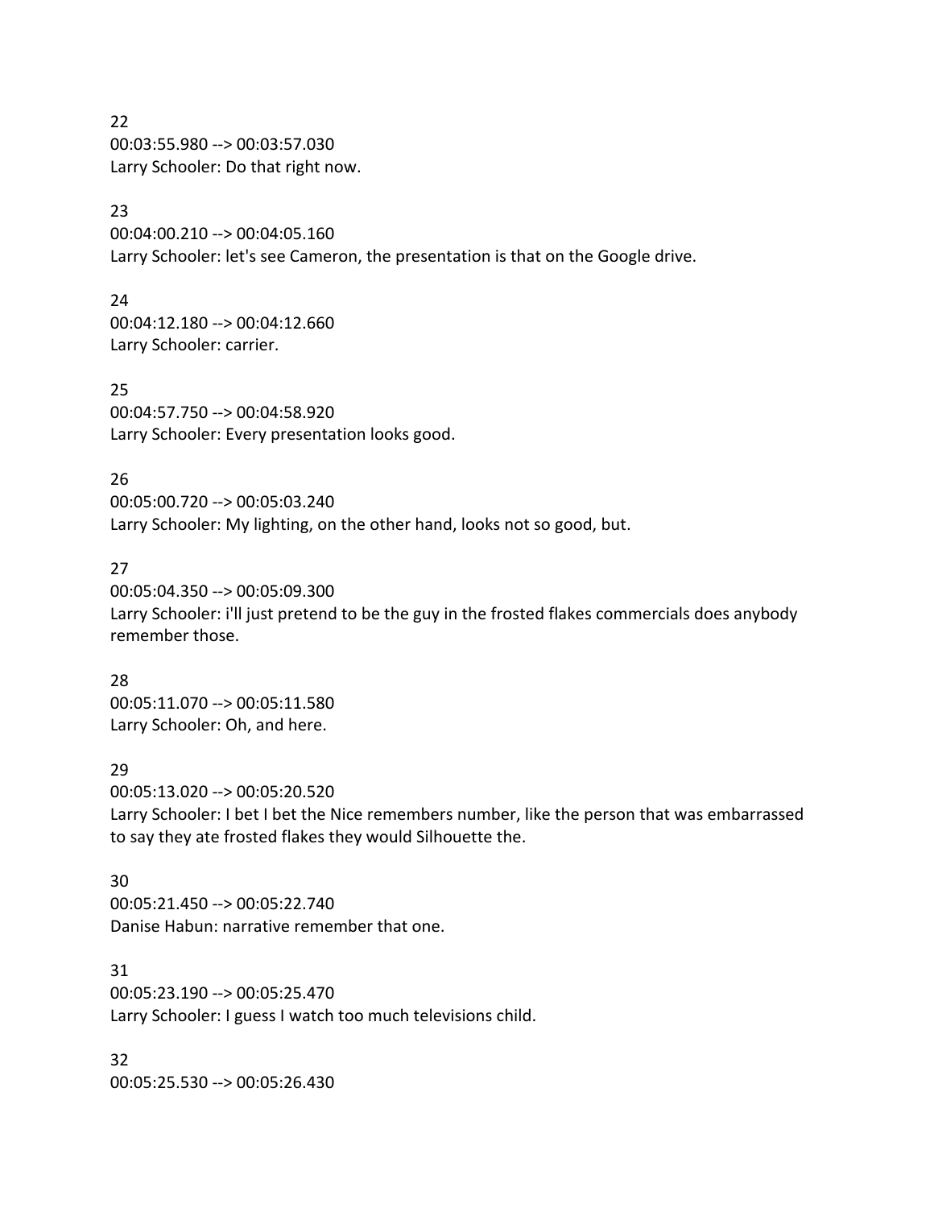22
00:03:55.980 --> 00:03:57.030
Larry Schooler: Do that right now.

23
00:04:00.210 --> 00:04:05.160
Larry Schooler: let's see Cameron, the presentation is that on the Google drive.

24
00:04:12.180 --> 00:04:12.660
Larry Schooler: carrier.

25
00:04:57.750 --> 00:04:58.920
Larry Schooler: Every presentation looks good.

26
00:05:00.720 --> 00:05:03.240
Larry Schooler: My lighting, on the other hand, looks not so good, but.

27
00:05:04.350 --> 00:05:09.300
Larry Schooler: i'll just pretend to be the guy in the frosted flakes commercials does anybody remember those.

28
00:05:11.070 --> 00:05:11.580
Larry Schooler: Oh, and here.

29
00:05:13.020 --> 00:05:20.520
Larry Schooler: I bet I bet the Nice remembers number, like the person that was embarrassed to say they ate frosted flakes they would Silhouette the.

30
00:05:21.450 --> 00:05:22.740
Danise Habun: narrative remember that one.

31
00:05:23.190 --> 00:05:25.470
Larry Schooler: I guess I watch too much televisions child.

32
00:05:25.530 --> 00:05:26.430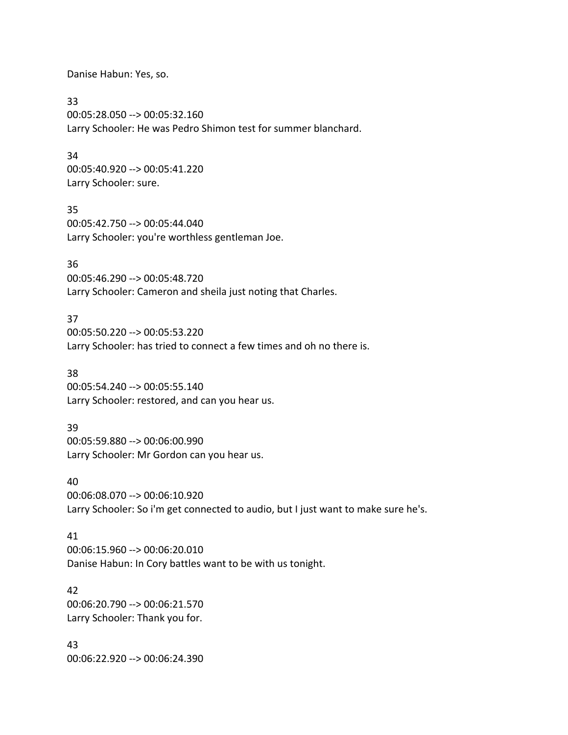Danise Habun: Yes, so.

33
00:05:28.050 --> 00:05:32.160
Larry Schooler: He was Pedro Shimon test for summer blanchard.

34
00:05:40.920 --> 00:05:41.220
Larry Schooler: sure.

35
00:05:42.750 --> 00:05:44.040
Larry Schooler: you're worthless gentleman Joe.

36
00:05:46.290 --> 00:05:48.720
Larry Schooler: Cameron and sheila just noting that Charles.

37
00:05:50.220 --> 00:05:53.220
Larry Schooler: has tried to connect a few times and oh no there is.

38
00:05:54.240 --> 00:05:55.140
Larry Schooler: restored, and can you hear us.

39
00:05:59.880 --> 00:06:00.990
Larry Schooler: Mr Gordon can you hear us.

40
00:06:08.070 --> 00:06:10.920
Larry Schooler: So i'm get connected to audio, but I just want to make sure he's.

41
00:06:15.960 --> 00:06:20.010
Danise Habun: In Cory battles want to be with us tonight.

42
00:06:20.790 --> 00:06:21.570
Larry Schooler: Thank you for.

43
00:06:22.920 --> 00:06:24.390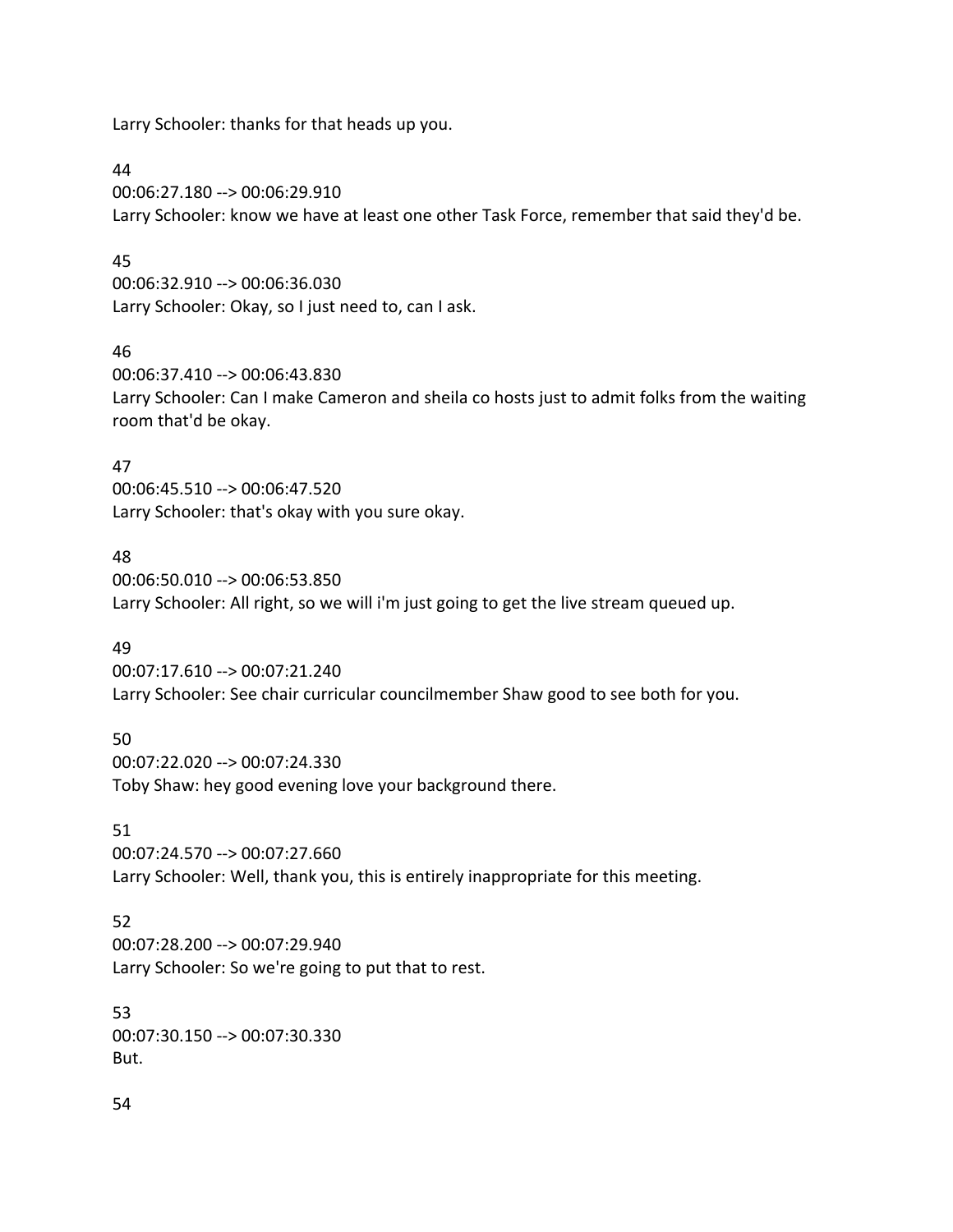Larry Schooler: thanks for that heads up you.

44

00:06:27.180 --> 00:06:29.910

Larry Schooler: know we have at least one other Task Force, remember that said they'd be.

45

00:06:32.910 --> 00:06:36.030

Larry Schooler: Okay, so I just need to, can I ask.

46

00:06:37.410 --> 00:06:43.830

Larry Schooler: Can I make Cameron and sheila co hosts just to admit folks from the waiting room that'd be okay.

47

00:06:45.510 --> 00:06:47.520

Larry Schooler: that's okay with you sure okay.

48

00:06:50.010 --> 00:06:53.850

Larry Schooler: All right, so we will i'm just going to get the live stream queued up.

49

00:07:17.610 --> 00:07:21.240

Larry Schooler: See chair curricular councilmember Shaw good to see both for you.

50

00:07:22.020 --> 00:07:24.330

Toby Shaw: hey good evening love your background there.

51

00:07:24.570 --> 00:07:27.660

Larry Schooler: Well, thank you, this is entirely inappropriate for this meeting.

52

00:07:28.200 --> 00:07:29.940

Larry Schooler: So we're going to put that to rest.

53

00:07:30.150 --> 00:07:30.330

But.

54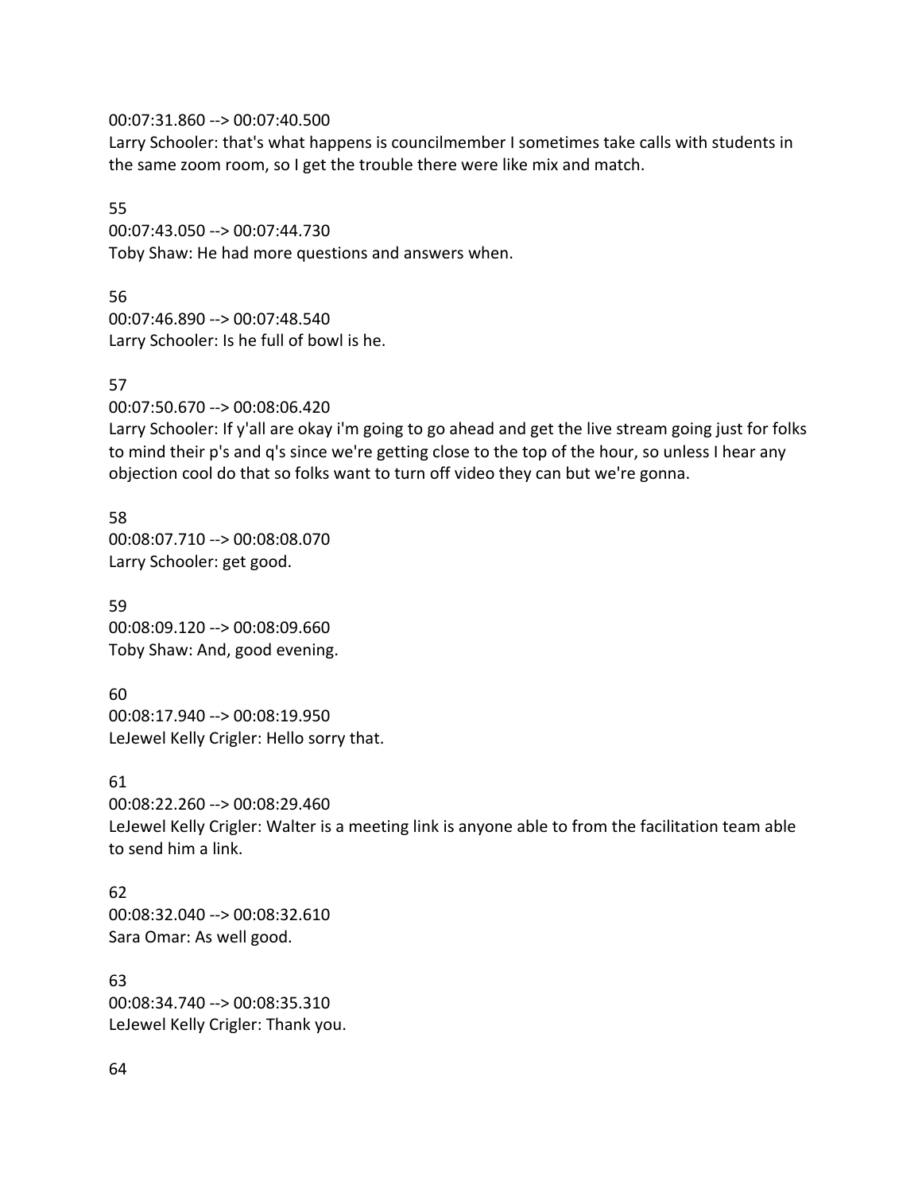00:07:31.860 --> 00:07:40.500
Larry Schooler: that's what happens is councilmember I sometimes take calls with students in the same zoom room, so I get the trouble there were like mix and match.

55
00:07:43.050 --> 00:07:44.730
Toby Shaw: He had more questions and answers when.

56
00:07:46.890 --> 00:07:48.540
Larry Schooler: Is he full of bowl is he.

57
00:07:50.670 --> 00:08:06.420
Larry Schooler: If y'all are okay i'm going to go ahead and get the live stream going just for folks to mind their p's and q's since we're getting close to the top of the hour, so unless I hear any objection cool do that so folks want to turn off video they can but we're gonna.

58
00:08:07.710 --> 00:08:08.070
Larry Schooler: get good.

59
00:08:09.120 --> 00:08:09.660
Toby Shaw: And, good evening.

60
00:08:17.940 --> 00:08:19.950
LeJewel Kelly Crigler: Hello sorry that.

61
00:08:22.260 --> 00:08:29.460
LeJewel Kelly Crigler: Walter is a meeting link is anyone able to from the facilitation team able to send him a link.

62
00:08:32.040 --> 00:08:32.610
Sara Omar: As well good.

63
00:08:34.740 --> 00:08:35.310
LeJewel Kelly Crigler: Thank you.

64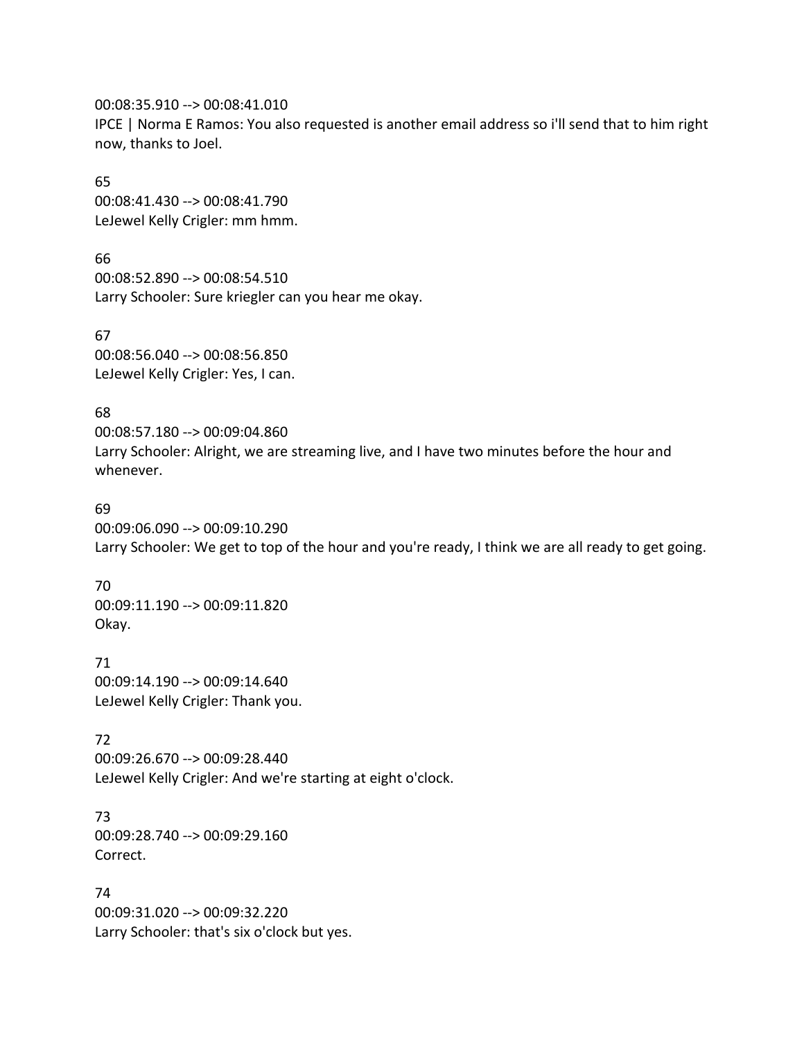00:08:35.910 --> 00:08:41.010
IPCE | Norma E Ramos: You also requested is another email address so i'll send that to him right now, thanks to Joel.

65
00:08:41.430 --> 00:08:41.790
LeJewel Kelly Crigler: mm hmm.

66
00:08:52.890 --> 00:08:54.510
Larry Schooler: Sure kriegler can you hear me okay.

67
00:08:56.040 --> 00:08:56.850
LeJewel Kelly Crigler: Yes, I can.

68
00:08:57.180 --> 00:09:04.860
Larry Schooler: Alright, we are streaming live, and I have two minutes before the hour and whenever.

69
00:09:06.090 --> 00:09:10.290
Larry Schooler: We get to top of the hour and you're ready, I think we are all ready to get going.

70
00:09:11.190 --> 00:09:11.820
Okay.

71
00:09:14.190 --> 00:09:14.640
LeJewel Kelly Crigler: Thank you.

72
00:09:26.670 --> 00:09:28.440
LeJewel Kelly Crigler: And we're starting at eight o'clock.

73
00:09:28.740 --> 00:09:29.160
Correct.

74
00:09:31.020 --> 00:09:32.220
Larry Schooler: that's six o'clock but yes.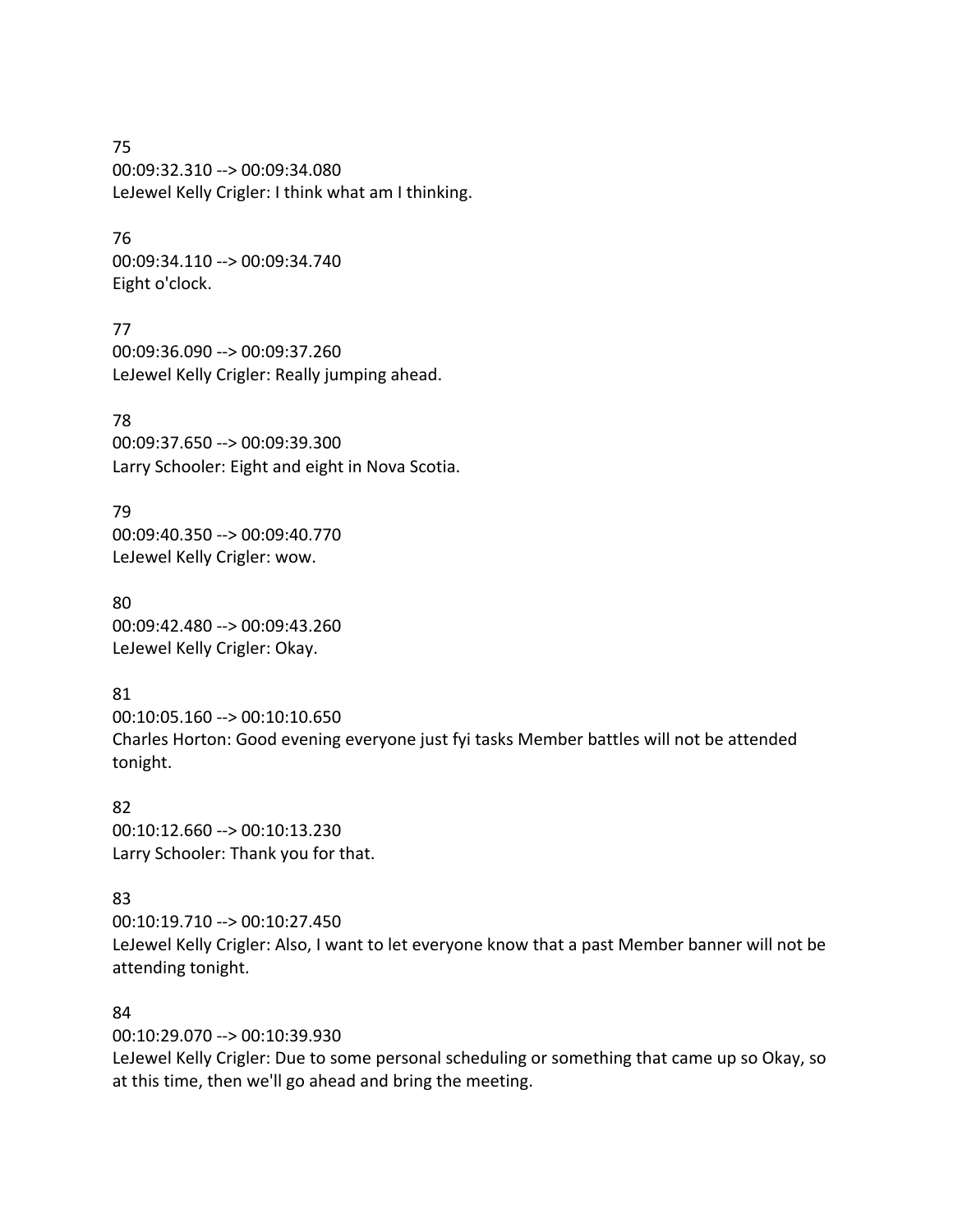75
00:09:32.310 --> 00:09:34.080
LeJewel Kelly Crigler: I think what am I thinking.

76
00:09:34.110 --> 00:09:34.740
Eight o'clock.

77
00:09:36.090 --> 00:09:37.260
LeJewel Kelly Crigler: Really jumping ahead.

78
00:09:37.650 --> 00:09:39.300
Larry Schooler: Eight and eight in Nova Scotia.

79
00:09:40.350 --> 00:09:40.770
LeJewel Kelly Crigler: wow.

80
00:09:42.480 --> 00:09:43.260
LeJewel Kelly Crigler: Okay.

81
00:10:05.160 --> 00:10:10.650
Charles Horton: Good evening everyone just fyi tasks Member battles will not be attended tonight.

82
00:10:12.660 --> 00:10:13.230
Larry Schooler: Thank you for that.

83
00:10:19.710 --> 00:10:27.450
LeJewel Kelly Crigler: Also, I want to let everyone know that a past Member banner will not be attending tonight.

84
00:10:29.070 --> 00:10:39.930
LeJewel Kelly Crigler: Due to some personal scheduling or something that came up so Okay, so at this time, then we'll go ahead and bring the meeting.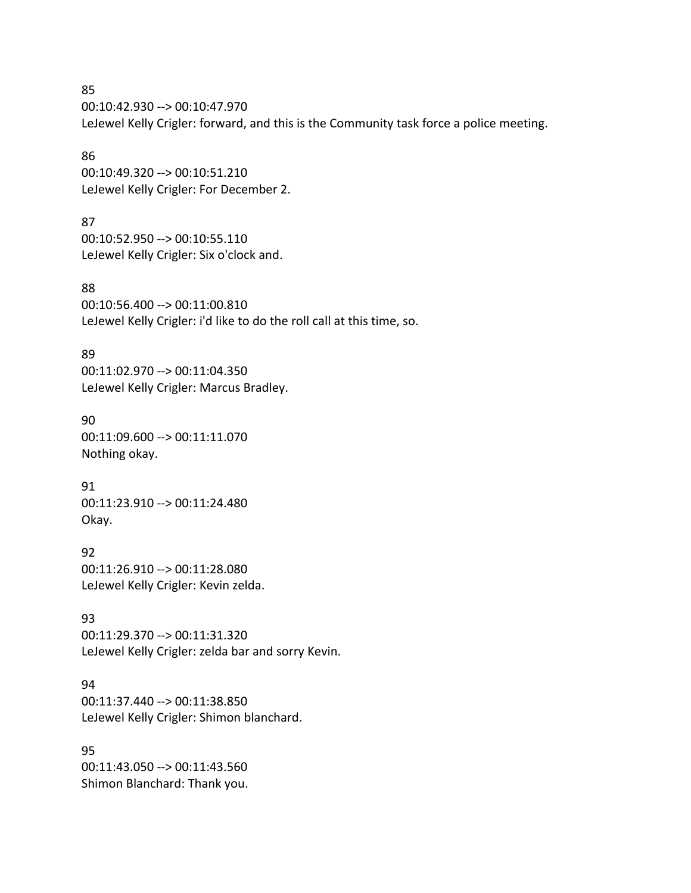85
00:10:42.930 --> 00:10:47.970
LeJewel Kelly Crigler: forward, and this is the Community task force a police meeting.

86
00:10:49.320 --> 00:10:51.210
LeJewel Kelly Crigler: For December 2.

87
00:10:52.950 --> 00:10:55.110
LeJewel Kelly Crigler: Six o'clock and.

88
00:10:56.400 --> 00:11:00.810
LeJewel Kelly Crigler: i'd like to do the roll call at this time, so.

89
00:11:02.970 --> 00:11:04.350
LeJewel Kelly Crigler: Marcus Bradley.

90
00:11:09.600 --> 00:11:11.070
Nothing okay.

91
00:11:23.910 --> 00:11:24.480
Okay.

92
00:11:26.910 --> 00:11:28.080
LeJewel Kelly Crigler: Kevin zelda.

93
00:11:29.370 --> 00:11:31.320
LeJewel Kelly Crigler: zelda bar and sorry Kevin.

94
00:11:37.440 --> 00:11:38.850
LeJewel Kelly Crigler: Shimon blanchard.

95
00:11:43.050 --> 00:11:43.560
Shimon Blanchard: Thank you.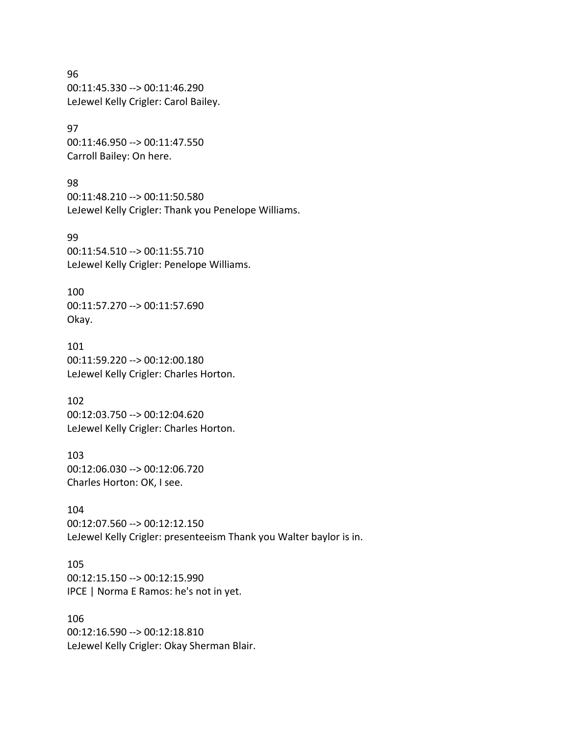96
00:11:45.330 --> 00:11:46.290
LeJewel Kelly Crigler: Carol Bailey.

97
00:11:46.950 --> 00:11:47.550
Carroll Bailey: On here.

98
00:11:48.210 --> 00:11:50.580
LeJewel Kelly Crigler: Thank you Penelope Williams.

99
00:11:54.510 --> 00:11:55.710
LeJewel Kelly Crigler: Penelope Williams.

100
00:11:57.270 --> 00:11:57.690
Okay.

101
00:11:59.220 --> 00:12:00.180
LeJewel Kelly Crigler: Charles Horton.

102
00:12:03.750 --> 00:12:04.620
LeJewel Kelly Crigler: Charles Horton.

103
00:12:06.030 --> 00:12:06.720
Charles Horton: OK, I see.

104
00:12:07.560 --> 00:12:12.150
LeJewel Kelly Crigler: presenteeism Thank you Walter baylor is in.

105
00:12:15.150 --> 00:12:15.990
IPCE | Norma E Ramos: he's not in yet.

106
00:12:16.590 --> 00:12:18.810
LeJewel Kelly Crigler: Okay Sherman Blair.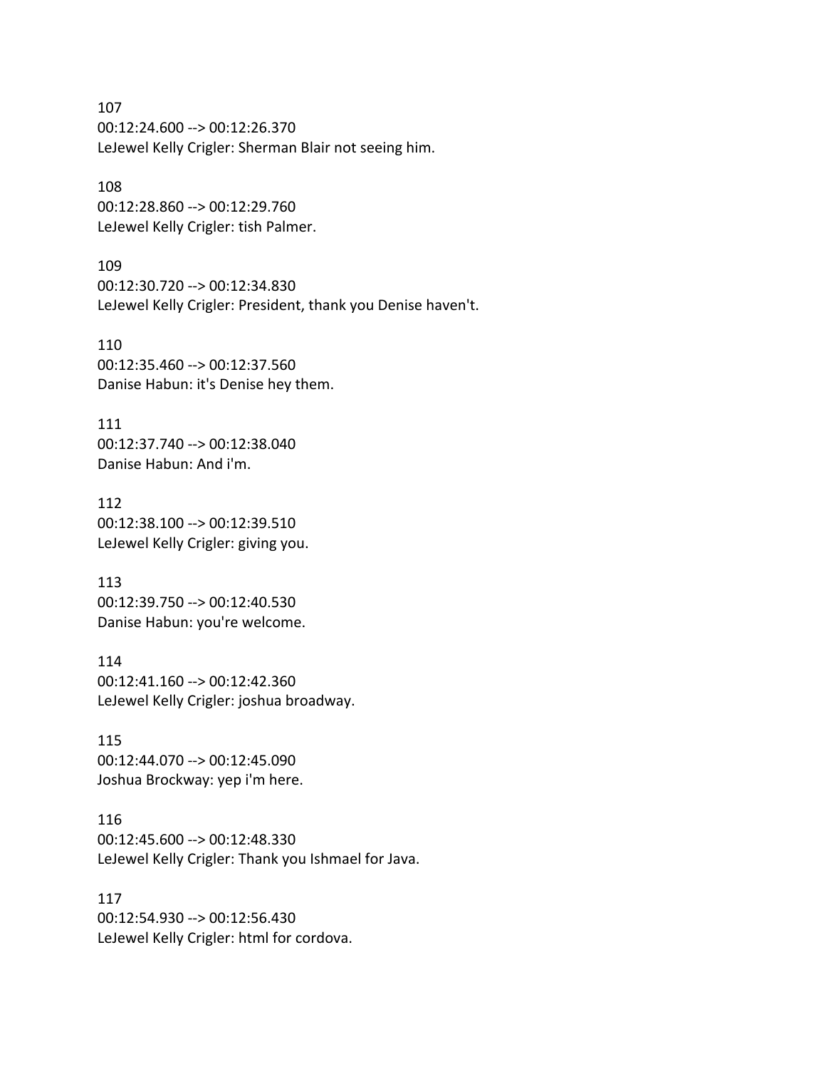107
00:12:24.600 --> 00:12:26.370
LeJewel Kelly Crigler: Sherman Blair not seeing him.

108
00:12:28.860 --> 00:12:29.760
LeJewel Kelly Crigler: tish Palmer.

109
00:12:30.720 --> 00:12:34.830
LeJewel Kelly Crigler: President, thank you Denise haven't.

110
00:12:35.460 --> 00:12:37.560
Danise Habun: it's Denise hey them.

111
00:12:37.740 --> 00:12:38.040
Danise Habun: And i'm.

112
00:12:38.100 --> 00:12:39.510
LeJewel Kelly Crigler: giving you.

113
00:12:39.750 --> 00:12:40.530
Danise Habun: you're welcome.

114
00:12:41.160 --> 00:12:42.360
LeJewel Kelly Crigler: joshua broadway.

115
00:12:44.070 --> 00:12:45.090
Joshua Brockway: yep i'm here.

116
00:12:45.600 --> 00:12:48.330
LeJewel Kelly Crigler: Thank you Ishmael for Java.

117
00:12:54.930 --> 00:12:56.430
LeJewel Kelly Crigler: html for cordova.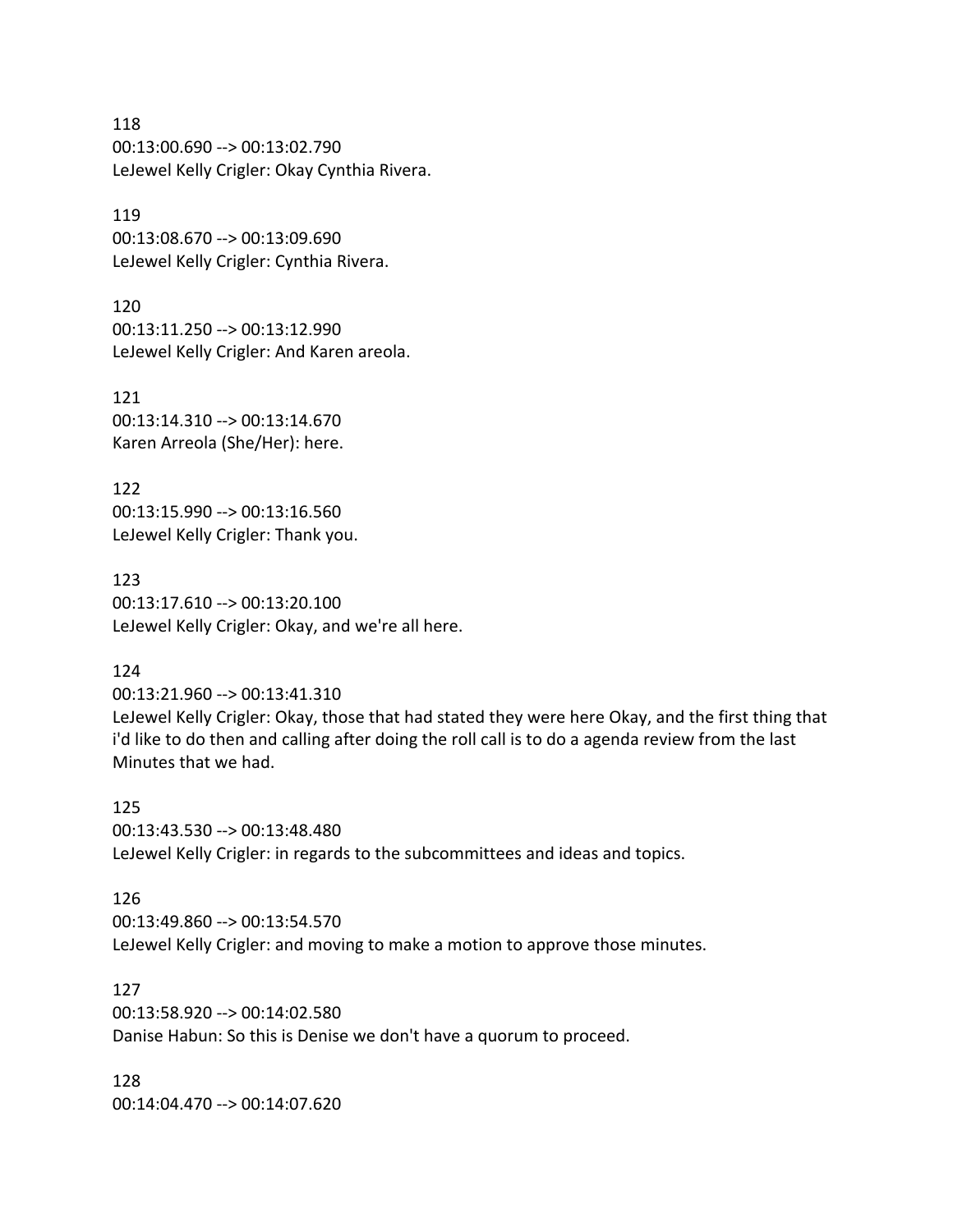118
00:13:00.690 --> 00:13:02.790
LeJewel Kelly Crigler: Okay Cynthia Rivera.

119
00:13:08.670 --> 00:13:09.690
LeJewel Kelly Crigler: Cynthia Rivera.

120
00:13:11.250 --> 00:13:12.990
LeJewel Kelly Crigler: And Karen areola.

121
00:13:14.310 --> 00:13:14.670
Karen Arreola (She/Her): here.

122
00:13:15.990 --> 00:13:16.560
LeJewel Kelly Crigler: Thank you.

123
00:13:17.610 --> 00:13:20.100
LeJewel Kelly Crigler: Okay, and we're all here.

124
00:13:21.960 --> 00:13:41.310
LeJewel Kelly Crigler: Okay, those that had stated they were here Okay, and the first thing that i'd like to do then and calling after doing the roll call is to do a agenda review from the last Minutes that we had.

125
00:13:43.530 --> 00:13:48.480
LeJewel Kelly Crigler: in regards to the subcommittees and ideas and topics.

126
00:13:49.860 --> 00:13:54.570
LeJewel Kelly Crigler: and moving to make a motion to approve those minutes.

127
00:13:58.920 --> 00:14:02.580
Danise Habun: So this is Denise we don't have a quorum to proceed.

128
00:14:04.470 --> 00:14:07.620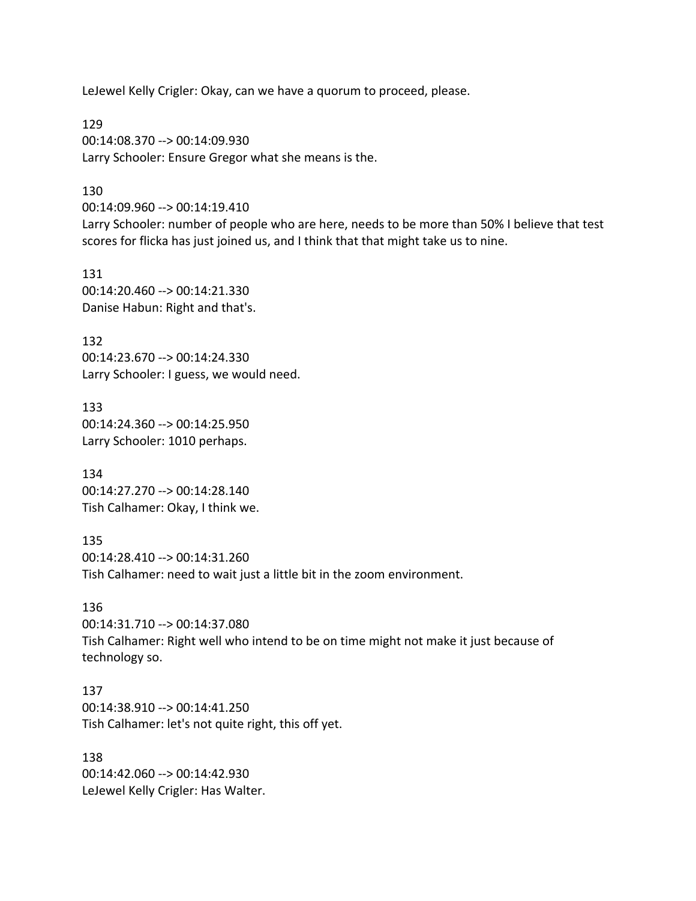LeJewel Kelly Crigler: Okay, can we have a quorum to proceed, please.

129
00:14:08.370 --> 00:14:09.930
Larry Schooler: Ensure Gregor what she means is the.

130
00:14:09.960 --> 00:14:19.410
Larry Schooler: number of people who are here, needs to be more than 50% I believe that test scores for flicka has just joined us, and I think that that might take us to nine.

131
00:14:20.460 --> 00:14:21.330
Danise Habun: Right and that's.

132
00:14:23.670 --> 00:14:24.330
Larry Schooler: I guess, we would need.

133
00:14:24.360 --> 00:14:25.950
Larry Schooler: 1010 perhaps.

134
00:14:27.270 --> 00:14:28.140
Tish Calhamer: Okay, I think we.

135
00:14:28.410 --> 00:14:31.260
Tish Calhamer: need to wait just a little bit in the zoom environment.

136
00:14:31.710 --> 00:14:37.080
Tish Calhamer: Right well who intend to be on time might not make it just because of technology so.

137
00:14:38.910 --> 00:14:41.250
Tish Calhamer: let's not quite right, this off yet.

138
00:14:42.060 --> 00:14:42.930
LeJewel Kelly Crigler: Has Walter.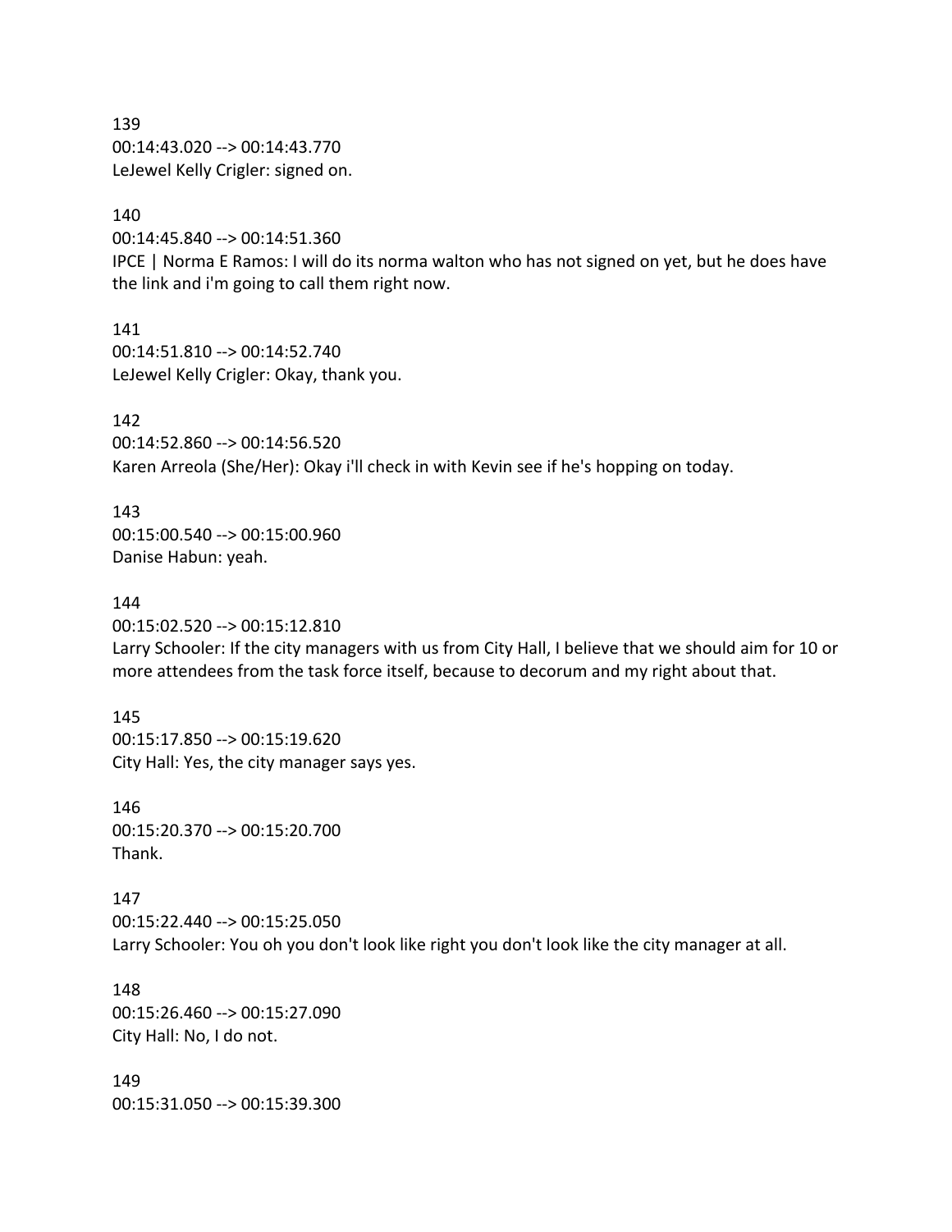139
00:14:43.020 --> 00:14:43.770
LeJewel Kelly Crigler: signed on.

140
00:14:45.840 --> 00:14:51.360
IPCE | Norma E Ramos: I will do its norma walton who has not signed on yet, but he does have the link and i'm going to call them right now.

141
00:14:51.810 --> 00:14:52.740
LeJewel Kelly Crigler: Okay, thank you.

142
00:14:52.860 --> 00:14:56.520
Karen Arreola (She/Her): Okay i'll check in with Kevin see if he's hopping on today.

143
00:15:00.540 --> 00:15:00.960
Danise Habun: yeah.

144
00:15:02.520 --> 00:15:12.810
Larry Schooler: If the city managers with us from City Hall, I believe that we should aim for 10 or more attendees from the task force itself, because to decorum and my right about that.

145
00:15:17.850 --> 00:15:19.620
City Hall: Yes, the city manager says yes.

146
00:15:20.370 --> 00:15:20.700
Thank.

147
00:15:22.440 --> 00:15:25.050
Larry Schooler: You oh you don't look like right you don't look like the city manager at all.

148
00:15:26.460 --> 00:15:27.090
City Hall: No, I do not.

149
00:15:31.050 --> 00:15:39.300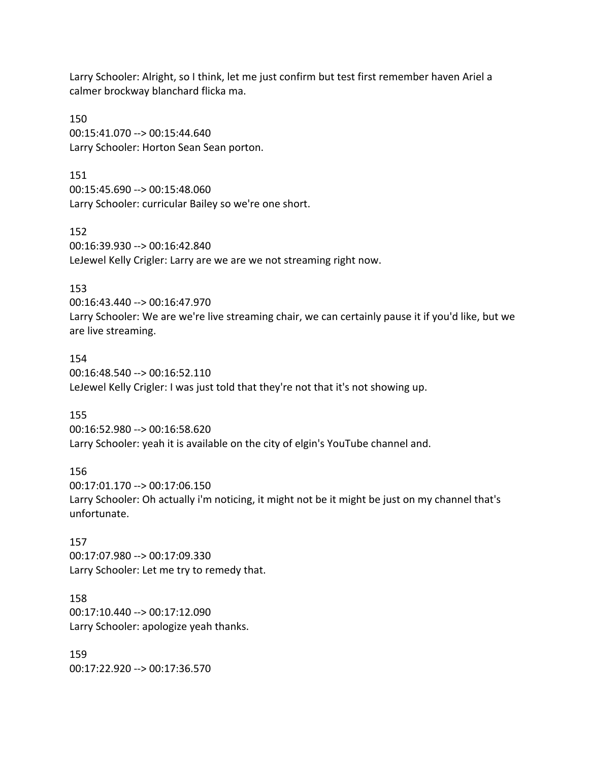Larry Schooler: Alright, so I think, let me just confirm but test first remember haven Ariel a calmer brockway blanchard flicka ma.

150
00:15:41.070 --> 00:15:44.640
Larry Schooler: Horton Sean Sean porton.

151
00:15:45.690 --> 00:15:48.060
Larry Schooler: curricular Bailey so we're one short.

152
00:16:39.930 --> 00:16:42.840
LeJewel Kelly Crigler: Larry are we are we not streaming right now.

153
00:16:43.440 --> 00:16:47.970
Larry Schooler: We are we're live streaming chair, we can certainly pause it if you'd like, but we are live streaming.

154
00:16:48.540 --> 00:16:52.110
LeJewel Kelly Crigler: I was just told that they're not that it's not showing up.

155
00:16:52.980 --> 00:16:58.620
Larry Schooler: yeah it is available on the city of elgin's YouTube channel and.

156
00:17:01.170 --> 00:17:06.150
Larry Schooler: Oh actually i'm noticing, it might not be it might be just on my channel that's unfortunate.

157
00:17:07.980 --> 00:17:09.330
Larry Schooler: Let me try to remedy that.

158
00:17:10.440 --> 00:17:12.090
Larry Schooler: apologize yeah thanks.

159
00:17:22.920 --> 00:17:36.570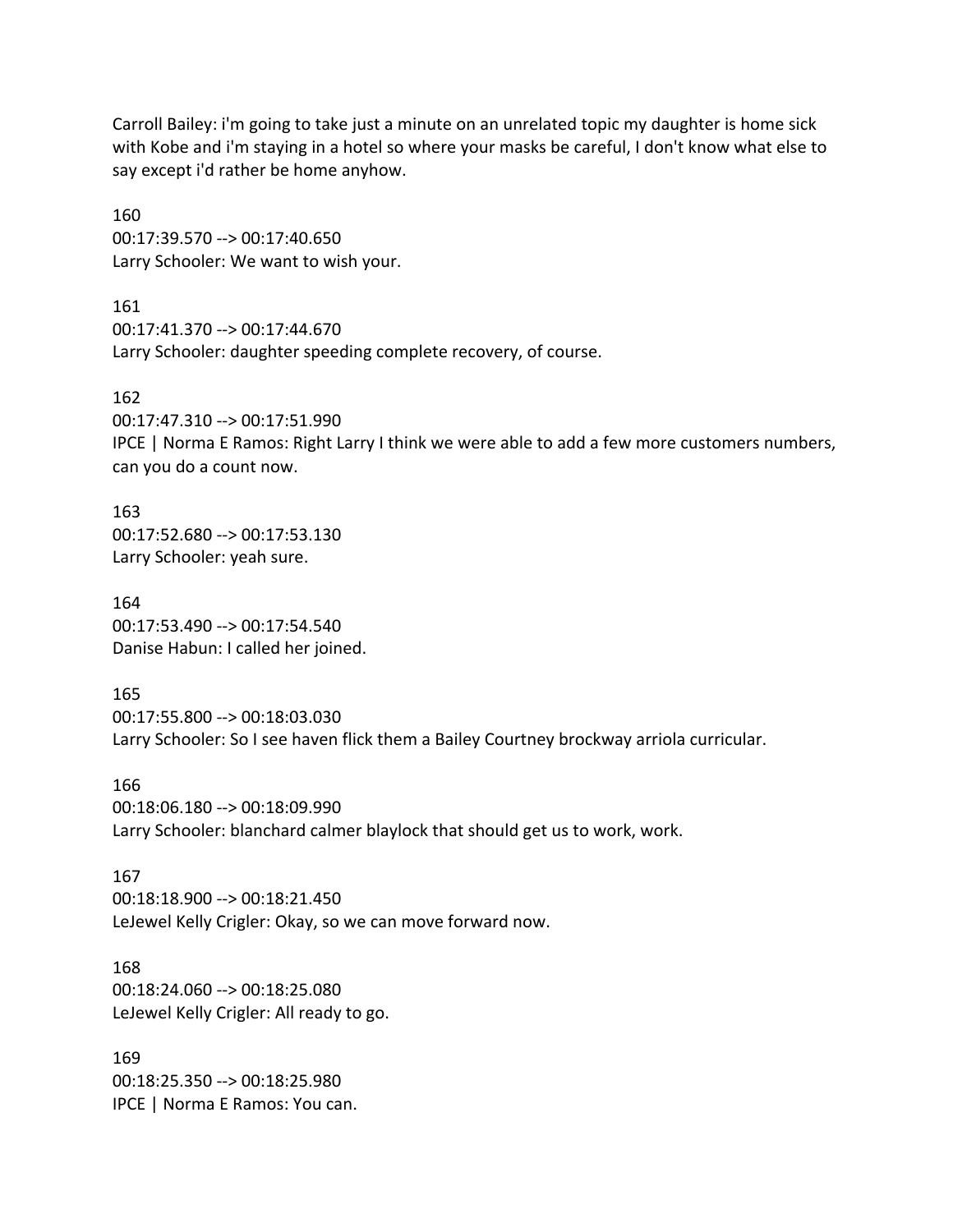Carroll Bailey: i'm going to take just a minute on an unrelated topic my daughter is home sick with Kobe and i'm staying in a hotel so where your masks be careful, I don't know what else to say except i'd rather be home anyhow.

160
00:17:39.570 --> 00:17:40.650
Larry Schooler: We want to wish your.

161
00:17:41.370 --> 00:17:44.670
Larry Schooler: daughter speeding complete recovery, of course.

162
00:17:47.310 --> 00:17:51.990
IPCE | Norma E Ramos: Right Larry I think we were able to add a few more customers numbers, can you do a count now.

163
00:17:52.680 --> 00:17:53.130
Larry Schooler: yeah sure.

164
00:17:53.490 --> 00:17:54.540
Danise Habun: I called her joined.

165
00:17:55.800 --> 00:18:03.030
Larry Schooler: So I see haven flick them a Bailey Courtney brockway arriola curricular.

166
00:18:06.180 --> 00:18:09.990
Larry Schooler: blanchard calmer blaylock that should get us to work, work.

167
00:18:18.900 --> 00:18:21.450
LeJewel Kelly Crigler: Okay, so we can move forward now.

168
00:18:24.060 --> 00:18:25.080
LeJewel Kelly Crigler: All ready to go.

169
00:18:25.350 --> 00:18:25.980
IPCE | Norma E Ramos: You can.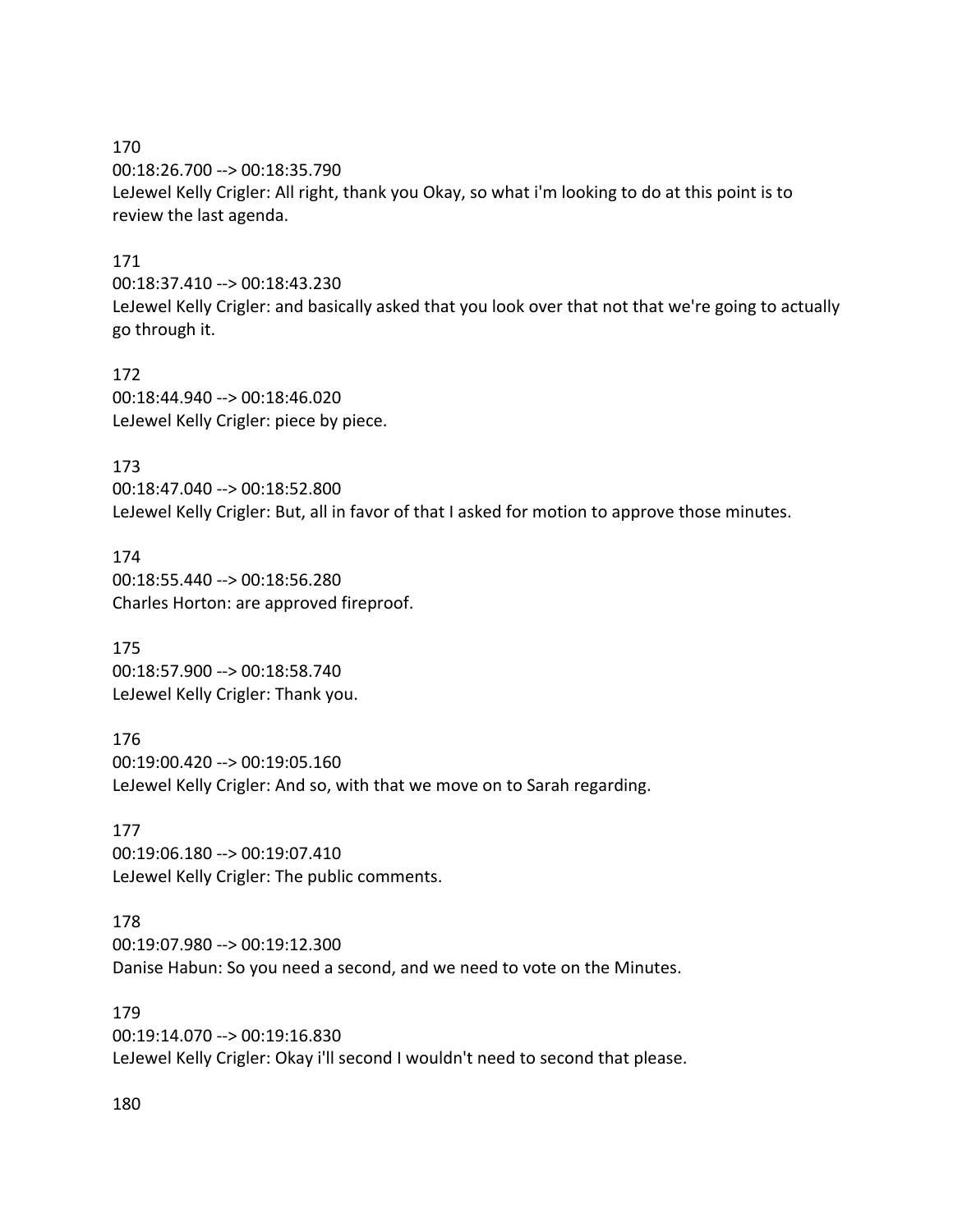170
00:18:26.700 --> 00:18:35.790
LeJewel Kelly Crigler: All right, thank you Okay, so what i'm looking to do at this point is to review the last agenda.

171
00:18:37.410 --> 00:18:43.230
LeJewel Kelly Crigler: and basically asked that you look over that not that we're going to actually go through it.

172
00:18:44.940 --> 00:18:46.020
LeJewel Kelly Crigler: piece by piece.

173
00:18:47.040 --> 00:18:52.800
LeJewel Kelly Crigler: But, all in favor of that I asked for motion to approve those minutes.

174
00:18:55.440 --> 00:18:56.280
Charles Horton: are approved fireproof.

175
00:18:57.900 --> 00:18:58.740
LeJewel Kelly Crigler: Thank you.

176
00:19:00.420 --> 00:19:05.160
LeJewel Kelly Crigler: And so, with that we move on to Sarah regarding.

177
00:19:06.180 --> 00:19:07.410
LeJewel Kelly Crigler: The public comments.

178
00:19:07.980 --> 00:19:12.300
Danise Habun: So you need a second, and we need to vote on the Minutes.

179
00:19:14.070 --> 00:19:16.830
LeJewel Kelly Crigler: Okay i'll second I wouldn't need to second that please.

180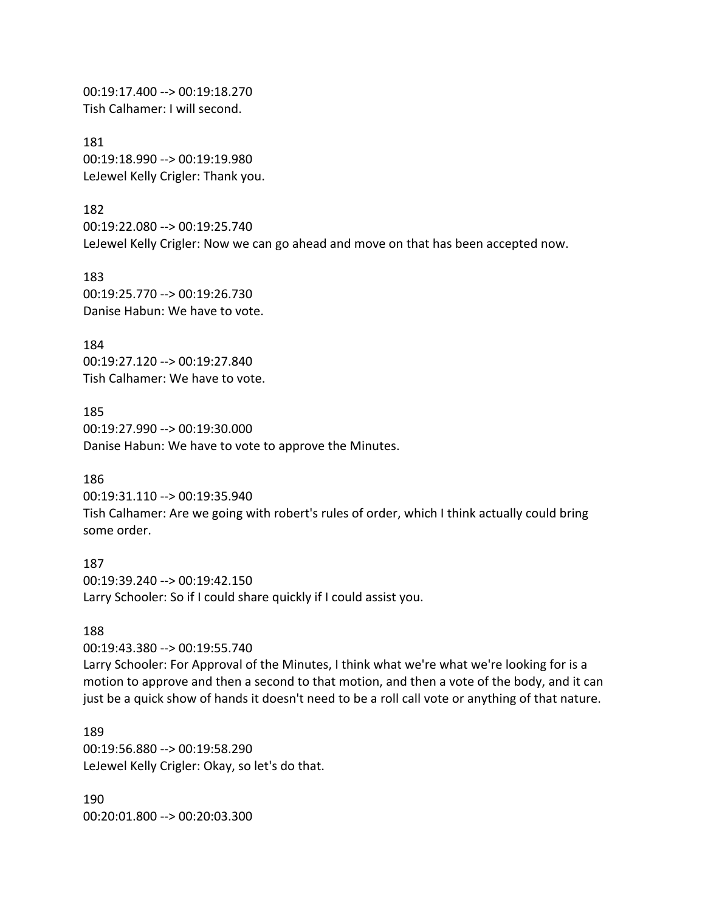00:19:17.400 --> 00:19:18.270
Tish Calhamer: I will second.

181
00:19:18.990 --> 00:19:19.980
LeJewel Kelly Crigler: Thank you.

182
00:19:22.080 --> 00:19:25.740
LeJewel Kelly Crigler: Now we can go ahead and move on that has been accepted now.

183
00:19:25.770 --> 00:19:26.730
Danise Habun: We have to vote.

184
00:19:27.120 --> 00:19:27.840
Tish Calhamer: We have to vote.

185
00:19:27.990 --> 00:19:30.000
Danise Habun: We have to vote to approve the Minutes.

186
00:19:31.110 --> 00:19:35.940
Tish Calhamer: Are we going with robert's rules of order, which I think actually could bring some order.

187
00:19:39.240 --> 00:19:42.150
Larry Schooler: So if I could share quickly if I could assist you.

188
00:19:43.380 --> 00:19:55.740
Larry Schooler: For Approval of the Minutes, I think what we're what we're looking for is a motion to approve and then a second to that motion, and then a vote of the body, and it can just be a quick show of hands it doesn't need to be a roll call vote or anything of that nature.

189
00:19:56.880 --> 00:19:58.290
LeJewel Kelly Crigler: Okay, so let's do that.

190
00:20:01.800 --> 00:20:03.300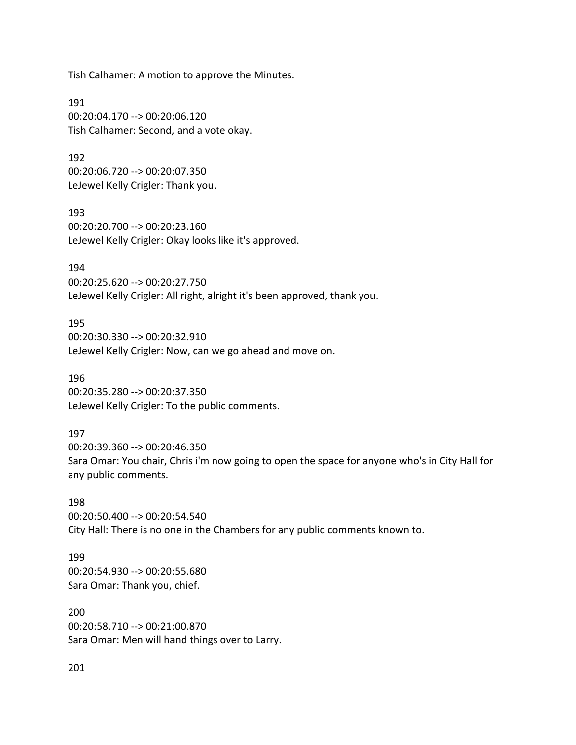Tish Calhamer: A motion to approve the Minutes.

191
00:20:04.170 --> 00:20:06.120
Tish Calhamer: Second, and a vote okay.

192
00:20:06.720 --> 00:20:07.350
LeJewel Kelly Crigler: Thank you.

193
00:20:20.700 --> 00:20:23.160
LeJewel Kelly Crigler: Okay looks like it's approved.

194
00:20:25.620 --> 00:20:27.750
LeJewel Kelly Crigler: All right, alright it's been approved, thank you.

195
00:20:30.330 --> 00:20:32.910
LeJewel Kelly Crigler: Now, can we go ahead and move on.

196
00:20:35.280 --> 00:20:37.350
LeJewel Kelly Crigler: To the public comments.

197
00:20:39.360 --> 00:20:46.350
Sara Omar: You chair, Chris i'm now going to open the space for anyone who's in City Hall for any public comments.

198
00:20:50.400 --> 00:20:54.540
City Hall: There is no one in the Chambers for any public comments known to.

199
00:20:54.930 --> 00:20:55.680
Sara Omar: Thank you, chief.

200
00:20:58.710 --> 00:21:00.870
Sara Omar: Men will hand things over to Larry.

201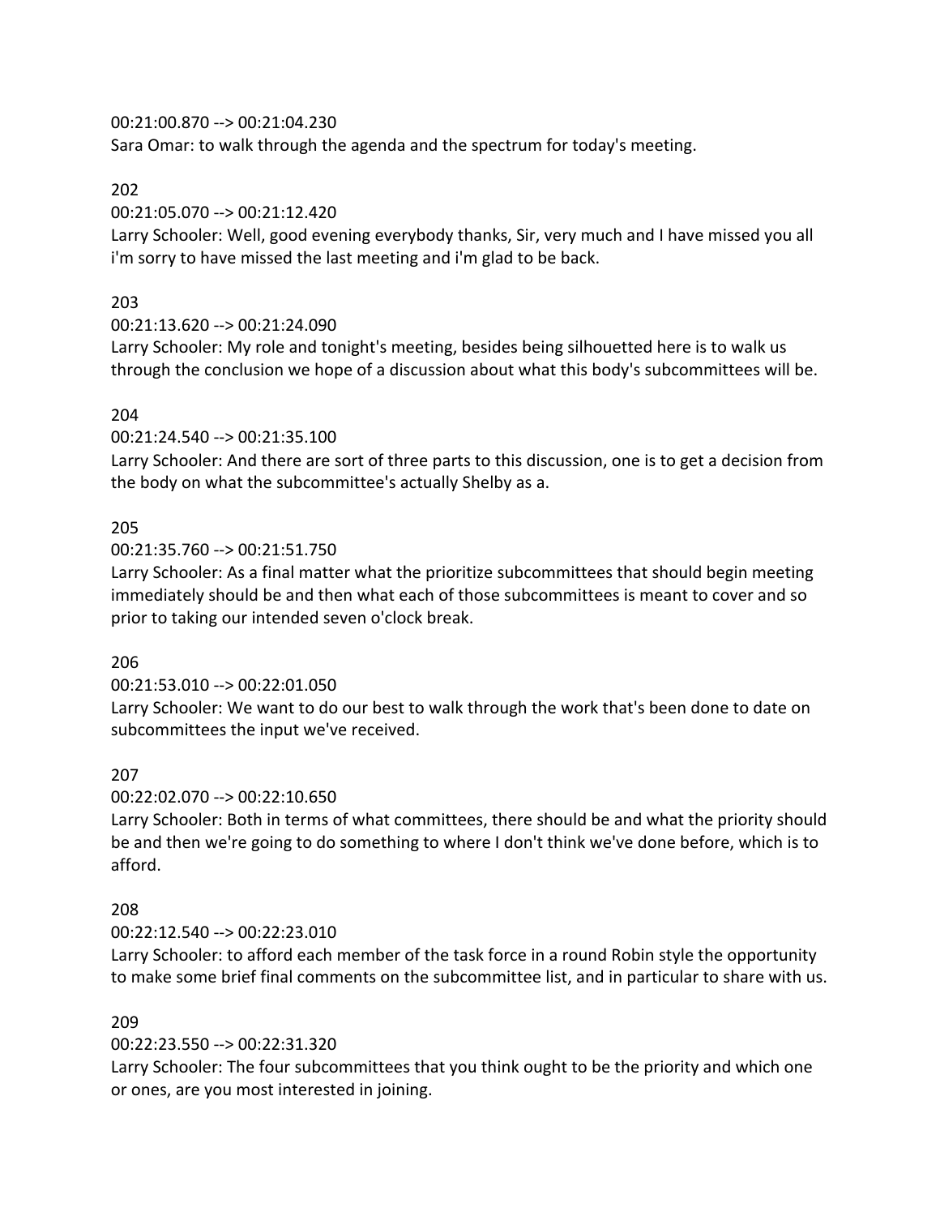00:21:00.870 --> 00:21:04.230
Sara Omar: to walk through the agenda and the spectrum for today's meeting.

202

00:21:05.070 --> 00:21:12.420
Larry Schooler: Well, good evening everybody thanks, Sir, very much and I have missed you all i'm sorry to have missed the last meeting and i'm glad to be back.

203

00:21:13.620 --> 00:21:24.090
Larry Schooler: My role and tonight's meeting, besides being silhouetted here is to walk us through the conclusion we hope of a discussion about what this body's subcommittees will be.

204

00:21:24.540 --> 00:21:35.100
Larry Schooler: And there are sort of three parts to this discussion, one is to get a decision from the body on what the subcommittee's actually Shelby as a.

205

00:21:35.760 --> 00:21:51.750
Larry Schooler: As a final matter what the prioritize subcommittees that should begin meeting immediately should be and then what each of those subcommittees is meant to cover and so prior to taking our intended seven o'clock break.

206

00:21:53.010 --> 00:22:01.050
Larry Schooler: We want to do our best to walk through the work that's been done to date on subcommittees the input we've received.

207

00:22:02.070 --> 00:22:10.650
Larry Schooler: Both in terms of what committees, there should be and what the priority should be and then we're going to do something to where I don't think we've done before, which is to afford.

208

00:22:12.540 --> 00:22:23.010
Larry Schooler: to afford each member of the task force in a round Robin style the opportunity to make some brief final comments on the subcommittee list, and in particular to share with us.

209

00:22:23.550 --> 00:22:31.320
Larry Schooler: The four subcommittees that you think ought to be the priority and which one or ones, are you most interested in joining.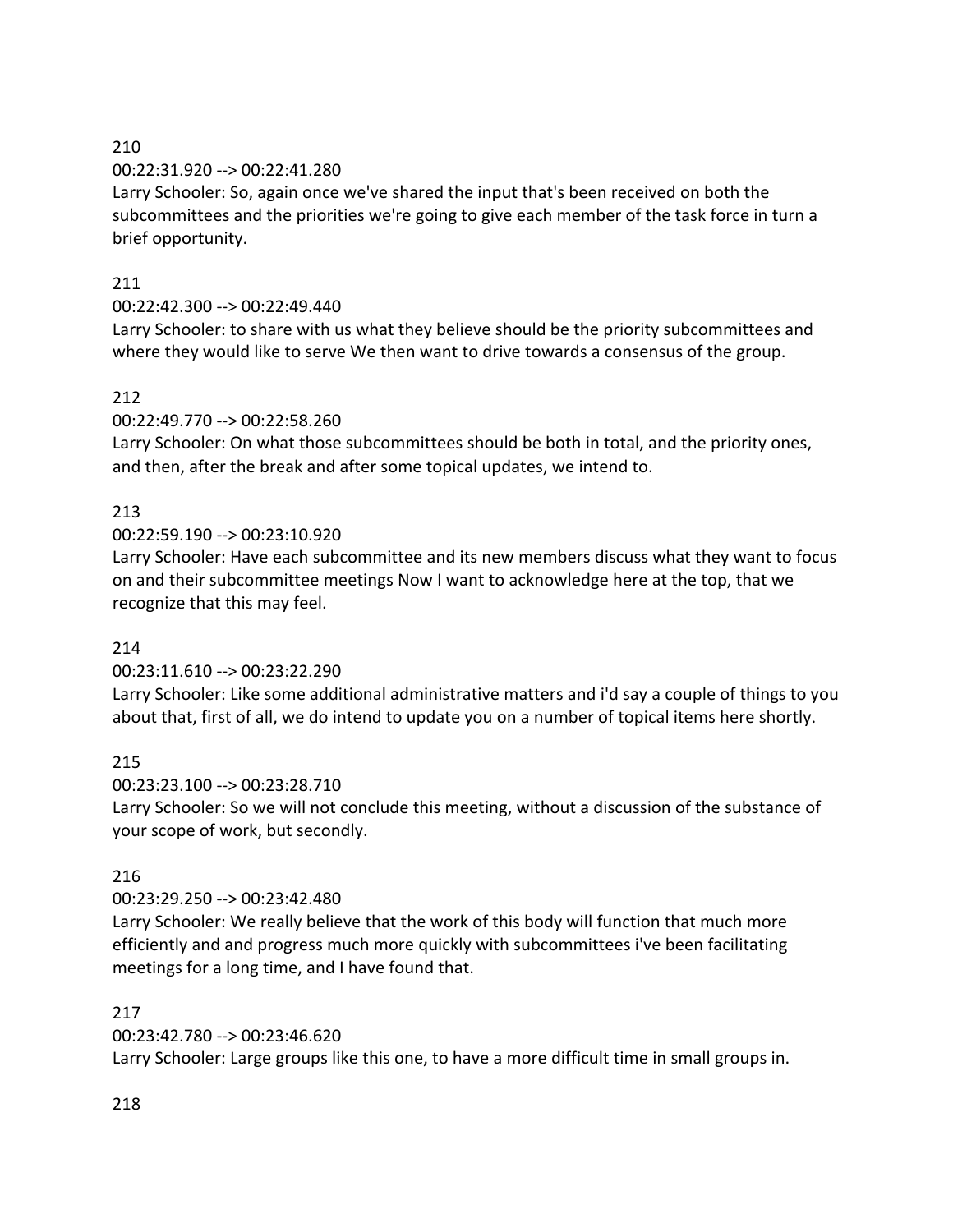210

00:22:31.920 --> 00:22:41.280

Larry Schooler: So, again once we've shared the input that's been received on both the subcommittees and the priorities we're going to give each member of the task force in turn a brief opportunity.

211

00:22:42.300 --> 00:22:49.440

Larry Schooler: to share with us what they believe should be the priority subcommittees and where they would like to serve We then want to drive towards a consensus of the group.

212

00:22:49.770 --> 00:22:58.260

Larry Schooler: On what those subcommittees should be both in total, and the priority ones, and then, after the break and after some topical updates, we intend to.

213

00:22:59.190 --> 00:23:10.920

Larry Schooler: Have each subcommittee and its new members discuss what they want to focus on and their subcommittee meetings Now I want to acknowledge here at the top, that we recognize that this may feel.

214

00:23:11.610 --> 00:23:22.290

Larry Schooler: Like some additional administrative matters and i'd say a couple of things to you about that, first of all, we do intend to update you on a number of topical items here shortly.

215

00:23:23.100 --> 00:23:28.710

Larry Schooler: So we will not conclude this meeting, without a discussion of the substance of your scope of work, but secondly.

216

00:23:29.250 --> 00:23:42.480

Larry Schooler: We really believe that the work of this body will function that much more efficiently and and progress much more quickly with subcommittees i've been facilitating meetings for a long time, and I have found that.

217

00:23:42.780 --> 00:23:46.620

Larry Schooler: Large groups like this one, to have a more difficult time in small groups in.

218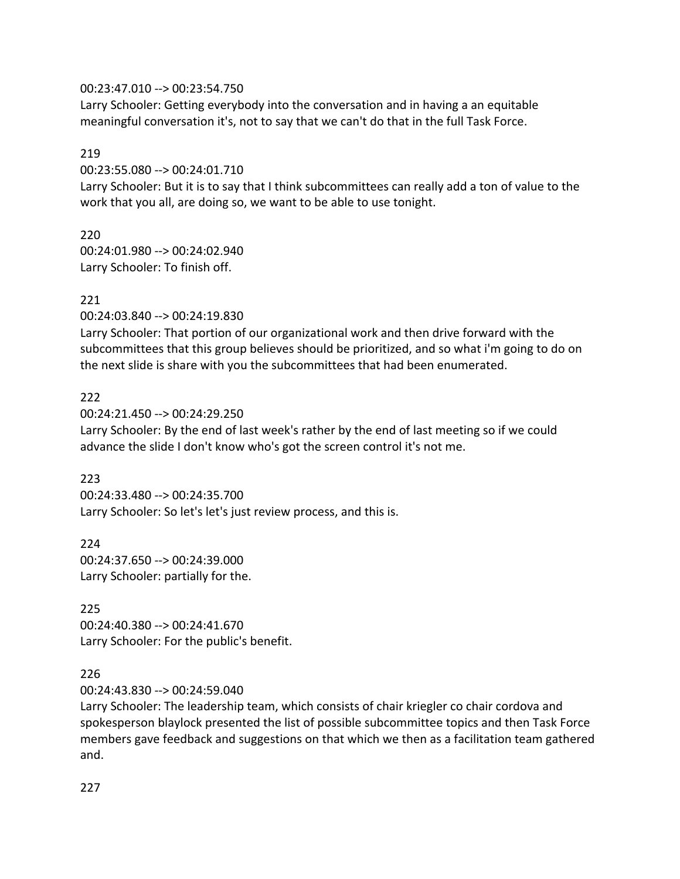00:23:47.010 --> 00:23:54.750
Larry Schooler: Getting everybody into the conversation and in having a an equitable meaningful conversation it's, not to say that we can't do that in the full Task Force.

219

00:23:55.080 --> 00:24:01.710
Larry Schooler: But it is to say that I think subcommittees can really add a ton of value to the work that you all, are doing so, we want to be able to use tonight.

220

00:24:01.980 --> 00:24:02.940
Larry Schooler: To finish off.

221

00:24:03.840 --> 00:24:19.830
Larry Schooler: That portion of our organizational work and then drive forward with the subcommittees that this group believes should be prioritized, and so what i'm going to do on the next slide is share with you the subcommittees that had been enumerated.

222

00:24:21.450 --> 00:24:29.250
Larry Schooler: By the end of last week's rather by the end of last meeting so if we could advance the slide I don't know who's got the screen control it's not me.

223

00:24:33.480 --> 00:24:35.700
Larry Schooler: So let's let's just review process, and this is.

224

00:24:37.650 --> 00:24:39.000
Larry Schooler: partially for the.

225

00:24:40.380 --> 00:24:41.670
Larry Schooler: For the public's benefit.

226

00:24:43.830 --> 00:24:59.040
Larry Schooler: The leadership team, which consists of chair kriegler co chair cordova and spokesperson blaylock presented the list of possible subcommittee topics and then Task Force members gave feedback and suggestions on that which we then as a facilitation team gathered and.

227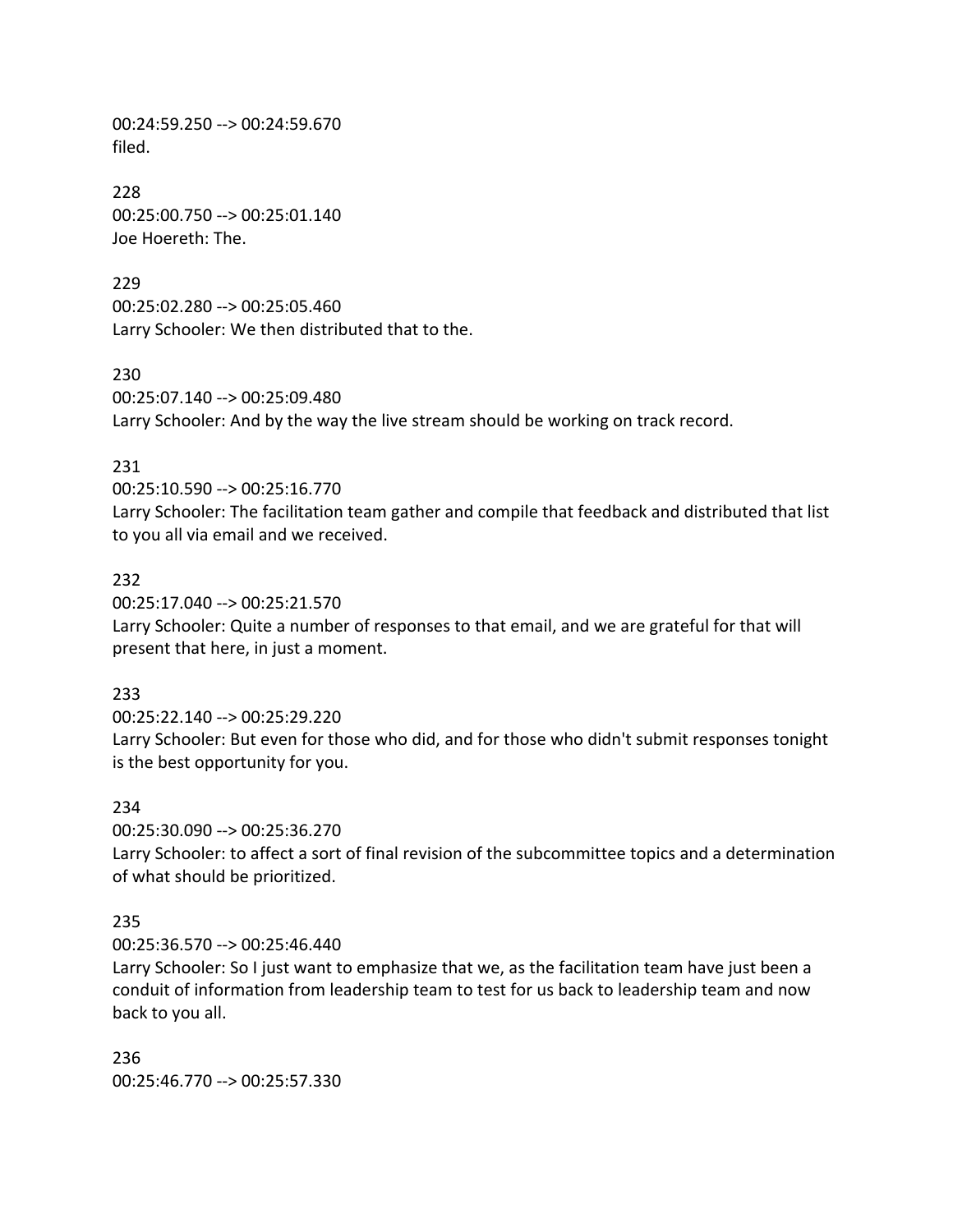00:24:59.250 --> 00:24:59.670
filed.

228
00:25:00.750 --> 00:25:01.140
Joe Hoereth: The.

229
00:25:02.280 --> 00:25:05.460
Larry Schooler: We then distributed that to the.

230
00:25:07.140 --> 00:25:09.480
Larry Schooler: And by the way the live stream should be working on track record.

231
00:25:10.590 --> 00:25:16.770
Larry Schooler: The facilitation team gather and compile that feedback and distributed that list to you all via email and we received.

232
00:25:17.040 --> 00:25:21.570
Larry Schooler: Quite a number of responses to that email, and we are grateful for that will present that here, in just a moment.

233
00:25:22.140 --> 00:25:29.220
Larry Schooler: But even for those who did, and for those who didn't submit responses tonight is the best opportunity for you.

234
00:25:30.090 --> 00:25:36.270
Larry Schooler: to affect a sort of final revision of the subcommittee topics and a determination of what should be prioritized.

235
00:25:36.570 --> 00:25:46.440
Larry Schooler: So I just want to emphasize that we, as the facilitation team have just been a conduit of information from leadership team to test for us back to leadership team and now back to you all.

236
00:25:46.770 --> 00:25:57.330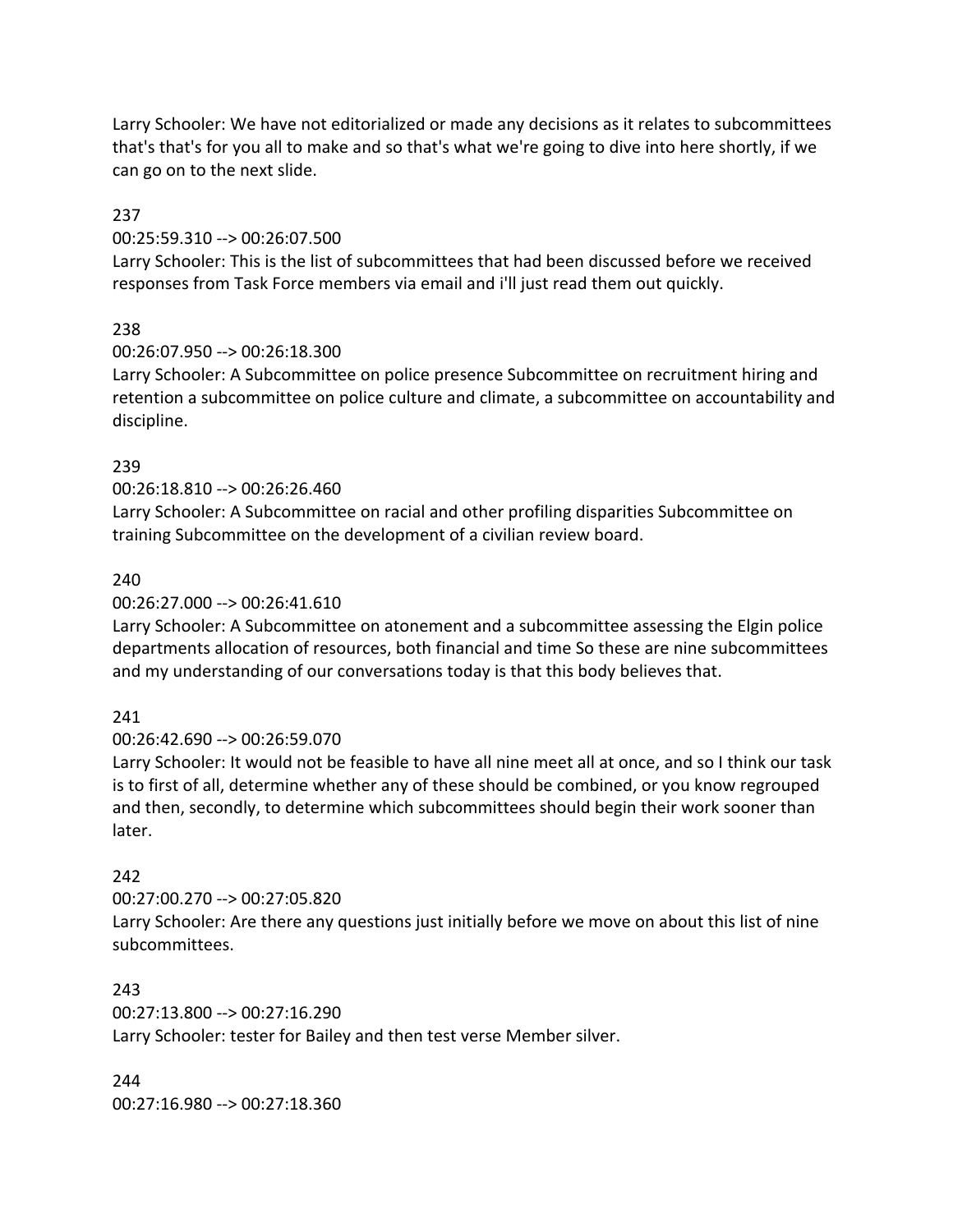Larry Schooler: We have not editorialized or made any decisions as it relates to subcommittees that's that's for you all to make and so that's what we're going to dive into here shortly, if we can go on to the next slide.

237

00:25:59.310 --> 00:26:07.500

Larry Schooler: This is the list of subcommittees that had been discussed before we received responses from Task Force members via email and i'll just read them out quickly.

238

00:26:07.950 --> 00:26:18.300

Larry Schooler: A Subcommittee on police presence Subcommittee on recruitment hiring and retention a subcommittee on police culture and climate, a subcommittee on accountability and discipline.

239

00:26:18.810 --> 00:26:26.460

Larry Schooler: A Subcommittee on racial and other profiling disparities Subcommittee on training Subcommittee on the development of a civilian review board.

240

00:26:27.000 --> 00:26:41.610

Larry Schooler: A Subcommittee on atonement and a subcommittee assessing the Elgin police departments allocation of resources, both financial and time So these are nine subcommittees and my understanding of our conversations today is that this body believes that.

241

00:26:42.690 --> 00:26:59.070

Larry Schooler: It would not be feasible to have all nine meet all at once, and so I think our task is to first of all, determine whether any of these should be combined, or you know regrouped and then, secondly, to determine which subcommittees should begin their work sooner than later.

242

00:27:00.270 --> 00:27:05.820

Larry Schooler: Are there any questions just initially before we move on about this list of nine subcommittees.

243

00:27:13.800 --> 00:27:16.290

Larry Schooler: tester for Bailey and then test verse Member silver.

244

00:27:16.980 --> 00:27:18.360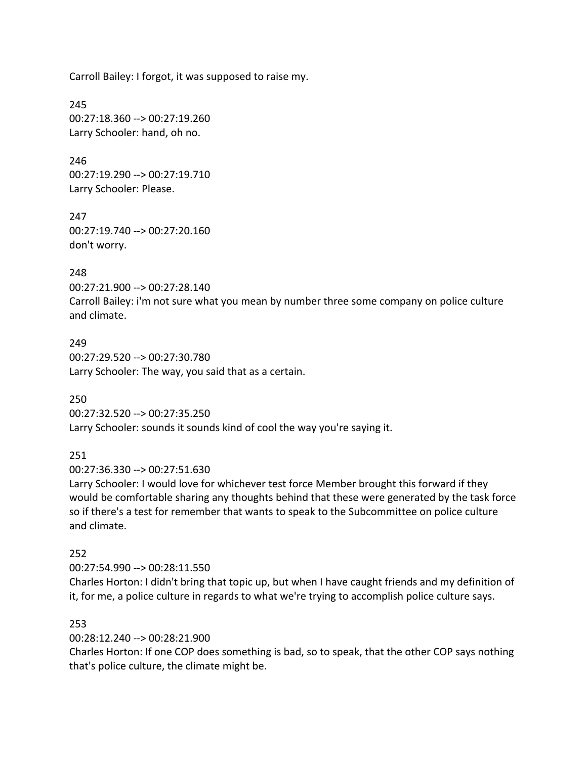Carroll Bailey: I forgot, it was supposed to raise my.

245
00:27:18.360 --> 00:27:19.260
Larry Schooler: hand, oh no.

246
00:27:19.290 --> 00:27:19.710
Larry Schooler: Please.

247
00:27:19.740 --> 00:27:20.160
don't worry.

248
00:27:21.900 --> 00:27:28.140
Carroll Bailey: i'm not sure what you mean by number three some company on police culture and climate.

249
00:27:29.520 --> 00:27:30.780
Larry Schooler: The way, you said that as a certain.

250
00:27:32.520 --> 00:27:35.250
Larry Schooler: sounds it sounds kind of cool the way you're saying it.

251
00:27:36.330 --> 00:27:51.630
Larry Schooler: I would love for whichever test force Member brought this forward if they would be comfortable sharing any thoughts behind that these were generated by the task force so if there's a test for remember that wants to speak to the Subcommittee on police culture and climate.

252
00:27:54.990 --> 00:28:11.550
Charles Horton: I didn't bring that topic up, but when I have caught friends and my definition of it, for me, a police culture in regards to what we're trying to accomplish police culture says.

253
00:28:12.240 --> 00:28:21.900
Charles Horton: If one COP does something is bad, so to speak, that the other COP says nothing that's police culture, the climate might be.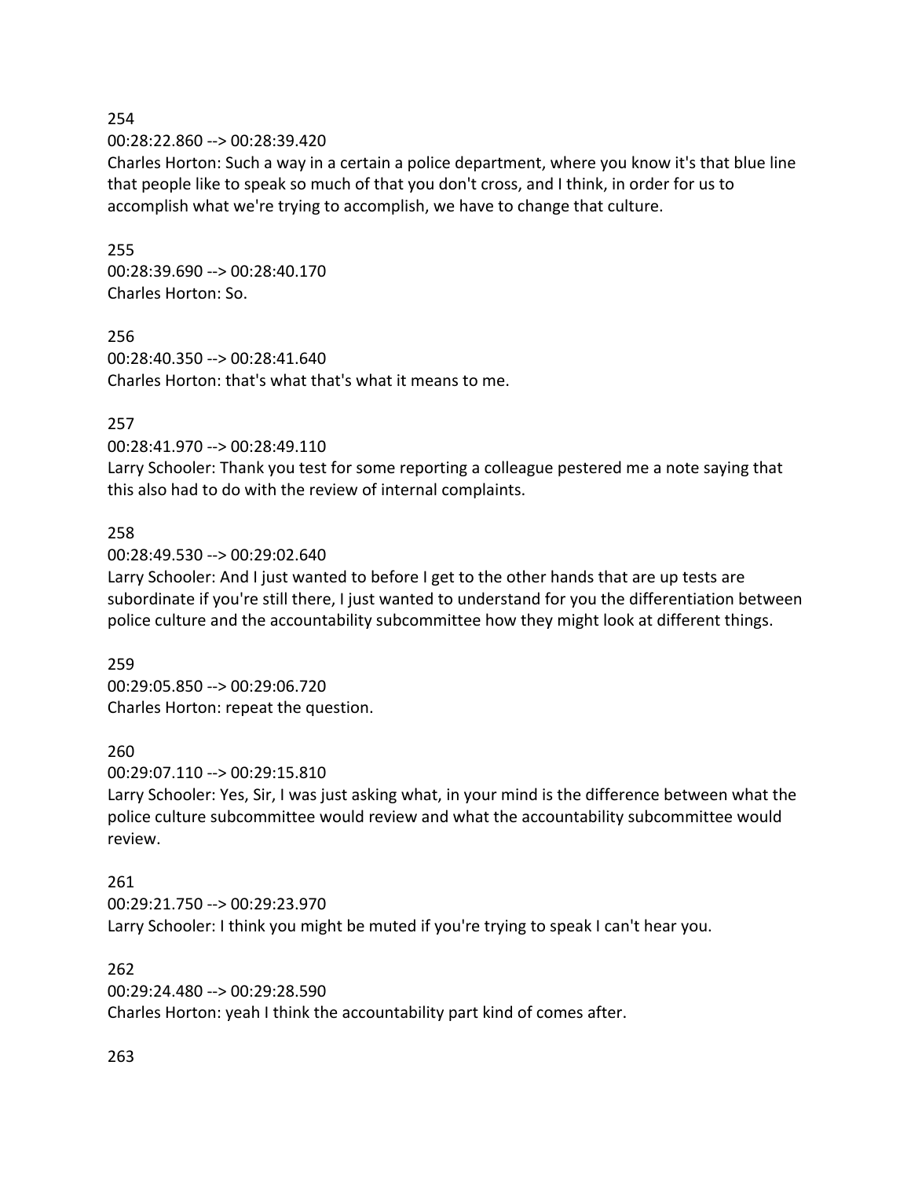254

00:28:22.860 --> 00:28:39.420

Charles Horton: Such a way in a certain a police department, where you know it's that blue line that people like to speak so much of that you don't cross, and I think, in order for us to accomplish what we're trying to accomplish, we have to change that culture.

255

00:28:39.690 --> 00:28:40.170

Charles Horton: So.

256

00:28:40.350 --> 00:28:41.640

Charles Horton: that's what that's what it means to me.

257

00:28:41.970 --> 00:28:49.110

Larry Schooler: Thank you test for some reporting a colleague pestered me a note saying that this also had to do with the review of internal complaints.

258

00:28:49.530 --> 00:29:02.640

Larry Schooler: And I just wanted to before I get to the other hands that are up tests are subordinate if you're still there, I just wanted to understand for you the differentiation between police culture and the accountability subcommittee how they might look at different things.

259

00:29:05.850 --> 00:29:06.720

Charles Horton: repeat the question.

260

00:29:07.110 --> 00:29:15.810

Larry Schooler: Yes, Sir, I was just asking what, in your mind is the difference between what the police culture subcommittee would review and what the accountability subcommittee would review.

261

00:29:21.750 --> 00:29:23.970

Larry Schooler: I think you might be muted if you're trying to speak I can't hear you.

262

00:29:24.480 --> 00:29:28.590

Charles Horton: yeah I think the accountability part kind of comes after.

263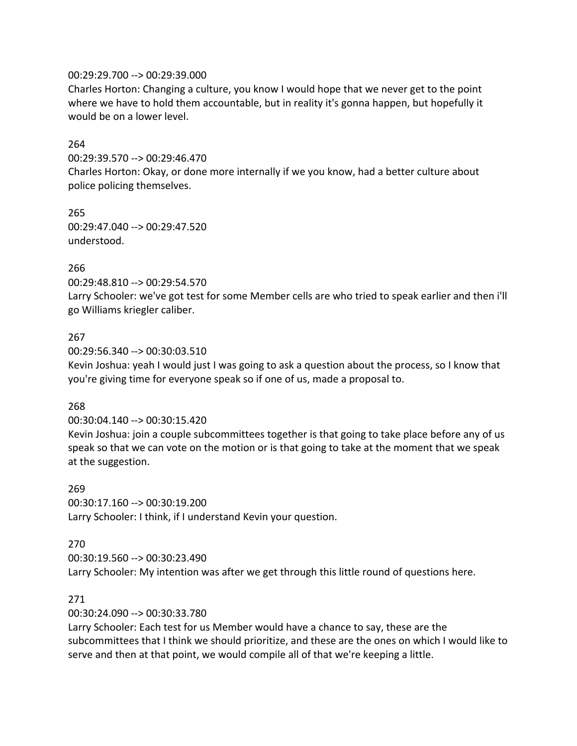00:29:29.700 --> 00:29:39.000
Charles Horton: Changing a culture, you know I would hope that we never get to the point where we have to hold them accountable, but in reality it's gonna happen, but hopefully it would be on a lower level.

264
00:29:39.570 --> 00:29:46.470
Charles Horton: Okay, or done more internally if we you know, had a better culture about police policing themselves.

265
00:29:47.040 --> 00:29:47.520
understood.

266
00:29:48.810 --> 00:29:54.570
Larry Schooler: we've got test for some Member cells are who tried to speak earlier and then i'll go Williams kriegler caliber.

267
00:29:56.340 --> 00:30:03.510
Kevin Joshua: yeah I would just I was going to ask a question about the process, so I know that you're giving time for everyone speak so if one of us, made a proposal to.

268
00:30:04.140 --> 00:30:15.420
Kevin Joshua: join a couple subcommittees together is that going to take place before any of us speak so that we can vote on the motion or is that going to take at the moment that we speak at the suggestion.

269
00:30:17.160 --> 00:30:19.200
Larry Schooler: I think, if I understand Kevin your question.

270
00:30:19.560 --> 00:30:23.490
Larry Schooler: My intention was after we get through this little round of questions here.

271
00:30:24.090 --> 00:30:33.780
Larry Schooler: Each test for us Member would have a chance to say, these are the subcommittees that I think we should prioritize, and these are the ones on which I would like to serve and then at that point, we would compile all of that we're keeping a little.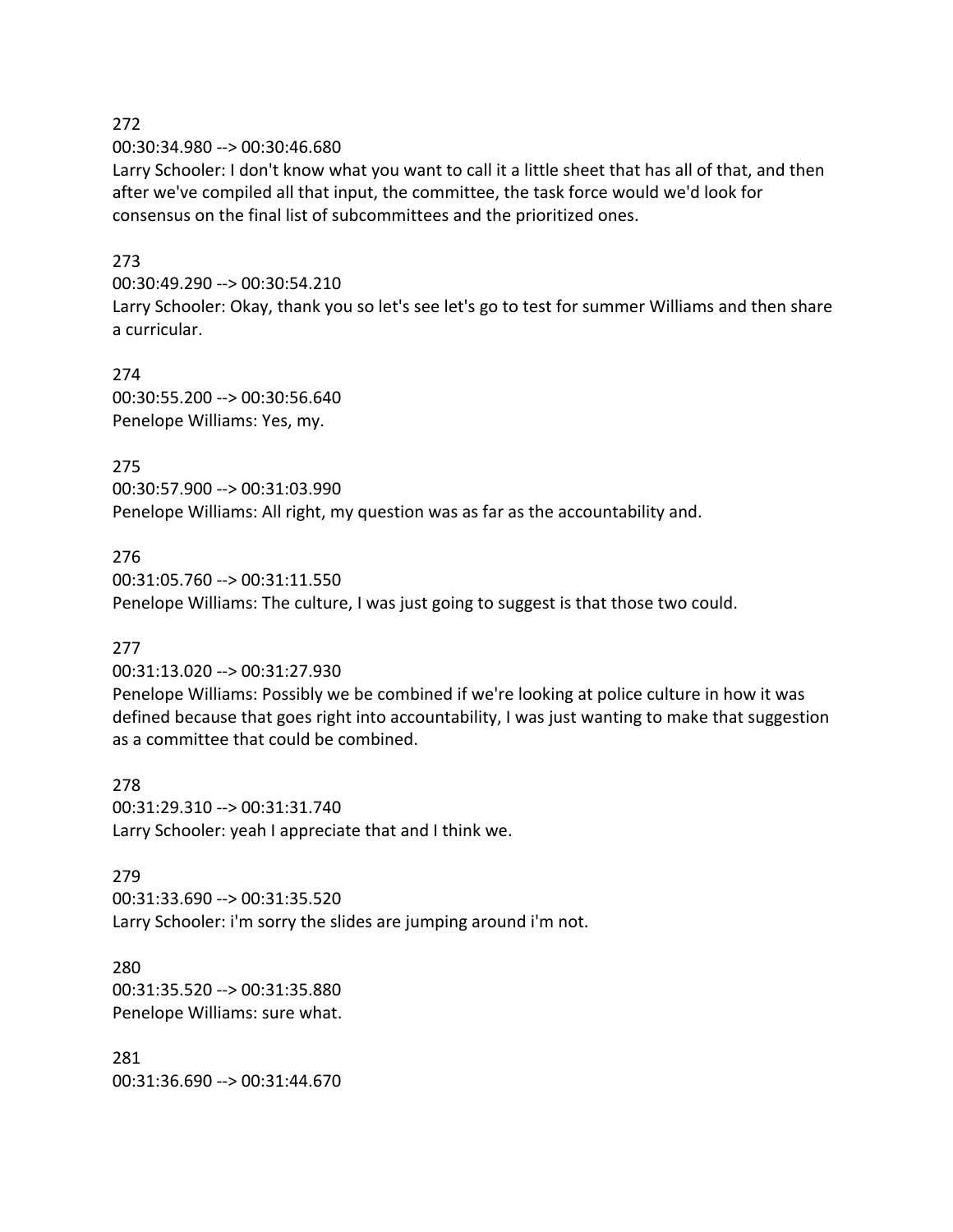272
00:30:34.980 --> 00:30:46.680
Larry Schooler: I don't know what you want to call it a little sheet that has all of that, and then after we've compiled all that input, the committee, the task force would we'd look for consensus on the final list of subcommittees and the prioritized ones.

273
00:30:49.290 --> 00:30:54.210
Larry Schooler: Okay, thank you so let's see let's go to test for summer Williams and then share a curricular.

274
00:30:55.200 --> 00:30:56.640
Penelope Williams: Yes, my.

275
00:30:57.900 --> 00:31:03.990
Penelope Williams: All right, my question was as far as the accountability and.

276
00:31:05.760 --> 00:31:11.550
Penelope Williams: The culture, I was just going to suggest is that those two could.

277
00:31:13.020 --> 00:31:27.930
Penelope Williams: Possibly we be combined if we're looking at police culture in how it was defined because that goes right into accountability, I was just wanting to make that suggestion as a committee that could be combined.

278
00:31:29.310 --> 00:31:31.740
Larry Schooler: yeah I appreciate that and I think we.

279
00:31:33.690 --> 00:31:35.520
Larry Schooler: i'm sorry the slides are jumping around i'm not.

280
00:31:35.520 --> 00:31:35.880
Penelope Williams: sure what.

281
00:31:36.690 --> 00:31:44.670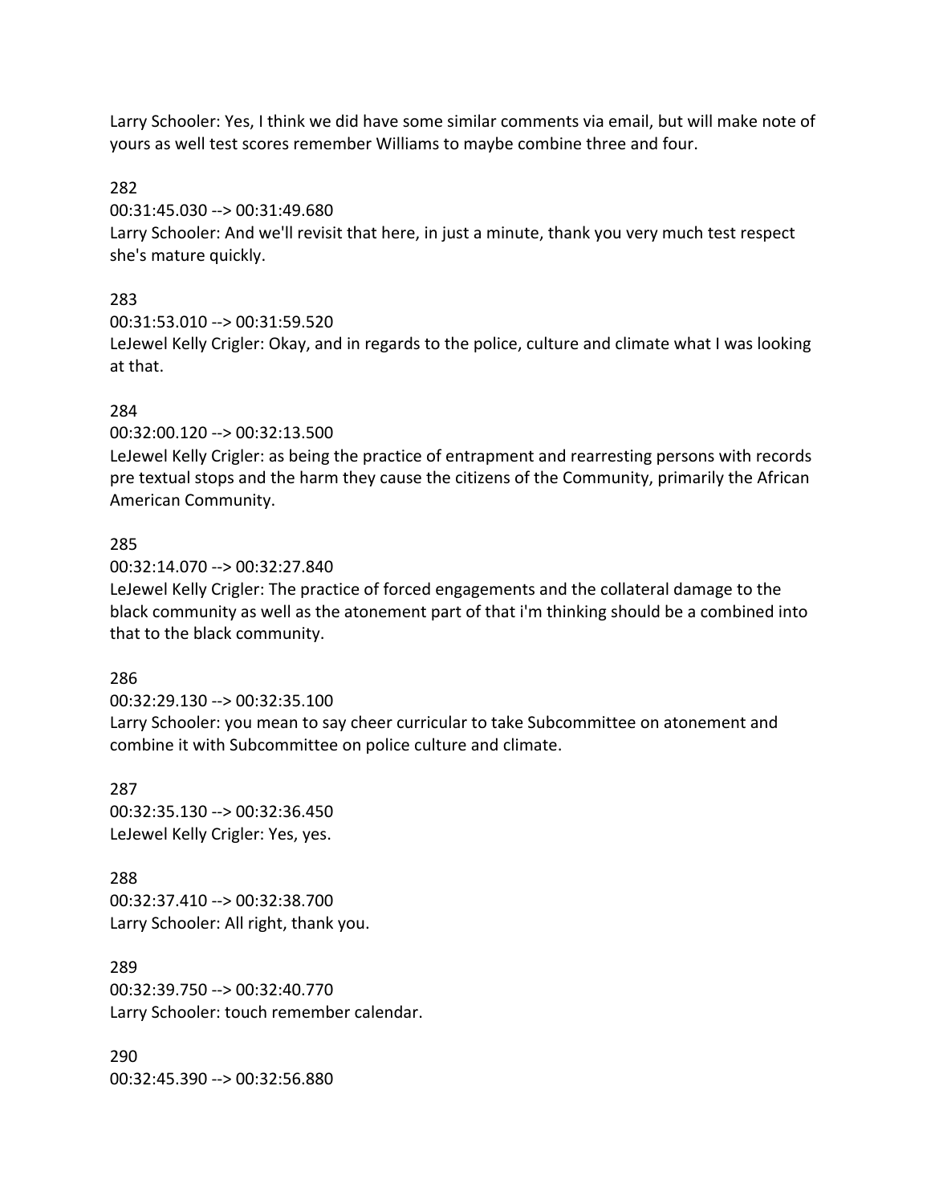Larry Schooler: Yes, I think we did have some similar comments via email, but will make note of yours as well test scores remember Williams to maybe combine three and four.

282
00:31:45.030 --> 00:31:49.680
Larry Schooler: And we'll revisit that here, in just a minute, thank you very much test respect she's mature quickly.

283
00:31:53.010 --> 00:31:59.520
LeJewel Kelly Crigler: Okay, and in regards to the police, culture and climate what I was looking at that.

284
00:32:00.120 --> 00:32:13.500
LeJewel Kelly Crigler: as being the practice of entrapment and rearresting persons with records pre textual stops and the harm they cause the citizens of the Community, primarily the African American Community.

285
00:32:14.070 --> 00:32:27.840
LeJewel Kelly Crigler: The practice of forced engagements and the collateral damage to the black community as well as the atonement part of that i'm thinking should be a combined into that to the black community.

286
00:32:29.130 --> 00:32:35.100
Larry Schooler: you mean to say cheer curricular to take Subcommittee on atonement and combine it with Subcommittee on police culture and climate.

287
00:32:35.130 --> 00:32:36.450
LeJewel Kelly Crigler: Yes, yes.

288
00:32:37.410 --> 00:32:38.700
Larry Schooler: All right, thank you.

289
00:32:39.750 --> 00:32:40.770
Larry Schooler: touch remember calendar.

290
00:32:45.390 --> 00:32:56.880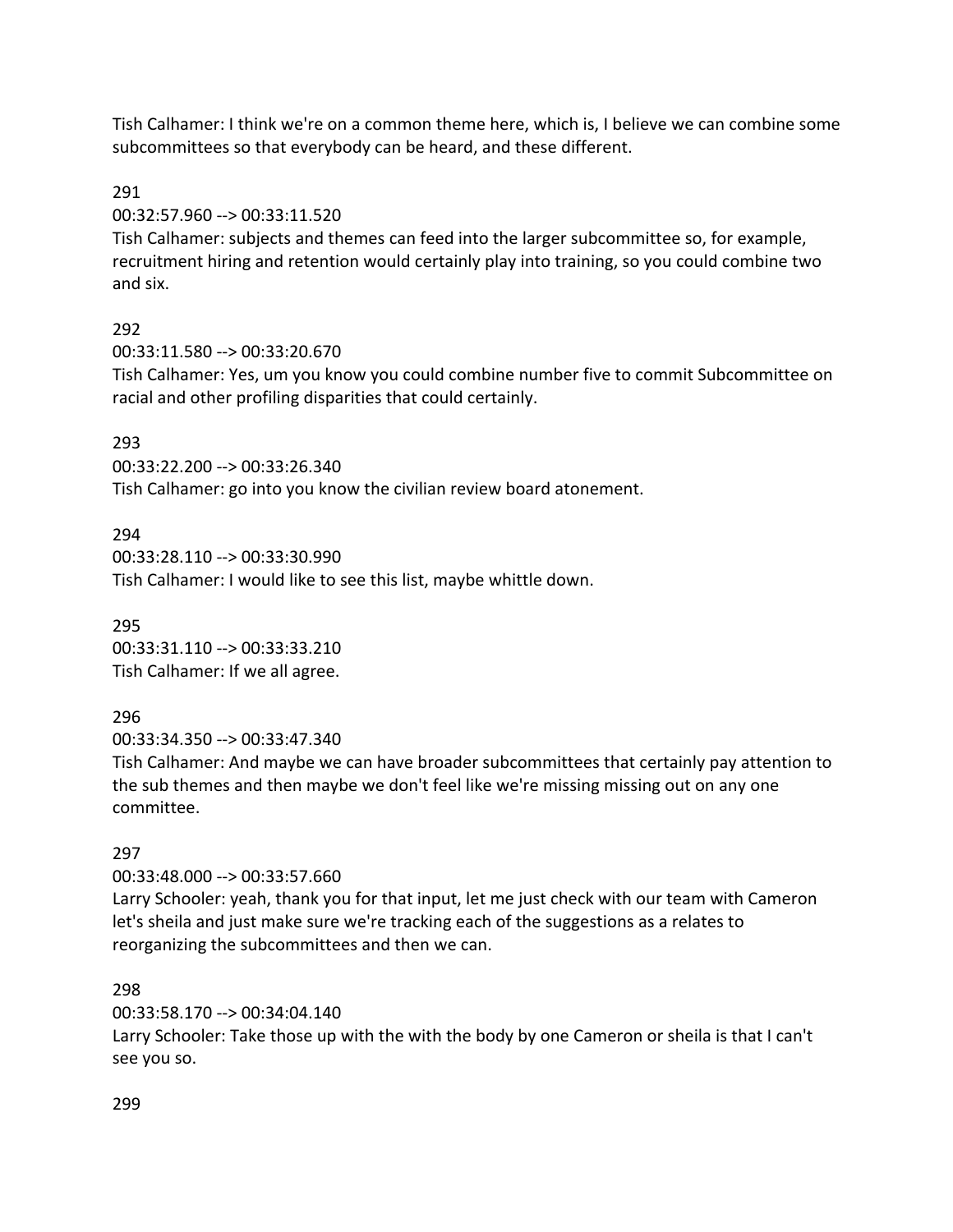Tish Calhamer: I think we're on a common theme here, which is, I believe we can combine some subcommittees so that everybody can be heard, and these different.

291

00:32:57.960 --> 00:33:11.520

Tish Calhamer: subjects and themes can feed into the larger subcommittee so, for example, recruitment hiring and retention would certainly play into training, so you could combine two and six.

292

00:33:11.580 --> 00:33:20.670

Tish Calhamer: Yes, um you know you could combine number five to commit Subcommittee on racial and other profiling disparities that could certainly.

293

00:33:22.200 --> 00:33:26.340

Tish Calhamer: go into you know the civilian review board atonement.

294

00:33:28.110 --> 00:33:30.990

Tish Calhamer: I would like to see this list, maybe whittle down.

295

00:33:31.110 --> 00:33:33.210

Tish Calhamer: If we all agree.

296

00:33:34.350 --> 00:33:47.340

Tish Calhamer: And maybe we can have broader subcommittees that certainly pay attention to the sub themes and then maybe we don't feel like we're missing missing out on any one committee.

297

00:33:48.000 --> 00:33:57.660

Larry Schooler: yeah, thank you for that input, let me just check with our team with Cameron let's sheila and just make sure we're tracking each of the suggestions as a relates to reorganizing the subcommittees and then we can.

298

00:33:58.170 --> 00:34:04.140

Larry Schooler: Take those up with the with the body by one Cameron or sheila is that I can't see you so.

299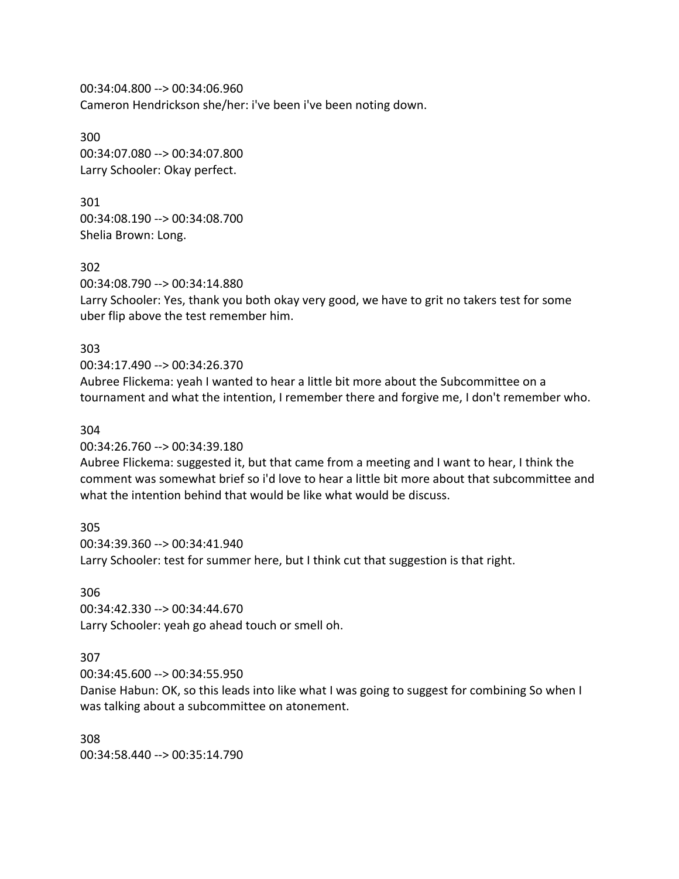00:34:04.800 --> 00:34:06.960
Cameron Hendrickson she/her: i've been i've been noting down.

300
00:34:07.080 --> 00:34:07.800
Larry Schooler: Okay perfect.

301
00:34:08.190 --> 00:34:08.700
Shelia Brown: Long.

302
00:34:08.790 --> 00:34:14.880
Larry Schooler: Yes, thank you both okay very good, we have to grit no takers test for some uber flip above the test remember him.

303
00:34:17.490 --> 00:34:26.370
Aubree Flickema: yeah I wanted to hear a little bit more about the Subcommittee on a tournament and what the intention, I remember there and forgive me, I don't remember who.

304
00:34:26.760 --> 00:34:39.180
Aubree Flickema: suggested it, but that came from a meeting and I want to hear, I think the comment was somewhat brief so i'd love to hear a little bit more about that subcommittee and what the intention behind that would be like what would be discuss.

305
00:34:39.360 --> 00:34:41.940
Larry Schooler: test for summer here, but I think cut that suggestion is that right.

306
00:34:42.330 --> 00:34:44.670
Larry Schooler: yeah go ahead touch or smell oh.

307
00:34:45.600 --> 00:34:55.950
Danise Habun: OK, so this leads into like what I was going to suggest for combining So when I was talking about a subcommittee on atonement.

308
00:34:58.440 --> 00:35:14.790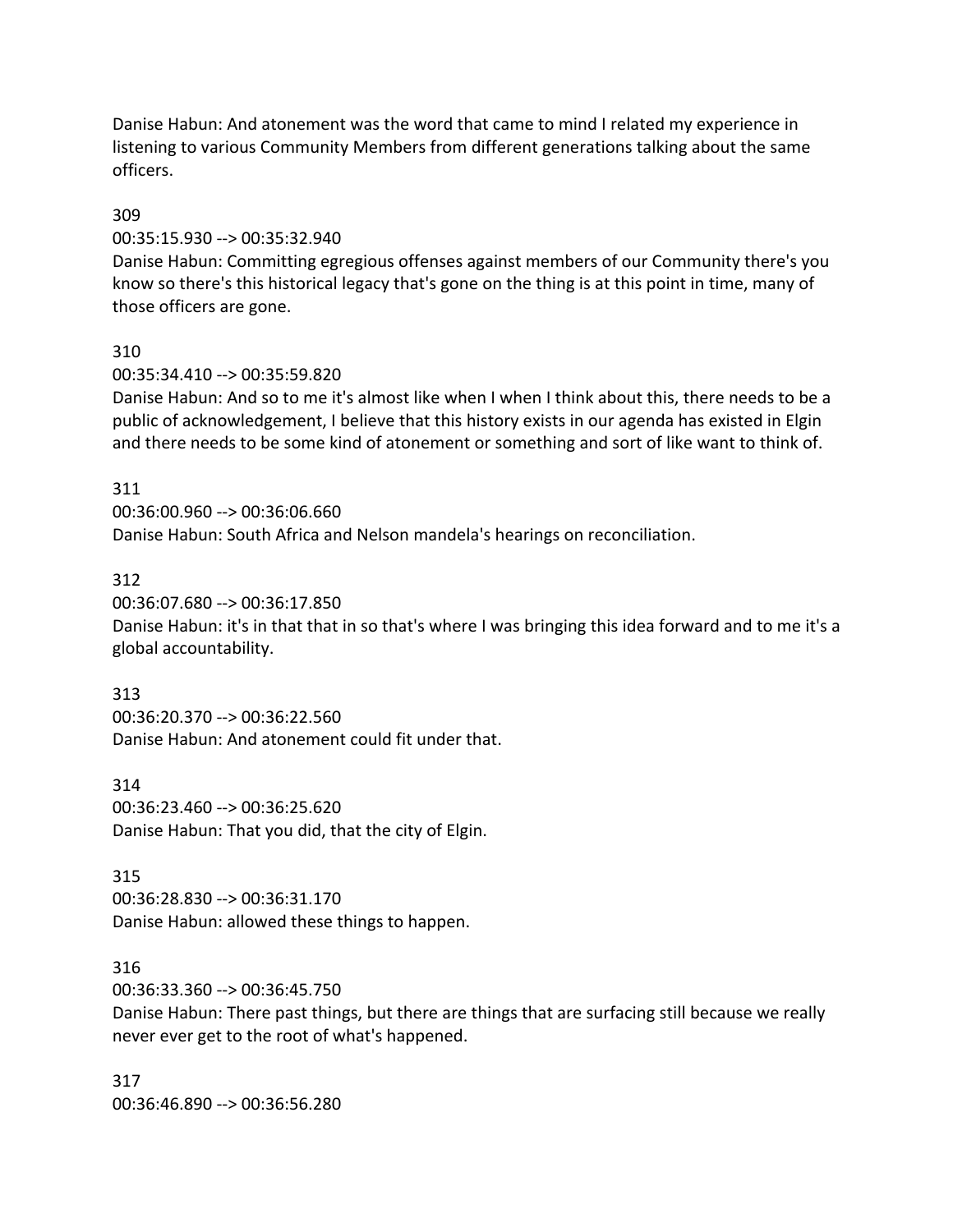Danise Habun: And atonement was the word that came to mind I related my experience in listening to various Community Members from different generations talking about the same officers.

309
00:35:15.930 --> 00:35:32.940
Danise Habun: Committing egregious offenses against members of our Community there's you know so there's this historical legacy that's gone on the thing is at this point in time, many of those officers are gone.

310
00:35:34.410 --> 00:35:59.820
Danise Habun: And so to me it's almost like when I when I think about this, there needs to be a public of acknowledgement, I believe that this history exists in our agenda has existed in Elgin and there needs to be some kind of atonement or something and sort of like want to think of.

311
00:36:00.960 --> 00:36:06.660
Danise Habun: South Africa and Nelson mandela's hearings on reconciliation.

312
00:36:07.680 --> 00:36:17.850
Danise Habun: it's in that that in so that's where I was bringing this idea forward and to me it's a global accountability.

313
00:36:20.370 --> 00:36:22.560
Danise Habun: And atonement could fit under that.

314
00:36:23.460 --> 00:36:25.620
Danise Habun: That you did, that the city of Elgin.

315
00:36:28.830 --> 00:36:31.170
Danise Habun: allowed these things to happen.

316
00:36:33.360 --> 00:36:45.750
Danise Habun: There past things, but there are things that are surfacing still because we really never ever get to the root of what's happened.

317
00:36:46.890 --> 00:36:56.280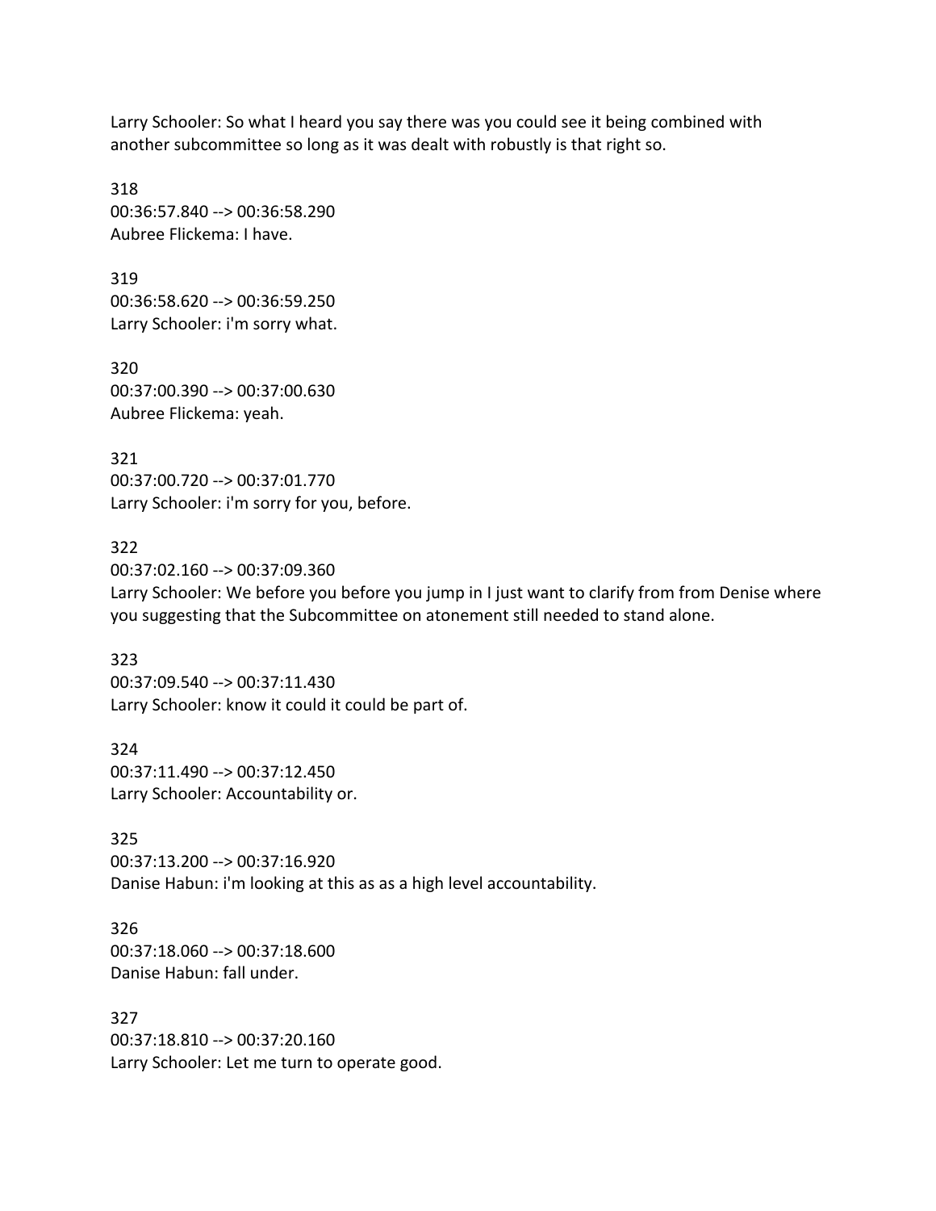Larry Schooler: So what I heard you say there was you could see it being combined with another subcommittee so long as it was dealt with robustly is that right so.

318
00:36:57.840 --> 00:36:58.290
Aubree Flickema: I have.

319
00:36:58.620 --> 00:36:59.250
Larry Schooler: i'm sorry what.

320
00:37:00.390 --> 00:37:00.630
Aubree Flickema: yeah.

321
00:37:00.720 --> 00:37:01.770
Larry Schooler: i'm sorry for you, before.

322
00:37:02.160 --> 00:37:09.360
Larry Schooler: We before you before you jump in I just want to clarify from from Denise where you suggesting that the Subcommittee on atonement still needed to stand alone.

323
00:37:09.540 --> 00:37:11.430
Larry Schooler: know it could it could be part of.

324
00:37:11.490 --> 00:37:12.450
Larry Schooler: Accountability or.

325
00:37:13.200 --> 00:37:16.920
Danise Habun: i'm looking at this as as a high level accountability.

326
00:37:18.060 --> 00:37:18.600
Danise Habun: fall under.

327
00:37:18.810 --> 00:37:20.160
Larry Schooler: Let me turn to operate good.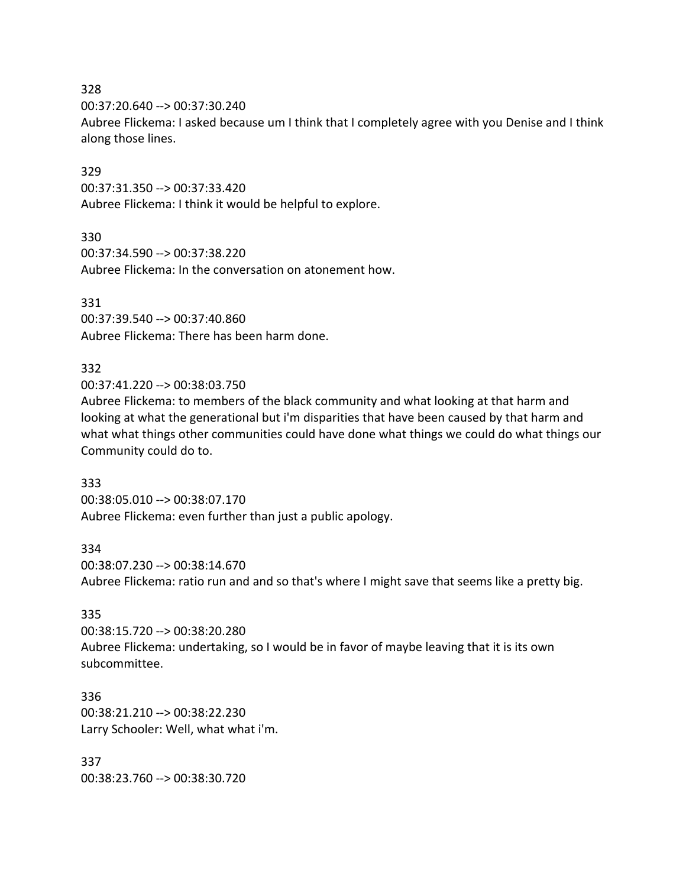328
00:37:20.640 --> 00:37:30.240
Aubree Flickema: I asked because um I think that I completely agree with you Denise and I think along those lines.

329
00:37:31.350 --> 00:37:33.420
Aubree Flickema: I think it would be helpful to explore.

330
00:37:34.590 --> 00:37:38.220
Aubree Flickema: In the conversation on atonement how.

331
00:37:39.540 --> 00:37:40.860
Aubree Flickema: There has been harm done.

332
00:37:41.220 --> 00:38:03.750
Aubree Flickema: to members of the black community and what looking at that harm and looking at what the generational but i'm disparities that have been caused by that harm and what what things other communities could have done what things we could do what things our Community could do to.

333
00:38:05.010 --> 00:38:07.170
Aubree Flickema: even further than just a public apology.

334
00:38:07.230 --> 00:38:14.670
Aubree Flickema: ratio run and and so that's where I might save that seems like a pretty big.

335
00:38:15.720 --> 00:38:20.280
Aubree Flickema: undertaking, so I would be in favor of maybe leaving that it is its own subcommittee.

336
00:38:21.210 --> 00:38:22.230
Larry Schooler: Well, what what i'm.

337
00:38:23.760 --> 00:38:30.720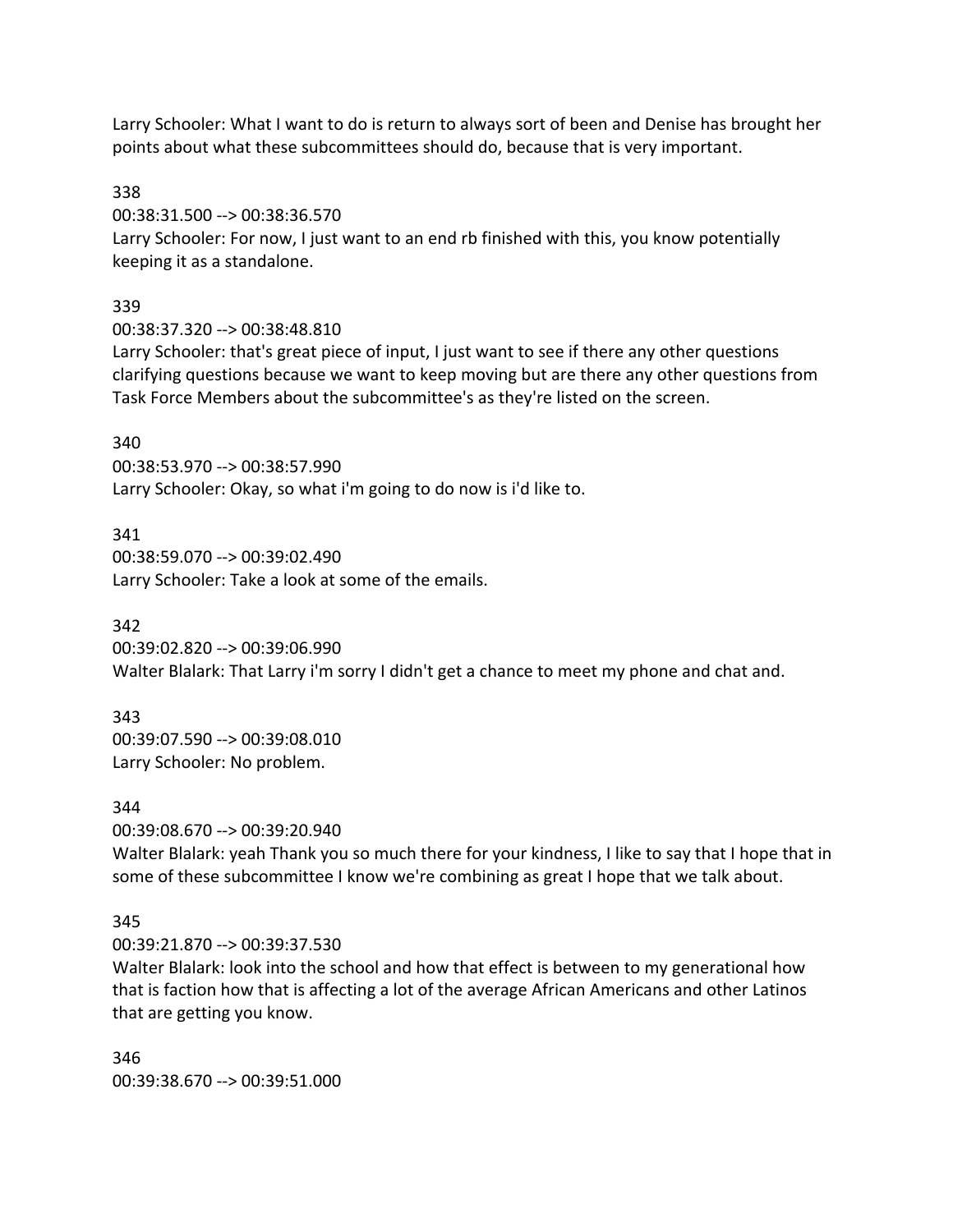Larry Schooler: What I want to do is return to always sort of been and Denise has brought her points about what these subcommittees should do, because that is very important.

338
00:38:31.500 --> 00:38:36.570
Larry Schooler: For now, I just want to an end rb finished with this, you know potentially keeping it as a standalone.

339
00:38:37.320 --> 00:38:48.810
Larry Schooler: that's great piece of input, I just want to see if there any other questions clarifying questions because we want to keep moving but are there any other questions from Task Force Members about the subcommittee's as they're listed on the screen.

340
00:38:53.970 --> 00:38:57.990
Larry Schooler: Okay, so what i'm going to do now is i'd like to.

341
00:38:59.070 --> 00:39:02.490
Larry Schooler: Take a look at some of the emails.

342
00:39:02.820 --> 00:39:06.990
Walter Blalark: That Larry i'm sorry I didn't get a chance to meet my phone and chat and.

343
00:39:07.590 --> 00:39:08.010
Larry Schooler: No problem.

344
00:39:08.670 --> 00:39:20.940
Walter Blalark: yeah Thank you so much there for your kindness, I like to say that I hope that in some of these subcommittee I know we're combining as great I hope that we talk about.

345
00:39:21.870 --> 00:39:37.530
Walter Blalark: look into the school and how that effect is between to my generational how that is faction how that is affecting a lot of the average African Americans and other Latinos that are getting you know.

346
00:39:38.670 --> 00:39:51.000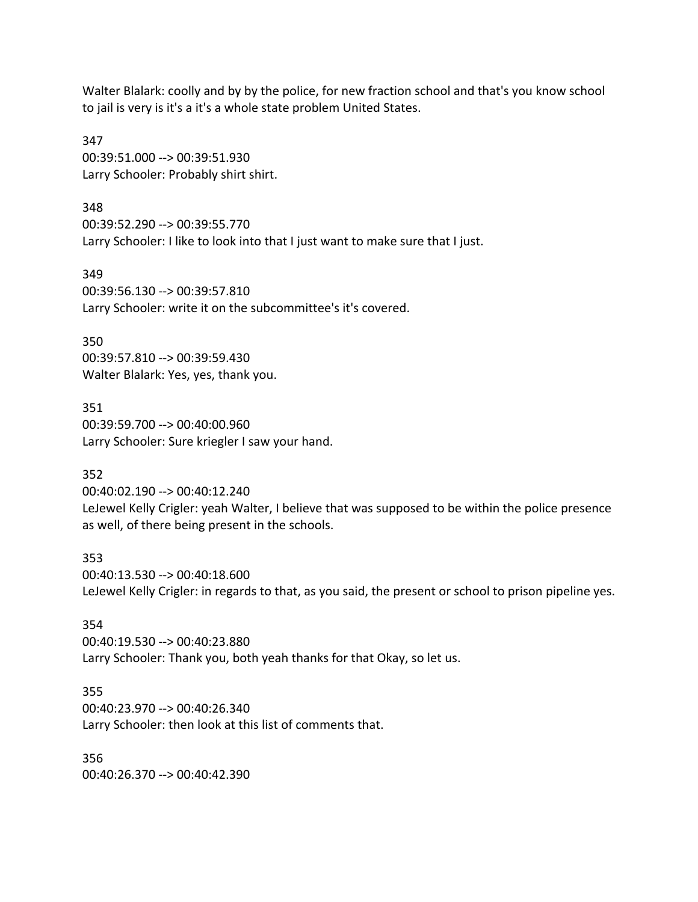Walter Blalark: coolly and by by the police, for new fraction school and that's you know school to jail is very is it's a it's a whole state problem United States.

347
00:39:51.000 --> 00:39:51.930
Larry Schooler: Probably shirt shirt.

348
00:39:52.290 --> 00:39:55.770
Larry Schooler: I like to look into that I just want to make sure that I just.

349
00:39:56.130 --> 00:39:57.810
Larry Schooler: write it on the subcommittee's it's covered.

350
00:39:57.810 --> 00:39:59.430
Walter Blalark: Yes, yes, thank you.

351
00:39:59.700 --> 00:40:00.960
Larry Schooler: Sure kriegler I saw your hand.

352
00:40:02.190 --> 00:40:12.240
LeJewel Kelly Crigler: yeah Walter, I believe that was supposed to be within the police presence as well, of there being present in the schools.

353
00:40:13.530 --> 00:40:18.600
LeJewel Kelly Crigler: in regards to that, as you said, the present or school to prison pipeline yes.

354
00:40:19.530 --> 00:40:23.880
Larry Schooler: Thank you, both yeah thanks for that Okay, so let us.

355
00:40:23.970 --> 00:40:26.340
Larry Schooler: then look at this list of comments that.

356
00:40:26.370 --> 00:40:42.390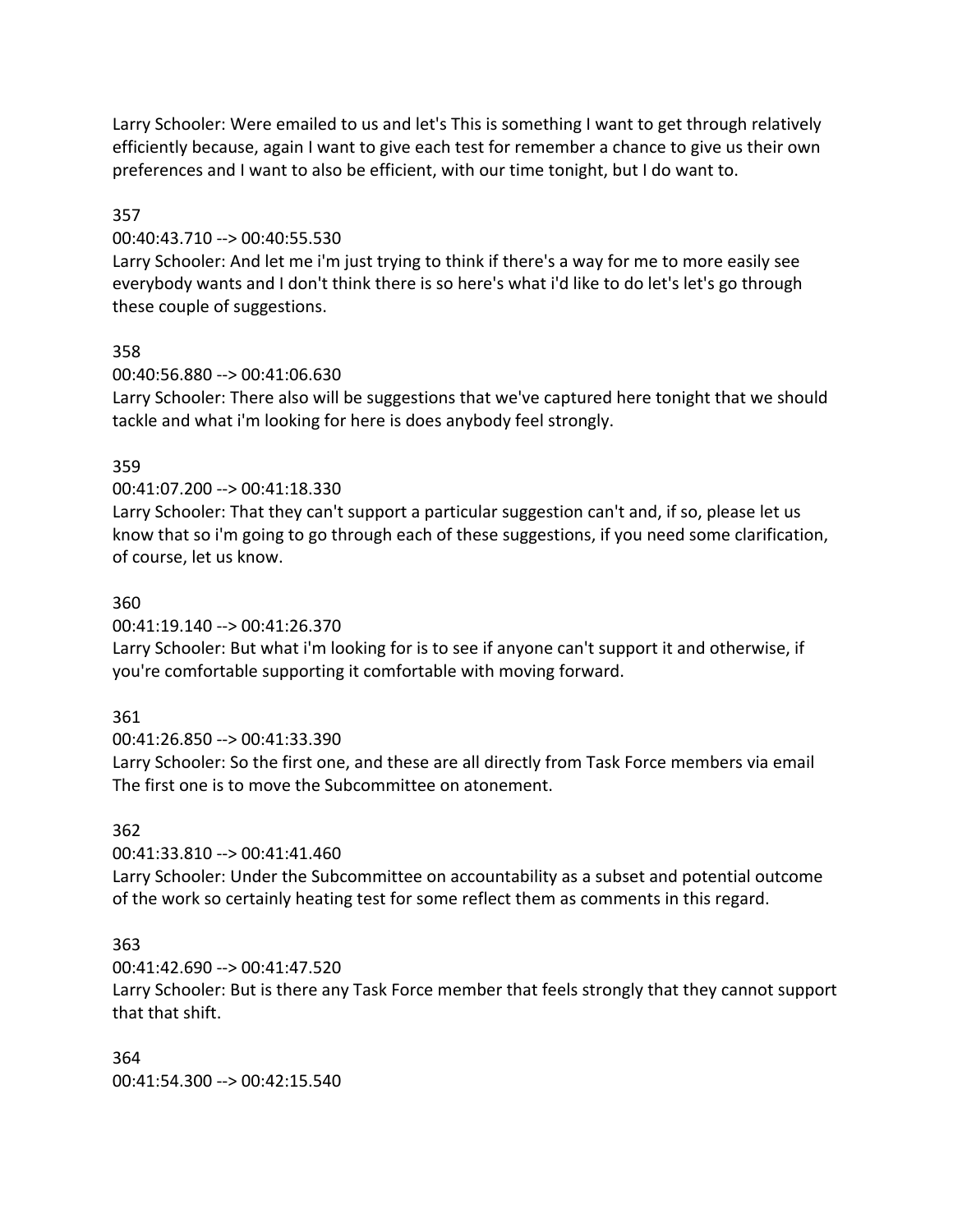Larry Schooler: Were emailed to us and let's This is something I want to get through relatively efficiently because, again I want to give each test for remember a chance to give us their own preferences and I want to also be efficient, with our time tonight, but I do want to.

357

00:40:43.710 --> 00:40:55.530

Larry Schooler: And let me i'm just trying to think if there's a way for me to more easily see everybody wants and I don't think there is so here's what i'd like to do let's let's go through these couple of suggestions.

358

00:40:56.880 --> 00:41:06.630

Larry Schooler: There also will be suggestions that we've captured here tonight that we should tackle and what i'm looking for here is does anybody feel strongly.

359

00:41:07.200 --> 00:41:18.330

Larry Schooler: That they can't support a particular suggestion can't and, if so, please let us know that so i'm going to go through each of these suggestions, if you need some clarification, of course, let us know.

360

00:41:19.140 --> 00:41:26.370

Larry Schooler: But what i'm looking for is to see if anyone can't support it and otherwise, if you're comfortable supporting it comfortable with moving forward.

361

00:41:26.850 --> 00:41:33.390

Larry Schooler: So the first one, and these are all directly from Task Force members via email The first one is to move the Subcommittee on atonement.

362

00:41:33.810 --> 00:41:41.460

Larry Schooler: Under the Subcommittee on accountability as a subset and potential outcome of the work so certainly heating test for some reflect them as comments in this regard.

363

00:41:42.690 --> 00:41:47.520

Larry Schooler: But is there any Task Force member that feels strongly that they cannot support that that shift.

364

00:41:54.300 --> 00:42:15.540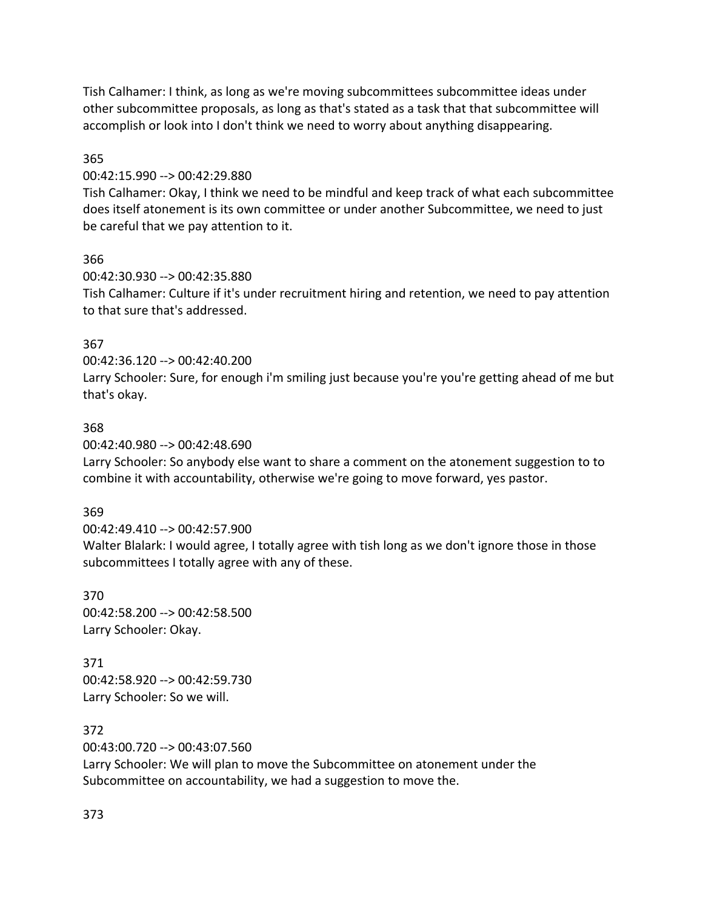Tish Calhamer: I think, as long as we're moving subcommittees subcommittee ideas under other subcommittee proposals, as long as that's stated as a task that that subcommittee will accomplish or look into I don't think we need to worry about anything disappearing.

365

00:42:15.990 --> 00:42:29.880

Tish Calhamer: Okay, I think we need to be mindful and keep track of what each subcommittee does itself atonement is its own committee or under another Subcommittee, we need to just be careful that we pay attention to it.

366

00:42:30.930 --> 00:42:35.880

Tish Calhamer: Culture if it's under recruitment hiring and retention, we need to pay attention to that sure that's addressed.

367

00:42:36.120 --> 00:42:40.200

Larry Schooler: Sure, for enough i'm smiling just because you're you're getting ahead of me but that's okay.

368

00:42:40.980 --> 00:42:48.690

Larry Schooler: So anybody else want to share a comment on the atonement suggestion to to combine it with accountability, otherwise we're going to move forward, yes pastor.

369

00:42:49.410 --> 00:42:57.900

Walter Blalark: I would agree, I totally agree with tish long as we don't ignore those in those subcommittees I totally agree with any of these.

370

00:42:58.200 --> 00:42:58.500

Larry Schooler: Okay.

371

00:42:58.920 --> 00:42:59.730

Larry Schooler: So we will.

372

00:43:00.720 --> 00:43:07.560

Larry Schooler: We will plan to move the Subcommittee on atonement under the Subcommittee on accountability, we had a suggestion to move the.

373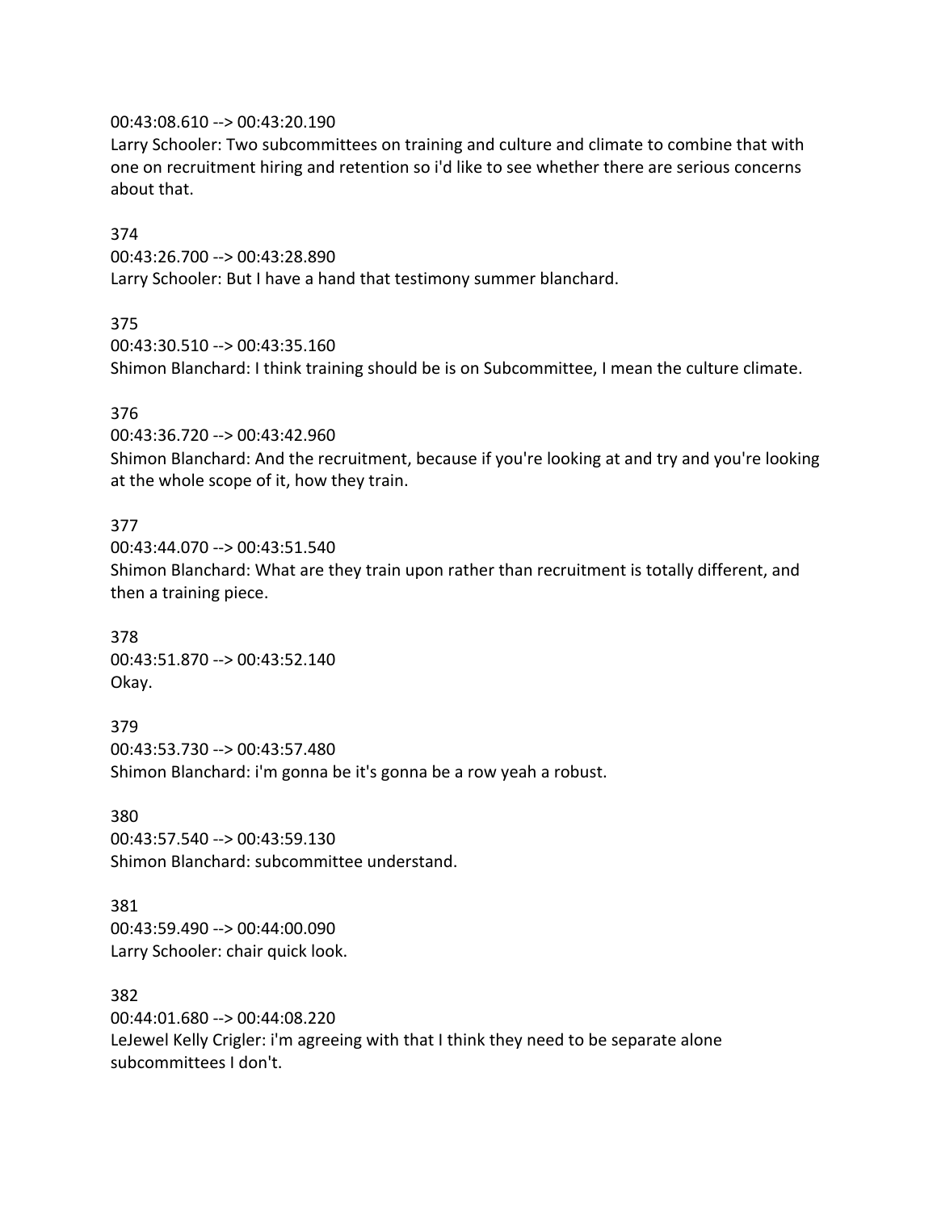00:43:08.610 --> 00:43:20.190
Larry Schooler: Two subcommittees on training and culture and climate to combine that with one on recruitment hiring and retention so i'd like to see whether there are serious concerns about that.

374
00:43:26.700 --> 00:43:28.890
Larry Schooler: But I have a hand that testimony summer blanchard.

375
00:43:30.510 --> 00:43:35.160
Shimon Blanchard: I think training should be is on Subcommittee, I mean the culture climate.

376
00:43:36.720 --> 00:43:42.960
Shimon Blanchard: And the recruitment, because if you're looking at and try and you're looking at the whole scope of it, how they train.

377
00:43:44.070 --> 00:43:51.540
Shimon Blanchard: What are they train upon rather than recruitment is totally different, and then a training piece.

378
00:43:51.870 --> 00:43:52.140
Okay.

379
00:43:53.730 --> 00:43:57.480
Shimon Blanchard: i'm gonna be it's gonna be a row yeah a robust.

380
00:43:57.540 --> 00:43:59.130
Shimon Blanchard: subcommittee understand.

381
00:43:59.490 --> 00:44:00.090
Larry Schooler: chair quick look.

382
00:44:01.680 --> 00:44:08.220
LeJewel Kelly Crigler: i'm agreeing with that I think they need to be separate alone subcommittees I don't.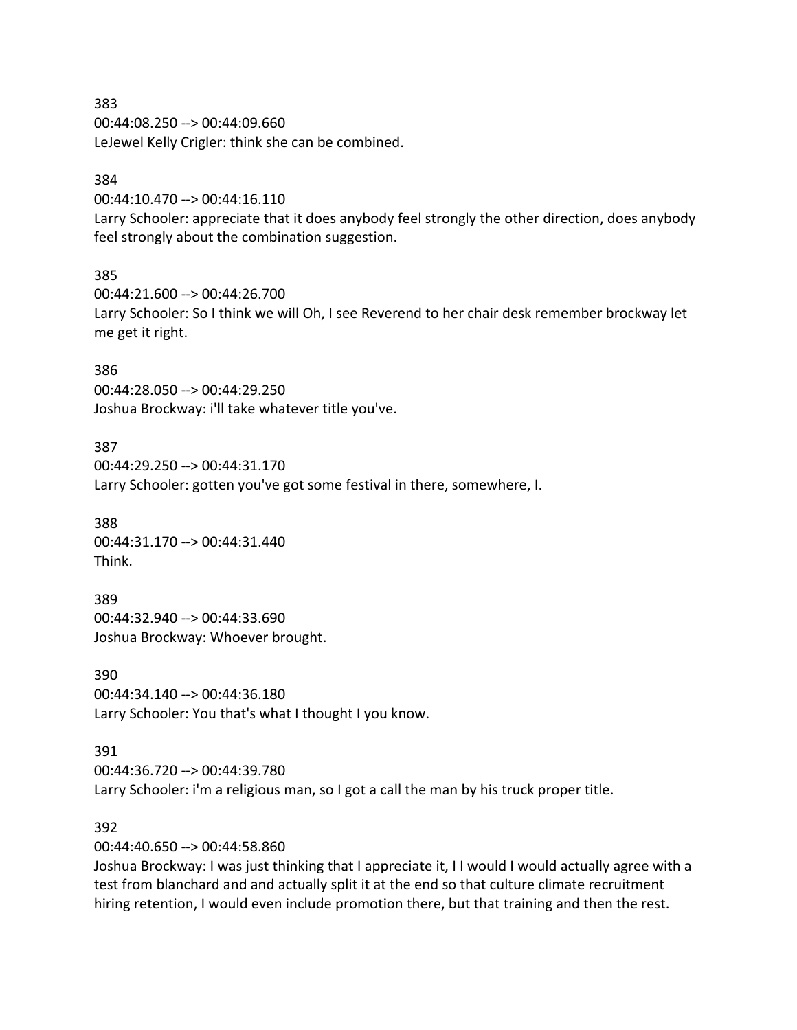383
00:44:08.250 --> 00:44:09.660
LeJewel Kelly Crigler: think she can be combined.

384
00:44:10.470 --> 00:44:16.110
Larry Schooler: appreciate that it does anybody feel strongly the other direction, does anybody feel strongly about the combination suggestion.

385
00:44:21.600 --> 00:44:26.700
Larry Schooler: So I think we will Oh, I see Reverend to her chair desk remember brockway let me get it right.

386
00:44:28.050 --> 00:44:29.250
Joshua Brockway: i'll take whatever title you've.

387
00:44:29.250 --> 00:44:31.170
Larry Schooler: gotten you've got some festival in there, somewhere, I.

388
00:44:31.170 --> 00:44:31.440
Think.

389
00:44:32.940 --> 00:44:33.690
Joshua Brockway: Whoever brought.

390
00:44:34.140 --> 00:44:36.180
Larry Schooler: You that's what I thought I you know.

391
00:44:36.720 --> 00:44:39.780
Larry Schooler: i'm a religious man, so I got a call the man by his truck proper title.

392
00:44:40.650 --> 00:44:58.860
Joshua Brockway: I was just thinking that I appreciate it, I I would I would actually agree with a test from blanchard and and actually split it at the end so that culture climate recruitment hiring retention, I would even include promotion there, but that training and then the rest.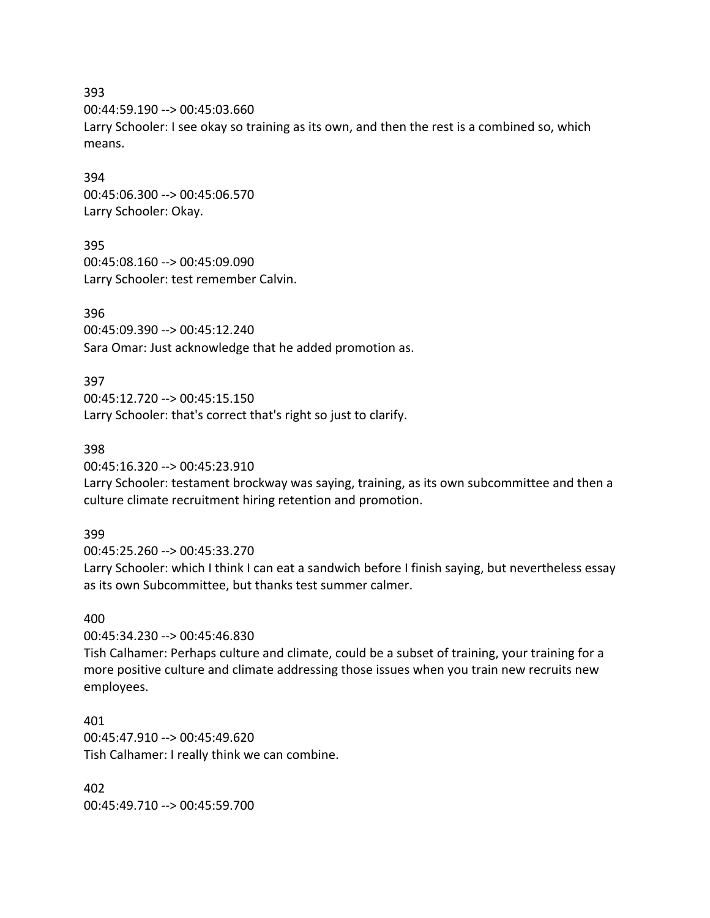393
00:44:59.190 --> 00:45:03.660
Larry Schooler: I see okay so training as its own, and then the rest is a combined so, which means.

394
00:45:06.300 --> 00:45:06.570
Larry Schooler: Okay.

395
00:45:08.160 --> 00:45:09.090
Larry Schooler: test remember Calvin.

396
00:45:09.390 --> 00:45:12.240
Sara Omar: Just acknowledge that he added promotion as.

397
00:45:12.720 --> 00:45:15.150
Larry Schooler: that's correct that's right so just to clarify.

398
00:45:16.320 --> 00:45:23.910
Larry Schooler: testament brockway was saying, training, as its own subcommittee and then a culture climate recruitment hiring retention and promotion.

399
00:45:25.260 --> 00:45:33.270
Larry Schooler: which I think I can eat a sandwich before I finish saying, but nevertheless essay as its own Subcommittee, but thanks test summer calmer.

400
00:45:34.230 --> 00:45:46.830
Tish Calhamer: Perhaps culture and climate, could be a subset of training, your training for a more positive culture and climate addressing those issues when you train new recruits new employees.

401
00:45:47.910 --> 00:45:49.620
Tish Calhamer: I really think we can combine.

402
00:45:49.710 --> 00:45:59.700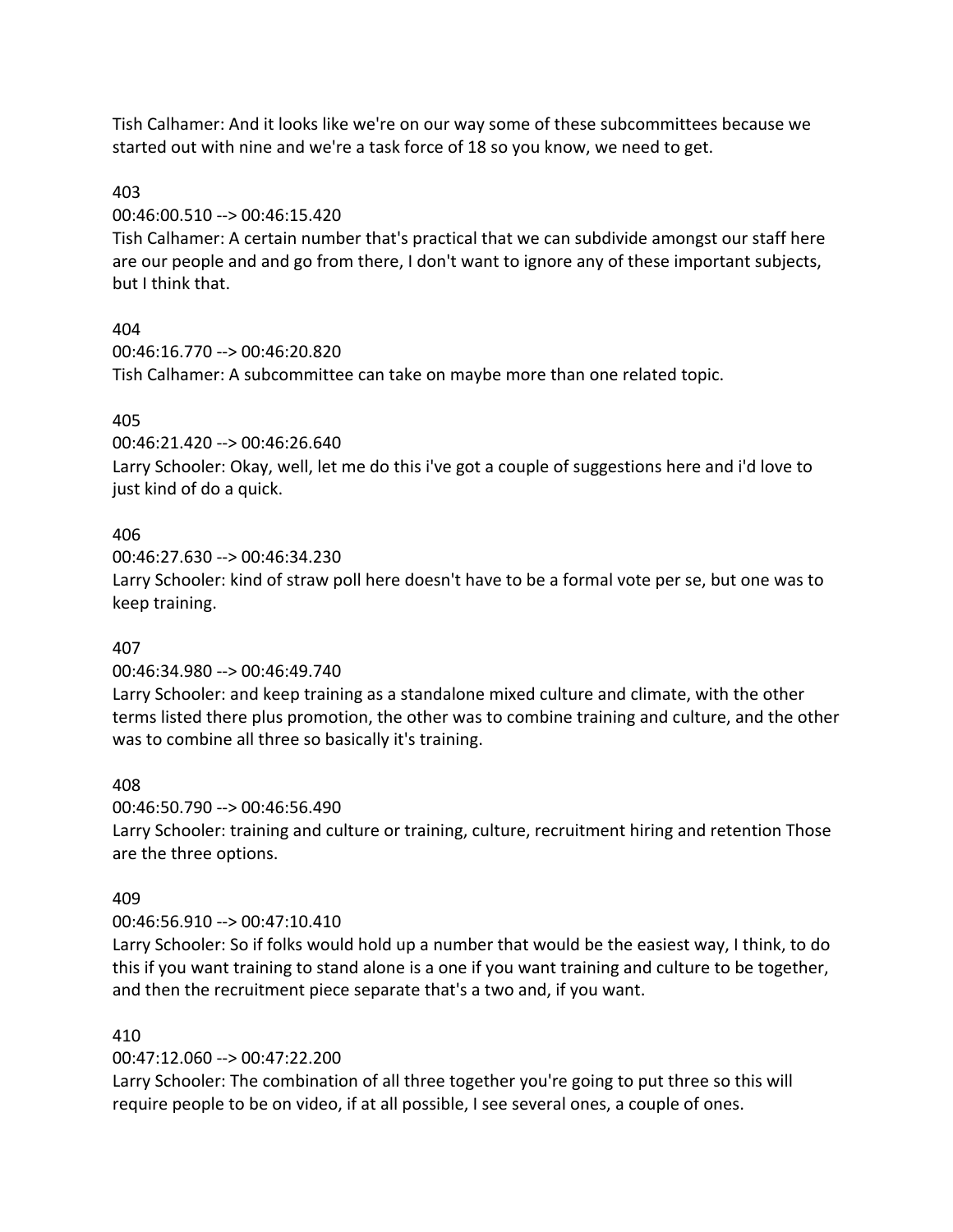Tish Calhamer: And it looks like we're on our way some of these subcommittees because we started out with nine and we're a task force of 18 so you know, we need to get.

403

00:46:00.510 --> 00:46:15.420

Tish Calhamer: A certain number that's practical that we can subdivide amongst our staff here are our people and and go from there, I don't want to ignore any of these important subjects, but I think that.

404

00:46:16.770 --> 00:46:20.820

Tish Calhamer: A subcommittee can take on maybe more than one related topic.

405

00:46:21.420 --> 00:46:26.640

Larry Schooler: Okay, well, let me do this i've got a couple of suggestions here and i'd love to just kind of do a quick.

406

00:46:27.630 --> 00:46:34.230

Larry Schooler: kind of straw poll here doesn't have to be a formal vote per se, but one was to keep training.

407

00:46:34.980 --> 00:46:49.740

Larry Schooler: and keep training as a standalone mixed culture and climate, with the other terms listed there plus promotion, the other was to combine training and culture, and the other was to combine all three so basically it's training.

408

00:46:50.790 --> 00:46:56.490

Larry Schooler: training and culture or training, culture, recruitment hiring and retention Those are the three options.

409

00:46:56.910 --> 00:47:10.410

Larry Schooler: So if folks would hold up a number that would be the easiest way, I think, to do this if you want training to stand alone is a one if you want training and culture to be together, and then the recruitment piece separate that's a two and, if you want.

410

00:47:12.060 --> 00:47:22.200

Larry Schooler: The combination of all three together you're going to put three so this will require people to be on video, if at all possible, I see several ones, a couple of ones.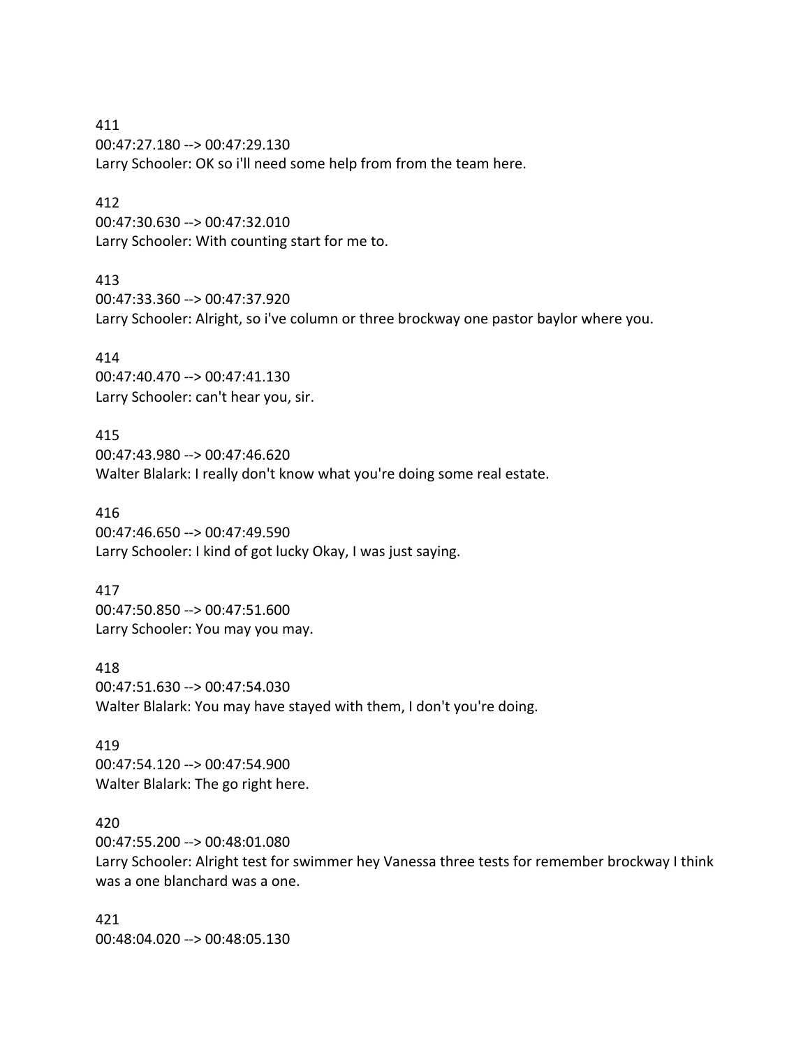411
00:47:27.180 --> 00:47:29.130
Larry Schooler: OK so i'll need some help from from the team here.

412
00:47:30.630 --> 00:47:32.010
Larry Schooler: With counting start for me to.

413
00:47:33.360 --> 00:47:37.920
Larry Schooler: Alright, so i've column or three brockway one pastor baylor where you.

414
00:47:40.470 --> 00:47:41.130
Larry Schooler: can't hear you, sir.

415
00:47:43.980 --> 00:47:46.620
Walter Blalark: I really don't know what you're doing some real estate.

416
00:47:46.650 --> 00:47:49.590
Larry Schooler: I kind of got lucky Okay, I was just saying.

417
00:47:50.850 --> 00:47:51.600
Larry Schooler: You may you may.

418
00:47:51.630 --> 00:47:54.030
Walter Blalark: You may have stayed with them, I don't you're doing.

419
00:47:54.120 --> 00:47:54.900
Walter Blalark: The go right here.

420
00:47:55.200 --> 00:48:01.080
Larry Schooler: Alright test for swimmer hey Vanessa three tests for remember brockway I think was a one blanchard was a one.

421
00:48:04.020 --> 00:48:05.130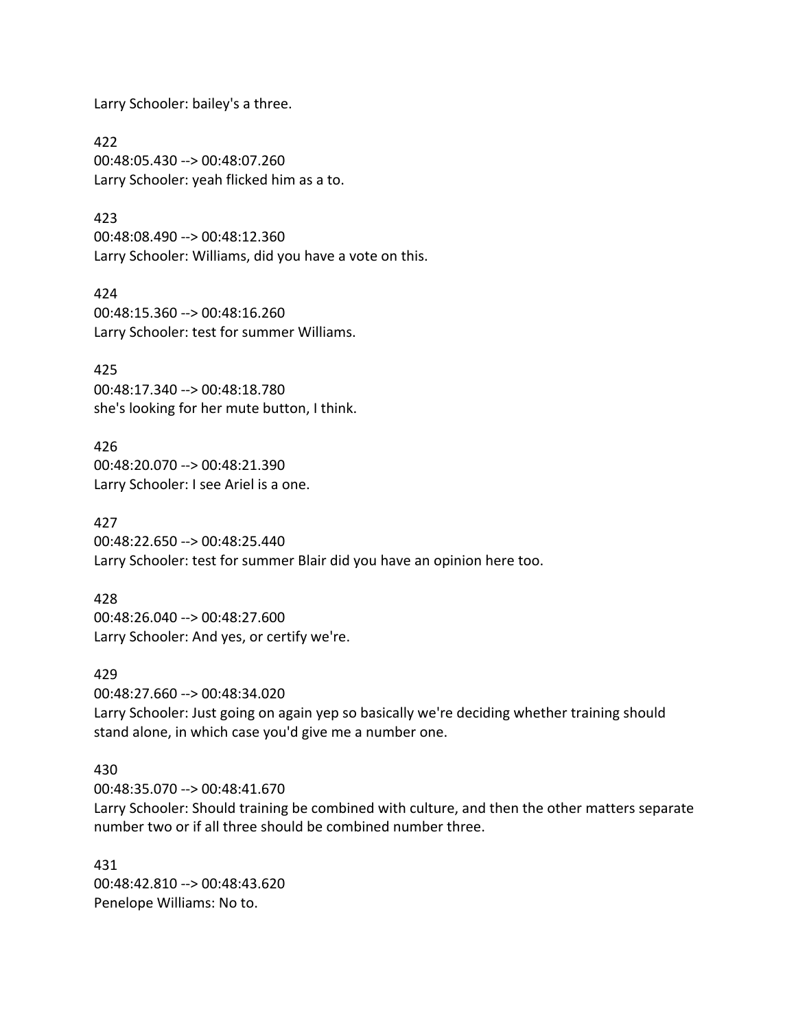Larry Schooler: bailey's a three.

422
00:48:05.430 --> 00:48:07.260
Larry Schooler: yeah flicked him as a to.

423
00:48:08.490 --> 00:48:12.360
Larry Schooler: Williams, did you have a vote on this.

424
00:48:15.360 --> 00:48:16.260
Larry Schooler: test for summer Williams.

425
00:48:17.340 --> 00:48:18.780
she's looking for her mute button, I think.

426
00:48:20.070 --> 00:48:21.390
Larry Schooler: I see Ariel is a one.

427
00:48:22.650 --> 00:48:25.440
Larry Schooler: test for summer Blair did you have an opinion here too.

428
00:48:26.040 --> 00:48:27.600
Larry Schooler: And yes, or certify we're.

429
00:48:27.660 --> 00:48:34.020
Larry Schooler: Just going on again yep so basically we're deciding whether training should stand alone, in which case you'd give me a number one.

430
00:48:35.070 --> 00:48:41.670
Larry Schooler: Should training be combined with culture, and then the other matters separate number two or if all three should be combined number three.

431
00:48:42.810 --> 00:48:43.620
Penelope Williams: No to.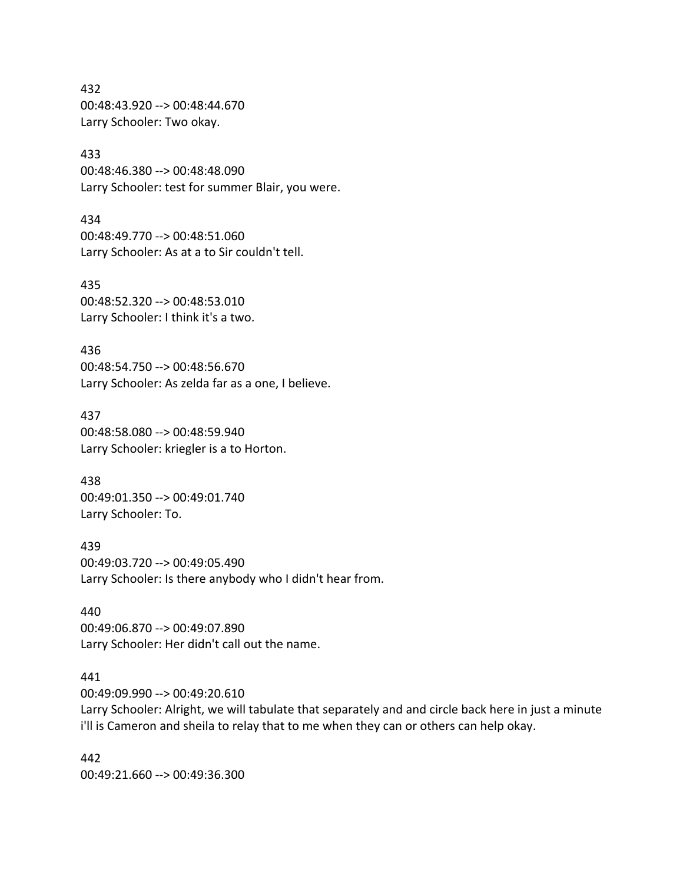432
00:48:43.920 --> 00:48:44.670
Larry Schooler: Two okay.

433
00:48:46.380 --> 00:48:48.090
Larry Schooler: test for summer Blair, you were.

434
00:48:49.770 --> 00:48:51.060
Larry Schooler: As at a to Sir couldn't tell.

435
00:48:52.320 --> 00:48:53.010
Larry Schooler: I think it's a two.

436
00:48:54.750 --> 00:48:56.670
Larry Schooler: As zelda far as a one, I believe.

437
00:48:58.080 --> 00:48:59.940
Larry Schooler: kriegler is a to Horton.

438
00:49:01.350 --> 00:49:01.740
Larry Schooler: To.

439
00:49:03.720 --> 00:49:05.490
Larry Schooler: Is there anybody who I didn't hear from.

440
00:49:06.870 --> 00:49:07.890
Larry Schooler: Her didn't call out the name.

441
00:49:09.990 --> 00:49:20.610
Larry Schooler: Alright, we will tabulate that separately and and circle back here in just a minute i'll is Cameron and sheila to relay that to me when they can or others can help okay.

442
00:49:21.660 --> 00:49:36.300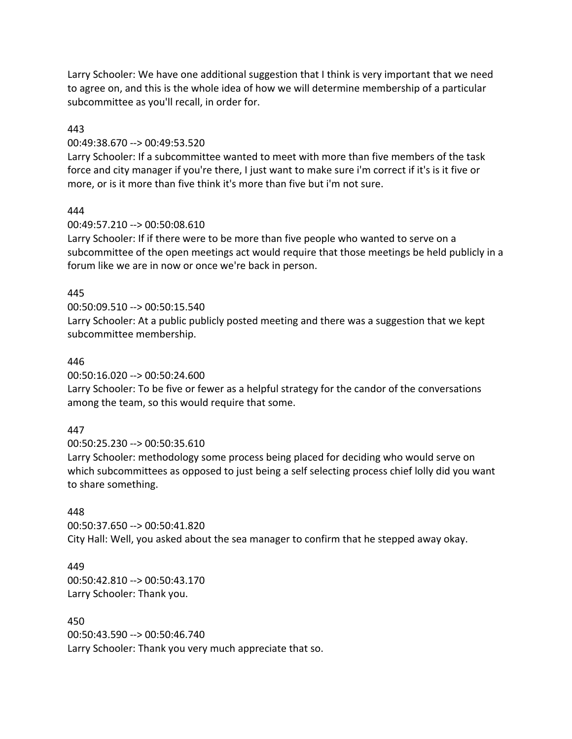Larry Schooler: We have one additional suggestion that I think is very important that we need to agree on, and this is the whole idea of how we will determine membership of a particular subcommittee as you'll recall, in order for.

443

00:49:38.670 --> 00:49:53.520

Larry Schooler: If a subcommittee wanted to meet with more than five members of the task force and city manager if you're there, I just want to make sure i'm correct if it's is it five or more, or is it more than five think it's more than five but i'm not sure.

444

00:49:57.210 --> 00:50:08.610

Larry Schooler: If if there were to be more than five people who wanted to serve on a subcommittee of the open meetings act would require that those meetings be held publicly in a forum like we are in now or once we're back in person.

445

00:50:09.510 --> 00:50:15.540

Larry Schooler: At a public publicly posted meeting and there was a suggestion that we kept subcommittee membership.

446

00:50:16.020 --> 00:50:24.600

Larry Schooler: To be five or fewer as a helpful strategy for the candor of the conversations among the team, so this would require that some.

447

00:50:25.230 --> 00:50:35.610

Larry Schooler: methodology some process being placed for deciding who would serve on which subcommittees as opposed to just being a self selecting process chief lolly did you want to share something.

448

00:50:37.650 --> 00:50:41.820

City Hall: Well, you asked about the sea manager to confirm that he stepped away okay.

449

00:50:42.810 --> 00:50:43.170

Larry Schooler: Thank you.

450

00:50:43.590 --> 00:50:46.740

Larry Schooler: Thank you very much appreciate that so.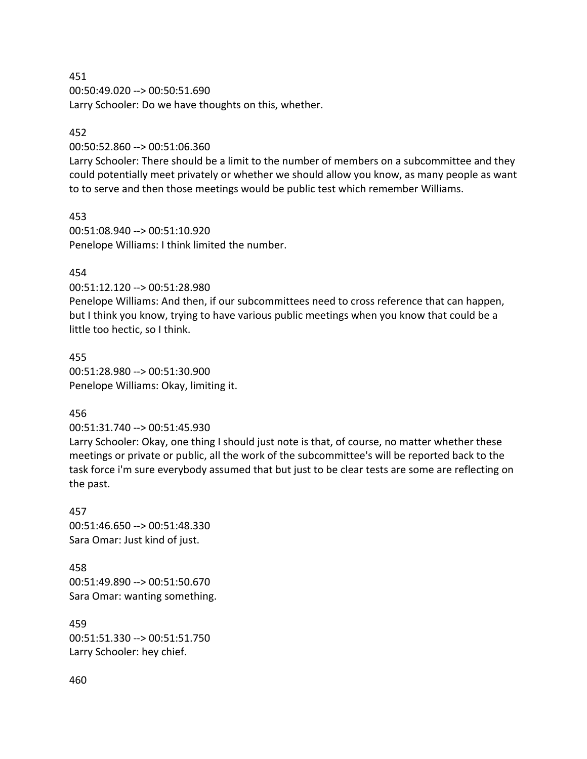451
00:50:49.020 --> 00:50:51.690
Larry Schooler: Do we have thoughts on this, whether.

452
00:50:52.860 --> 00:51:06.360
Larry Schooler: There should be a limit to the number of members on a subcommittee and they could potentially meet privately or whether we should allow you know, as many people as want to to serve and then those meetings would be public test which remember Williams.

453
00:51:08.940 --> 00:51:10.920
Penelope Williams: I think limited the number.

454
00:51:12.120 --> 00:51:28.980
Penelope Williams: And then, if our subcommittees need to cross reference that can happen, but I think you know, trying to have various public meetings when you know that could be a little too hectic, so I think.

455
00:51:28.980 --> 00:51:30.900
Penelope Williams: Okay, limiting it.

456
00:51:31.740 --> 00:51:45.930
Larry Schooler: Okay, one thing I should just note is that, of course, no matter whether these meetings or private or public, all the work of the subcommittee's will be reported back to the task force i'm sure everybody assumed that but just to be clear tests are some are reflecting on the past.

457
00:51:46.650 --> 00:51:48.330
Sara Omar: Just kind of just.

458
00:51:49.890 --> 00:51:50.670
Sara Omar: wanting something.

459
00:51:51.330 --> 00:51:51.750
Larry Schooler: hey chief.

460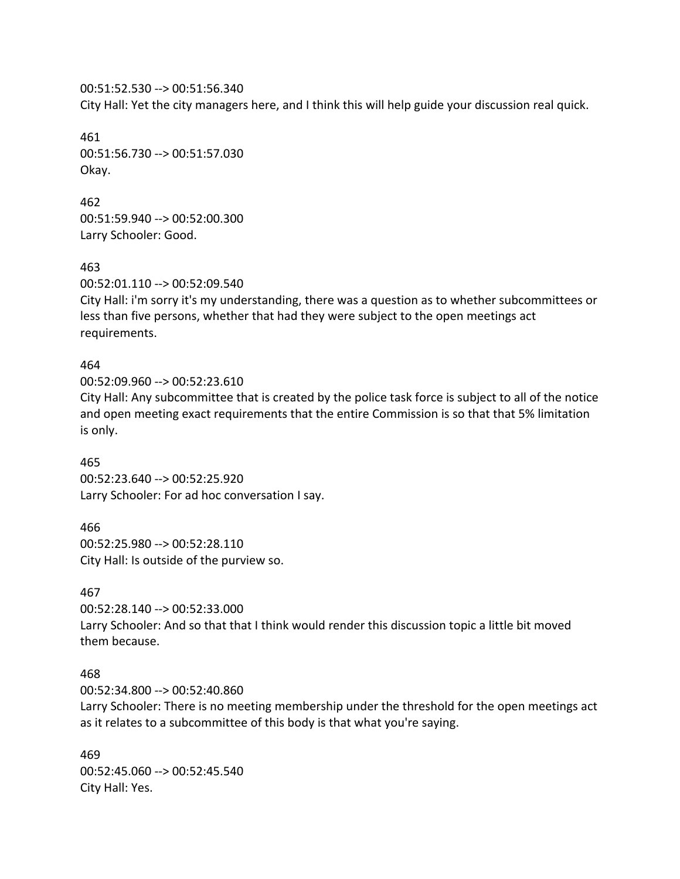00:51:52.530 --> 00:51:56.340
City Hall: Yet the city managers here, and I think this will help guide your discussion real quick.

461
00:51:56.730 --> 00:51:57.030
Okay.

462
00:51:59.940 --> 00:52:00.300
Larry Schooler: Good.

463
00:52:01.110 --> 00:52:09.540
City Hall: i'm sorry it's my understanding, there was a question as to whether subcommittees or less than five persons, whether that had they were subject to the open meetings act requirements.

464
00:52:09.960 --> 00:52:23.610
City Hall: Any subcommittee that is created by the police task force is subject to all of the notice and open meeting exact requirements that the entire Commission is so that that 5% limitation is only.

465
00:52:23.640 --> 00:52:25.920
Larry Schooler: For ad hoc conversation I say.

466
00:52:25.980 --> 00:52:28.110
City Hall: Is outside of the purview so.

467
00:52:28.140 --> 00:52:33.000
Larry Schooler: And so that that I think would render this discussion topic a little bit moved them because.

468
00:52:34.800 --> 00:52:40.860
Larry Schooler: There is no meeting membership under the threshold for the open meetings act as it relates to a subcommittee of this body is that what you're saying.

469
00:52:45.060 --> 00:52:45.540
City Hall: Yes.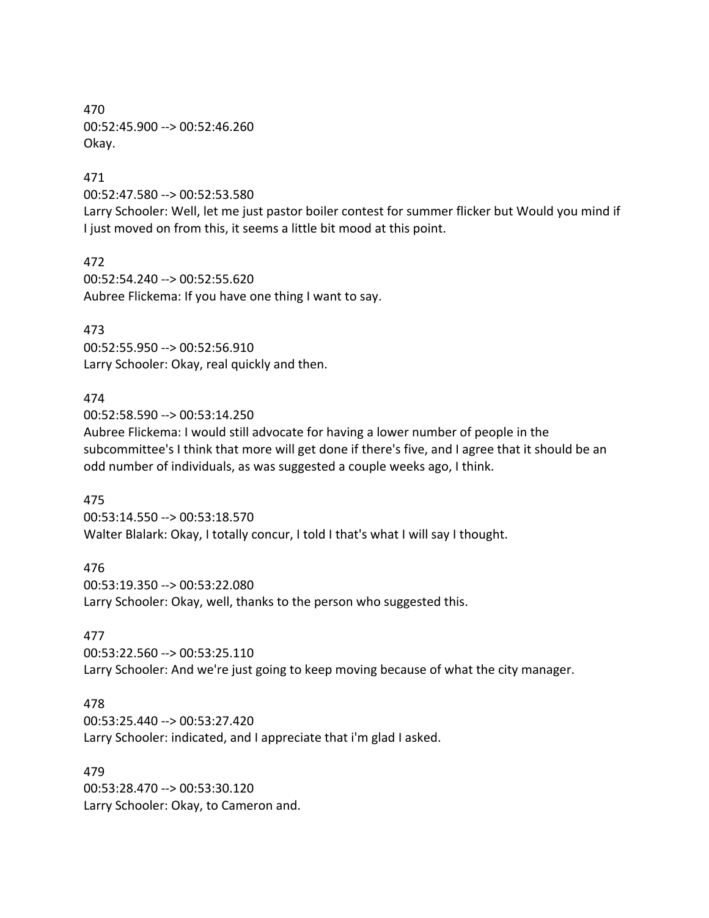470
00:52:45.900 --> 00:52:46.260
Okay.

471
00:52:47.580 --> 00:52:53.580
Larry Schooler: Well, let me just pastor boiler contest for summer flicker but Would you mind if I just moved on from this, it seems a little bit mood at this point.

472
00:52:54.240 --> 00:52:55.620
Aubree Flickema: If you have one thing I want to say.

473
00:52:55.950 --> 00:52:56.910
Larry Schooler: Okay, real quickly and then.

474
00:52:58.590 --> 00:53:14.250
Aubree Flickema: I would still advocate for having a lower number of people in the subcommittee's I think that more will get done if there's five, and I agree that it should be an odd number of individuals, as was suggested a couple weeks ago, I think.

475
00:53:14.550 --> 00:53:18.570
Walter Blalark: Okay, I totally concur, I told I that's what I will say I thought.

476
00:53:19.350 --> 00:53:22.080
Larry Schooler: Okay, well, thanks to the person who suggested this.

477
00:53:22.560 --> 00:53:25.110
Larry Schooler: And we're just going to keep moving because of what the city manager.

478
00:53:25.440 --> 00:53:27.420
Larry Schooler: indicated, and I appreciate that i'm glad I asked.

479
00:53:28.470 --> 00:53:30.120
Larry Schooler: Okay, to Cameron and.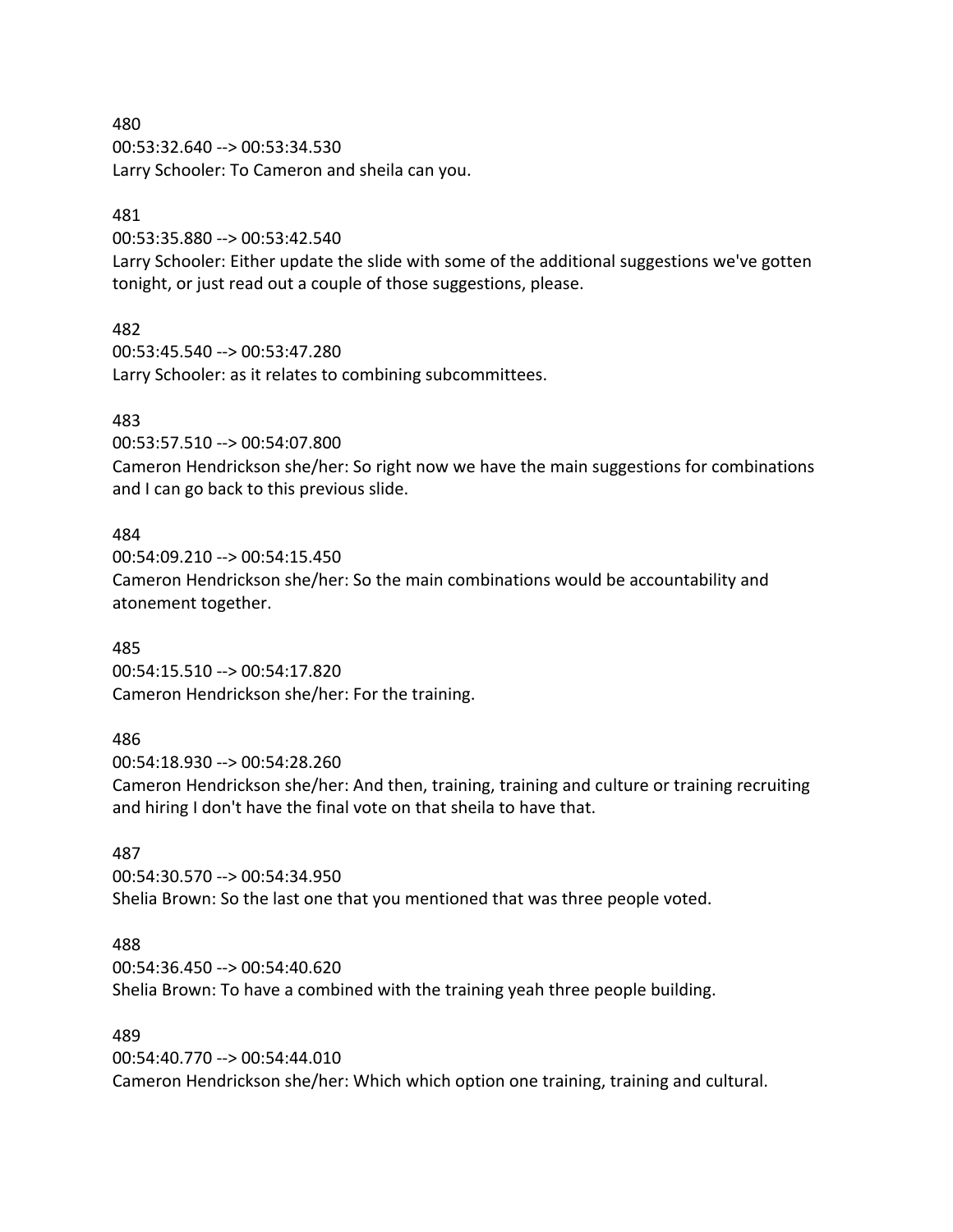480
00:53:32.640 --> 00:53:34.530
Larry Schooler: To Cameron and sheila can you.

481
00:53:35.880 --> 00:53:42.540
Larry Schooler: Either update the slide with some of the additional suggestions we've gotten tonight, or just read out a couple of those suggestions, please.

482
00:53:45.540 --> 00:53:47.280
Larry Schooler: as it relates to combining subcommittees.

483
00:53:57.510 --> 00:54:07.800
Cameron Hendrickson she/her: So right now we have the main suggestions for combinations and I can go back to this previous slide.

484
00:54:09.210 --> 00:54:15.450
Cameron Hendrickson she/her: So the main combinations would be accountability and atonement together.

485
00:54:15.510 --> 00:54:17.820
Cameron Hendrickson she/her: For the training.

486
00:54:18.930 --> 00:54:28.260
Cameron Hendrickson she/her: And then, training, training and culture or training recruiting and hiring I don't have the final vote on that sheila to have that.

487
00:54:30.570 --> 00:54:34.950
Shelia Brown: So the last one that you mentioned that was three people voted.

488
00:54:36.450 --> 00:54:40.620
Shelia Brown: To have a combined with the training yeah three people building.

489
00:54:40.770 --> 00:54:44.010
Cameron Hendrickson she/her: Which which option one training, training and cultural.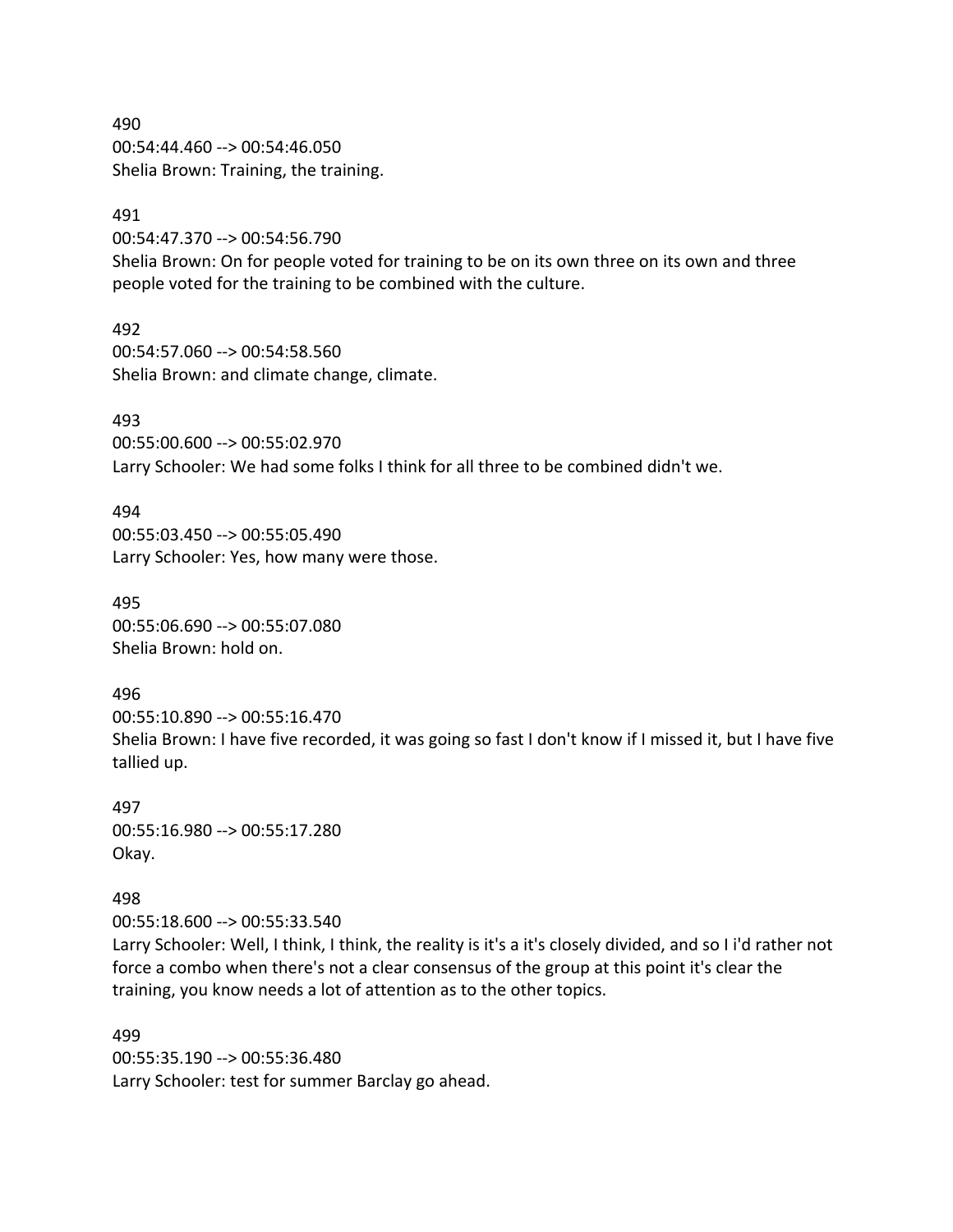490
00:54:44.460 --> 00:54:46.050
Shelia Brown: Training, the training.

491
00:54:47.370 --> 00:54:56.790
Shelia Brown: On for people voted for training to be on its own three on its own and three people voted for the training to be combined with the culture.

492
00:54:57.060 --> 00:54:58.560
Shelia Brown: and climate change, climate.

493
00:55:00.600 --> 00:55:02.970
Larry Schooler: We had some folks I think for all three to be combined didn't we.

494
00:55:03.450 --> 00:55:05.490
Larry Schooler: Yes, how many were those.

495
00:55:06.690 --> 00:55:07.080
Shelia Brown: hold on.

496
00:55:10.890 --> 00:55:16.470
Shelia Brown: I have five recorded, it was going so fast I don't know if I missed it, but I have five tallied up.

497
00:55:16.980 --> 00:55:17.280
Okay.

498
00:55:18.600 --> 00:55:33.540
Larry Schooler: Well, I think, I think, the reality is it's a it's closely divided, and so I i'd rather not force a combo when there's not a clear consensus of the group at this point it's clear the training, you know needs a lot of attention as to the other topics.

499
00:55:35.190 --> 00:55:36.480
Larry Schooler: test for summer Barclay go ahead.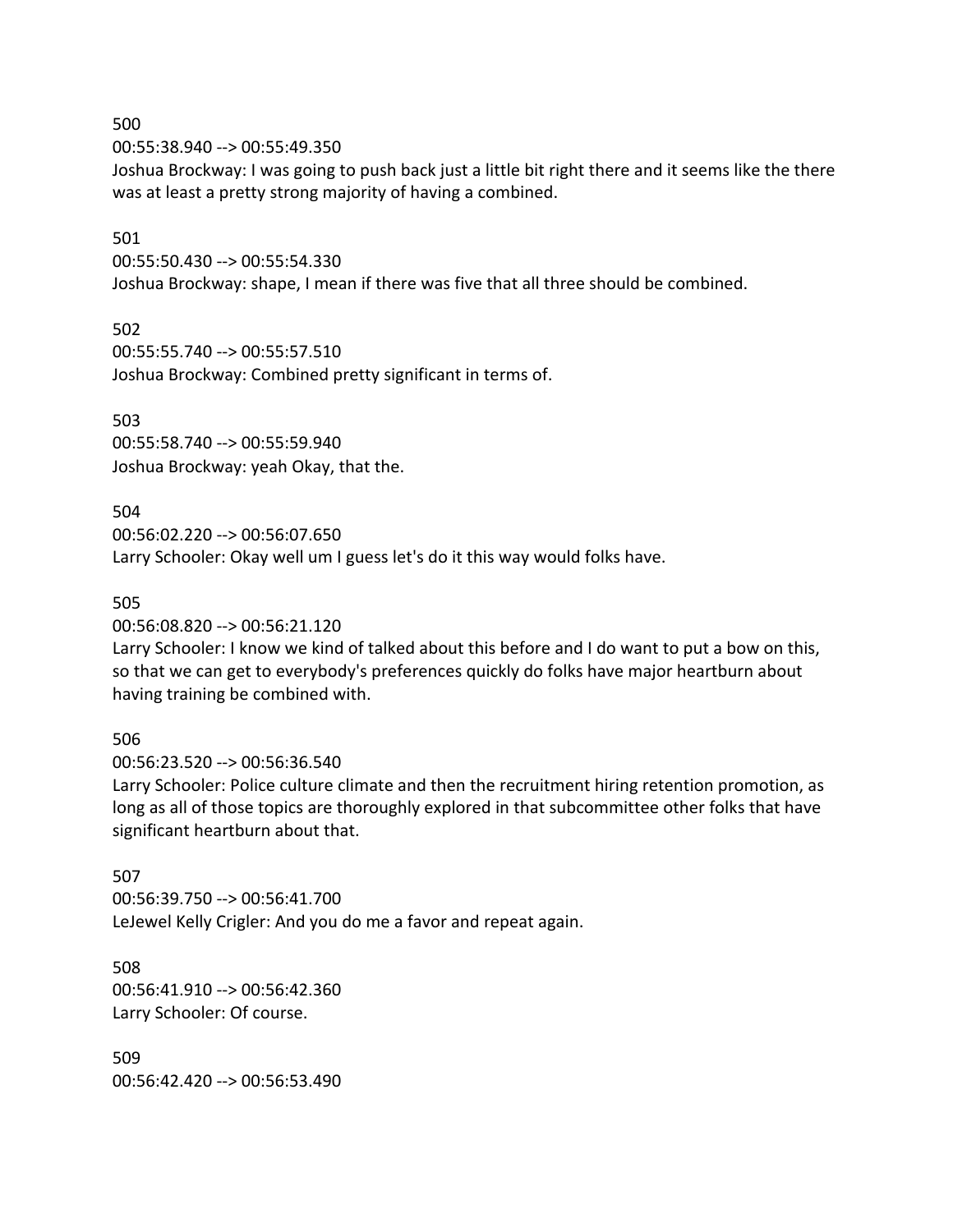500
00:55:38.940 --> 00:55:49.350
Joshua Brockway: I was going to push back just a little bit right there and it seems like the there was at least a pretty strong majority of having a combined.

501
00:55:50.430 --> 00:55:54.330
Joshua Brockway: shape, I mean if there was five that all three should be combined.

502
00:55:55.740 --> 00:55:57.510
Joshua Brockway: Combined pretty significant in terms of.

503
00:55:58.740 --> 00:55:59.940
Joshua Brockway: yeah Okay, that the.

504
00:56:02.220 --> 00:56:07.650
Larry Schooler: Okay well um I guess let's do it this way would folks have.

505
00:56:08.820 --> 00:56:21.120
Larry Schooler: I know we kind of talked about this before and I do want to put a bow on this, so that we can get to everybody's preferences quickly do folks have major heartburn about having training be combined with.

506
00:56:23.520 --> 00:56:36.540
Larry Schooler: Police culture climate and then the recruitment hiring retention promotion, as long as all of those topics are thoroughly explored in that subcommittee other folks that have significant heartburn about that.

507
00:56:39.750 --> 00:56:41.700
LeJewel Kelly Crigler: And you do me a favor and repeat again.

508
00:56:41.910 --> 00:56:42.360
Larry Schooler: Of course.

509
00:56:42.420 --> 00:56:53.490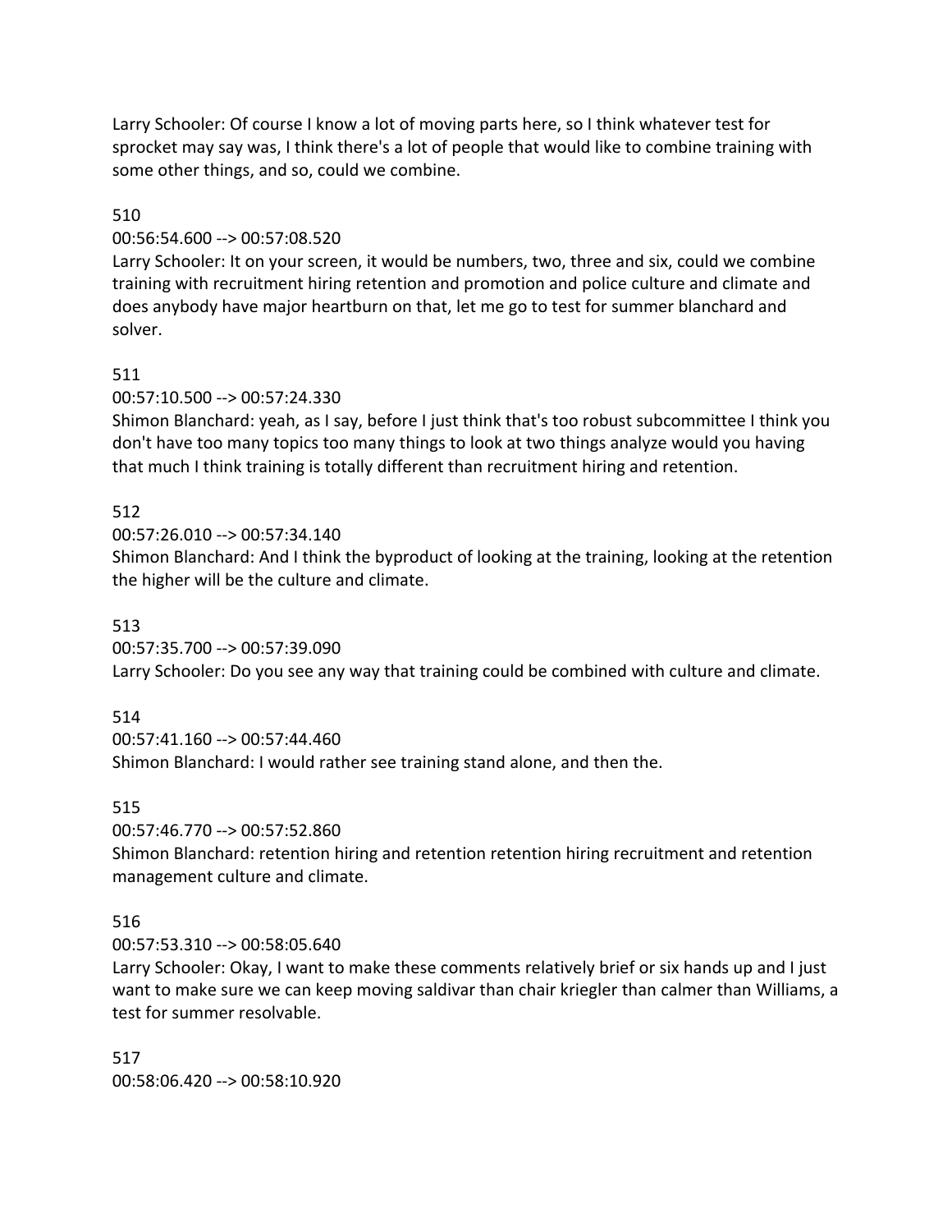Larry Schooler: Of course I know a lot of moving parts here, so I think whatever test for sprocket may say was, I think there's a lot of people that would like to combine training with some other things, and so, could we combine.

510

00:56:54.600 --> 00:57:08.520

Larry Schooler: It on your screen, it would be numbers, two, three and six, could we combine training with recruitment hiring retention and promotion and police culture and climate and does anybody have major heartburn on that, let me go to test for summer blanchard and solver.

511

00:57:10.500 --> 00:57:24.330

Shimon Blanchard: yeah, as I say, before I just think that's too robust subcommittee I think you don't have too many topics too many things to look at two things analyze would you having that much I think training is totally different than recruitment hiring and retention.

512

00:57:26.010 --> 00:57:34.140

Shimon Blanchard: And I think the byproduct of looking at the training, looking at the retention the higher will be the culture and climate.

513

00:57:35.700 --> 00:57:39.090

Larry Schooler: Do you see any way that training could be combined with culture and climate.

514

00:57:41.160 --> 00:57:44.460

Shimon Blanchard: I would rather see training stand alone, and then the.

515

00:57:46.770 --> 00:57:52.860

Shimon Blanchard: retention hiring and retention retention hiring recruitment and retention management culture and climate.

516

00:57:53.310 --> 00:58:05.640

Larry Schooler: Okay, I want to make these comments relatively brief or six hands up and I just want to make sure we can keep moving saldivar than chair kriegler than calmer than Williams, a test for summer resolvable.

517

00:58:06.420 --> 00:58:10.920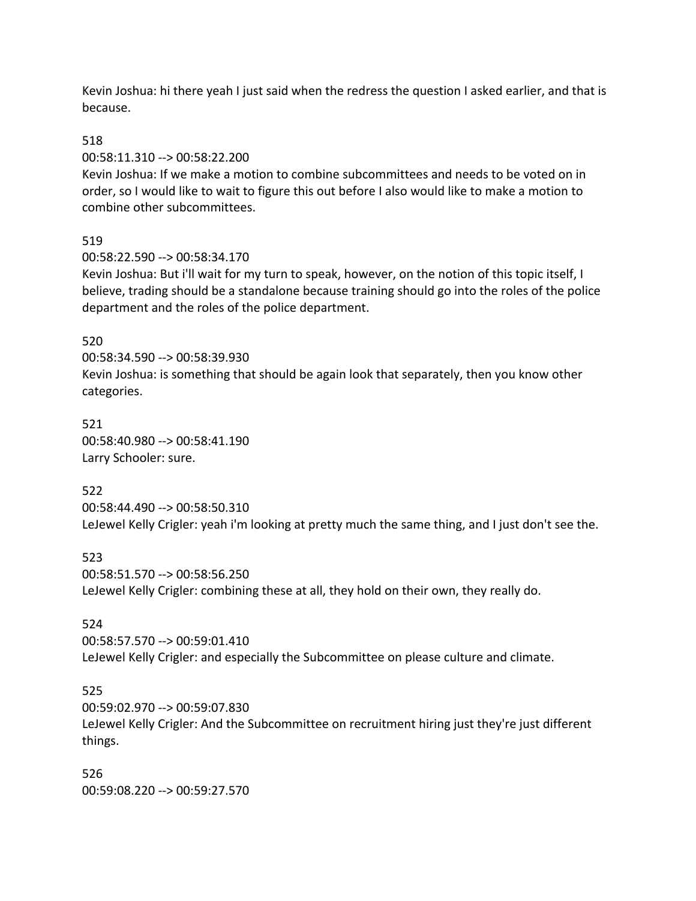Kevin Joshua: hi there yeah I just said when the redress the question I asked earlier, and that is because.

518
00:58:11.310 --> 00:58:22.200
Kevin Joshua: If we make a motion to combine subcommittees and needs to be voted on in order, so I would like to wait to figure this out before I also would like to make a motion to combine other subcommittees.

519
00:58:22.590 --> 00:58:34.170
Kevin Joshua: But i'll wait for my turn to speak, however, on the notion of this topic itself, I believe, trading should be a standalone because training should go into the roles of the police department and the roles of the police department.

520
00:58:34.590 --> 00:58:39.930
Kevin Joshua: is something that should be again look that separately, then you know other categories.

521
00:58:40.980 --> 00:58:41.190
Larry Schooler: sure.

522
00:58:44.490 --> 00:58:50.310
LeJewel Kelly Crigler: yeah i'm looking at pretty much the same thing, and I just don't see the.

523
00:58:51.570 --> 00:58:56.250
LeJewel Kelly Crigler: combining these at all, they hold on their own, they really do.

524
00:58:57.570 --> 00:59:01.410
LeJewel Kelly Crigler: and especially the Subcommittee on please culture and climate.

525
00:59:02.970 --> 00:59:07.830
LeJewel Kelly Crigler: And the Subcommittee on recruitment hiring just they're just different things.

526
00:59:08.220 --> 00:59:27.570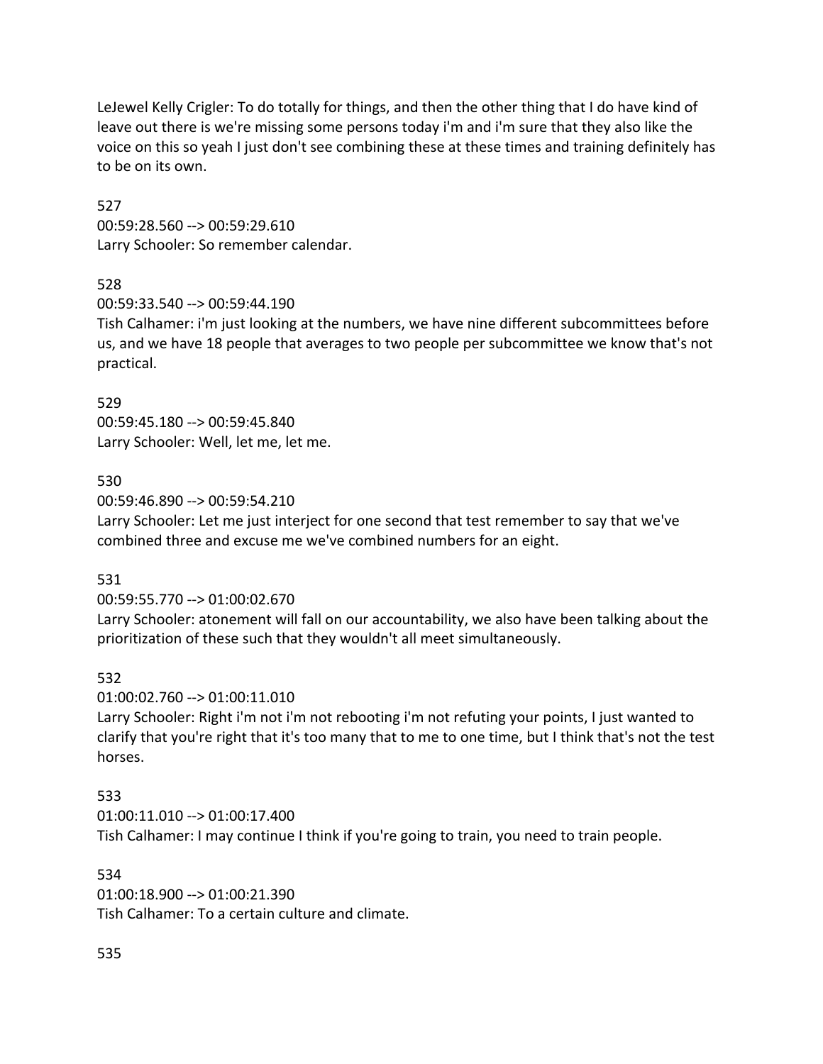LeJewel Kelly Crigler: To do totally for things, and then the other thing that I do have kind of leave out there is we're missing some persons today i'm and i'm sure that they also like the voice on this so yeah I just don't see combining these at these times and training definitely has to be on its own.

527
00:59:28.560 --> 00:59:29.610
Larry Schooler: So remember calendar.

528
00:59:33.540 --> 00:59:44.190
Tish Calhamer: i'm just looking at the numbers, we have nine different subcommittees before us, and we have 18 people that averages to two people per subcommittee we know that's not practical.

529
00:59:45.180 --> 00:59:45.840
Larry Schooler: Well, let me, let me.

530
00:59:46.890 --> 00:59:54.210
Larry Schooler: Let me just interject for one second that test remember to say that we've combined three and excuse me we've combined numbers for an eight.

531
00:59:55.770 --> 01:00:02.670
Larry Schooler: atonement will fall on our accountability, we also have been talking about the prioritization of these such that they wouldn't all meet simultaneously.

532
01:00:02.760 --> 01:00:11.010
Larry Schooler: Right i'm not i'm not rebooting i'm not refuting your points, I just wanted to clarify that you're right that it's too many that to me to one time, but I think that's not the test horses.

533
01:00:11.010 --> 01:00:17.400
Tish Calhamer: I may continue I think if you're going to train, you need to train people.

534
01:00:18.900 --> 01:00:21.390
Tish Calhamer: To a certain culture and climate.

535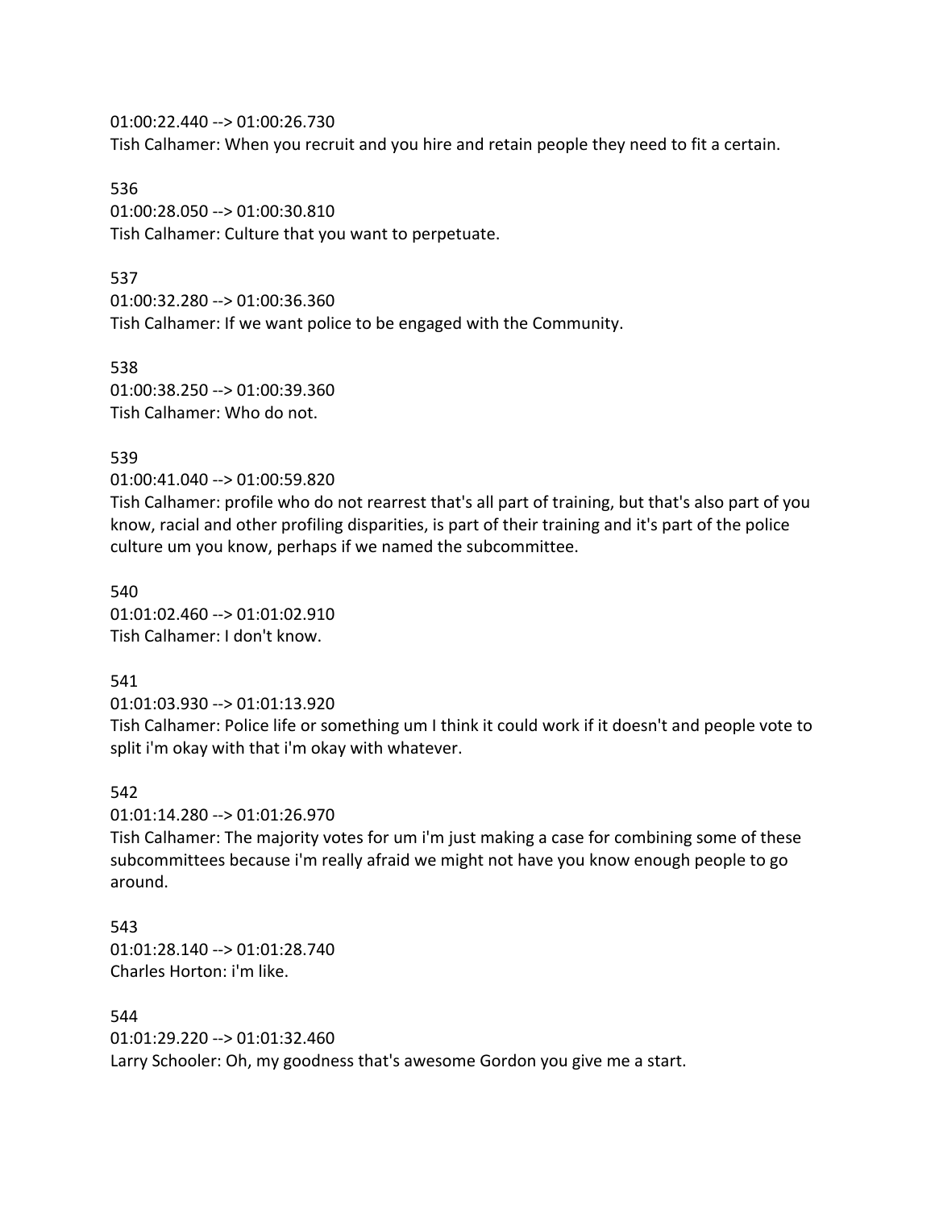01:00:22.440 --> 01:00:26.730
Tish Calhamer: When you recruit and you hire and retain people they need to fit a certain.

536
01:00:28.050 --> 01:00:30.810
Tish Calhamer: Culture that you want to perpetuate.

537
01:00:32.280 --> 01:00:36.360
Tish Calhamer: If we want police to be engaged with the Community.

538
01:00:38.250 --> 01:00:39.360
Tish Calhamer: Who do not.

539
01:00:41.040 --> 01:00:59.820
Tish Calhamer: profile who do not rearrest that's all part of training, but that's also part of you know, racial and other profiling disparities, is part of their training and it's part of the police culture um you know, perhaps if we named the subcommittee.

540
01:01:02.460 --> 01:01:02.910
Tish Calhamer: I don't know.

541
01:01:03.930 --> 01:01:13.920
Tish Calhamer: Police life or something um I think it could work if it doesn't and people vote to split i'm okay with that i'm okay with whatever.

542
01:01:14.280 --> 01:01:26.970
Tish Calhamer: The majority votes for um i'm just making a case for combining some of these subcommittees because i'm really afraid we might not have you know enough people to go around.

543
01:01:28.140 --> 01:01:28.740
Charles Horton: i'm like.

544
01:01:29.220 --> 01:01:32.460
Larry Schooler: Oh, my goodness that's awesome Gordon you give me a start.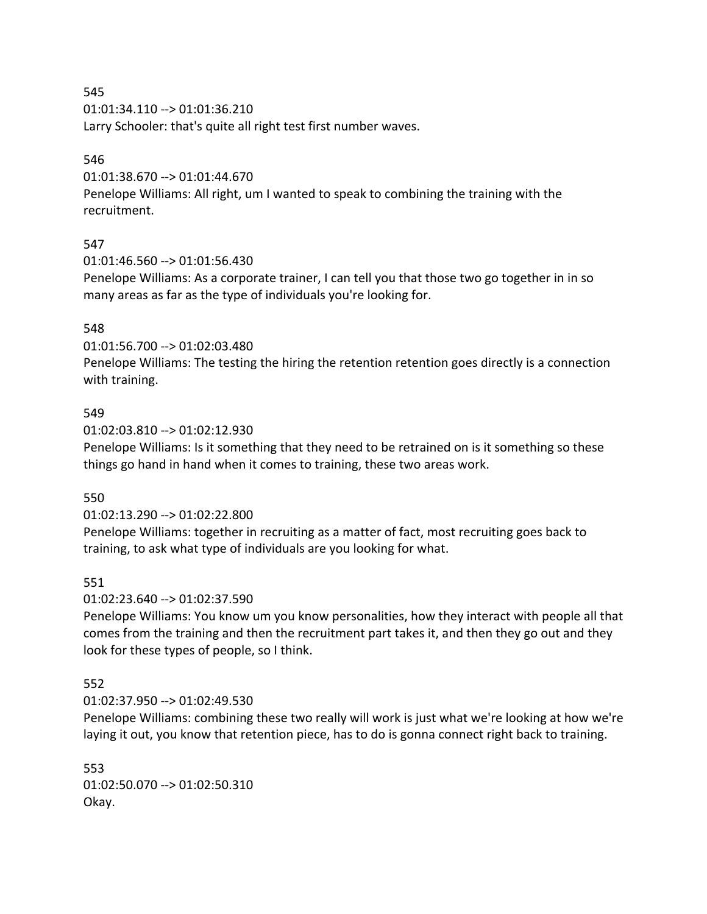545
01:01:34.110 --> 01:01:36.210
Larry Schooler: that's quite all right test first number waves.

546
01:01:38.670 --> 01:01:44.670
Penelope Williams: All right, um I wanted to speak to combining the training with the recruitment.

547
01:01:46.560 --> 01:01:56.430
Penelope Williams: As a corporate trainer, I can tell you that those two go together in in so many areas as far as the type of individuals you're looking for.

548
01:01:56.700 --> 01:02:03.480
Penelope Williams: The testing the hiring the retention retention goes directly is a connection with training.

549
01:02:03.810 --> 01:02:12.930
Penelope Williams: Is it something that they need to be retrained on is it something so these things go hand in hand when it comes to training, these two areas work.

550
01:02:13.290 --> 01:02:22.800
Penelope Williams: together in recruiting as a matter of fact, most recruiting goes back to training, to ask what type of individuals are you looking for what.

551
01:02:23.640 --> 01:02:37.590
Penelope Williams: You know um you know personalities, how they interact with people all that comes from the training and then the recruitment part takes it, and then they go out and they look for these types of people, so I think.

552
01:02:37.950 --> 01:02:49.530
Penelope Williams: combining these two really will work is just what we're looking at how we're laying it out, you know that retention piece, has to do is gonna connect right back to training.

553
01:02:50.070 --> 01:02:50.310
Okay.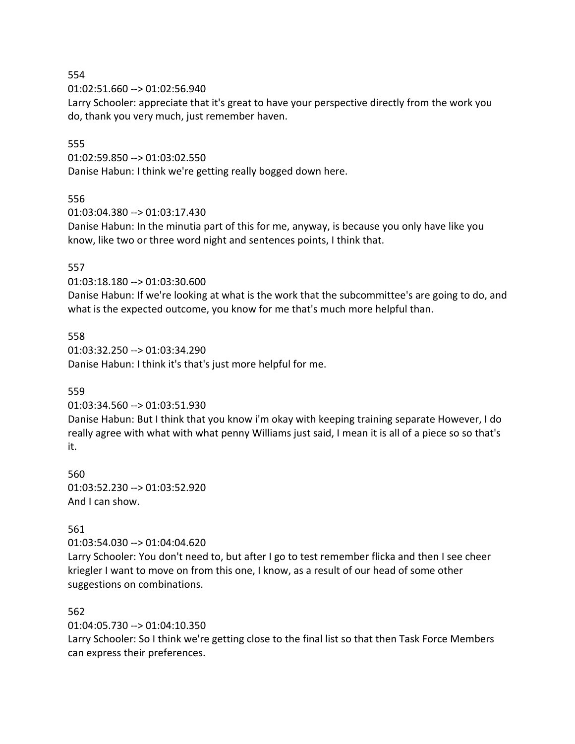554
01:02:51.660 --> 01:02:56.940
Larry Schooler: appreciate that it's great to have your perspective directly from the work you do, thank you very much, just remember haven.

555
01:02:59.850 --> 01:03:02.550
Danise Habun: I think we're getting really bogged down here.

556
01:03:04.380 --> 01:03:17.430
Danise Habun: In the minutia part of this for me, anyway, is because you only have like you know, like two or three word night and sentences points, I think that.

557
01:03:18.180 --> 01:03:30.600
Danise Habun: If we're looking at what is the work that the subcommittee's are going to do, and what is the expected outcome, you know for me that's much more helpful than.

558
01:03:32.250 --> 01:03:34.290
Danise Habun: I think it's that's just more helpful for me.

559
01:03:34.560 --> 01:03:51.930
Danise Habun: But I think that you know i'm okay with keeping training separate However, I do really agree with what with what penny Williams just said, I mean it is all of a piece so so that's it.

560
01:03:52.230 --> 01:03:52.920
And I can show.

561
01:03:54.030 --> 01:04:04.620
Larry Schooler: You don't need to, but after I go to test remember flicka and then I see cheer kriegler I want to move on from this one, I know, as a result of our head of some other suggestions on combinations.

562
01:04:05.730 --> 01:04:10.350
Larry Schooler: So I think we're getting close to the final list so that then Task Force Members can express their preferences.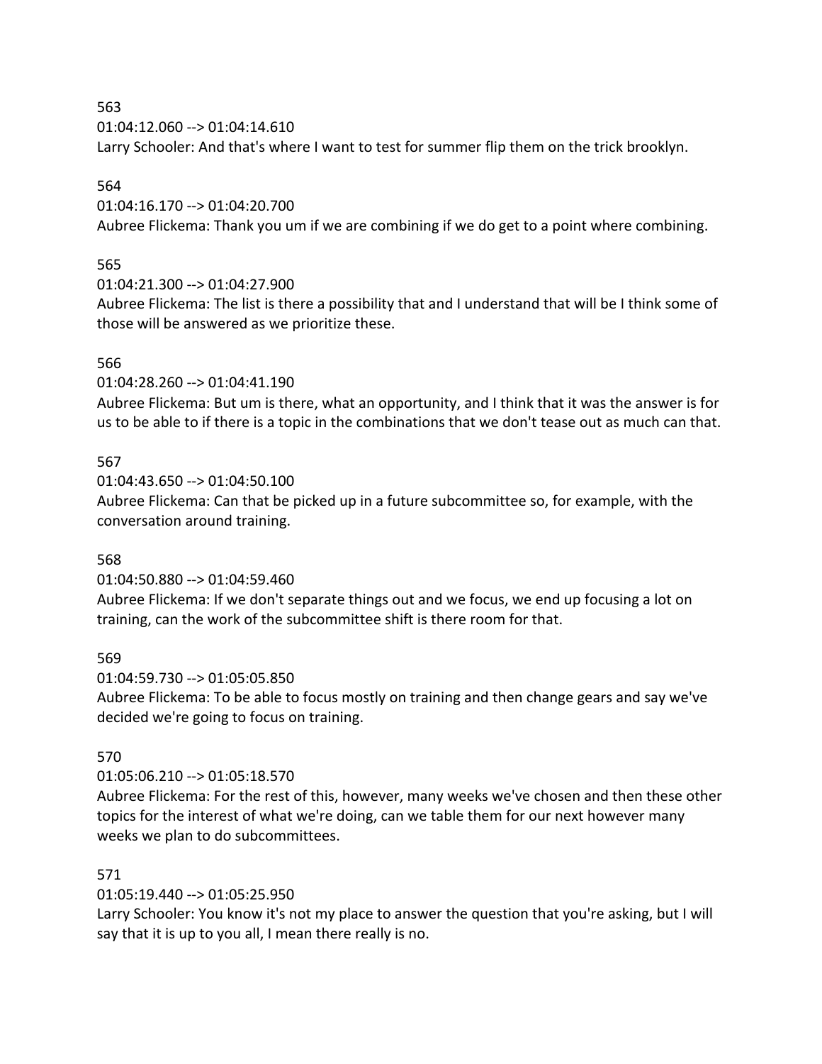563
01:04:12.060 --> 01:04:14.610
Larry Schooler: And that's where I want to test for summer flip them on the trick brooklyn.

564
01:04:16.170 --> 01:04:20.700
Aubree Flickema: Thank you um if we are combining if we do get to a point where combining.

565
01:04:21.300 --> 01:04:27.900
Aubree Flickema: The list is there a possibility that and I understand that will be I think some of those will be answered as we prioritize these.

566
01:04:28.260 --> 01:04:41.190
Aubree Flickema: But um is there, what an opportunity, and I think that it was the answer is for us to be able to if there is a topic in the combinations that we don't tease out as much can that.

567
01:04:43.650 --> 01:04:50.100
Aubree Flickema: Can that be picked up in a future subcommittee so, for example, with the conversation around training.

568
01:04:50.880 --> 01:04:59.460
Aubree Flickema: If we don't separate things out and we focus, we end up focusing a lot on training, can the work of the subcommittee shift is there room for that.

569
01:04:59.730 --> 01:05:05.850
Aubree Flickema: To be able to focus mostly on training and then change gears and say we've decided we're going to focus on training.

570
01:05:06.210 --> 01:05:18.570
Aubree Flickema: For the rest of this, however, many weeks we've chosen and then these other topics for the interest of what we're doing, can we table them for our next however many weeks we plan to do subcommittees.

571
01:05:19.440 --> 01:05:25.950
Larry Schooler: You know it's not my place to answer the question that you're asking, but I will say that it is up to you all, I mean there really is no.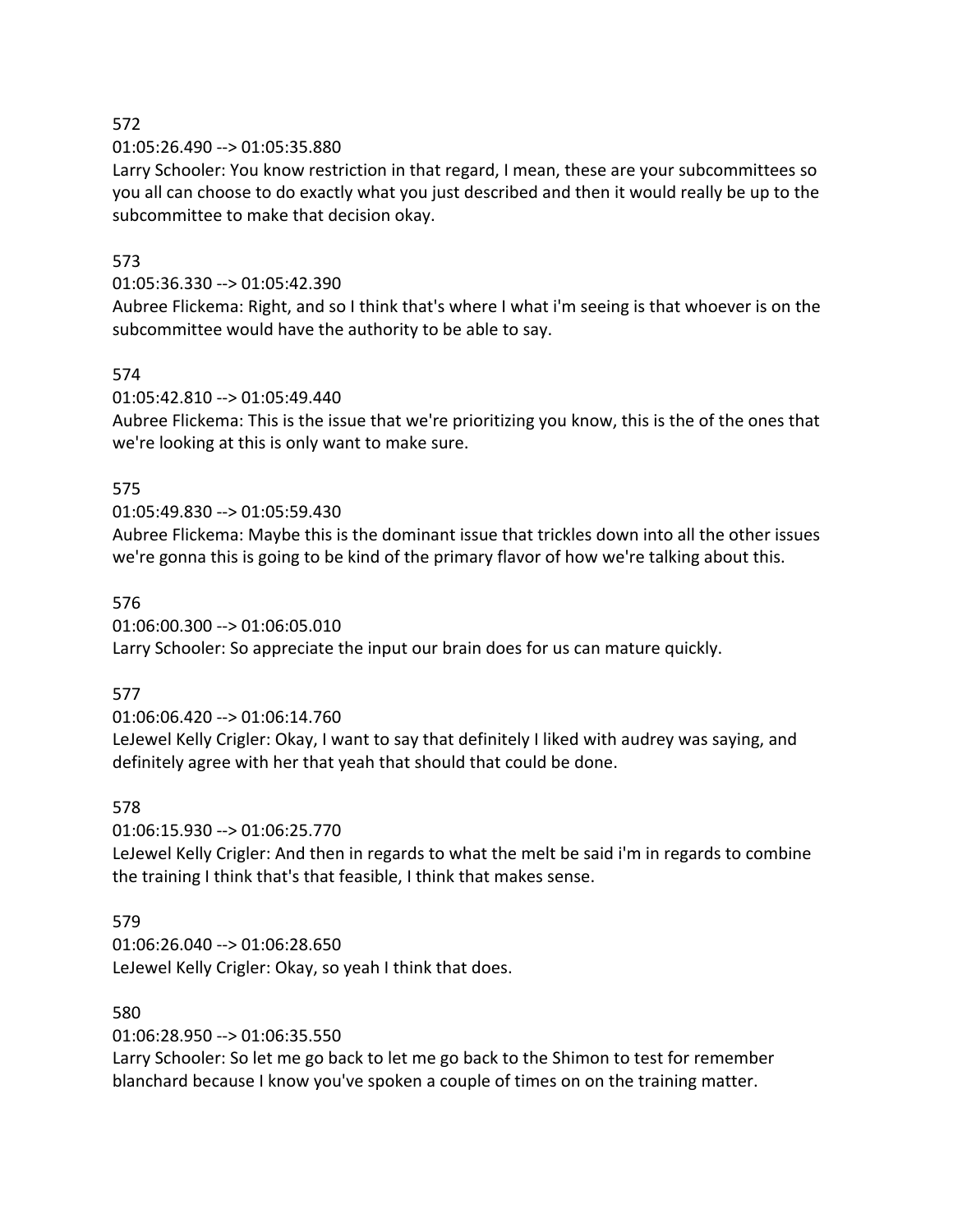572

01:05:26.490 --> 01:05:35.880

Larry Schooler: You know restriction in that regard, I mean, these are your subcommittees so you all can choose to do exactly what you just described and then it would really be up to the subcommittee to make that decision okay.

573

01:05:36.330 --> 01:05:42.390

Aubree Flickema: Right, and so I think that's where I what i'm seeing is that whoever is on the subcommittee would have the authority to be able to say.

574

01:05:42.810 --> 01:05:49.440

Aubree Flickema: This is the issue that we're prioritizing you know, this is the of the ones that we're looking at this is only want to make sure.

575

01:05:49.830 --> 01:05:59.430

Aubree Flickema: Maybe this is the dominant issue that trickles down into all the other issues we're gonna this is going to be kind of the primary flavor of how we're talking about this.

576

01:06:00.300 --> 01:06:05.010

Larry Schooler: So appreciate the input our brain does for us can mature quickly.

577

01:06:06.420 --> 01:06:14.760

LeJewel Kelly Crigler: Okay, I want to say that definitely I liked with audrey was saying, and definitely agree with her that yeah that should that could be done.

578

01:06:15.930 --> 01:06:25.770

LeJewel Kelly Crigler: And then in regards to what the melt be said i'm in regards to combine the training I think that's that feasible, I think that makes sense.

579

01:06:26.040 --> 01:06:28.650

LeJewel Kelly Crigler: Okay, so yeah I think that does.

580

01:06:28.950 --> 01:06:35.550

Larry Schooler: So let me go back to let me go back to the Shimon to test for remember blanchard because I know you've spoken a couple of times on on the training matter.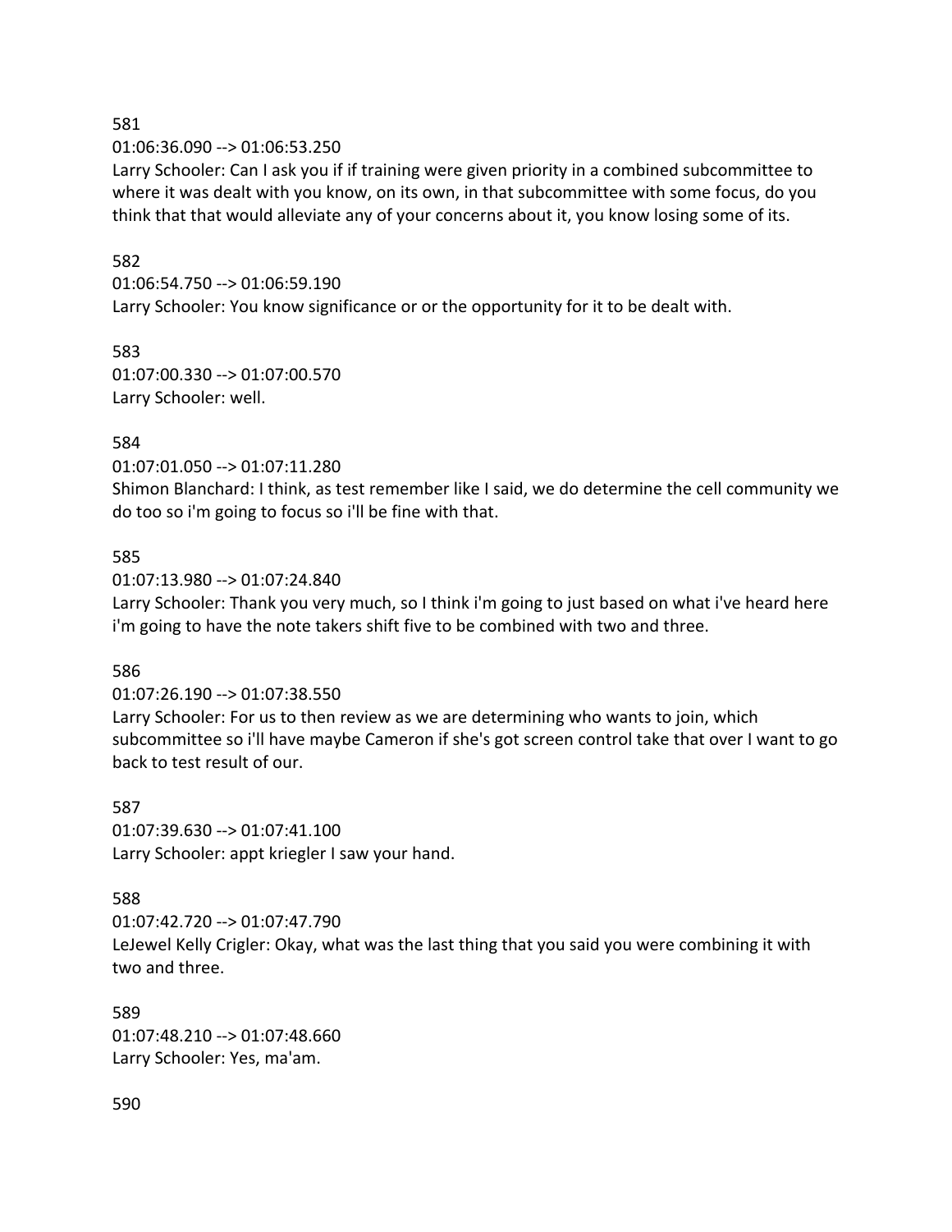581
01:06:36.090 --> 01:06:53.250
Larry Schooler: Can I ask you if if training were given priority in a combined subcommittee to where it was dealt with you know, on its own, in that subcommittee with some focus, do you think that that would alleviate any of your concerns about it, you know losing some of its.

582
01:06:54.750 --> 01:06:59.190
Larry Schooler: You know significance or or the opportunity for it to be dealt with.

583
01:07:00.330 --> 01:07:00.570
Larry Schooler: well.

584
01:07:01.050 --> 01:07:11.280
Shimon Blanchard: I think, as test remember like I said, we do determine the cell community we do too so i'm going to focus so i'll be fine with that.

585
01:07:13.980 --> 01:07:24.840
Larry Schooler: Thank you very much, so I think i'm going to just based on what i've heard here i'm going to have the note takers shift five to be combined with two and three.

586
01:07:26.190 --> 01:07:38.550
Larry Schooler: For us to then review as we are determining who wants to join, which subcommittee so i'll have maybe Cameron if she's got screen control take that over I want to go back to test result of our.

587
01:07:39.630 --> 01:07:41.100
Larry Schooler: appt kriegler I saw your hand.

588
01:07:42.720 --> 01:07:47.790
LeJewel Kelly Crigler: Okay, what was the last thing that you said you were combining it with two and three.

589
01:07:48.210 --> 01:07:48.660
Larry Schooler: Yes, ma'am.

590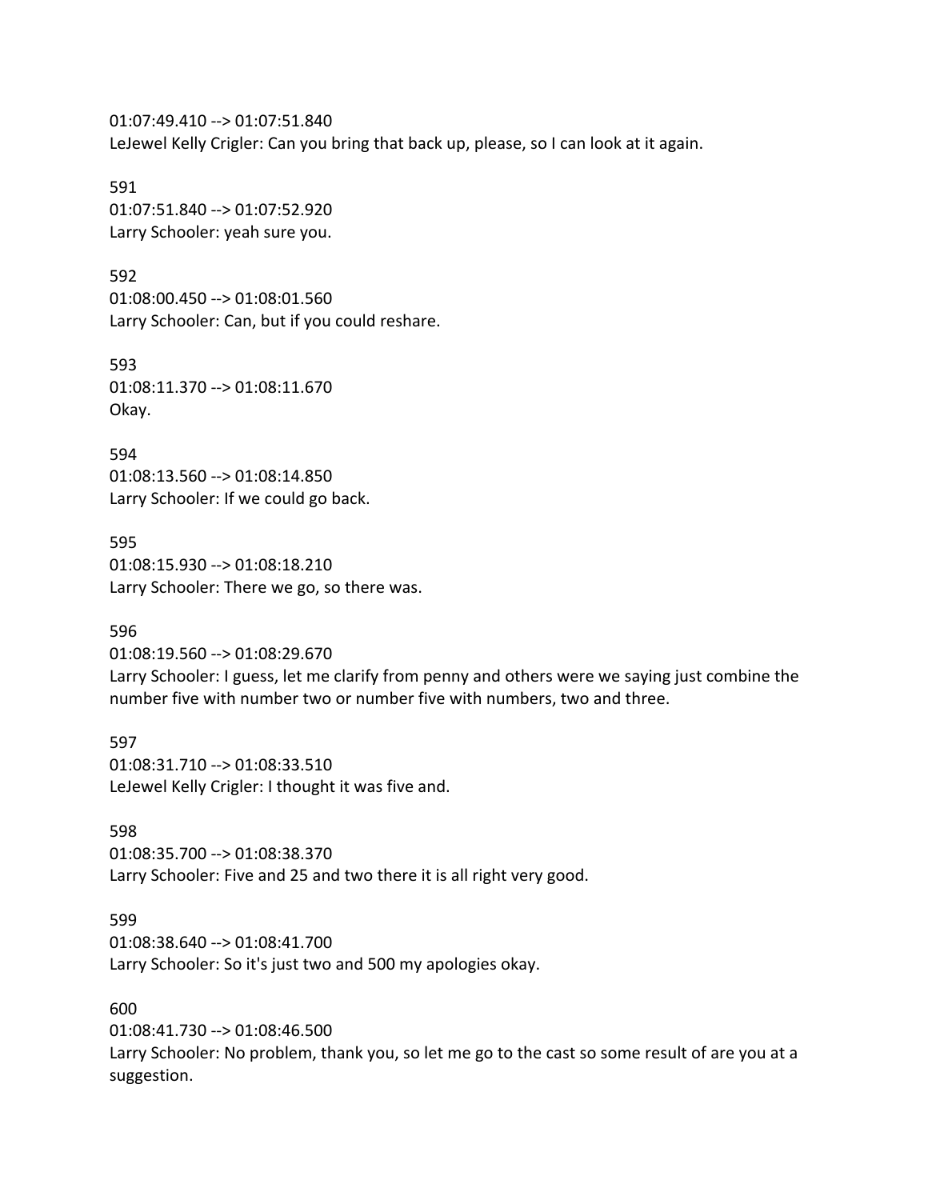01:07:49.410 --> 01:07:51.840
LeJewel Kelly Crigler: Can you bring that back up, please, so I can look at it again.

591
01:07:51.840 --> 01:07:52.920
Larry Schooler: yeah sure you.

592
01:08:00.450 --> 01:08:01.560
Larry Schooler: Can, but if you could reshare.

593
01:08:11.370 --> 01:08:11.670
Okay.

594
01:08:13.560 --> 01:08:14.850
Larry Schooler: If we could go back.

595
01:08:15.930 --> 01:08:18.210
Larry Schooler: There we go, so there was.

596
01:08:19.560 --> 01:08:29.670
Larry Schooler: I guess, let me clarify from penny and others were we saying just combine the number five with number two or number five with numbers, two and three.

597
01:08:31.710 --> 01:08:33.510
LeJewel Kelly Crigler: I thought it was five and.

598
01:08:35.700 --> 01:08:38.370
Larry Schooler: Five and 25 and two there it is all right very good.

599
01:08:38.640 --> 01:08:41.700
Larry Schooler: So it's just two and 500 my apologies okay.

600
01:08:41.730 --> 01:08:46.500
Larry Schooler: No problem, thank you, so let me go to the cast so some result of are you at a suggestion.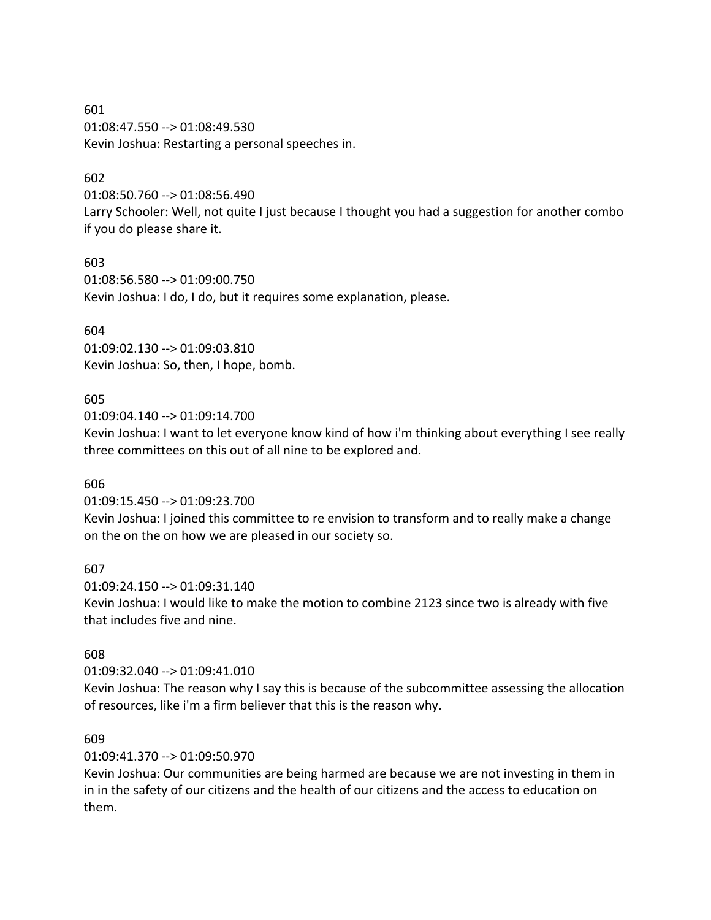601
01:08:47.550 --> 01:08:49.530
Kevin Joshua: Restarting a personal speeches in.

602
01:08:50.760 --> 01:08:56.490
Larry Schooler: Well, not quite I just because I thought you had a suggestion for another combo if you do please share it.

603
01:08:56.580 --> 01:09:00.750
Kevin Joshua: I do, I do, but it requires some explanation, please.

604
01:09:02.130 --> 01:09:03.810
Kevin Joshua: So, then, I hope, bomb.

605
01:09:04.140 --> 01:09:14.700
Kevin Joshua: I want to let everyone know kind of how i'm thinking about everything I see really three committees on this out of all nine to be explored and.

606
01:09:15.450 --> 01:09:23.700
Kevin Joshua: I joined this committee to re envision to transform and to really make a change on the on the on how we are pleased in our society so.

607
01:09:24.150 --> 01:09:31.140
Kevin Joshua: I would like to make the motion to combine 2123 since two is already with five that includes five and nine.

608
01:09:32.040 --> 01:09:41.010
Kevin Joshua: The reason why I say this is because of the subcommittee assessing the allocation of resources, like i'm a firm believer that this is the reason why.

609
01:09:41.370 --> 01:09:50.970
Kevin Joshua: Our communities are being harmed are because we are not investing in them in in in the safety of our citizens and the health of our citizens and the access to education on them.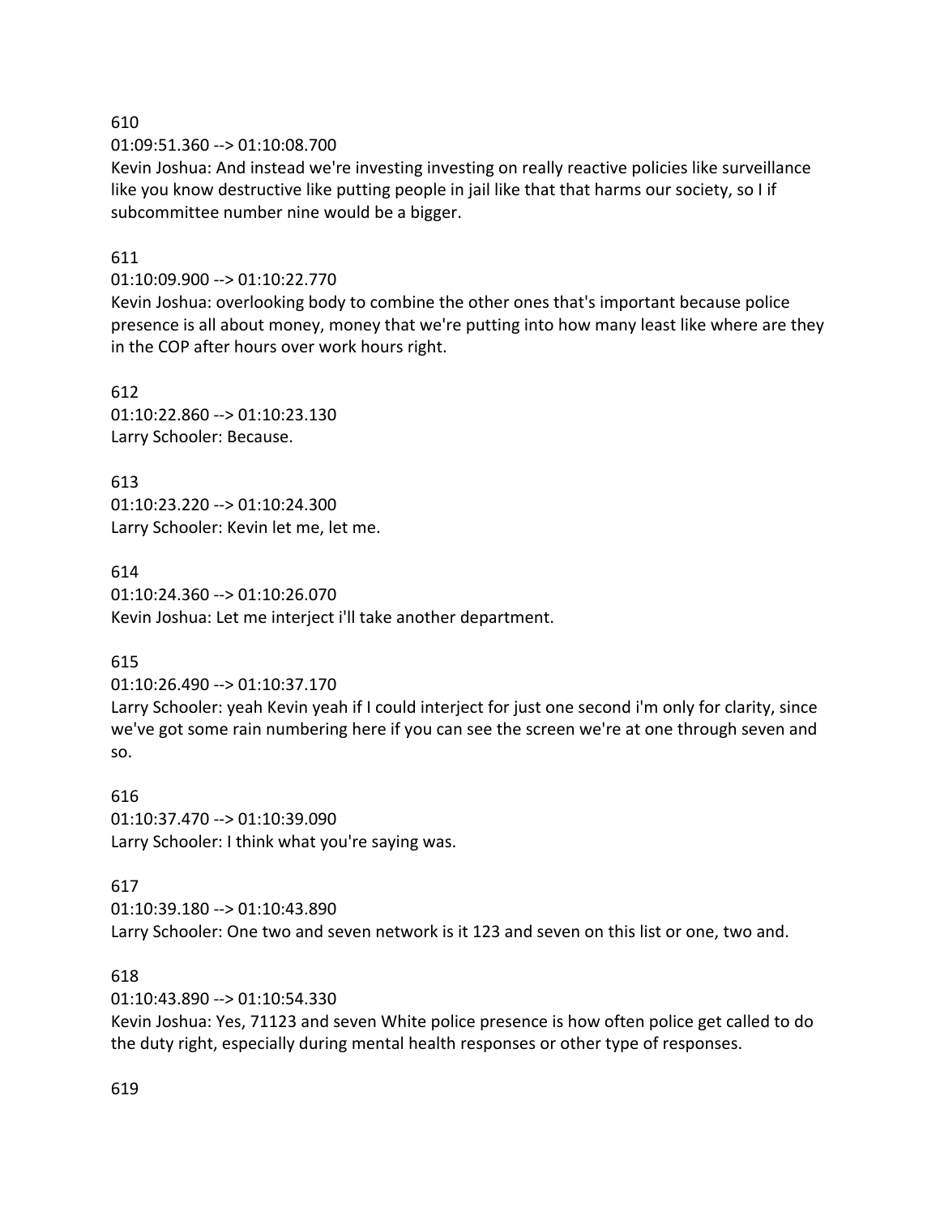610

01:09:51.360 --> 01:10:08.700

Kevin Joshua: And instead we're investing investing on really reactive policies like surveillance like you know destructive like putting people in jail like that that harms our society, so I if subcommittee number nine would be a bigger.

611

01:10:09.900 --> 01:10:22.770

Kevin Joshua: overlooking body to combine the other ones that's important because police presence is all about money, money that we're putting into how many least like where are they in the COP after hours over work hours right.

612

01:10:22.860 --> 01:10:23.130

Larry Schooler: Because.

613

01:10:23.220 --> 01:10:24.300

Larry Schooler: Kevin let me, let me.

614

01:10:24.360 --> 01:10:26.070

Kevin Joshua: Let me interject i'll take another department.

615

01:10:26.490 --> 01:10:37.170

Larry Schooler: yeah Kevin yeah if I could interject for just one second i'm only for clarity, since we've got some rain numbering here if you can see the screen we're at one through seven and so.

616

01:10:37.470 --> 01:10:39.090

Larry Schooler: I think what you're saying was.

617

01:10:39.180 --> 01:10:43.890

Larry Schooler: One two and seven network is it 123 and seven on this list or one, two and.

618

01:10:43.890 --> 01:10:54.330

Kevin Joshua: Yes, 71123 and seven White police presence is how often police get called to do the duty right, especially during mental health responses or other type of responses.

619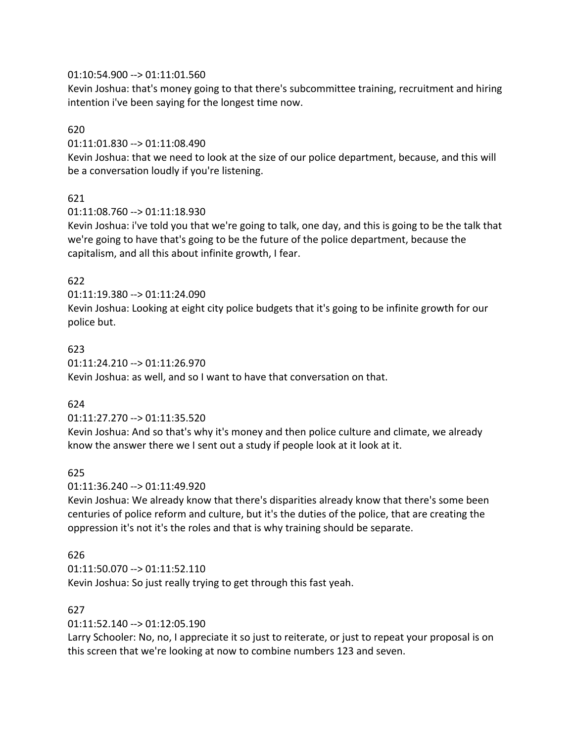01:10:54.900 --> 01:11:01.560
Kevin Joshua: that's money going to that there's subcommittee training, recruitment and hiring intention i've been saying for the longest time now.

620
01:11:01.830 --> 01:11:08.490
Kevin Joshua: that we need to look at the size of our police department, because, and this will be a conversation loudly if you're listening.

621
01:11:08.760 --> 01:11:18.930
Kevin Joshua: i've told you that we're going to talk, one day, and this is going to be the talk that we're going to have that's going to be the future of the police department, because the capitalism, and all this about infinite growth, I fear.

622
01:11:19.380 --> 01:11:24.090
Kevin Joshua: Looking at eight city police budgets that it's going to be infinite growth for our police but.

623
01:11:24.210 --> 01:11:26.970
Kevin Joshua: as well, and so I want to have that conversation on that.

624
01:11:27.270 --> 01:11:35.520
Kevin Joshua: And so that's why it's money and then police culture and climate, we already know the answer there we I sent out a study if people look at it look at it.

625
01:11:36.240 --> 01:11:49.920
Kevin Joshua: We already know that there's disparities already know that there's some been centuries of police reform and culture, but it's the duties of the police, that are creating the oppression it's not it's the roles and that is why training should be separate.

626
01:11:50.070 --> 01:11:52.110
Kevin Joshua: So just really trying to get through this fast yeah.

627
01:11:52.140 --> 01:12:05.190
Larry Schooler: No, no, I appreciate it so just to reiterate, or just to repeat your proposal is on this screen that we're looking at now to combine numbers 123 and seven.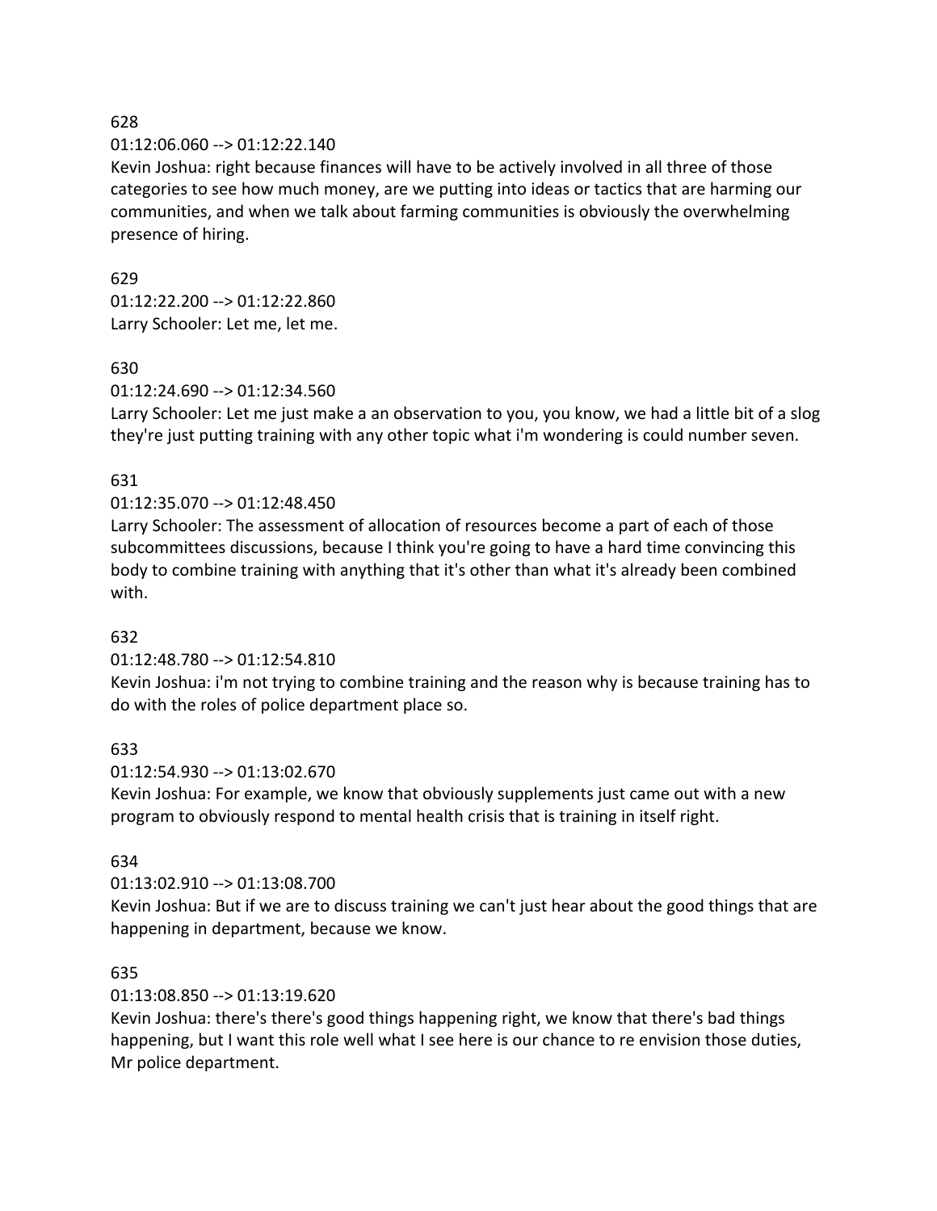628

01:12:06.060 --> 01:12:22.140

Kevin Joshua: right because finances will have to be actively involved in all three of those categories to see how much money, are we putting into ideas or tactics that are harming our communities, and when we talk about farming communities is obviously the overwhelming presence of hiring.

629

01:12:22.200 --> 01:12:22.860

Larry Schooler: Let me, let me.

630

01:12:24.690 --> 01:12:34.560

Larry Schooler: Let me just make a an observation to you, you know, we had a little bit of a slog they're just putting training with any other topic what i'm wondering is could number seven.

631

01:12:35.070 --> 01:12:48.450

Larry Schooler: The assessment of allocation of resources become a part of each of those subcommittees discussions, because I think you're going to have a hard time convincing this body to combine training with anything that it's other than what it's already been combined with.

632

01:12:48.780 --> 01:12:54.810

Kevin Joshua: i'm not trying to combine training and the reason why is because training has to do with the roles of police department place so.

633

01:12:54.930 --> 01:13:02.670

Kevin Joshua: For example, we know that obviously supplements just came out with a new program to obviously respond to mental health crisis that is training in itself right.

634

01:13:02.910 --> 01:13:08.700

Kevin Joshua: But if we are to discuss training we can't just hear about the good things that are happening in department, because we know.

635

01:13:08.850 --> 01:13:19.620

Kevin Joshua: there's there's good things happening right, we know that there's bad things happening, but I want this role well what I see here is our chance to re envision those duties, Mr police department.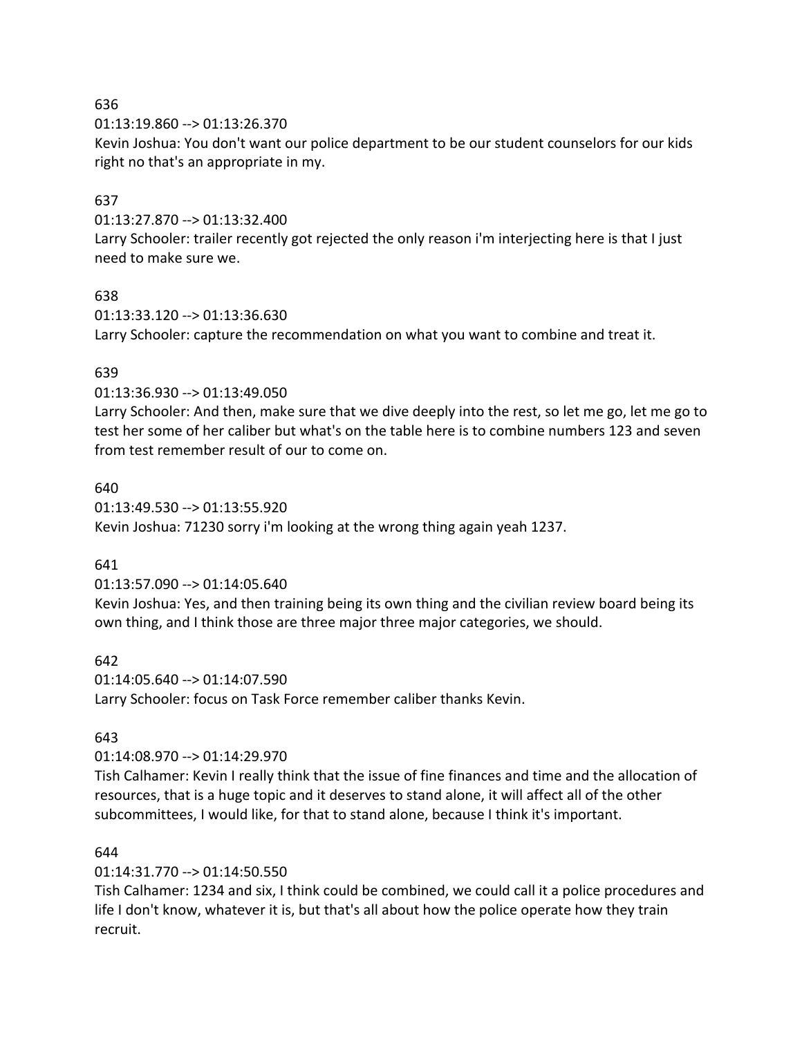636
01:13:19.860 --> 01:13:26.370
Kevin Joshua: You don't want our police department to be our student counselors for our kids right no that's an appropriate in my.

637
01:13:27.870 --> 01:13:32.400
Larry Schooler: trailer recently got rejected the only reason i'm interjecting here is that I just need to make sure we.

638
01:13:33.120 --> 01:13:36.630
Larry Schooler: capture the recommendation on what you want to combine and treat it.

639
01:13:36.930 --> 01:13:49.050
Larry Schooler: And then, make sure that we dive deeply into the rest, so let me go, let me go to test her some of her caliber but what's on the table here is to combine numbers 123 and seven from test remember result of our to come on.

640
01:13:49.530 --> 01:13:55.920
Kevin Joshua: 71230 sorry i'm looking at the wrong thing again yeah 1237.

641
01:13:57.090 --> 01:14:05.640
Kevin Joshua: Yes, and then training being its own thing and the civilian review board being its own thing, and I think those are three major three major categories, we should.

642
01:14:05.640 --> 01:14:07.590
Larry Schooler: focus on Task Force remember caliber thanks Kevin.

643
01:14:08.970 --> 01:14:29.970
Tish Calhamer: Kevin I really think that the issue of fine finances and time and the allocation of resources, that is a huge topic and it deserves to stand alone, it will affect all of the other subcommittees, I would like, for that to stand alone, because I think it's important.

644
01:14:31.770 --> 01:14:50.550
Tish Calhamer: 1234 and six, I think could be combined, we could call it a police procedures and life I don't know, whatever it is, but that's all about how the police operate how they train recruit.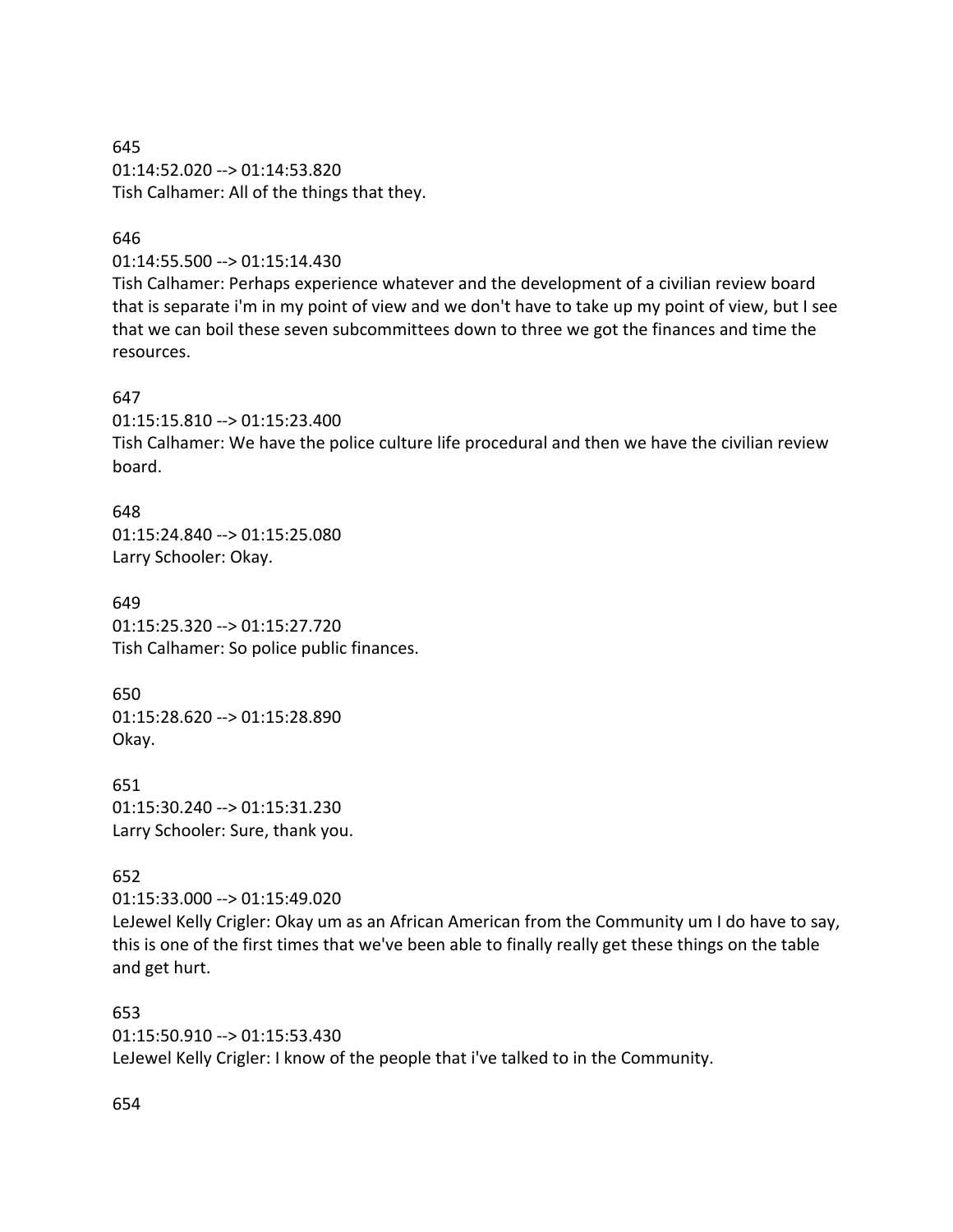645
01:14:52.020 --> 01:14:53.820
Tish Calhamer: All of the things that they.

646
01:14:55.500 --> 01:15:14.430
Tish Calhamer: Perhaps experience whatever and the development of a civilian review board that is separate i'm in my point of view and we don't have to take up my point of view, but I see that we can boil these seven subcommittees down to three we got the finances and time the resources.

647
01:15:15.810 --> 01:15:23.400
Tish Calhamer: We have the police culture life procedural and then we have the civilian review board.

648
01:15:24.840 --> 01:15:25.080
Larry Schooler: Okay.

649
01:15:25.320 --> 01:15:27.720
Tish Calhamer: So police public finances.

650
01:15:28.620 --> 01:15:28.890
Okay.

651
01:15:30.240 --> 01:15:31.230
Larry Schooler: Sure, thank you.

652
01:15:33.000 --> 01:15:49.020
LeJewel Kelly Crigler: Okay um as an African American from the Community um I do have to say, this is one of the first times that we've been able to finally really get these things on the table and get hurt.

653
01:15:50.910 --> 01:15:53.430
LeJewel Kelly Crigler: I know of the people that i've talked to in the Community.

654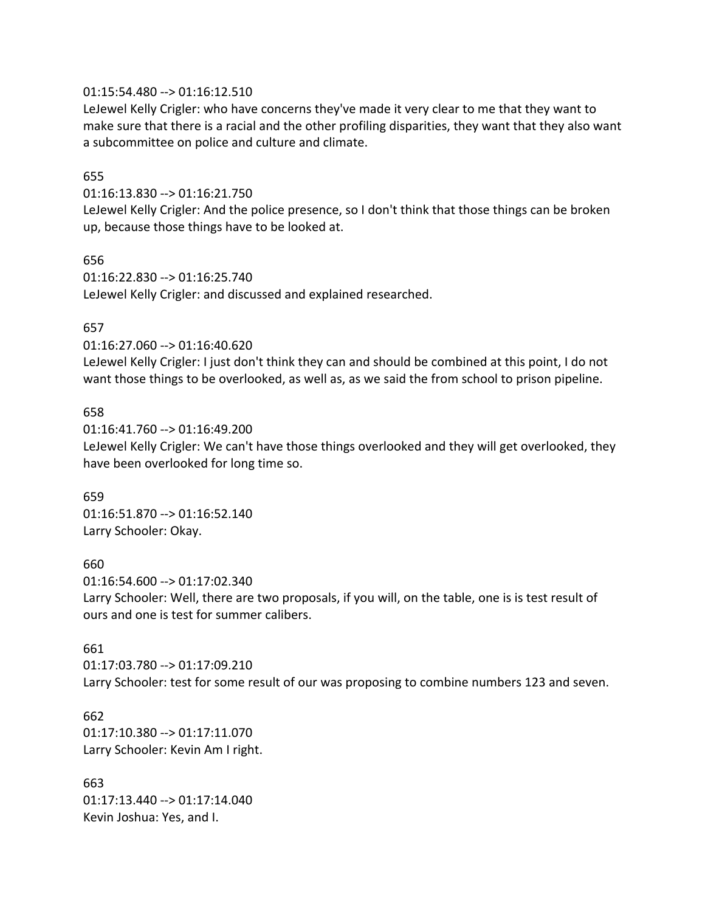01:15:54.480 --> 01:16:12.510
LeJewel Kelly Crigler: who have concerns they've made it very clear to me that they want to make sure that there is a racial and the other profiling disparities, they want that they also want a subcommittee on police and culture and climate.

655
01:16:13.830 --> 01:16:21.750
LeJewel Kelly Crigler: And the police presence, so I don't think that those things can be broken up, because those things have to be looked at.

656
01:16:22.830 --> 01:16:25.740
LeJewel Kelly Crigler: and discussed and explained researched.

657
01:16:27.060 --> 01:16:40.620
LeJewel Kelly Crigler: I just don't think they can and should be combined at this point, I do not want those things to be overlooked, as well as, as we said the from school to prison pipeline.

658
01:16:41.760 --> 01:16:49.200
LeJewel Kelly Crigler: We can't have those things overlooked and they will get overlooked, they have been overlooked for long time so.

659
01:16:51.870 --> 01:16:52.140
Larry Schooler: Okay.

660
01:16:54.600 --> 01:17:02.340
Larry Schooler: Well, there are two proposals, if you will, on the table, one is is test result of ours and one is test for summer calibers.

661
01:17:03.780 --> 01:17:09.210
Larry Schooler: test for some result of our was proposing to combine numbers 123 and seven.

662
01:17:10.380 --> 01:17:11.070
Larry Schooler: Kevin Am I right.

663
01:17:13.440 --> 01:17:14.040
Kevin Joshua: Yes, and I.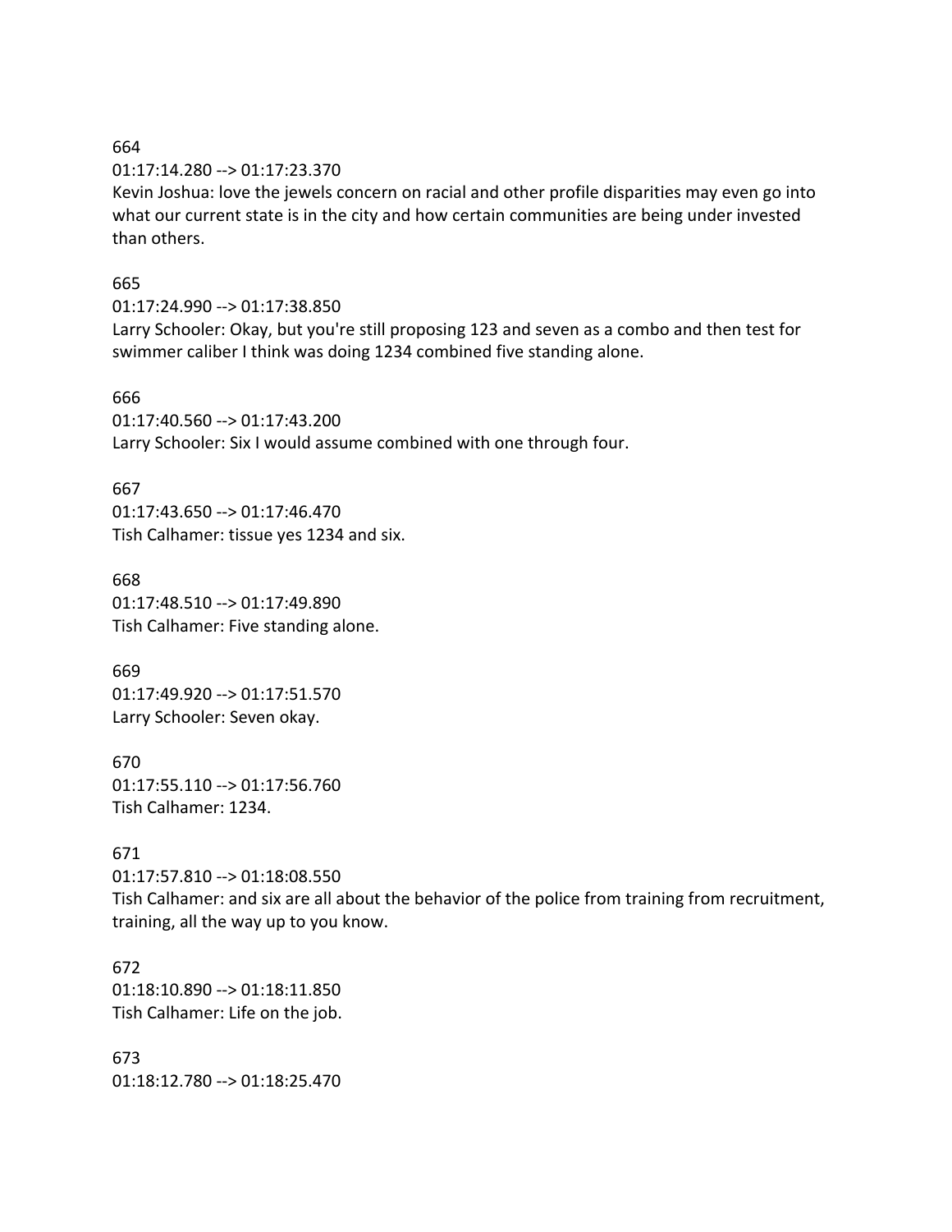664
01:17:14.280 --> 01:17:23.370
Kevin Joshua: love the jewels concern on racial and other profile disparities may even go into what our current state is in the city and how certain communities are being under invested than others.

665
01:17:24.990 --> 01:17:38.850
Larry Schooler: Okay, but you're still proposing 123 and seven as a combo and then test for swimmer caliber I think was doing 1234 combined five standing alone.

666
01:17:40.560 --> 01:17:43.200
Larry Schooler: Six I would assume combined with one through four.

667
01:17:43.650 --> 01:17:46.470
Tish Calhamer: tissue yes 1234 and six.

668
01:17:48.510 --> 01:17:49.890
Tish Calhamer: Five standing alone.

669
01:17:49.920 --> 01:17:51.570
Larry Schooler: Seven okay.

670
01:17:55.110 --> 01:17:56.760
Tish Calhamer: 1234.

671
01:17:57.810 --> 01:18:08.550
Tish Calhamer: and six are all about the behavior of the police from training from recruitment, training, all the way up to you know.

672
01:18:10.890 --> 01:18:11.850
Tish Calhamer: Life on the job.

673
01:18:12.780 --> 01:18:25.470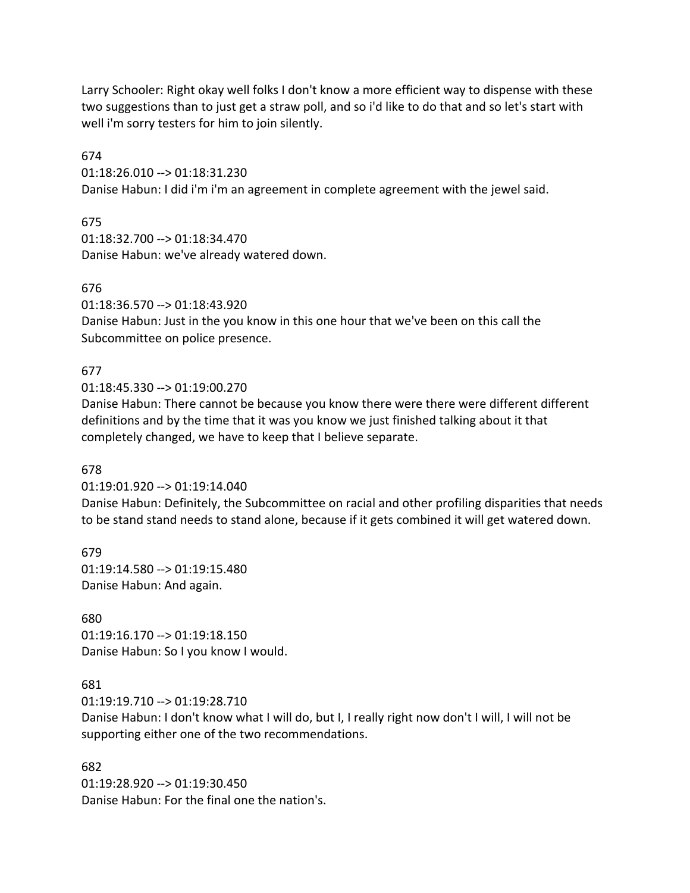Larry Schooler: Right okay well folks I don't know a more efficient way to dispense with these two suggestions than to just get a straw poll, and so i'd like to do that and so let's start with well i'm sorry testers for him to join silently.

674
01:18:26.010 --> 01:18:31.230
Danise Habun: I did i'm i'm an agreement in complete agreement with the jewel said.

675
01:18:32.700 --> 01:18:34.470
Danise Habun: we've already watered down.

676
01:18:36.570 --> 01:18:43.920
Danise Habun: Just in the you know in this one hour that we've been on this call the Subcommittee on police presence.

677
01:18:45.330 --> 01:19:00.270
Danise Habun: There cannot be because you know there were there were different different definitions and by the time that it was you know we just finished talking about it that completely changed, we have to keep that I believe separate.

678
01:19:01.920 --> 01:19:14.040
Danise Habun: Definitely, the Subcommittee on racial and other profiling disparities that needs to be stand stand needs to stand alone, because if it gets combined it will get watered down.

679
01:19:14.580 --> 01:19:15.480
Danise Habun: And again.

680
01:19:16.170 --> 01:19:18.150
Danise Habun: So I you know I would.

681
01:19:19.710 --> 01:19:28.710
Danise Habun: I don't know what I will do, but I, I really right now don't I will, I will not be supporting either one of the two recommendations.

682
01:19:28.920 --> 01:19:30.450
Danise Habun: For the final one the nation's.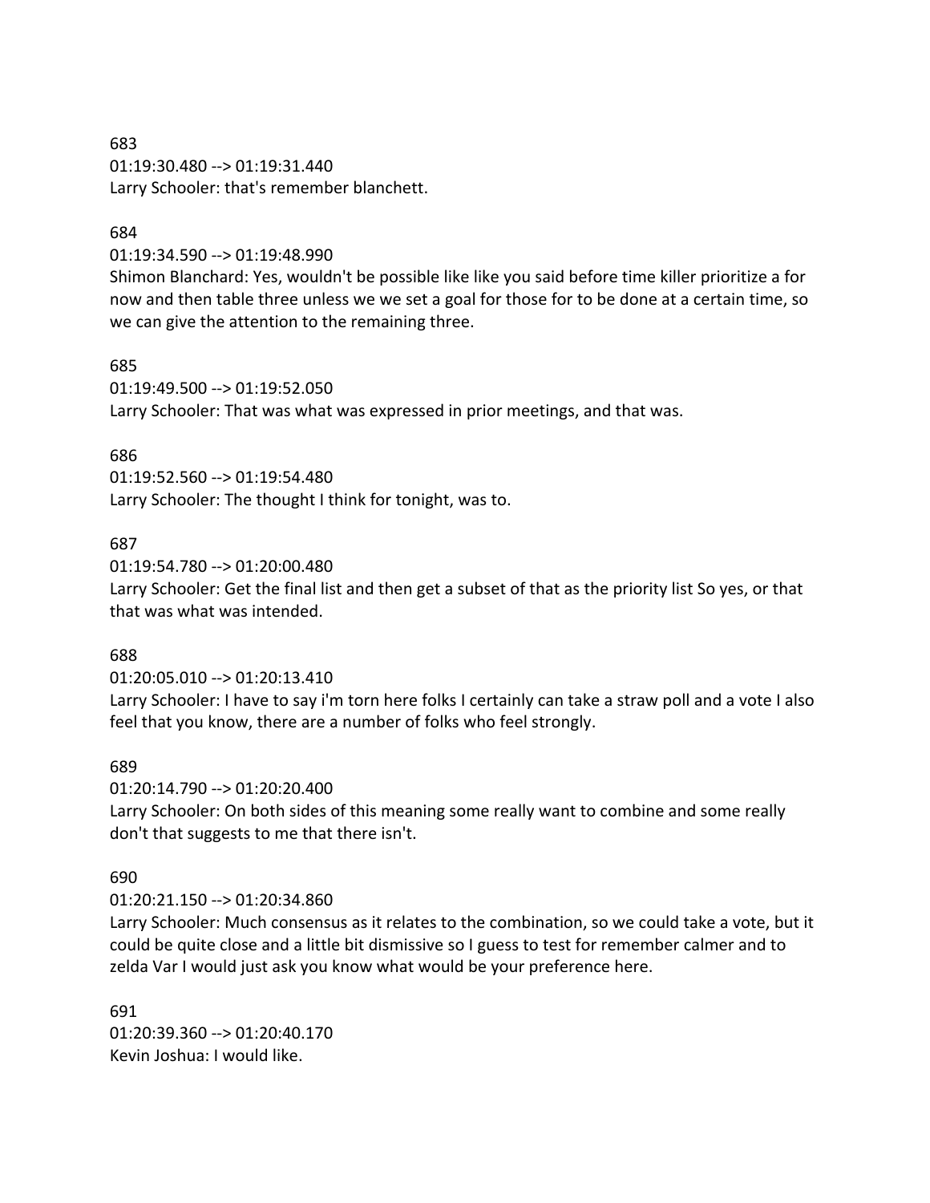683
01:19:30.480 --> 01:19:31.440
Larry Schooler: that's remember blanchett.

684
01:19:34.590 --> 01:19:48.990
Shimon Blanchard: Yes, wouldn't be possible like like you said before time killer prioritize a for now and then table three unless we we set a goal for those for to be done at a certain time, so we can give the attention to the remaining three.

685
01:19:49.500 --> 01:19:52.050
Larry Schooler: That was what was expressed in prior meetings, and that was.

686
01:19:52.560 --> 01:19:54.480
Larry Schooler: The thought I think for tonight, was to.

687
01:19:54.780 --> 01:20:00.480
Larry Schooler: Get the final list and then get a subset of that as the priority list So yes, or that that was what was intended.

688
01:20:05.010 --> 01:20:13.410
Larry Schooler: I have to say i'm torn here folks I certainly can take a straw poll and a vote I also feel that you know, there are a number of folks who feel strongly.

689
01:20:14.790 --> 01:20:20.400
Larry Schooler: On both sides of this meaning some really want to combine and some really don't that suggests to me that there isn't.

690
01:20:21.150 --> 01:20:34.860
Larry Schooler: Much consensus as it relates to the combination, so we could take a vote, but it could be quite close and a little bit dismissive so I guess to test for remember calmer and to zelda Var I would just ask you know what would be your preference here.

691
01:20:39.360 --> 01:20:40.170
Kevin Joshua: I would like.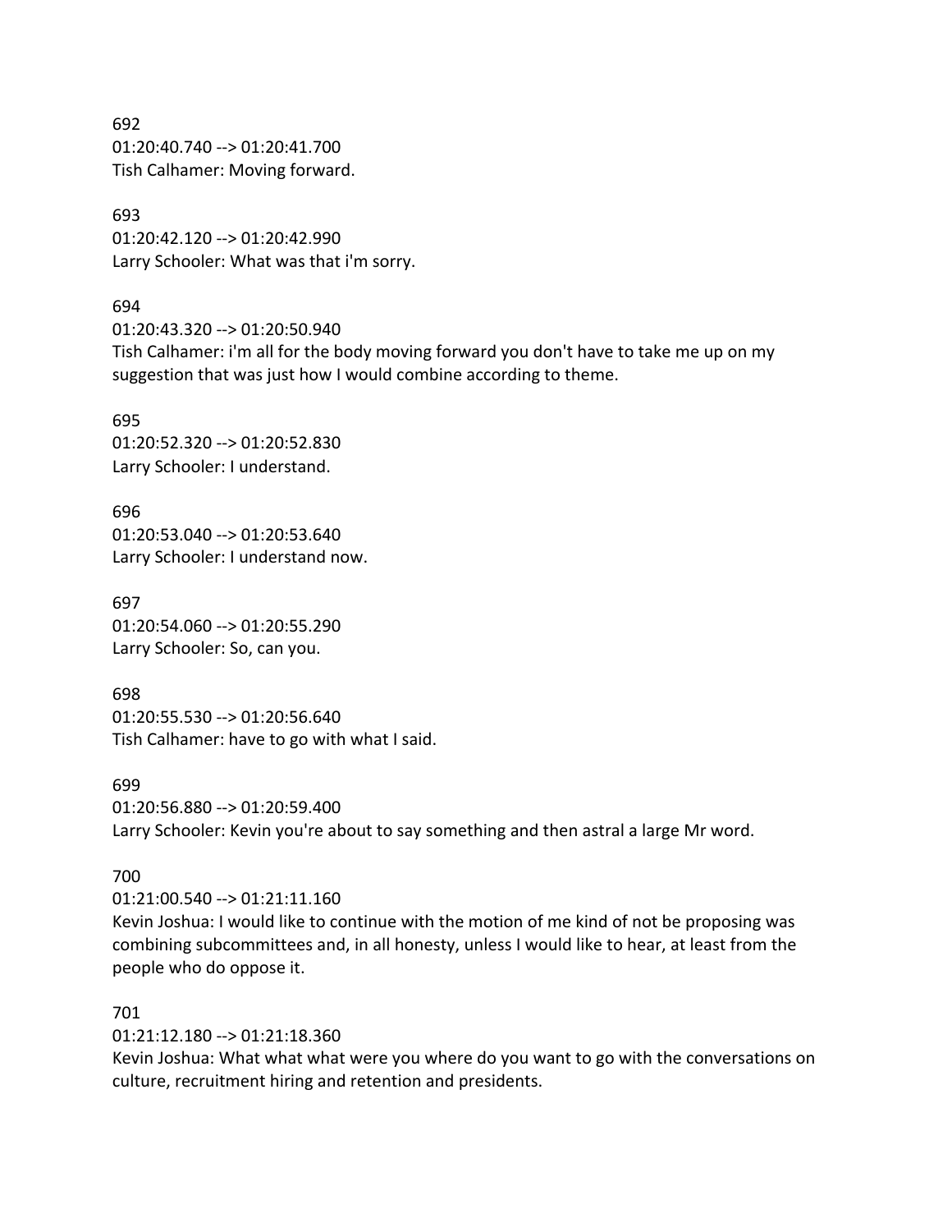692
01:20:40.740 --> 01:20:41.700
Tish Calhamer: Moving forward.

693
01:20:42.120 --> 01:20:42.990
Larry Schooler: What was that i'm sorry.

694
01:20:43.320 --> 01:20:50.940
Tish Calhamer: i'm all for the body moving forward you don't have to take me up on my suggestion that was just how I would combine according to theme.

695
01:20:52.320 --> 01:20:52.830
Larry Schooler: I understand.

696
01:20:53.040 --> 01:20:53.640
Larry Schooler: I understand now.

697
01:20:54.060 --> 01:20:55.290
Larry Schooler: So, can you.

698
01:20:55.530 --> 01:20:56.640
Tish Calhamer: have to go with what I said.

699
01:20:56.880 --> 01:20:59.400
Larry Schooler: Kevin you're about to say something and then astral a large Mr word.

700
01:21:00.540 --> 01:21:11.160
Kevin Joshua: I would like to continue with the motion of me kind of not be proposing was combining subcommittees and, in all honesty, unless I would like to hear, at least from the people who do oppose it.

701
01:21:12.180 --> 01:21:18.360
Kevin Joshua: What what what were you where do you want to go with the conversations on culture, recruitment hiring and retention and presidents.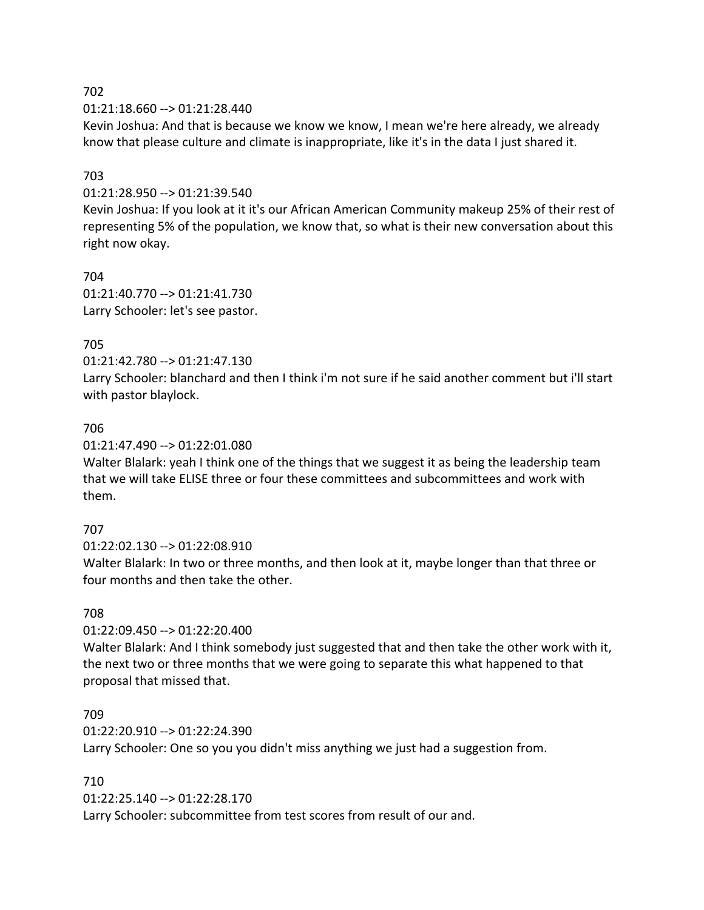702

01:21:18.660 --> 01:21:28.440

Kevin Joshua: And that is because we know we know, I mean we're here already, we already know that please culture and climate is inappropriate, like it's in the data I just shared it.

703

01:21:28.950 --> 01:21:39.540

Kevin Joshua: If you look at it it's our African American Community makeup 25% of their rest of representing 5% of the population, we know that, so what is their new conversation about this right now okay.

704

01:21:40.770 --> 01:21:41.730

Larry Schooler: let's see pastor.

705

01:21:42.780 --> 01:21:47.130

Larry Schooler: blanchard and then I think i'm not sure if he said another comment but i'll start with pastor blaylock.

706

01:21:47.490 --> 01:22:01.080

Walter Blalark: yeah I think one of the things that we suggest it as being the leadership team that we will take ELISE three or four these committees and subcommittees and work with them.

707

01:22:02.130 --> 01:22:08.910

Walter Blalark: In two or three months, and then look at it, maybe longer than that three or four months and then take the other.

708

01:22:09.450 --> 01:22:20.400

Walter Blalark: And I think somebody just suggested that and then take the other work with it, the next two or three months that we were going to separate this what happened to that proposal that missed that.

709

01:22:20.910 --> 01:22:24.390

Larry Schooler: One so you you didn't miss anything we just had a suggestion from.

710

01:22:25.140 --> 01:22:28.170

Larry Schooler: subcommittee from test scores from result of our and.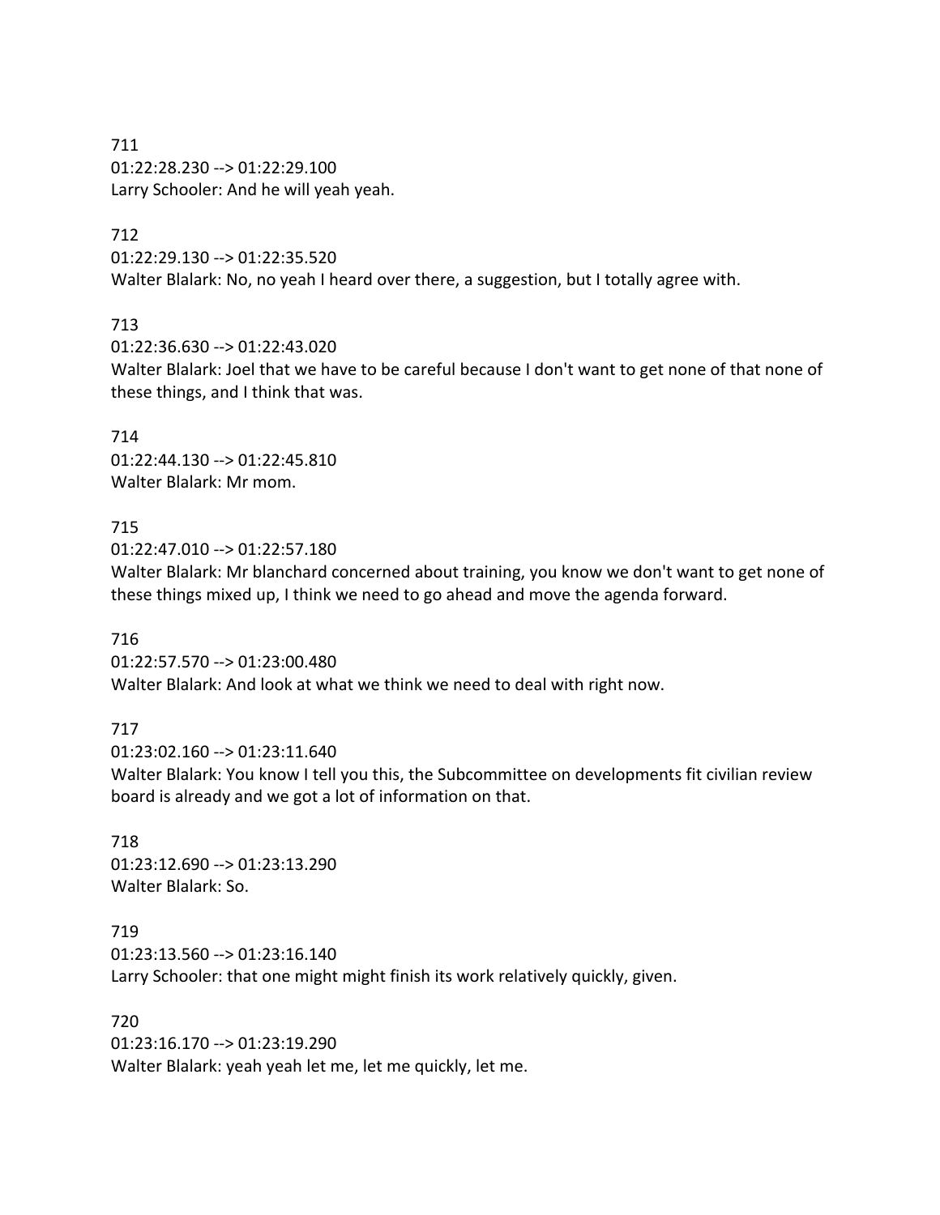711
01:22:28.230 --> 01:22:29.100
Larry Schooler: And he will yeah yeah.

712
01:22:29.130 --> 01:22:35.520
Walter Blalark: No, no yeah I heard over there, a suggestion, but I totally agree with.

713
01:22:36.630 --> 01:22:43.020
Walter Blalark: Joel that we have to be careful because I don't want to get none of that none of these things, and I think that was.

714
01:22:44.130 --> 01:22:45.810
Walter Blalark: Mr mom.

715
01:22:47.010 --> 01:22:57.180
Walter Blalark: Mr blanchard concerned about training, you know we don't want to get none of these things mixed up, I think we need to go ahead and move the agenda forward.

716
01:22:57.570 --> 01:23:00.480
Walter Blalark: And look at what we think we need to deal with right now.

717
01:23:02.160 --> 01:23:11.640
Walter Blalark: You know I tell you this, the Subcommittee on developments fit civilian review board is already and we got a lot of information on that.

718
01:23:12.690 --> 01:23:13.290
Walter Blalark: So.

719
01:23:13.560 --> 01:23:16.140
Larry Schooler: that one might might finish its work relatively quickly, given.

720
01:23:16.170 --> 01:23:19.290
Walter Blalark: yeah yeah let me, let me quickly, let me.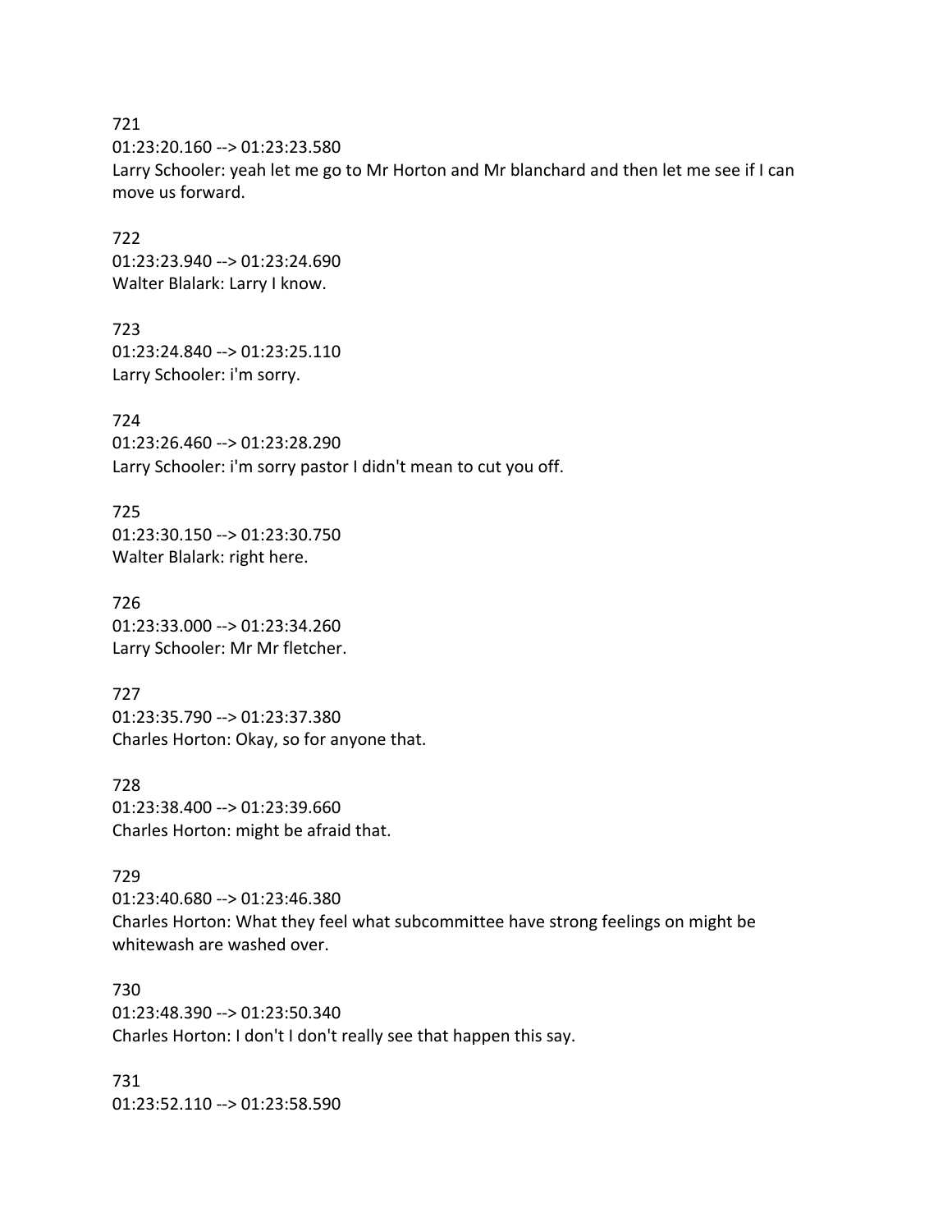721
01:23:20.160 --> 01:23:23.580
Larry Schooler: yeah let me go to Mr Horton and Mr blanchard and then let me see if I can move us forward.

722
01:23:23.940 --> 01:23:24.690
Walter Blalark: Larry I know.

723
01:23:24.840 --> 01:23:25.110
Larry Schooler: i'm sorry.

724
01:23:26.460 --> 01:23:28.290
Larry Schooler: i'm sorry pastor I didn't mean to cut you off.

725
01:23:30.150 --> 01:23:30.750
Walter Blalark: right here.

726
01:23:33.000 --> 01:23:34.260
Larry Schooler: Mr Mr fletcher.

727
01:23:35.790 --> 01:23:37.380
Charles Horton: Okay, so for anyone that.

728
01:23:38.400 --> 01:23:39.660
Charles Horton: might be afraid that.

729
01:23:40.680 --> 01:23:46.380
Charles Horton: What they feel what subcommittee have strong feelings on might be whitewash are washed over.

730
01:23:48.390 --> 01:23:50.340
Charles Horton: I don't I don't really see that happen this say.

731
01:23:52.110 --> 01:23:58.590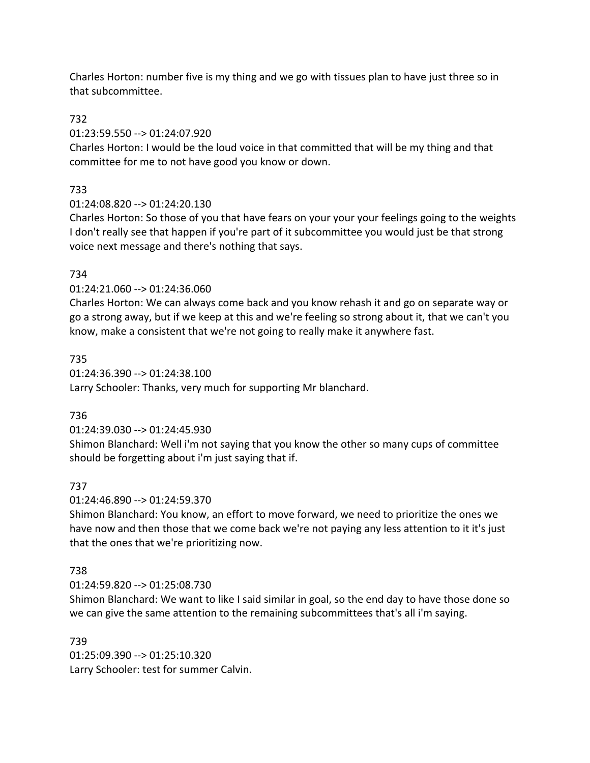Charles Horton: number five is my thing and we go with tissues plan to have just three so in that subcommittee.

732
01:23:59.550 --> 01:24:07.920
Charles Horton: I would be the loud voice in that committed that will be my thing and that committee for me to not have good you know or down.

733
01:24:08.820 --> 01:24:20.130
Charles Horton: So those of you that have fears on your your your feelings going to the weights I don't really see that happen if you're part of it subcommittee you would just be that strong voice next message and there's nothing that says.

734
01:24:21.060 --> 01:24:36.060
Charles Horton: We can always come back and you know rehash it and go on separate way or go a strong away, but if we keep at this and we're feeling so strong about it, that we can't you know, make a consistent that we're not going to really make it anywhere fast.

735
01:24:36.390 --> 01:24:38.100
Larry Schooler: Thanks, very much for supporting Mr blanchard.

736
01:24:39.030 --> 01:24:45.930
Shimon Blanchard: Well i'm not saying that you know the other so many cups of committee should be forgetting about i'm just saying that if.

737
01:24:46.890 --> 01:24:59.370
Shimon Blanchard: You know, an effort to move forward, we need to prioritize the ones we have now and then those that we come back we're not paying any less attention to it it's just that the ones that we're prioritizing now.

738
01:24:59.820 --> 01:25:08.730
Shimon Blanchard: We want to like I said similar in goal, so the end day to have those done so we can give the same attention to the remaining subcommittees that's all i'm saying.

739
01:25:09.390 --> 01:25:10.320
Larry Schooler: test for summer Calvin.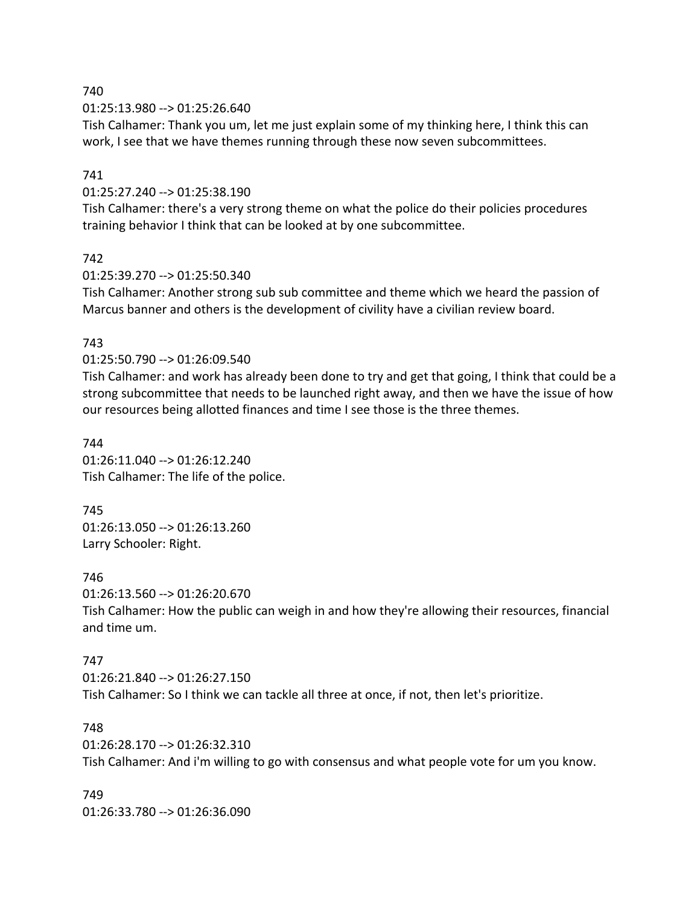740

01:25:13.980 --> 01:25:26.640

Tish Calhamer: Thank you um, let me just explain some of my thinking here, I think this can work, I see that we have themes running through these now seven subcommittees.

741

01:25:27.240 --> 01:25:38.190

Tish Calhamer: there's a very strong theme on what the police do their policies procedures training behavior I think that can be looked at by one subcommittee.

742

01:25:39.270 --> 01:25:50.340

Tish Calhamer: Another strong sub sub committee and theme which we heard the passion of Marcus banner and others is the development of civility have a civilian review board.

743

01:25:50.790 --> 01:26:09.540

Tish Calhamer: and work has already been done to try and get that going, I think that could be a strong subcommittee that needs to be launched right away, and then we have the issue of how our resources being allotted finances and time I see those is the three themes.

744

01:26:11.040 --> 01:26:12.240

Tish Calhamer: The life of the police.

745

01:26:13.050 --> 01:26:13.260

Larry Schooler: Right.

746

01:26:13.560 --> 01:26:20.670

Tish Calhamer: How the public can weigh in and how they're allowing their resources, financial and time um.

747

01:26:21.840 --> 01:26:27.150

Tish Calhamer: So I think we can tackle all three at once, if not, then let's prioritize.

748

01:26:28.170 --> 01:26:32.310

Tish Calhamer: And i'm willing to go with consensus and what people vote for um you know.

749

01:26:33.780 --> 01:26:36.090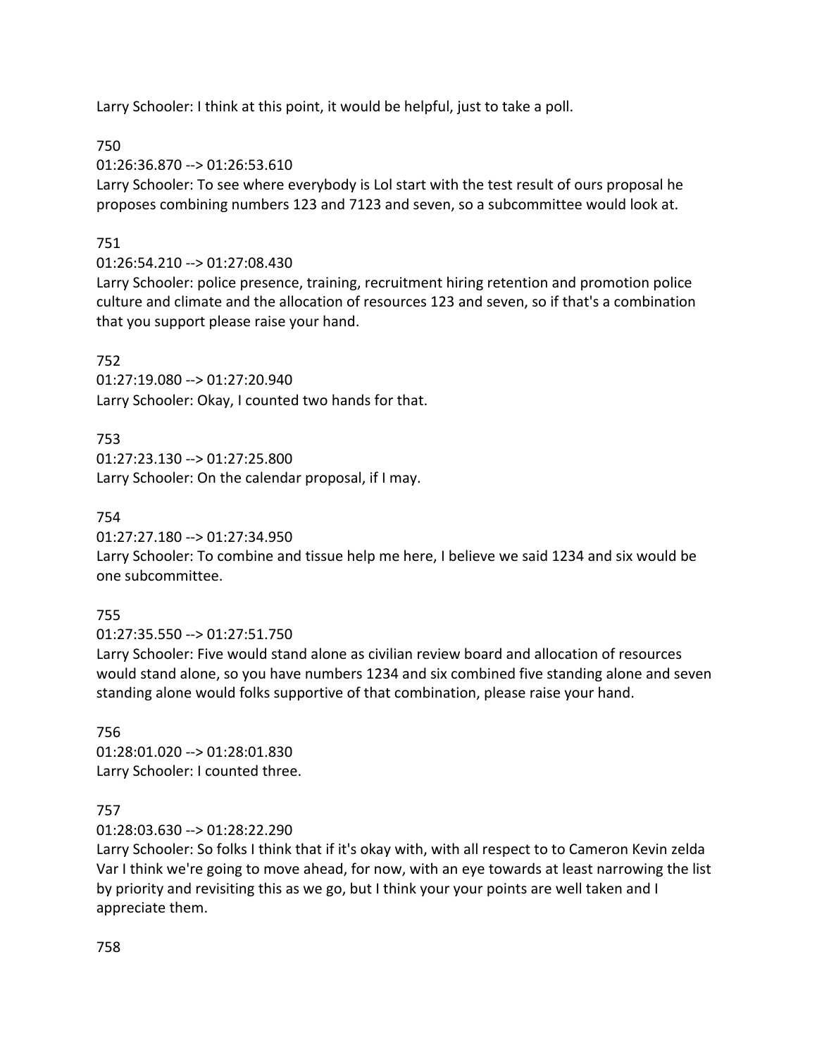Larry Schooler: I think at this point, it would be helpful, just to take a poll.

750

01:26:36.870 --> 01:26:53.610

Larry Schooler: To see where everybody is Lol start with the test result of ours proposal he proposes combining numbers 123 and 7123 and seven, so a subcommittee would look at.

751

01:26:54.210 --> 01:27:08.430

Larry Schooler: police presence, training, recruitment hiring retention and promotion police culture and climate and the allocation of resources 123 and seven, so if that's a combination that you support please raise your hand.

752

01:27:19.080 --> 01:27:20.940

Larry Schooler: Okay, I counted two hands for that.

753

01:27:23.130 --> 01:27:25.800

Larry Schooler: On the calendar proposal, if I may.

754

01:27:27.180 --> 01:27:34.950

Larry Schooler: To combine and tissue help me here, I believe we said 1234 and six would be one subcommittee.

755

01:27:35.550 --> 01:27:51.750

Larry Schooler: Five would stand alone as civilian review board and allocation of resources would stand alone, so you have numbers 1234 and six combined five standing alone and seven standing alone would folks supportive of that combination, please raise your hand.

756

01:28:01.020 --> 01:28:01.830

Larry Schooler: I counted three.

757

01:28:03.630 --> 01:28:22.290

Larry Schooler: So folks I think that if it's okay with, with all respect to to Cameron Kevin zelda Var I think we're going to move ahead, for now, with an eye towards at least narrowing the list by priority and revisiting this as we go, but I think your your points are well taken and I appreciate them.

758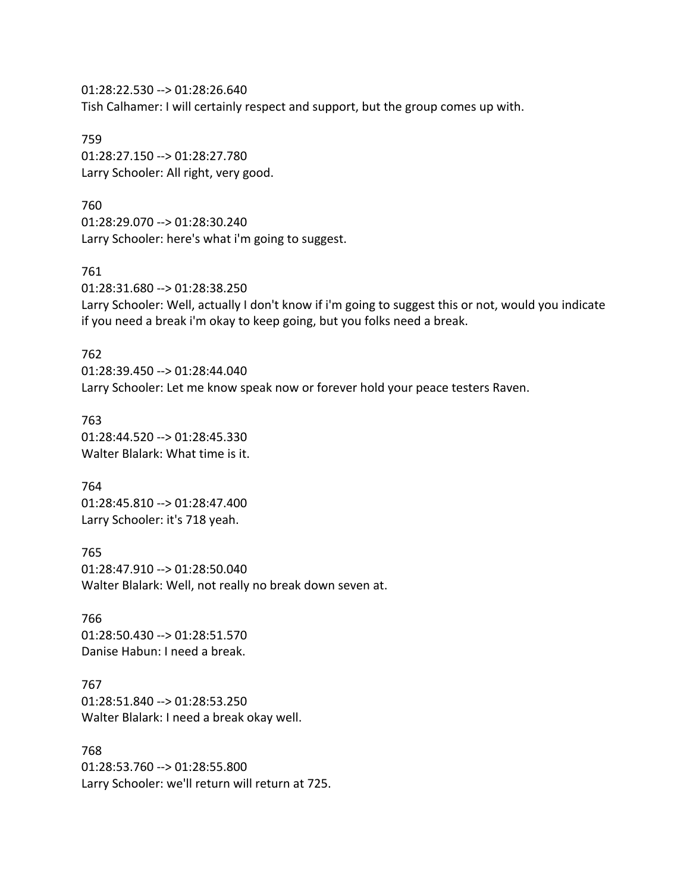01:28:22.530 --> 01:28:26.640
Tish Calhamer: I will certainly respect and support, but the group comes up with.

759
01:28:27.150 --> 01:28:27.780
Larry Schooler: All right, very good.

760
01:28:29.070 --> 01:28:30.240
Larry Schooler: here's what i'm going to suggest.

761
01:28:31.680 --> 01:28:38.250
Larry Schooler: Well, actually I don't know if i'm going to suggest this or not, would you indicate if you need a break i'm okay to keep going, but you folks need a break.

762
01:28:39.450 --> 01:28:44.040
Larry Schooler: Let me know speak now or forever hold your peace testers Raven.

763
01:28:44.520 --> 01:28:45.330
Walter Blalark: What time is it.

764
01:28:45.810 --> 01:28:47.400
Larry Schooler: it's 718 yeah.

765
01:28:47.910 --> 01:28:50.040
Walter Blalark: Well, not really no break down seven at.

766
01:28:50.430 --> 01:28:51.570
Danise Habun: I need a break.

767
01:28:51.840 --> 01:28:53.250
Walter Blalark: I need a break okay well.

768
01:28:53.760 --> 01:28:55.800
Larry Schooler: we'll return will return at 725.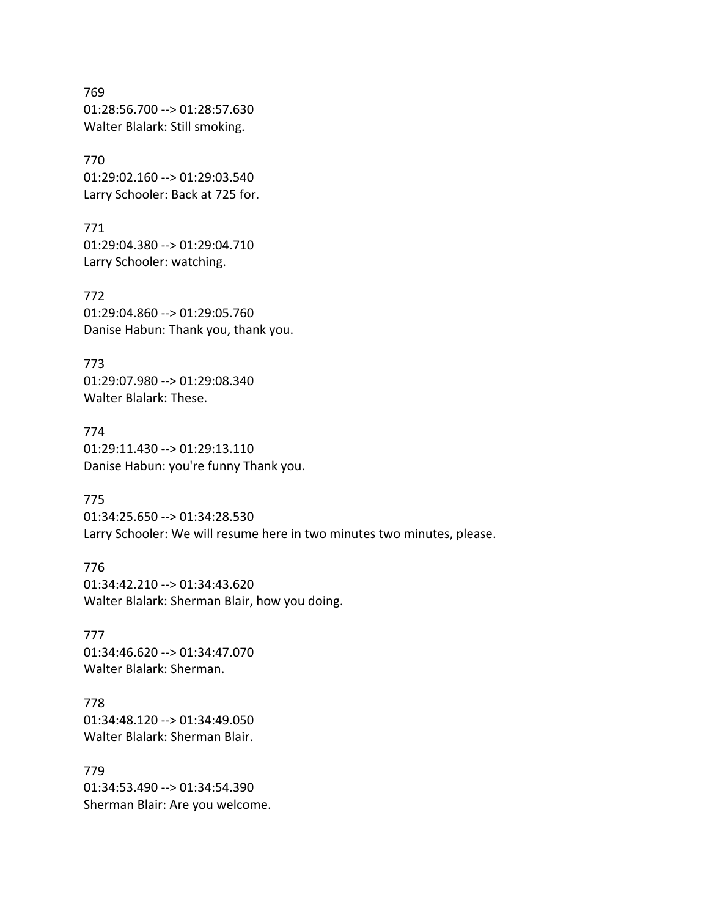769
01:28:56.700 --> 01:28:57.630
Walter Blalark: Still smoking.

770
01:29:02.160 --> 01:29:03.540
Larry Schooler: Back at 725 for.

771
01:29:04.380 --> 01:29:04.710
Larry Schooler: watching.

772
01:29:04.860 --> 01:29:05.760
Danise Habun: Thank you, thank you.

773
01:29:07.980 --> 01:29:08.340
Walter Blalark: These.

774
01:29:11.430 --> 01:29:13.110
Danise Habun: you're funny Thank you.

775
01:34:25.650 --> 01:34:28.530
Larry Schooler: We will resume here in two minutes two minutes, please.

776
01:34:42.210 --> 01:34:43.620
Walter Blalark: Sherman Blair, how you doing.

777
01:34:46.620 --> 01:34:47.070
Walter Blalark: Sherman.

778
01:34:48.120 --> 01:34:49.050
Walter Blalark: Sherman Blair.

779
01:34:53.490 --> 01:34:54.390
Sherman Blair: Are you welcome.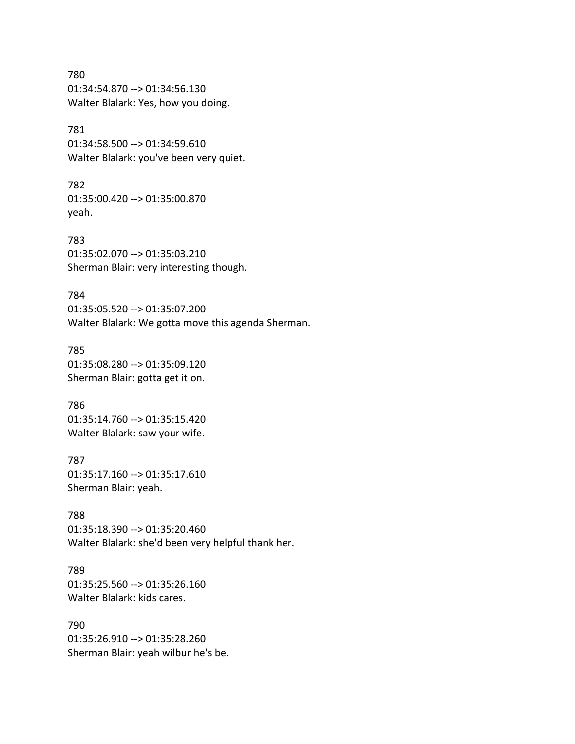780
01:34:54.870 --> 01:34:56.130
Walter Blalark: Yes, how you doing.

781
01:34:58.500 --> 01:34:59.610
Walter Blalark: you've been very quiet.

782
01:35:00.420 --> 01:35:00.870
yeah.

783
01:35:02.070 --> 01:35:03.210
Sherman Blair: very interesting though.

784
01:35:05.520 --> 01:35:07.200
Walter Blalark: We gotta move this agenda Sherman.

785
01:35:08.280 --> 01:35:09.120
Sherman Blair: gotta get it on.

786
01:35:14.760 --> 01:35:15.420
Walter Blalark: saw your wife.

787
01:35:17.160 --> 01:35:17.610
Sherman Blair: yeah.

788
01:35:18.390 --> 01:35:20.460
Walter Blalark: she'd been very helpful thank her.

789
01:35:25.560 --> 01:35:26.160
Walter Blalark: kids cares.

790
01:35:26.910 --> 01:35:28.260
Sherman Blair: yeah wilbur he's be.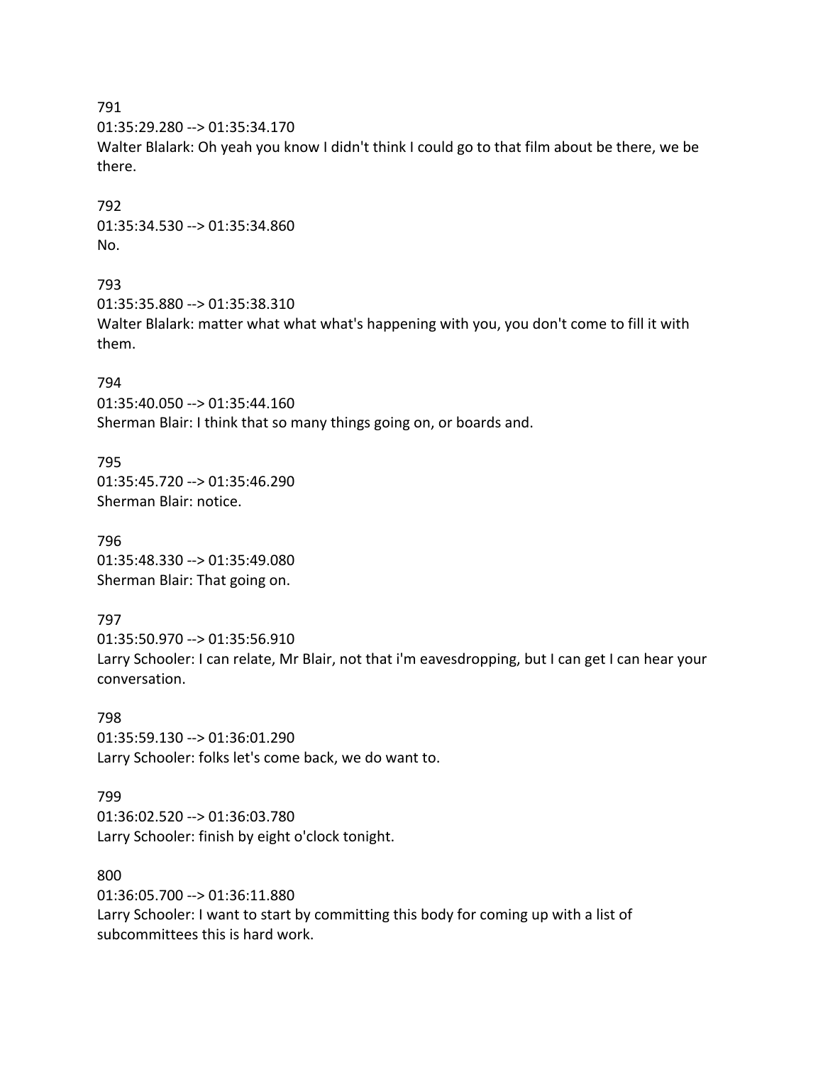791
01:35:29.280 --> 01:35:34.170
Walter Blalark: Oh yeah you know I didn't think I could go to that film about be there, we be there.

792
01:35:34.530 --> 01:35:34.860
No.

793
01:35:35.880 --> 01:35:38.310
Walter Blalark: matter what what what's happening with you, you don't come to fill it with them.

794
01:35:40.050 --> 01:35:44.160
Sherman Blair: I think that so many things going on, or boards and.

795
01:35:45.720 --> 01:35:46.290
Sherman Blair: notice.

796
01:35:48.330 --> 01:35:49.080
Sherman Blair: That going on.

797
01:35:50.970 --> 01:35:56.910
Larry Schooler: I can relate, Mr Blair, not that i'm eavesdropping, but I can get I can hear your conversation.

798
01:35:59.130 --> 01:36:01.290
Larry Schooler: folks let's come back, we do want to.

799
01:36:02.520 --> 01:36:03.780
Larry Schooler: finish by eight o'clock tonight.

800
01:36:05.700 --> 01:36:11.880
Larry Schooler: I want to start by committing this body for coming up with a list of subcommittees this is hard work.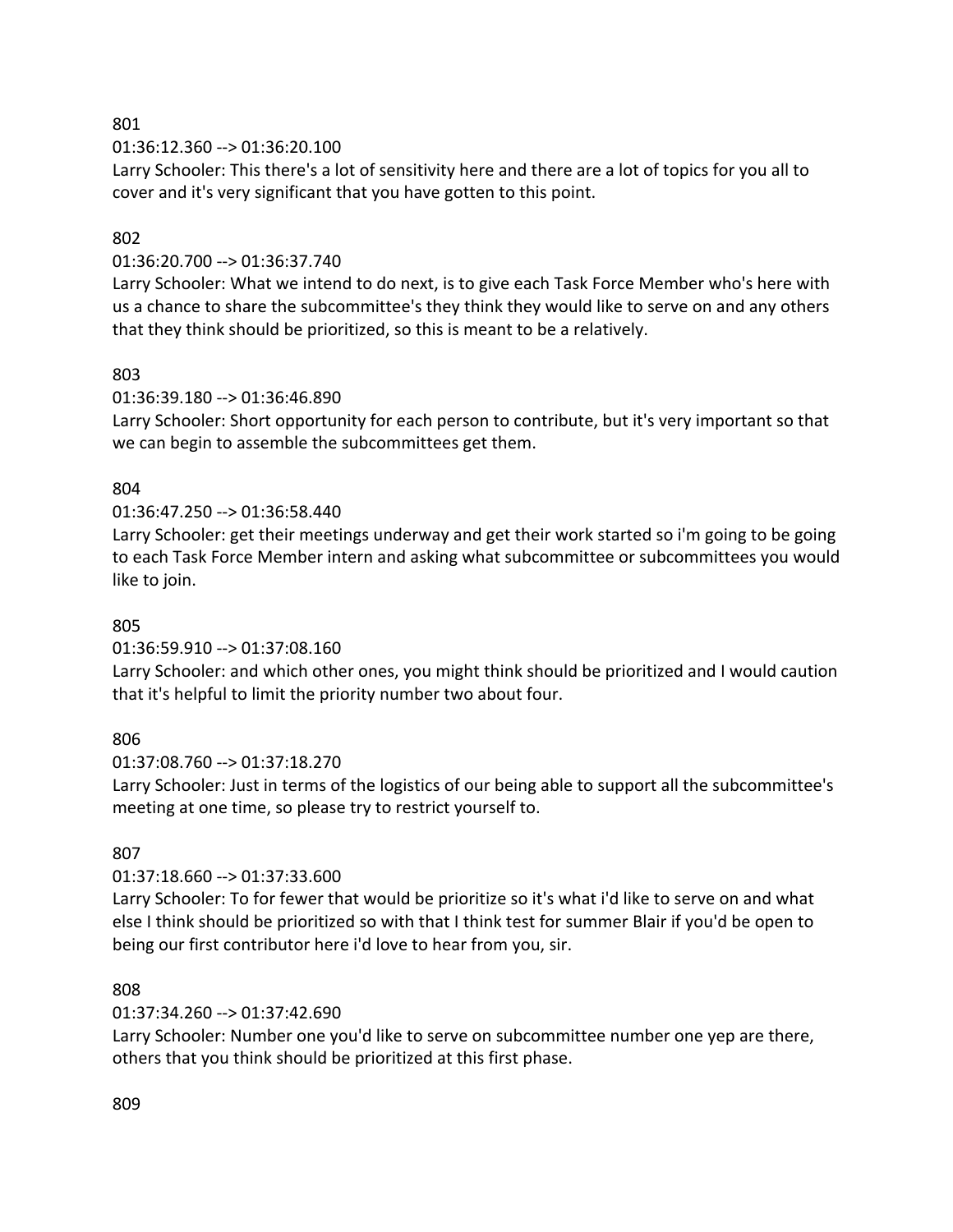801

01:36:12.360 --> 01:36:20.100

Larry Schooler: This there's a lot of sensitivity here and there are a lot of topics for you all to cover and it's very significant that you have gotten to this point.

802

01:36:20.700 --> 01:36:37.740

Larry Schooler: What we intend to do next, is to give each Task Force Member who's here with us a chance to share the subcommittee's they think they would like to serve on and any others that they think should be prioritized, so this is meant to be a relatively.

803

01:36:39.180 --> 01:36:46.890

Larry Schooler: Short opportunity for each person to contribute, but it's very important so that we can begin to assemble the subcommittees get them.

804

01:36:47.250 --> 01:36:58.440

Larry Schooler: get their meetings underway and get their work started so i'm going to be going to each Task Force Member intern and asking what subcommittee or subcommittees you would like to join.

805

01:36:59.910 --> 01:37:08.160

Larry Schooler: and which other ones, you might think should be prioritized and I would caution that it's helpful to limit the priority number two about four.

806

01:37:08.760 --> 01:37:18.270

Larry Schooler: Just in terms of the logistics of our being able to support all the subcommittee's meeting at one time, so please try to restrict yourself to.

807

01:37:18.660 --> 01:37:33.600

Larry Schooler: To for fewer that would be prioritize so it's what i'd like to serve on and what else I think should be prioritized so with that I think test for summer Blair if you'd be open to being our first contributor here i'd love to hear from you, sir.

808

01:37:34.260 --> 01:37:42.690

Larry Schooler: Number one you'd like to serve on subcommittee number one yep are there, others that you think should be prioritized at this first phase.

809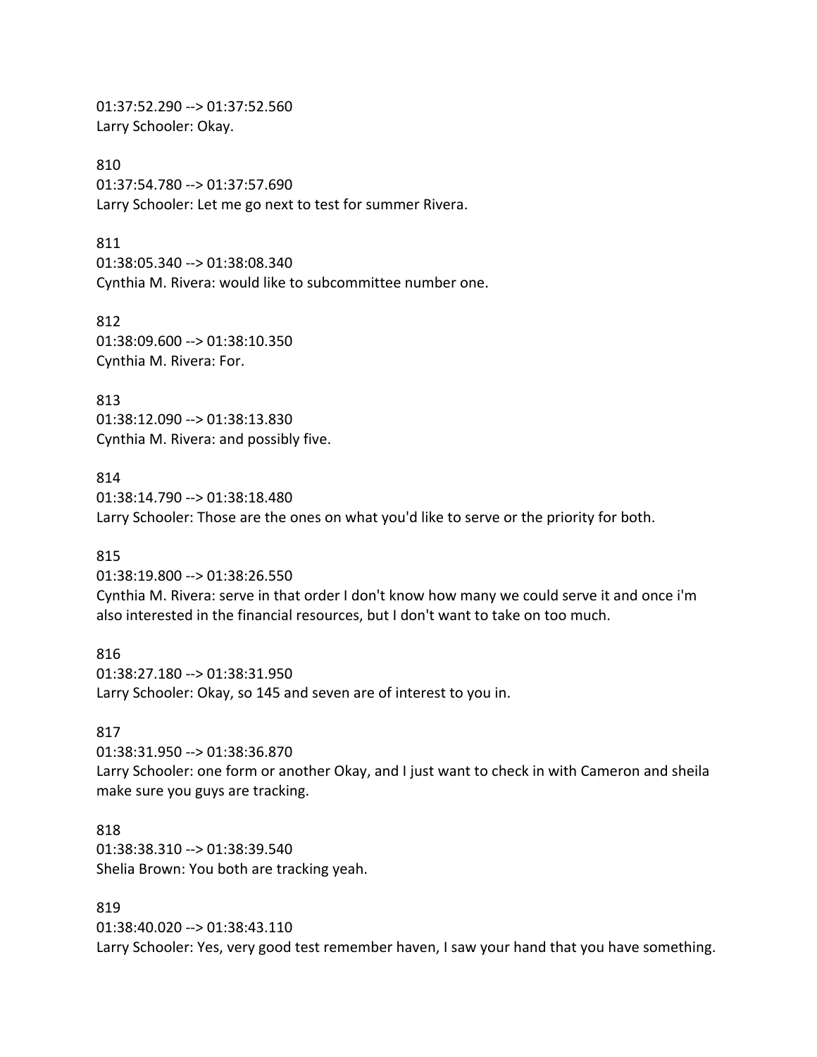01:37:52.290 --> 01:37:52.560
Larry Schooler: Okay.

810
01:37:54.780 --> 01:37:57.690
Larry Schooler: Let me go next to test for summer Rivera.

811
01:38:05.340 --> 01:38:08.340
Cynthia M. Rivera: would like to subcommittee number one.

812
01:38:09.600 --> 01:38:10.350
Cynthia M. Rivera: For.

813
01:38:12.090 --> 01:38:13.830
Cynthia M. Rivera: and possibly five.

814
01:38:14.790 --> 01:38:18.480
Larry Schooler: Those are the ones on what you'd like to serve or the priority for both.

815
01:38:19.800 --> 01:38:26.550
Cynthia M. Rivera: serve in that order I don't know how many we could serve it and once i'm also interested in the financial resources, but I don't want to take on too much.

816
01:38:27.180 --> 01:38:31.950
Larry Schooler: Okay, so 145 and seven are of interest to you in.

817
01:38:31.950 --> 01:38:36.870
Larry Schooler: one form or another Okay, and I just want to check in with Cameron and sheila make sure you guys are tracking.

818
01:38:38.310 --> 01:38:39.540
Shelia Brown: You both are tracking yeah.

819
01:38:40.020 --> 01:38:43.110
Larry Schooler: Yes, very good test remember haven, I saw your hand that you have something.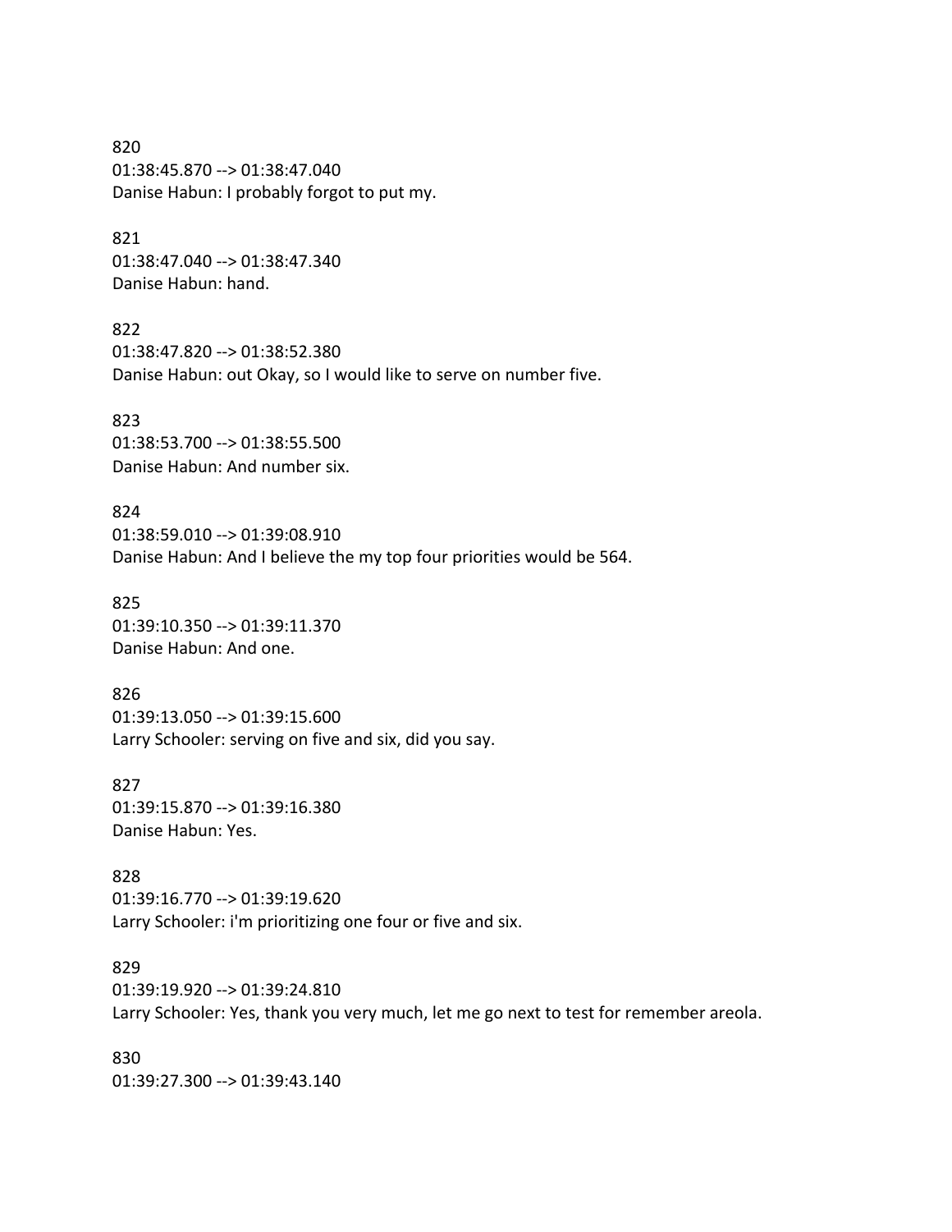820
01:38:45.870 --> 01:38:47.040
Danise Habun: I probably forgot to put my.

821
01:38:47.040 --> 01:38:47.340
Danise Habun: hand.

822
01:38:47.820 --> 01:38:52.380
Danise Habun: out Okay, so I would like to serve on number five.

823
01:38:53.700 --> 01:38:55.500
Danise Habun: And number six.

824
01:38:59.010 --> 01:39:08.910
Danise Habun: And I believe the my top four priorities would be 564.

825
01:39:10.350 --> 01:39:11.370
Danise Habun: And one.

826
01:39:13.050 --> 01:39:15.600
Larry Schooler: serving on five and six, did you say.

827
01:39:15.870 --> 01:39:16.380
Danise Habun: Yes.

828
01:39:16.770 --> 01:39:19.620
Larry Schooler: i'm prioritizing one four or five and six.

829
01:39:19.920 --> 01:39:24.810
Larry Schooler: Yes, thank you very much, let me go next to test for remember areola.

830
01:39:27.300 --> 01:39:43.140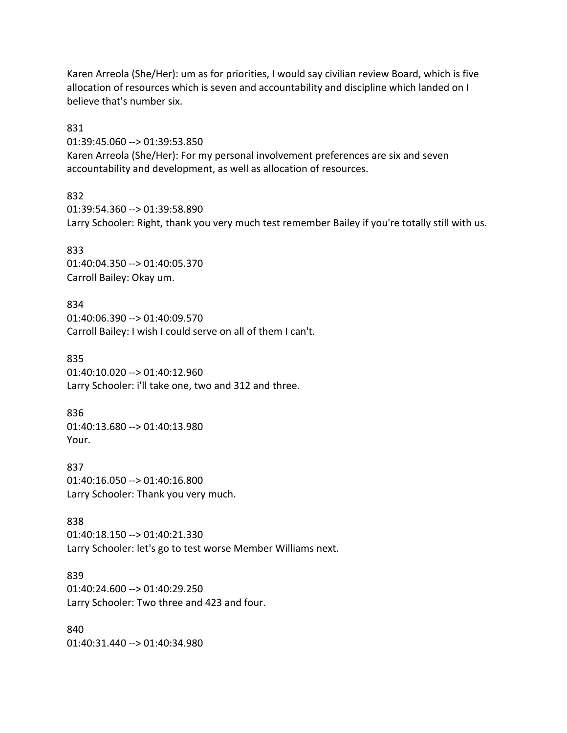Karen Arreola (She/Her): um as for priorities, I would say civilian review Board, which is five allocation of resources which is seven and accountability and discipline which landed on I believe that's number six.

831
01:39:45.060 --> 01:39:53.850
Karen Arreola (She/Her): For my personal involvement preferences are six and seven accountability and development, as well as allocation of resources.

832
01:39:54.360 --> 01:39:58.890
Larry Schooler: Right, thank you very much test remember Bailey if you're totally still with us.

833
01:40:04.350 --> 01:40:05.370
Carroll Bailey: Okay um.

834
01:40:06.390 --> 01:40:09.570
Carroll Bailey: I wish I could serve on all of them I can't.

835
01:40:10.020 --> 01:40:12.960
Larry Schooler: i'll take one, two and 312 and three.

836
01:40:13.680 --> 01:40:13.980
Your.

837
01:40:16.050 --> 01:40:16.800
Larry Schooler: Thank you very much.

838
01:40:18.150 --> 01:40:21.330
Larry Schooler: let's go to test worse Member Williams next.

839
01:40:24.600 --> 01:40:29.250
Larry Schooler: Two three and 423 and four.

840
01:40:31.440 --> 01:40:34.980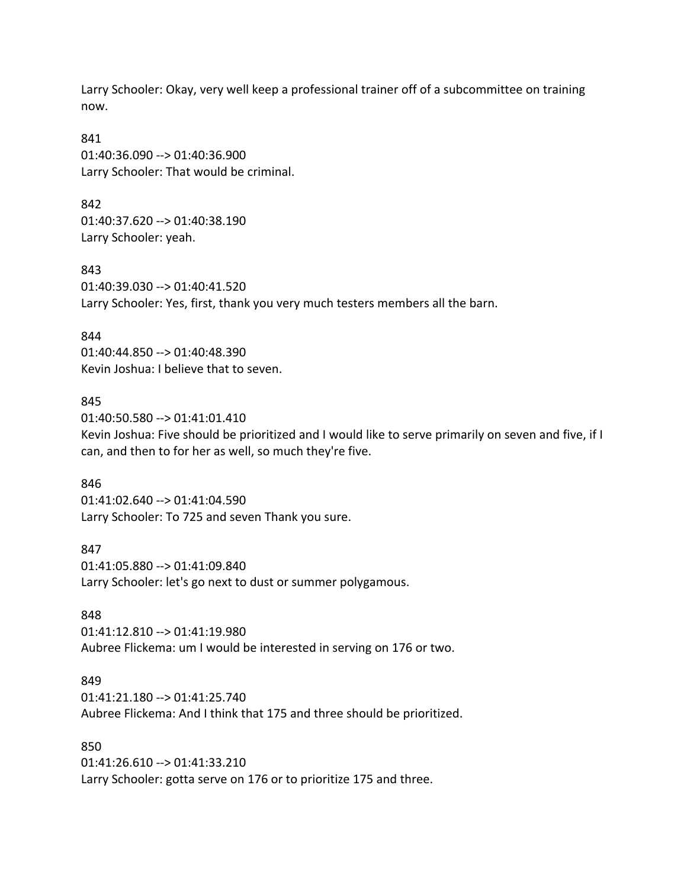Larry Schooler: Okay, very well keep a professional trainer off of a subcommittee on training now.

841
01:40:36.090 --> 01:40:36.900
Larry Schooler: That would be criminal.

842
01:40:37.620 --> 01:40:38.190
Larry Schooler: yeah.

843
01:40:39.030 --> 01:40:41.520
Larry Schooler: Yes, first, thank you very much testers members all the barn.

844
01:40:44.850 --> 01:40:48.390
Kevin Joshua: I believe that to seven.

845
01:40:50.580 --> 01:41:01.410
Kevin Joshua: Five should be prioritized and I would like to serve primarily on seven and five, if I can, and then to for her as well, so much they're five.

846
01:41:02.640 --> 01:41:04.590
Larry Schooler: To 725 and seven Thank you sure.

847
01:41:05.880 --> 01:41:09.840
Larry Schooler: let's go next to dust or summer polygamous.

848
01:41:12.810 --> 01:41:19.980
Aubree Flickema: um I would be interested in serving on 176 or two.

849
01:41:21.180 --> 01:41:25.740
Aubree Flickema: And I think that 175 and three should be prioritized.

850
01:41:26.610 --> 01:41:33.210
Larry Schooler: gotta serve on 176 or to prioritize 175 and three.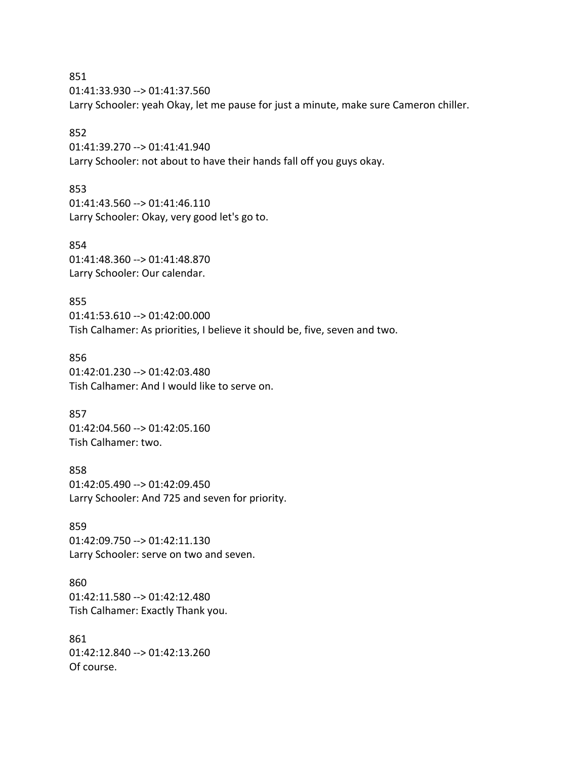851
01:41:33.930 --> 01:41:37.560
Larry Schooler: yeah Okay, let me pause for just a minute, make sure Cameron chiller.

852
01:41:39.270 --> 01:41:41.940
Larry Schooler: not about to have their hands fall off you guys okay.

853
01:41:43.560 --> 01:41:46.110
Larry Schooler: Okay, very good let's go to.

854
01:41:48.360 --> 01:41:48.870
Larry Schooler: Our calendar.

855
01:41:53.610 --> 01:42:00.000
Tish Calhamer: As priorities, I believe it should be, five, seven and two.

856
01:42:01.230 --> 01:42:03.480
Tish Calhamer: And I would like to serve on.

857
01:42:04.560 --> 01:42:05.160
Tish Calhamer: two.

858
01:42:05.490 --> 01:42:09.450
Larry Schooler: And 725 and seven for priority.

859
01:42:09.750 --> 01:42:11.130
Larry Schooler: serve on two and seven.

860
01:42:11.580 --> 01:42:12.480
Tish Calhamer: Exactly Thank you.

861
01:42:12.840 --> 01:42:13.260
Of course.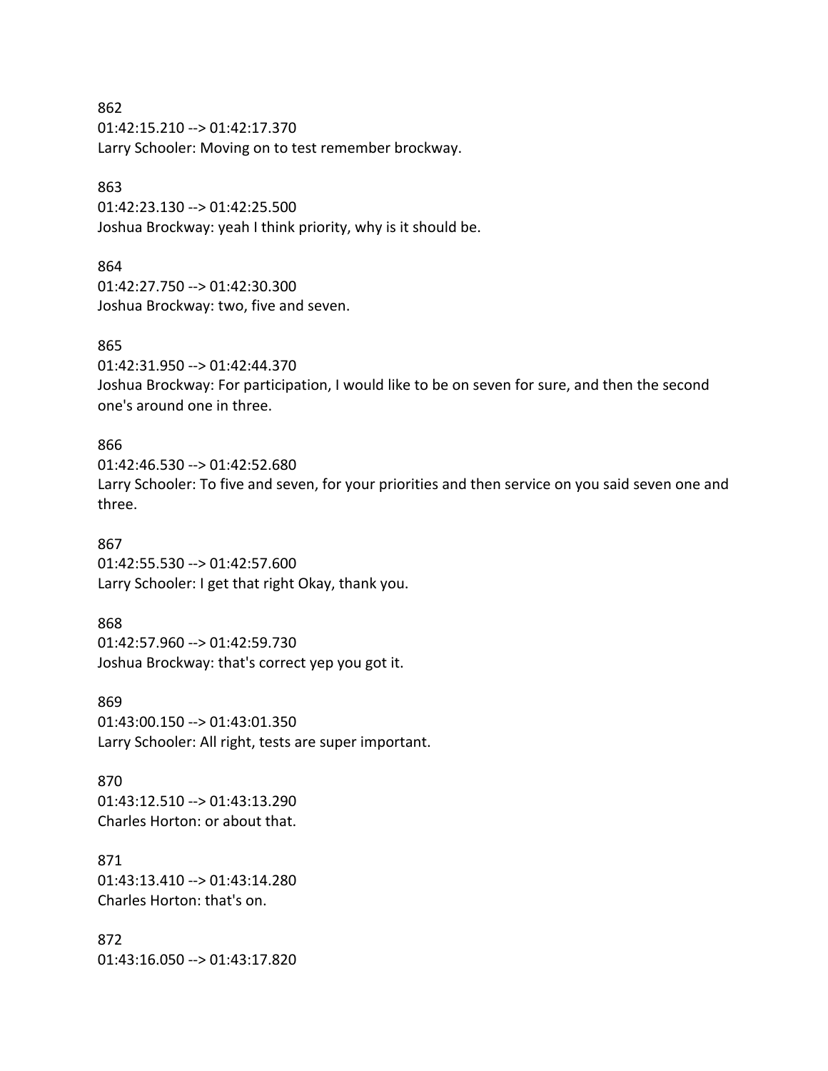862
01:42:15.210 --> 01:42:17.370
Larry Schooler: Moving on to test remember brockway.

863
01:42:23.130 --> 01:42:25.500
Joshua Brockway: yeah I think priority, why is it should be.

864
01:42:27.750 --> 01:42:30.300
Joshua Brockway: two, five and seven.

865
01:42:31.950 --> 01:42:44.370
Joshua Brockway: For participation, I would like to be on seven for sure, and then the second one's around one in three.

866
01:42:46.530 --> 01:42:52.680
Larry Schooler: To five and seven, for your priorities and then service on you said seven one and three.

867
01:42:55.530 --> 01:42:57.600
Larry Schooler: I get that right Okay, thank you.

868
01:42:57.960 --> 01:42:59.730
Joshua Brockway: that's correct yep you got it.

869
01:43:00.150 --> 01:43:01.350
Larry Schooler: All right, tests are super important.

870
01:43:12.510 --> 01:43:13.290
Charles Horton: or about that.

871
01:43:13.410 --> 01:43:14.280
Charles Horton: that's on.

872
01:43:16.050 --> 01:43:17.820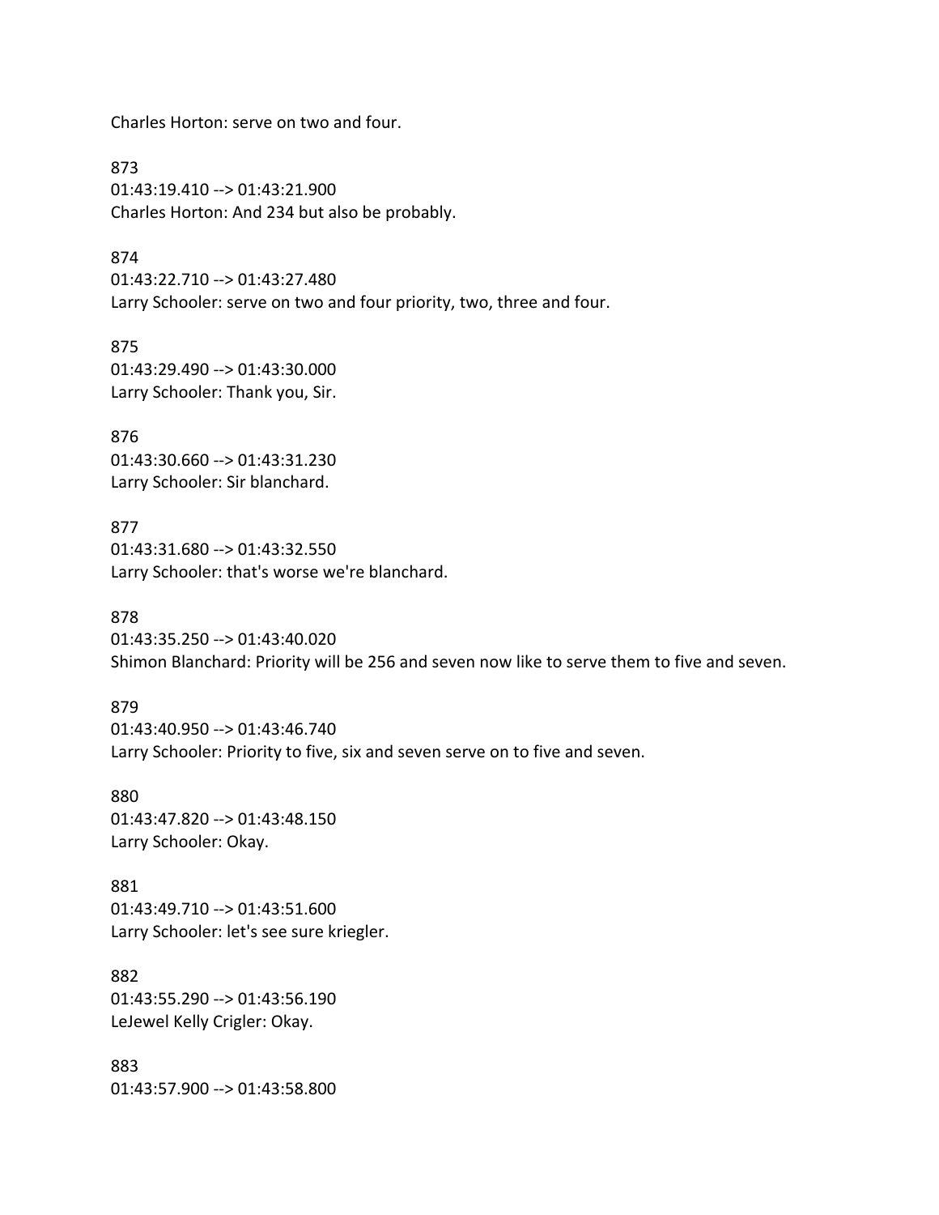Charles Horton: serve on two and four.

873
01:43:19.410 --> 01:43:21.900
Charles Horton: And 234 but also be probably.

874
01:43:22.710 --> 01:43:27.480
Larry Schooler: serve on two and four priority, two, three and four.

875
01:43:29.490 --> 01:43:30.000
Larry Schooler: Thank you, Sir.

876
01:43:30.660 --> 01:43:31.230
Larry Schooler: Sir blanchard.

877
01:43:31.680 --> 01:43:32.550
Larry Schooler: that's worse we're blanchard.

878
01:43:35.250 --> 01:43:40.020
Shimon Blanchard: Priority will be 256 and seven now like to serve them to five and seven.

879
01:43:40.950 --> 01:43:46.740
Larry Schooler: Priority to five, six and seven serve on to five and seven.

880
01:43:47.820 --> 01:43:48.150
Larry Schooler: Okay.

881
01:43:49.710 --> 01:43:51.600
Larry Schooler: let's see sure kriegler.

882
01:43:55.290 --> 01:43:56.190
LeJewel Kelly Crigler: Okay.

883
01:43:57.900 --> 01:43:58.800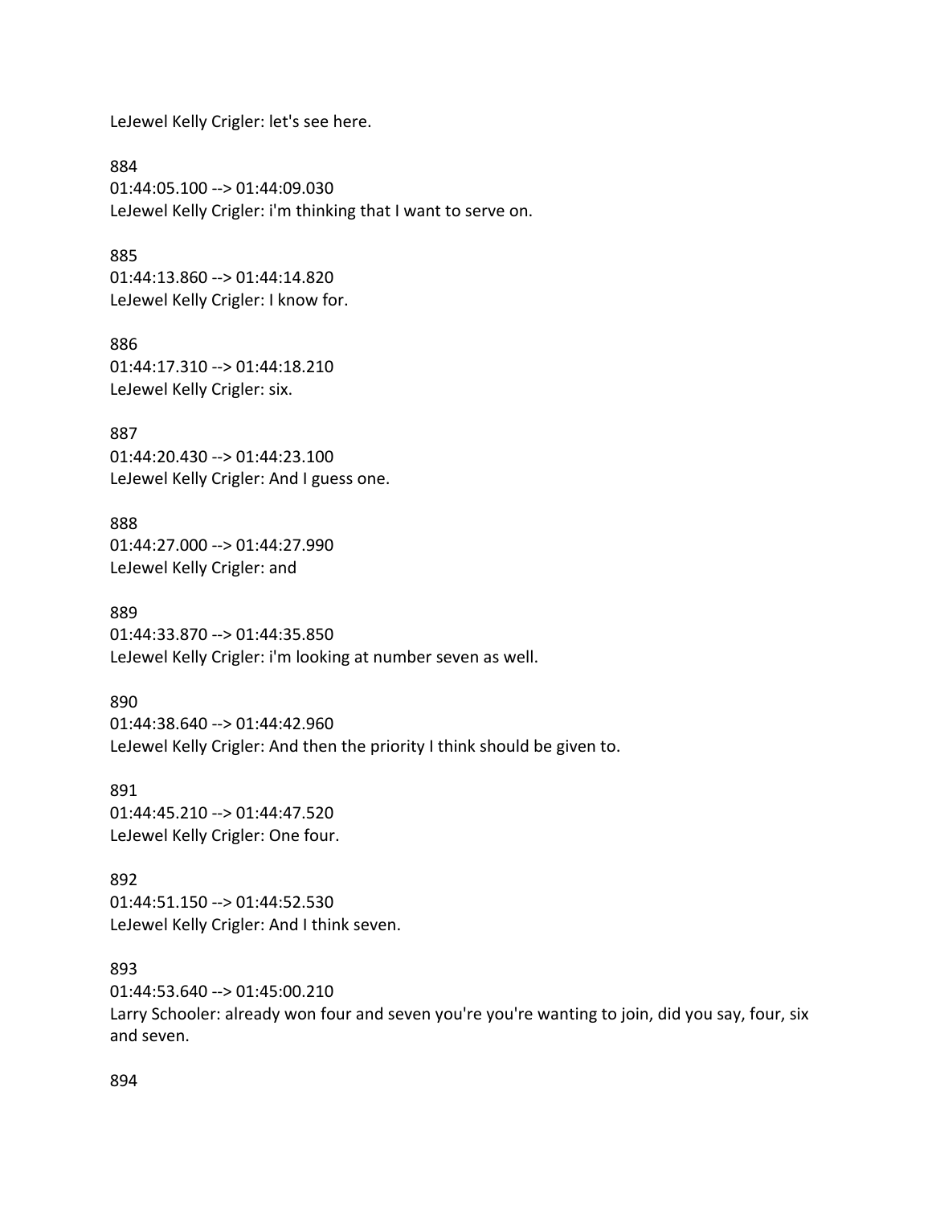LeJewel Kelly Crigler: let's see here.

884
01:44:05.100 --> 01:44:09.030
LeJewel Kelly Crigler: i'm thinking that I want to serve on.

885
01:44:13.860 --> 01:44:14.820
LeJewel Kelly Crigler: I know for.

886
01:44:17.310 --> 01:44:18.210
LeJewel Kelly Crigler: six.

887
01:44:20.430 --> 01:44:23.100
LeJewel Kelly Crigler: And I guess one.

888
01:44:27.000 --> 01:44:27.990
LeJewel Kelly Crigler: and

889
01:44:33.870 --> 01:44:35.850
LeJewel Kelly Crigler: i'm looking at number seven as well.

890
01:44:38.640 --> 01:44:42.960
LeJewel Kelly Crigler: And then the priority I think should be given to.

891
01:44:45.210 --> 01:44:47.520
LeJewel Kelly Crigler: One four.

892
01:44:51.150 --> 01:44:52.530
LeJewel Kelly Crigler: And I think seven.

893
01:44:53.640 --> 01:45:00.210
Larry Schooler: already won four and seven you're you're wanting to join, did you say, four, six and seven.

894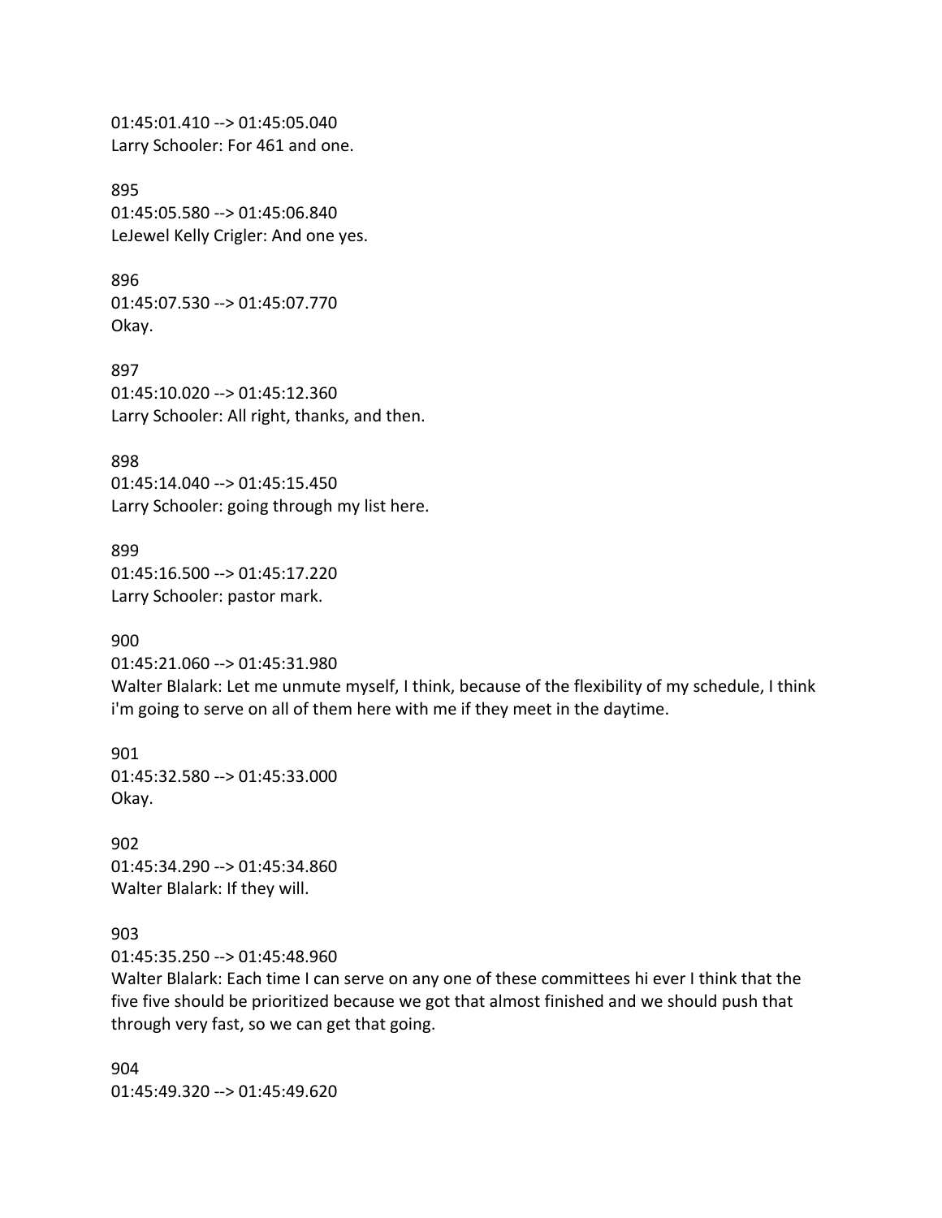01:45:01.410 --> 01:45:05.040
Larry Schooler: For 461 and one.

895
01:45:05.580 --> 01:45:06.840
LeJewel Kelly Crigler: And one yes.

896
01:45:07.530 --> 01:45:07.770
Okay.

897
01:45:10.020 --> 01:45:12.360
Larry Schooler: All right, thanks, and then.

898
01:45:14.040 --> 01:45:15.450
Larry Schooler: going through my list here.

899
01:45:16.500 --> 01:45:17.220
Larry Schooler: pastor mark.

900
01:45:21.060 --> 01:45:31.980
Walter Blalark: Let me unmute myself, I think, because of the flexibility of my schedule, I think i'm going to serve on all of them here with me if they meet in the daytime.

901
01:45:32.580 --> 01:45:33.000
Okay.

902
01:45:34.290 --> 01:45:34.860
Walter Blalark: If they will.

903
01:45:35.250 --> 01:45:48.960
Walter Blalark: Each time I can serve on any one of these committees hi ever I think that the five five should be prioritized because we got that almost finished and we should push that through very fast, so we can get that going.

904
01:45:49.320 --> 01:45:49.620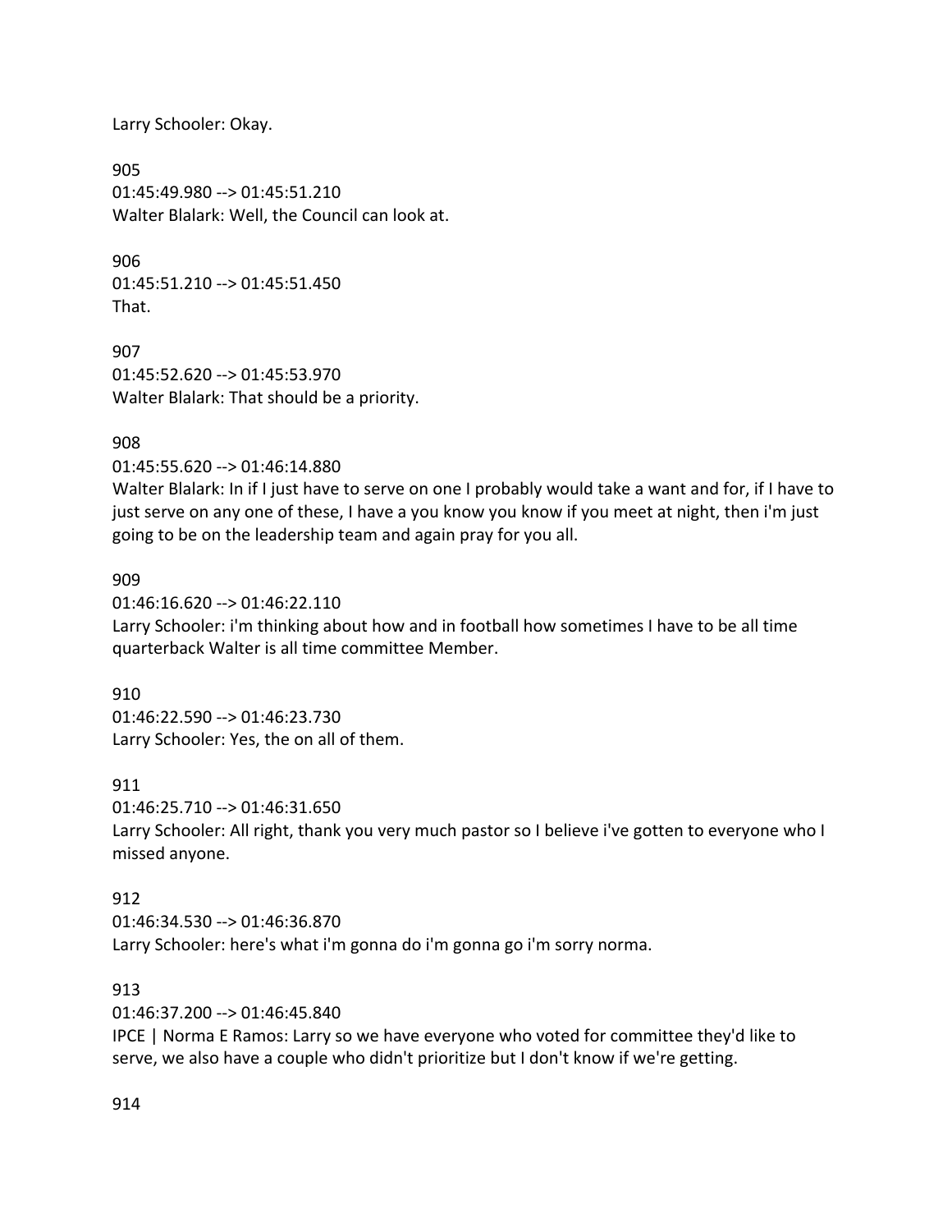Larry Schooler: Okay.

905
01:45:49.980 --> 01:45:51.210
Walter Blalark: Well, the Council can look at.

906
01:45:51.210 --> 01:45:51.450
That.

907
01:45:52.620 --> 01:45:53.970
Walter Blalark: That should be a priority.

908
01:45:55.620 --> 01:46:14.880
Walter Blalark: In if I just have to serve on one I probably would take a want and for, if I have to just serve on any one of these, I have a you know you know if you meet at night, then i'm just going to be on the leadership team and again pray for you all.

909
01:46:16.620 --> 01:46:22.110
Larry Schooler: i'm thinking about how and in football how sometimes I have to be all time quarterback Walter is all time committee Member.

910
01:46:22.590 --> 01:46:23.730
Larry Schooler: Yes, the on all of them.

911
01:46:25.710 --> 01:46:31.650
Larry Schooler: All right, thank you very much pastor so I believe i've gotten to everyone who I missed anyone.

912
01:46:34.530 --> 01:46:36.870
Larry Schooler: here's what i'm gonna do i'm gonna go i'm sorry norma.

913
01:46:37.200 --> 01:46:45.840
IPCE | Norma E Ramos: Larry so we have everyone who voted for committee they'd like to serve, we also have a couple who didn't prioritize but I don't know if we're getting.

914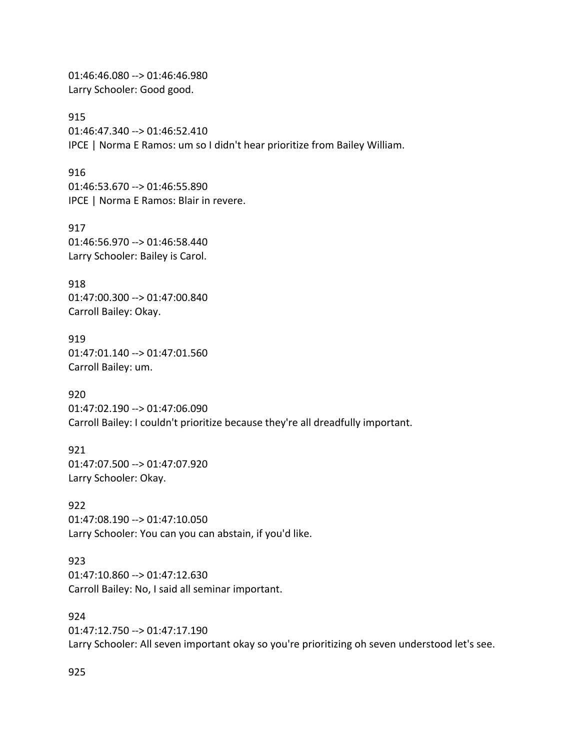01:46:46.080 --> 01:46:46.980
Larry Schooler: Good good.

915
01:46:47.340 --> 01:46:52.410
IPCE | Norma E Ramos: um so I didn't hear prioritize from Bailey William.

916
01:46:53.670 --> 01:46:55.890
IPCE | Norma E Ramos: Blair in revere.

917
01:46:56.970 --> 01:46:58.440
Larry Schooler: Bailey is Carol.

918
01:47:00.300 --> 01:47:00.840
Carroll Bailey: Okay.

919
01:47:01.140 --> 01:47:01.560
Carroll Bailey: um.

920
01:47:02.190 --> 01:47:06.090
Carroll Bailey: I couldn't prioritize because they're all dreadfully important.

921
01:47:07.500 --> 01:47:07.920
Larry Schooler: Okay.

922
01:47:08.190 --> 01:47:10.050
Larry Schooler: You can you can abstain, if you'd like.

923
01:47:10.860 --> 01:47:12.630
Carroll Bailey: No, I said all seminar important.

924
01:47:12.750 --> 01:47:17.190
Larry Schooler: All seven important okay so you're prioritizing oh seven understood let's see.

925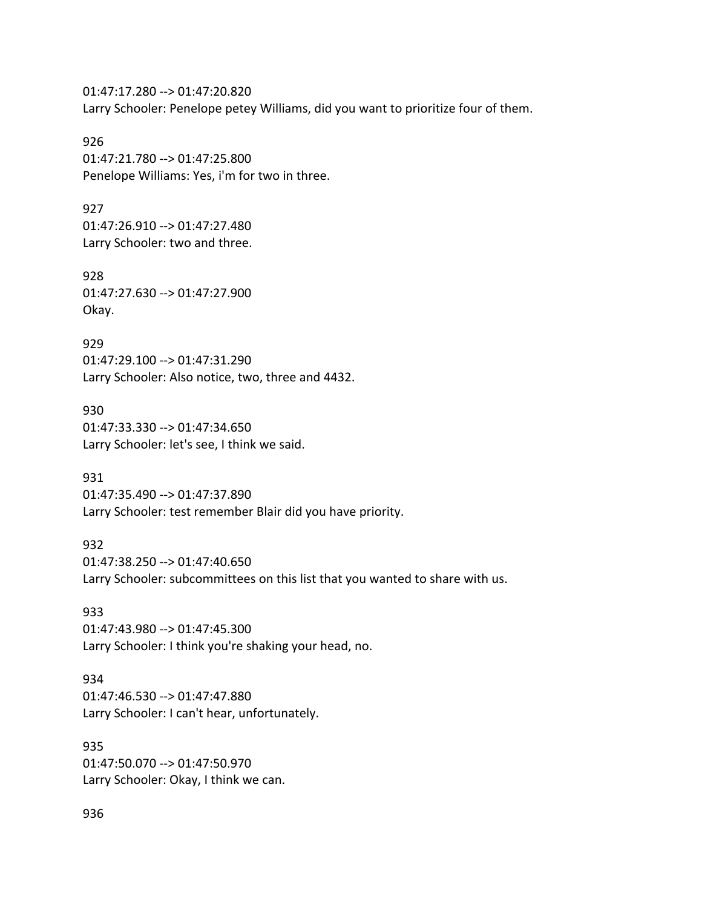01:47:17.280 --> 01:47:20.820
Larry Schooler: Penelope petey Williams, did you want to prioritize four of them.

926
01:47:21.780 --> 01:47:25.800
Penelope Williams: Yes, i'm for two in three.

927
01:47:26.910 --> 01:47:27.480
Larry Schooler: two and three.

928
01:47:27.630 --> 01:47:27.900
Okay.

929
01:47:29.100 --> 01:47:31.290
Larry Schooler: Also notice, two, three and 4432.

930
01:47:33.330 --> 01:47:34.650
Larry Schooler: let's see, I think we said.

931
01:47:35.490 --> 01:47:37.890
Larry Schooler: test remember Blair did you have priority.

932
01:47:38.250 --> 01:47:40.650
Larry Schooler: subcommittees on this list that you wanted to share with us.

933
01:47:43.980 --> 01:47:45.300
Larry Schooler: I think you're shaking your head, no.

934
01:47:46.530 --> 01:47:47.880
Larry Schooler: I can't hear, unfortunately.

935
01:47:50.070 --> 01:47:50.970
Larry Schooler: Okay, I think we can.

936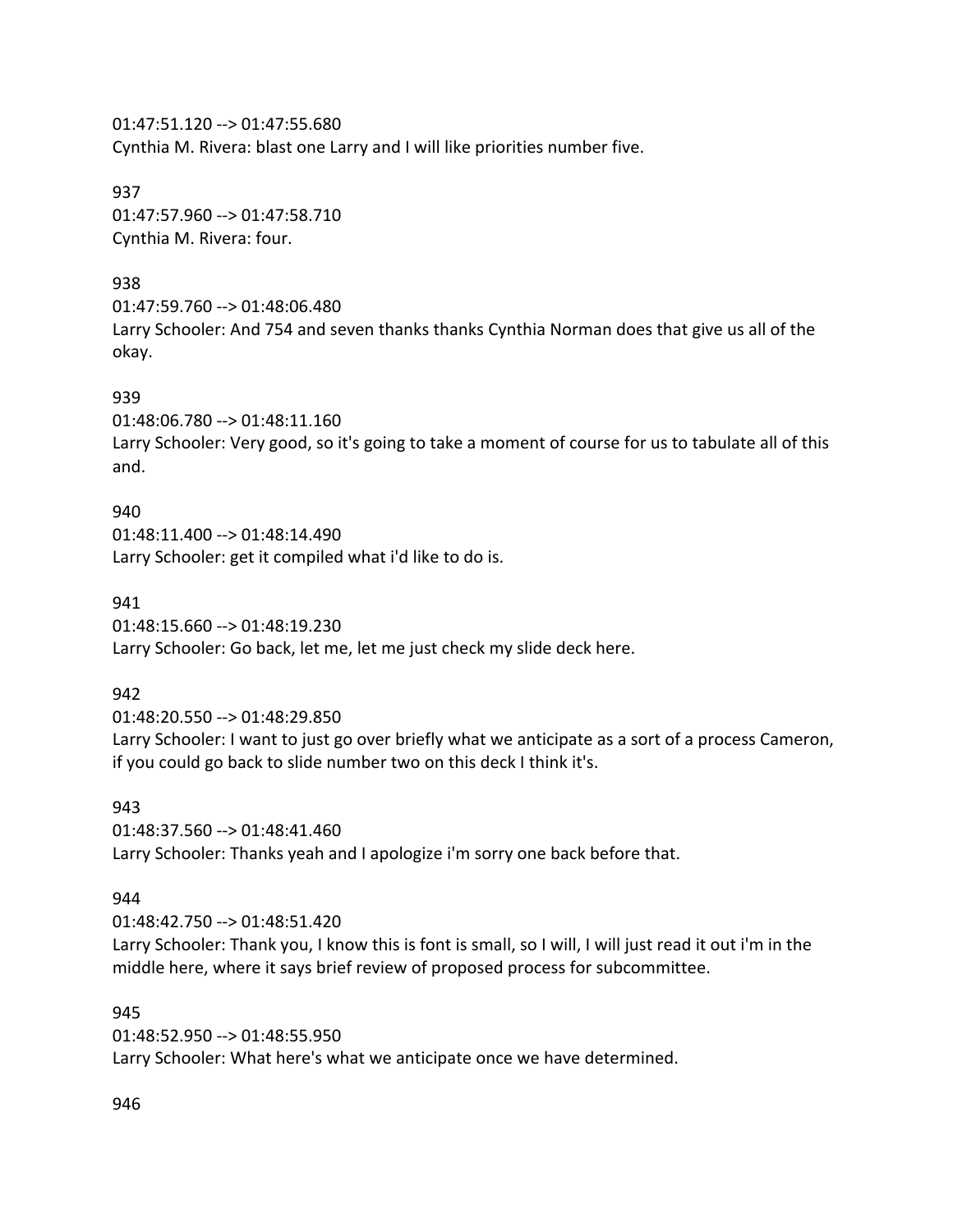01:47:51.120 --> 01:47:55.680
Cynthia M. Rivera: blast one Larry and I will like priorities number five.

937
01:47:57.960 --> 01:47:58.710
Cynthia M. Rivera: four.

938
01:47:59.760 --> 01:48:06.480
Larry Schooler: And 754 and seven thanks thanks Cynthia Norman does that give us all of the okay.

939
01:48:06.780 --> 01:48:11.160
Larry Schooler: Very good, so it's going to take a moment of course for us to tabulate all of this and.

940
01:48:11.400 --> 01:48:14.490
Larry Schooler: get it compiled what i'd like to do is.

941
01:48:15.660 --> 01:48:19.230
Larry Schooler: Go back, let me, let me just check my slide deck here.

942
01:48:20.550 --> 01:48:29.850
Larry Schooler: I want to just go over briefly what we anticipate as a sort of a process Cameron, if you could go back to slide number two on this deck I think it's.

943
01:48:37.560 --> 01:48:41.460
Larry Schooler: Thanks yeah and I apologize i'm sorry one back before that.

944
01:48:42.750 --> 01:48:51.420
Larry Schooler: Thank you, I know this is font is small, so I will, I will just read it out i'm in the middle here, where it says brief review of proposed process for subcommittee.

945
01:48:52.950 --> 01:48:55.950
Larry Schooler: What here's what we anticipate once we have determined.

946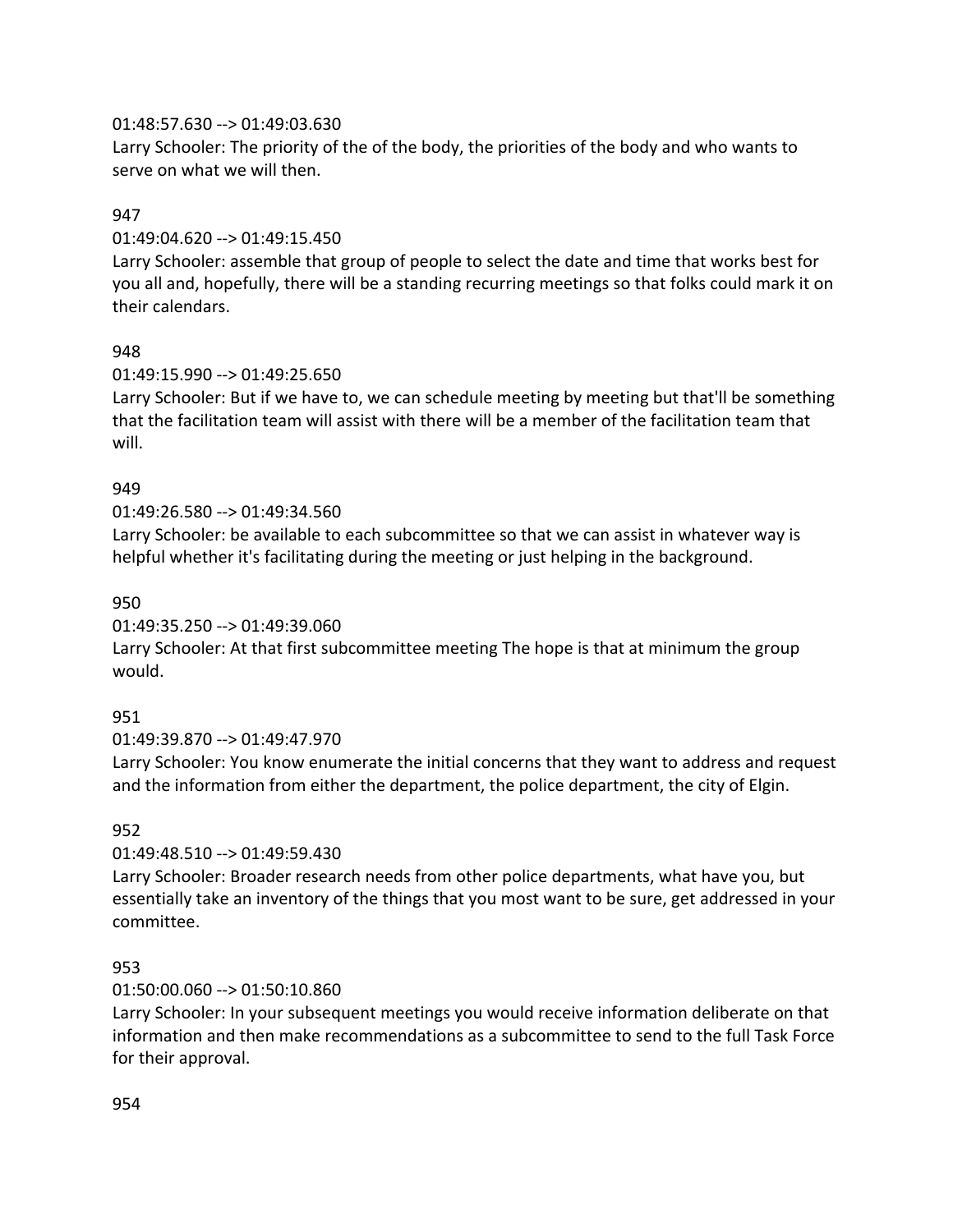01:48:57.630 --> 01:49:03.630
Larry Schooler: The priority of the of the body, the priorities of the body and who wants to serve on what we will then.

947

01:49:04.620 --> 01:49:15.450
Larry Schooler: assemble that group of people to select the date and time that works best for you all and, hopefully, there will be a standing recurring meetings so that folks could mark it on their calendars.

948

01:49:15.990 --> 01:49:25.650
Larry Schooler: But if we have to, we can schedule meeting by meeting but that'll be something that the facilitation team will assist with there will be a member of the facilitation team that will.

949

01:49:26.580 --> 01:49:34.560
Larry Schooler: be available to each subcommittee so that we can assist in whatever way is helpful whether it's facilitating during the meeting or just helping in the background.

950

01:49:35.250 --> 01:49:39.060
Larry Schooler: At that first subcommittee meeting The hope is that at minimum the group would.

951

01:49:39.870 --> 01:49:47.970
Larry Schooler: You know enumerate the initial concerns that they want to address and request and the information from either the department, the police department, the city of Elgin.

952

01:49:48.510 --> 01:49:59.430
Larry Schooler: Broader research needs from other police departments, what have you, but essentially take an inventory of the things that you most want to be sure, get addressed in your committee.

953

01:50:00.060 --> 01:50:10.860
Larry Schooler: In your subsequent meetings you would receive information deliberate on that information and then make recommendations as a subcommittee to send to the full Task Force for their approval.

954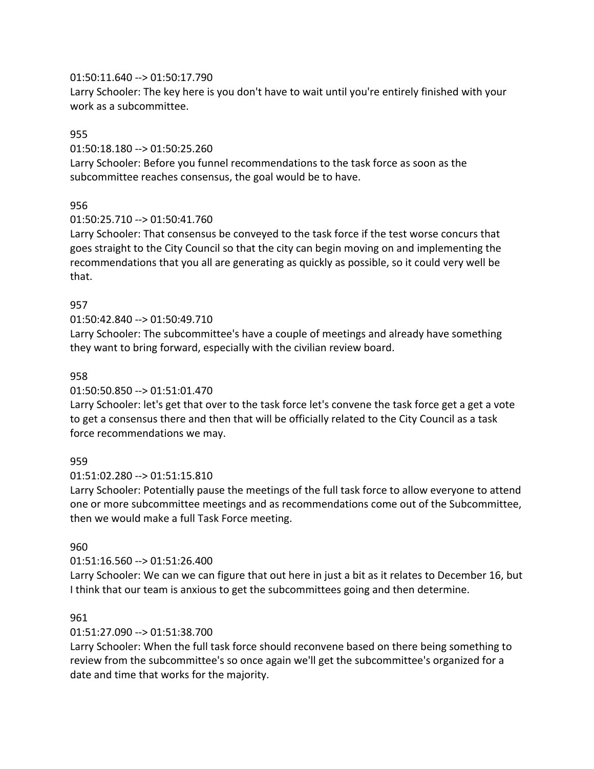01:50:11.640 --> 01:50:17.790
Larry Schooler: The key here is you don't have to wait until you're entirely finished with your work as a subcommittee.

955

01:50:18.180 --> 01:50:25.260
Larry Schooler: Before you funnel recommendations to the task force as soon as the subcommittee reaches consensus, the goal would be to have.

956

01:50:25.710 --> 01:50:41.760
Larry Schooler: That consensus be conveyed to the task force if the test worse concurs that goes straight to the City Council so that the city can begin moving on and implementing the recommendations that you all are generating as quickly as possible, so it could very well be that.

957

01:50:42.840 --> 01:50:49.710
Larry Schooler: The subcommittee's have a couple of meetings and already have something they want to bring forward, especially with the civilian review board.

958

01:50:50.850 --> 01:51:01.470
Larry Schooler: let's get that over to the task force let's convene the task force get a get a vote to get a consensus there and then that will be officially related to the City Council as a task force recommendations we may.

959

01:51:02.280 --> 01:51:15.810
Larry Schooler: Potentially pause the meetings of the full task force to allow everyone to attend one or more subcommittee meetings and as recommendations come out of the Subcommittee, then we would make a full Task Force meeting.

960

01:51:16.560 --> 01:51:26.400
Larry Schooler: We can we can figure that out here in just a bit as it relates to December 16, but I think that our team is anxious to get the subcommittees going and then determine.

961

01:51:27.090 --> 01:51:38.700
Larry Schooler: When the full task force should reconvene based on there being something to review from the subcommittee's so once again we'll get the subcommittee's organized for a date and time that works for the majority.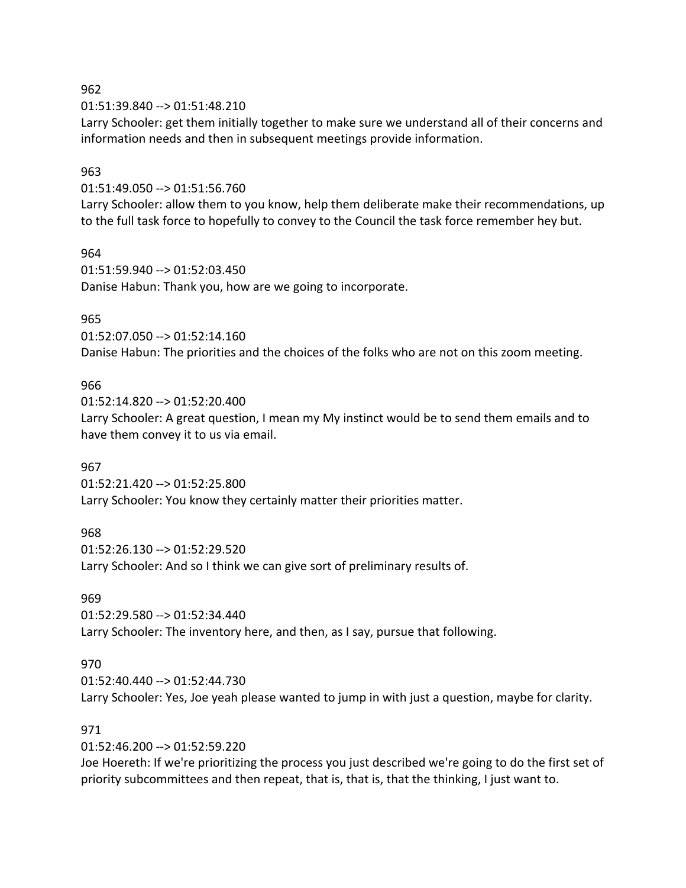962
01:51:39.840 --> 01:51:48.210
Larry Schooler: get them initially together to make sure we understand all of their concerns and information needs and then in subsequent meetings provide information.

963
01:51:49.050 --> 01:51:56.760
Larry Schooler: allow them to you know, help them deliberate make their recommendations, up to the full task force to hopefully to convey to the Council the task force remember hey but.

964
01:51:59.940 --> 01:52:03.450
Danise Habun: Thank you, how are we going to incorporate.

965
01:52:07.050 --> 01:52:14.160
Danise Habun: The priorities and the choices of the folks who are not on this zoom meeting.

966
01:52:14.820 --> 01:52:20.400
Larry Schooler: A great question, I mean my My instinct would be to send them emails and to have them convey it to us via email.

967
01:52:21.420 --> 01:52:25.800
Larry Schooler: You know they certainly matter their priorities matter.

968
01:52:26.130 --> 01:52:29.520
Larry Schooler: And so I think we can give sort of preliminary results of.

969
01:52:29.580 --> 01:52:34.440
Larry Schooler: The inventory here, and then, as I say, pursue that following.

970
01:52:40.440 --> 01:52:44.730
Larry Schooler: Yes, Joe yeah please wanted to jump in with just a question, maybe for clarity.

971
01:52:46.200 --> 01:52:59.220
Joe Hoereth: If we're prioritizing the process you just described we're going to do the first set of priority subcommittees and then repeat, that is, that is, that the thinking, I just want to.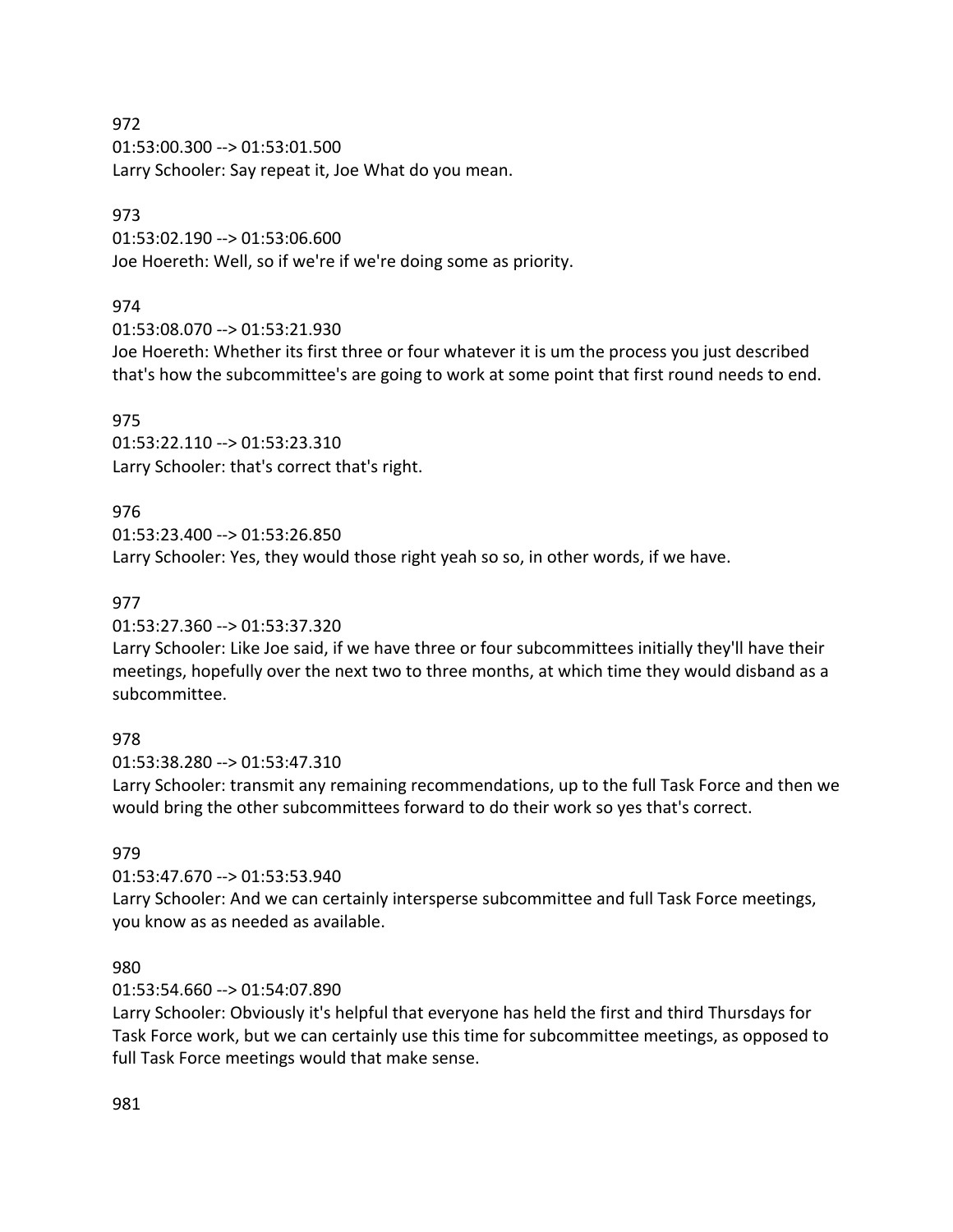972
01:53:00.300 --> 01:53:01.500
Larry Schooler: Say repeat it, Joe What do you mean.

973
01:53:02.190 --> 01:53:06.600
Joe Hoereth: Well, so if we're if we're doing some as priority.

974
01:53:08.070 --> 01:53:21.930
Joe Hoereth: Whether its first three or four whatever it is um the process you just described that's how the subcommittee's are going to work at some point that first round needs to end.

975
01:53:22.110 --> 01:53:23.310
Larry Schooler: that's correct that's right.

976
01:53:23.400 --> 01:53:26.850
Larry Schooler: Yes, they would those right yeah so so, in other words, if we have.

977
01:53:27.360 --> 01:53:37.320
Larry Schooler: Like Joe said, if we have three or four subcommittees initially they'll have their meetings, hopefully over the next two to three months, at which time they would disband as a subcommittee.

978
01:53:38.280 --> 01:53:47.310
Larry Schooler: transmit any remaining recommendations, up to the full Task Force and then we would bring the other subcommittees forward to do their work so yes that's correct.

979
01:53:47.670 --> 01:53:53.940
Larry Schooler: And we can certainly intersperse subcommittee and full Task Force meetings, you know as as needed as available.

980
01:53:54.660 --> 01:54:07.890
Larry Schooler: Obviously it's helpful that everyone has held the first and third Thursdays for Task Force work, but we can certainly use this time for subcommittee meetings, as opposed to full Task Force meetings would that make sense.

981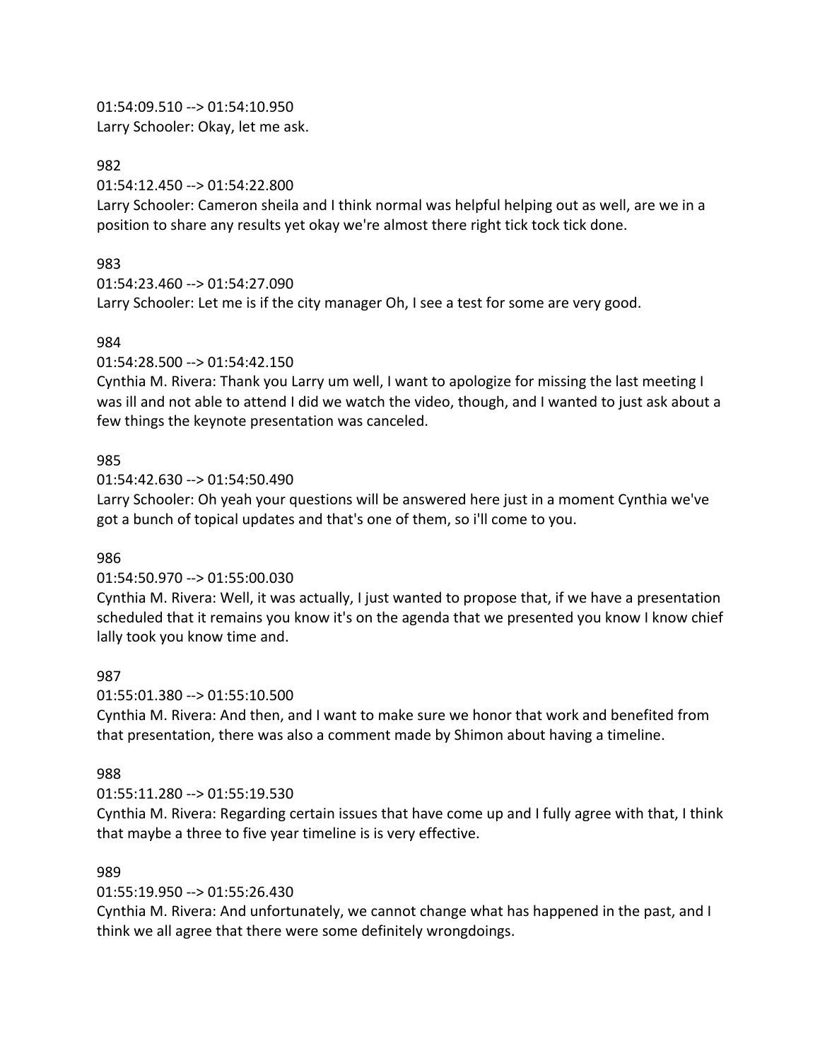01:54:09.510 --> 01:54:10.950
Larry Schooler: Okay, let me ask.

982
01:54:12.450 --> 01:54:22.800
Larry Schooler: Cameron sheila and I think normal was helpful helping out as well, are we in a position to share any results yet okay we're almost there right tick tock tick done.

983
01:54:23.460 --> 01:54:27.090
Larry Schooler: Let me is if the city manager Oh, I see a test for some are very good.

984
01:54:28.500 --> 01:54:42.150
Cynthia M. Rivera: Thank you Larry um well, I want to apologize for missing the last meeting I was ill and not able to attend I did we watch the video, though, and I wanted to just ask about a few things the keynote presentation was canceled.

985
01:54:42.630 --> 01:54:50.490
Larry Schooler: Oh yeah your questions will be answered here just in a moment Cynthia we've got a bunch of topical updates and that's one of them, so i'll come to you.

986
01:54:50.970 --> 01:55:00.030
Cynthia M. Rivera: Well, it was actually, I just wanted to propose that, if we have a presentation scheduled that it remains you know it's on the agenda that we presented you know I know chief lally took you know time and.

987
01:55:01.380 --> 01:55:10.500
Cynthia M. Rivera: And then, and I want to make sure we honor that work and benefited from that presentation, there was also a comment made by Shimon about having a timeline.

988
01:55:11.280 --> 01:55:19.530
Cynthia M. Rivera: Regarding certain issues that have come up and I fully agree with that, I think that maybe a three to five year timeline is is very effective.

989
01:55:19.950 --> 01:55:26.430
Cynthia M. Rivera: And unfortunately, we cannot change what has happened in the past, and I think we all agree that there were some definitely wrongdoings.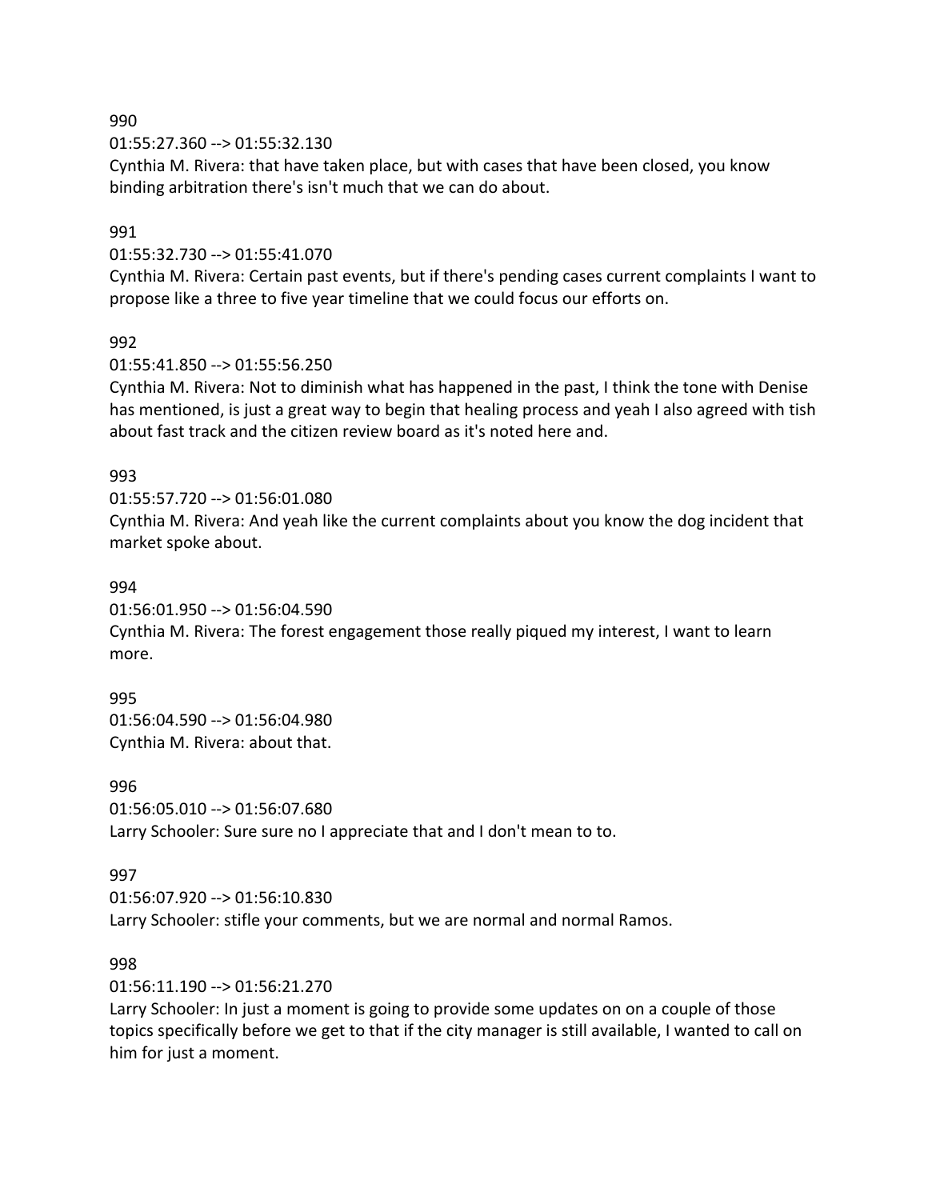990

01:55:27.360 --> 01:55:32.130

Cynthia M. Rivera: that have taken place, but with cases that have been closed, you know binding arbitration there's isn't much that we can do about.

991

01:55:32.730 --> 01:55:41.070

Cynthia M. Rivera: Certain past events, but if there's pending cases current complaints I want to propose like a three to five year timeline that we could focus our efforts on.

992

01:55:41.850 --> 01:55:56.250

Cynthia M. Rivera: Not to diminish what has happened in the past, I think the tone with Denise has mentioned, is just a great way to begin that healing process and yeah I also agreed with tish about fast track and the citizen review board as it's noted here and.

993

01:55:57.720 --> 01:56:01.080

Cynthia M. Rivera: And yeah like the current complaints about you know the dog incident that market spoke about.

994

01:56:01.950 --> 01:56:04.590

Cynthia M. Rivera: The forest engagement those really piqued my interest, I want to learn more.

995

01:56:04.590 --> 01:56:04.980

Cynthia M. Rivera: about that.

996

01:56:05.010 --> 01:56:07.680

Larry Schooler: Sure sure no I appreciate that and I don't mean to to.

997

01:56:07.920 --> 01:56:10.830

Larry Schooler: stifle your comments, but we are normal and normal Ramos.

998

01:56:11.190 --> 01:56:21.270

Larry Schooler: In just a moment is going to provide some updates on on a couple of those topics specifically before we get to that if the city manager is still available, I wanted to call on him for just a moment.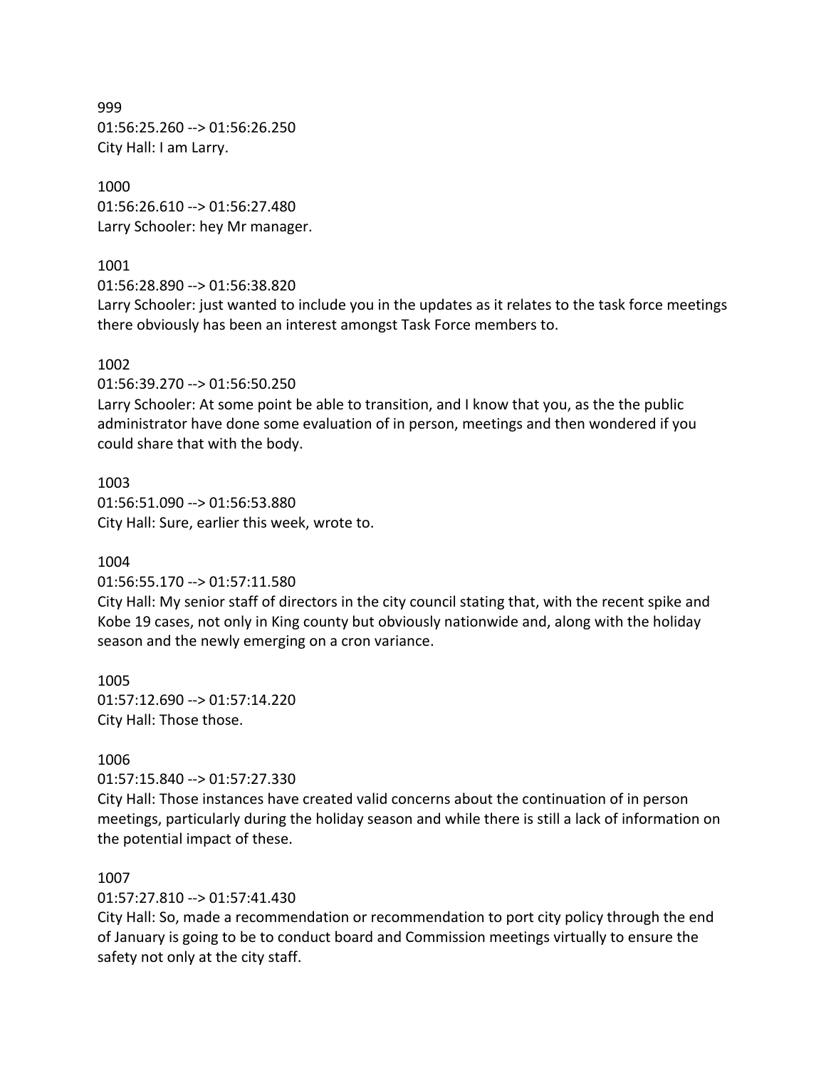999
01:56:25.260 --> 01:56:26.250
City Hall: I am Larry.

1000
01:56:26.610 --> 01:56:27.480
Larry Schooler: hey Mr manager.

1001
01:56:28.890 --> 01:56:38.820
Larry Schooler: just wanted to include you in the updates as it relates to the task force meetings there obviously has been an interest amongst Task Force members to.

1002
01:56:39.270 --> 01:56:50.250
Larry Schooler: At some point be able to transition, and I know that you, as the the public administrator have done some evaluation of in person, meetings and then wondered if you could share that with the body.

1003
01:56:51.090 --> 01:56:53.880
City Hall: Sure, earlier this week, wrote to.

1004
01:56:55.170 --> 01:57:11.580
City Hall: My senior staff of directors in the city council stating that, with the recent spike and Kobe 19 cases, not only in King county but obviously nationwide and, along with the holiday season and the newly emerging on a cron variance.

1005
01:57:12.690 --> 01:57:14.220
City Hall: Those those.

1006
01:57:15.840 --> 01:57:27.330
City Hall: Those instances have created valid concerns about the continuation of in person meetings, particularly during the holiday season and while there is still a lack of information on the potential impact of these.

1007
01:57:27.810 --> 01:57:41.430
City Hall: So, made a recommendation or recommendation to port city policy through the end of January is going to be to conduct board and Commission meetings virtually to ensure the safety not only at the city staff.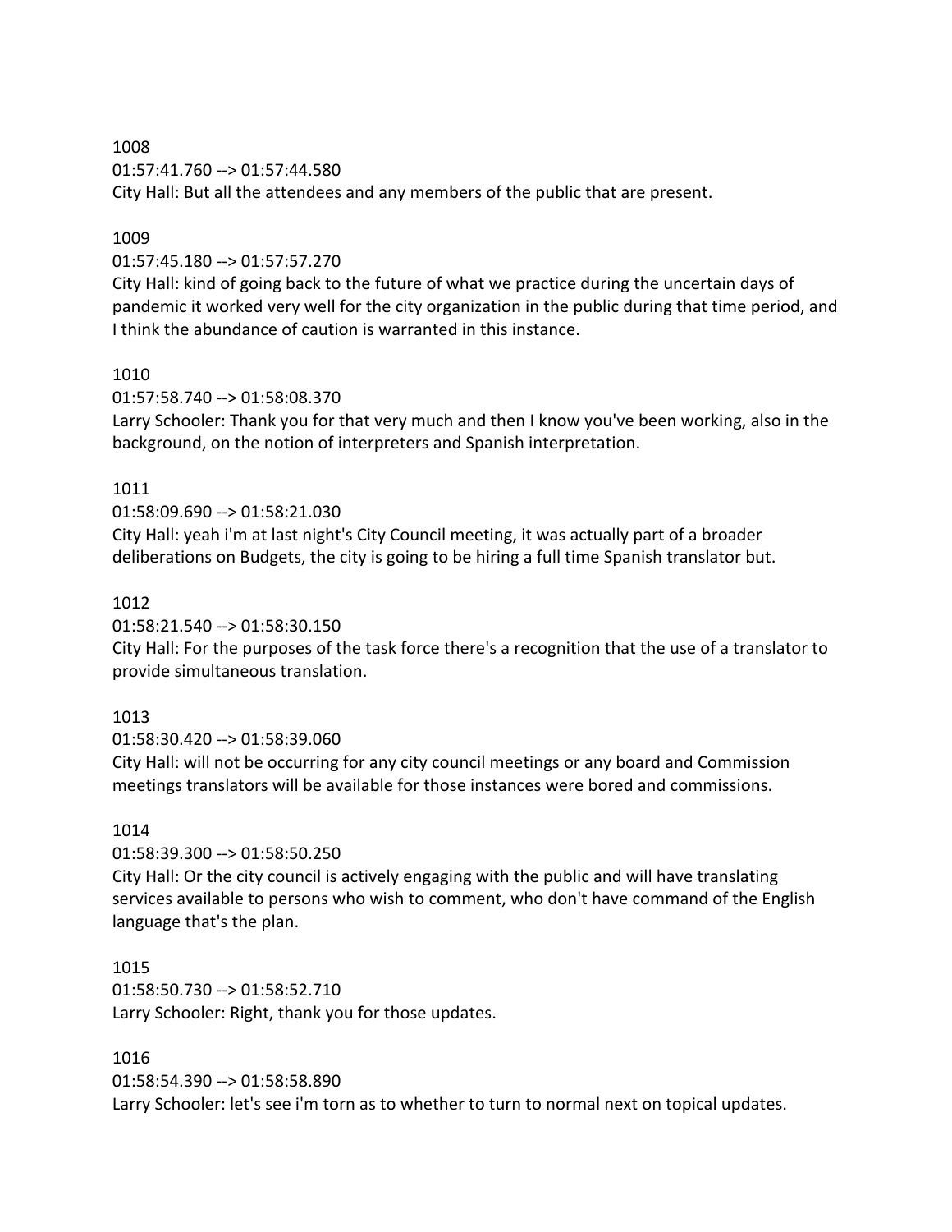1008
01:57:41.760 --> 01:57:44.580
City Hall: But all the attendees and any members of the public that are present.

1009
01:57:45.180 --> 01:57:57.270
City Hall: kind of going back to the future of what we practice during the uncertain days of pandemic it worked very well for the city organization in the public during that time period, and I think the abundance of caution is warranted in this instance.

1010
01:57:58.740 --> 01:58:08.370
Larry Schooler: Thank you for that very much and then I know you've been working, also in the background, on the notion of interpreters and Spanish interpretation.

1011
01:58:09.690 --> 01:58:21.030
City Hall: yeah i'm at last night's City Council meeting, it was actually part of a broader deliberations on Budgets, the city is going to be hiring a full time Spanish translator but.

1012
01:58:21.540 --> 01:58:30.150
City Hall: For the purposes of the task force there's a recognition that the use of a translator to provide simultaneous translation.

1013
01:58:30.420 --> 01:58:39.060
City Hall: will not be occurring for any city council meetings or any board and Commission meetings translators will be available for those instances were bored and commissions.

1014
01:58:39.300 --> 01:58:50.250
City Hall: Or the city council is actively engaging with the public and will have translating services available to persons who wish to comment, who don't have command of the English language that's the plan.

1015
01:58:50.730 --> 01:58:52.710
Larry Schooler: Right, thank you for those updates.

1016
01:58:54.390 --> 01:58:58.890
Larry Schooler: let's see i'm torn as to whether to turn to normal next on topical updates.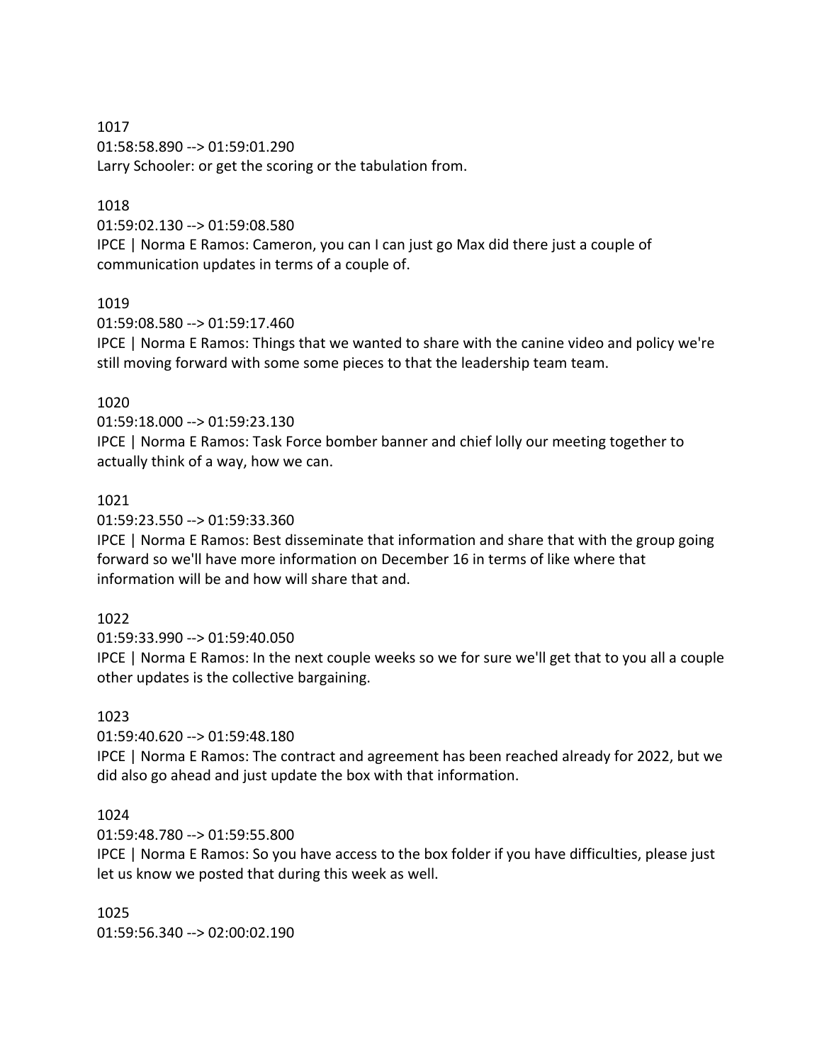1017
01:58:58.890 --> 01:59:01.290
Larry Schooler: or get the scoring or the tabulation from.

1018
01:59:02.130 --> 01:59:08.580
IPCE | Norma E Ramos: Cameron, you can I can just go Max did there just a couple of communication updates in terms of a couple of.

1019
01:59:08.580 --> 01:59:17.460
IPCE | Norma E Ramos: Things that we wanted to share with the canine video and policy we're still moving forward with some some pieces to that the leadership team team.

1020
01:59:18.000 --> 01:59:23.130
IPCE | Norma E Ramos: Task Force bomber banner and chief lolly our meeting together to actually think of a way, how we can.

1021
01:59:23.550 --> 01:59:33.360
IPCE | Norma E Ramos: Best disseminate that information and share that with the group going forward so we'll have more information on December 16 in terms of like where that information will be and how will share that and.

1022
01:59:33.990 --> 01:59:40.050
IPCE | Norma E Ramos: In the next couple weeks so we for sure we'll get that to you all a couple other updates is the collective bargaining.

1023
01:59:40.620 --> 01:59:48.180
IPCE | Norma E Ramos: The contract and agreement has been reached already for 2022, but we did also go ahead and just update the box with that information.

1024
01:59:48.780 --> 01:59:55.800
IPCE | Norma E Ramos: So you have access to the box folder if you have difficulties, please just let us know we posted that during this week as well.

1025
01:59:56.340 --> 02:00:02.190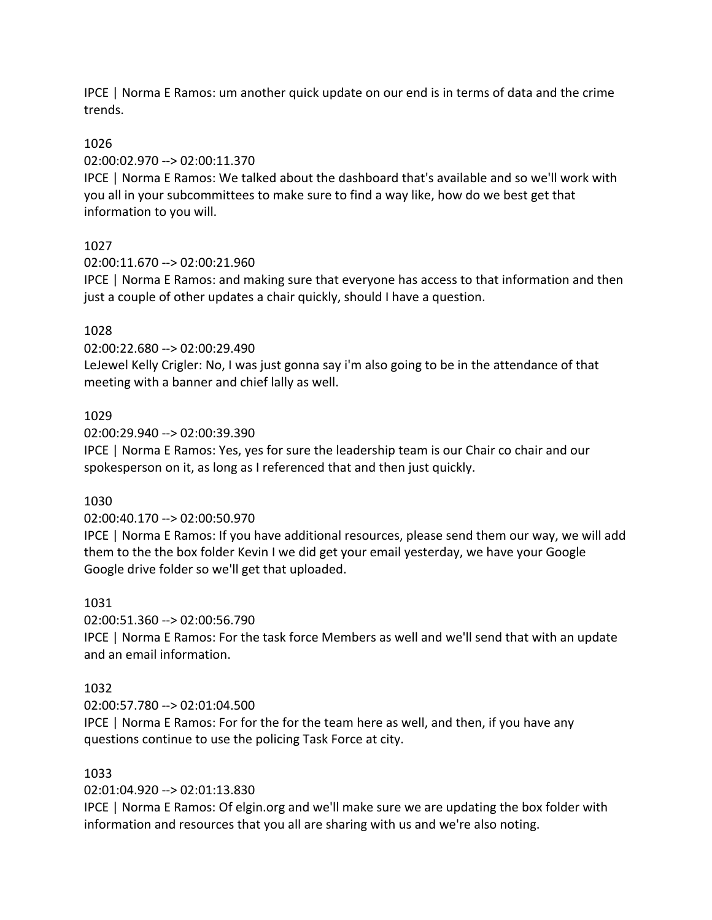IPCE | Norma E Ramos: um another quick update on our end is in terms of data and the crime trends.

1026

02:00:02.970 --> 02:00:11.370

IPCE | Norma E Ramos: We talked about the dashboard that's available and so we'll work with you all in your subcommittees to make sure to find a way like, how do we best get that information to you will.

1027

02:00:11.670 --> 02:00:21.960

IPCE | Norma E Ramos: and making sure that everyone has access to that information and then just a couple of other updates a chair quickly, should I have a question.

1028

02:00:22.680 --> 02:00:29.490

LeJewel Kelly Crigler: No, I was just gonna say i'm also going to be in the attendance of that meeting with a banner and chief lally as well.

1029

02:00:29.940 --> 02:00:39.390

IPCE | Norma E Ramos: Yes, yes for sure the leadership team is our Chair co chair and our spokesperson on it, as long as I referenced that and then just quickly.

1030

02:00:40.170 --> 02:00:50.970

IPCE | Norma E Ramos: If you have additional resources, please send them our way, we will add them to the the box folder Kevin I we did get your email yesterday, we have your Google Google drive folder so we'll get that uploaded.

1031

02:00:51.360 --> 02:00:56.790

IPCE | Norma E Ramos: For the task force Members as well and we'll send that with an update and an email information.

1032

02:00:57.780 --> 02:01:04.500

IPCE | Norma E Ramos: For for the for the team here as well, and then, if you have any questions continue to use the policing Task Force at city.

1033

02:01:04.920 --> 02:01:13.830

IPCE | Norma E Ramos: Of elgin.org and we'll make sure we are updating the box folder with information and resources that you all are sharing with us and we're also noting.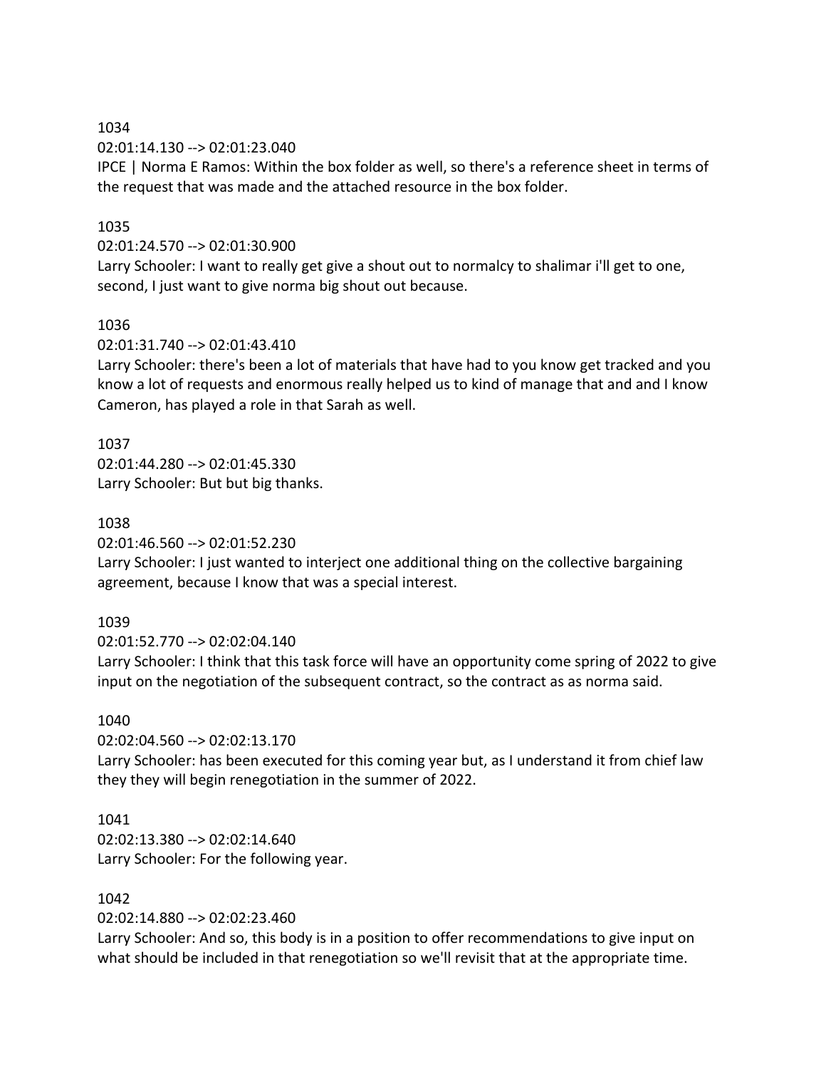1034
02:01:14.130 --> 02:01:23.040
IPCE | Norma E Ramos: Within the box folder as well, so there's a reference sheet in terms of the request that was made and the attached resource in the box folder.

1035
02:01:24.570 --> 02:01:30.900
Larry Schooler: I want to really get give a shout out to normalcy to shalimar i'll get to one, second, I just want to give norma big shout out because.

1036
02:01:31.740 --> 02:01:43.410
Larry Schooler: there's been a lot of materials that have had to you know get tracked and you know a lot of requests and enormous really helped us to kind of manage that and and I know Cameron, has played a role in that Sarah as well.

1037
02:01:44.280 --> 02:01:45.330
Larry Schooler: But but big thanks.

1038
02:01:46.560 --> 02:01:52.230
Larry Schooler: I just wanted to interject one additional thing on the collective bargaining agreement, because I know that was a special interest.

1039
02:01:52.770 --> 02:02:04.140
Larry Schooler: I think that this task force will have an opportunity come spring of 2022 to give input on the negotiation of the subsequent contract, so the contract as as norma said.

1040
02:02:04.560 --> 02:02:13.170
Larry Schooler: has been executed for this coming year but, as I understand it from chief law they they will begin renegotiation in the summer of 2022.

1041
02:02:13.380 --> 02:02:14.640
Larry Schooler: For the following year.

1042
02:02:14.880 --> 02:02:23.460
Larry Schooler: And so, this body is in a position to offer recommendations to give input on what should be included in that renegotiation so we'll revisit that at the appropriate time.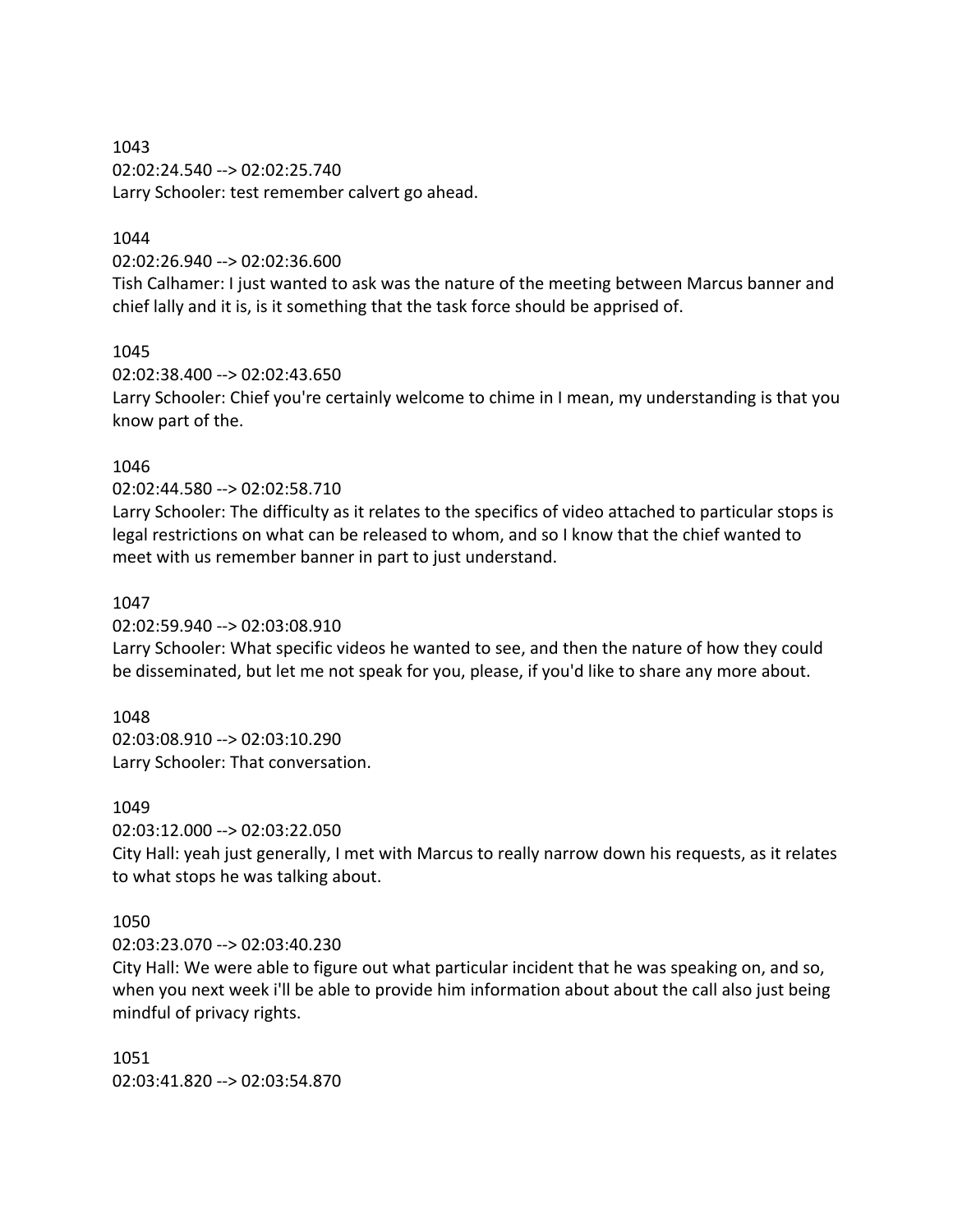1043
02:02:24.540 --> 02:02:25.740
Larry Schooler: test remember calvert go ahead.

1044
02:02:26.940 --> 02:02:36.600
Tish Calhamer: I just wanted to ask was the nature of the meeting between Marcus banner and chief lally and it is, is it something that the task force should be apprised of.

1045
02:02:38.400 --> 02:02:43.650
Larry Schooler: Chief you're certainly welcome to chime in I mean, my understanding is that you know part of the.

1046
02:02:44.580 --> 02:02:58.710
Larry Schooler: The difficulty as it relates to the specifics of video attached to particular stops is legal restrictions on what can be released to whom, and so I know that the chief wanted to meet with us remember banner in part to just understand.

1047
02:02:59.940 --> 02:03:08.910
Larry Schooler: What specific videos he wanted to see, and then the nature of how they could be disseminated, but let me not speak for you, please, if you'd like to share any more about.

1048
02:03:08.910 --> 02:03:10.290
Larry Schooler: That conversation.

1049
02:03:12.000 --> 02:03:22.050
City Hall: yeah just generally, I met with Marcus to really narrow down his requests, as it relates to what stops he was talking about.

1050
02:03:23.070 --> 02:03:40.230
City Hall: We were able to figure out what particular incident that he was speaking on, and so, when you next week i'll be able to provide him information about about the call also just being mindful of privacy rights.

1051
02:03:41.820 --> 02:03:54.870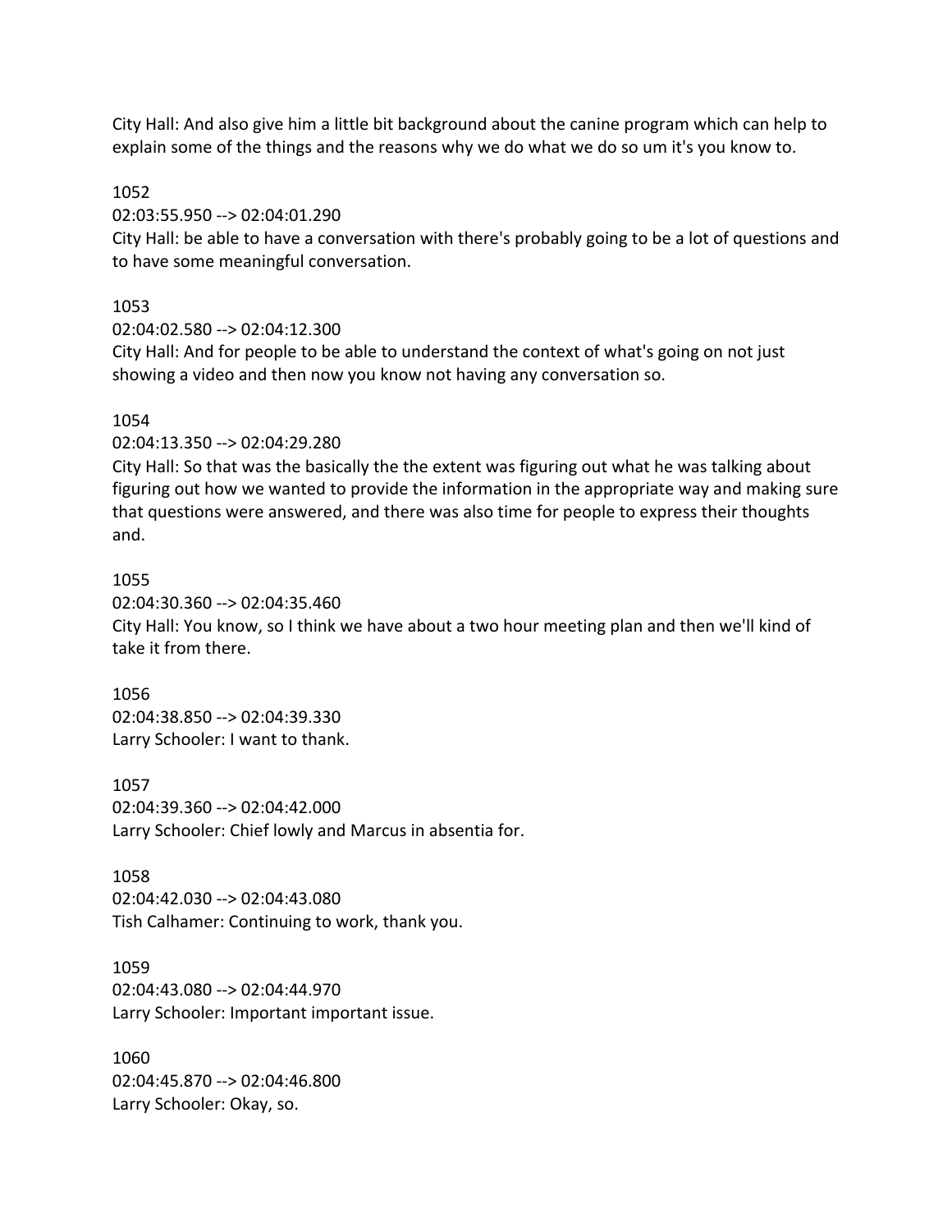City Hall: And also give him a little bit background about the canine program which can help to explain some of the things and the reasons why we do what we do so um it's you know to.

1052
02:03:55.950 --> 02:04:01.290
City Hall: be able to have a conversation with there's probably going to be a lot of questions and to have some meaningful conversation.

1053
02:04:02.580 --> 02:04:12.300
City Hall: And for people to be able to understand the context of what's going on not just showing a video and then now you know not having any conversation so.

1054
02:04:13.350 --> 02:04:29.280
City Hall: So that was the basically the the extent was figuring out what he was talking about figuring out how we wanted to provide the information in the appropriate way and making sure that questions were answered, and there was also time for people to express their thoughts and.

1055
02:04:30.360 --> 02:04:35.460
City Hall: You know, so I think we have about a two hour meeting plan and then we'll kind of take it from there.

1056
02:04:38.850 --> 02:04:39.330
Larry Schooler: I want to thank.

1057
02:04:39.360 --> 02:04:42.000
Larry Schooler: Chief lowly and Marcus in absentia for.

1058
02:04:42.030 --> 02:04:43.080
Tish Calhamer: Continuing to work, thank you.

1059
02:04:43.080 --> 02:04:44.970
Larry Schooler: Important important issue.

1060
02:04:45.870 --> 02:04:46.800
Larry Schooler: Okay, so.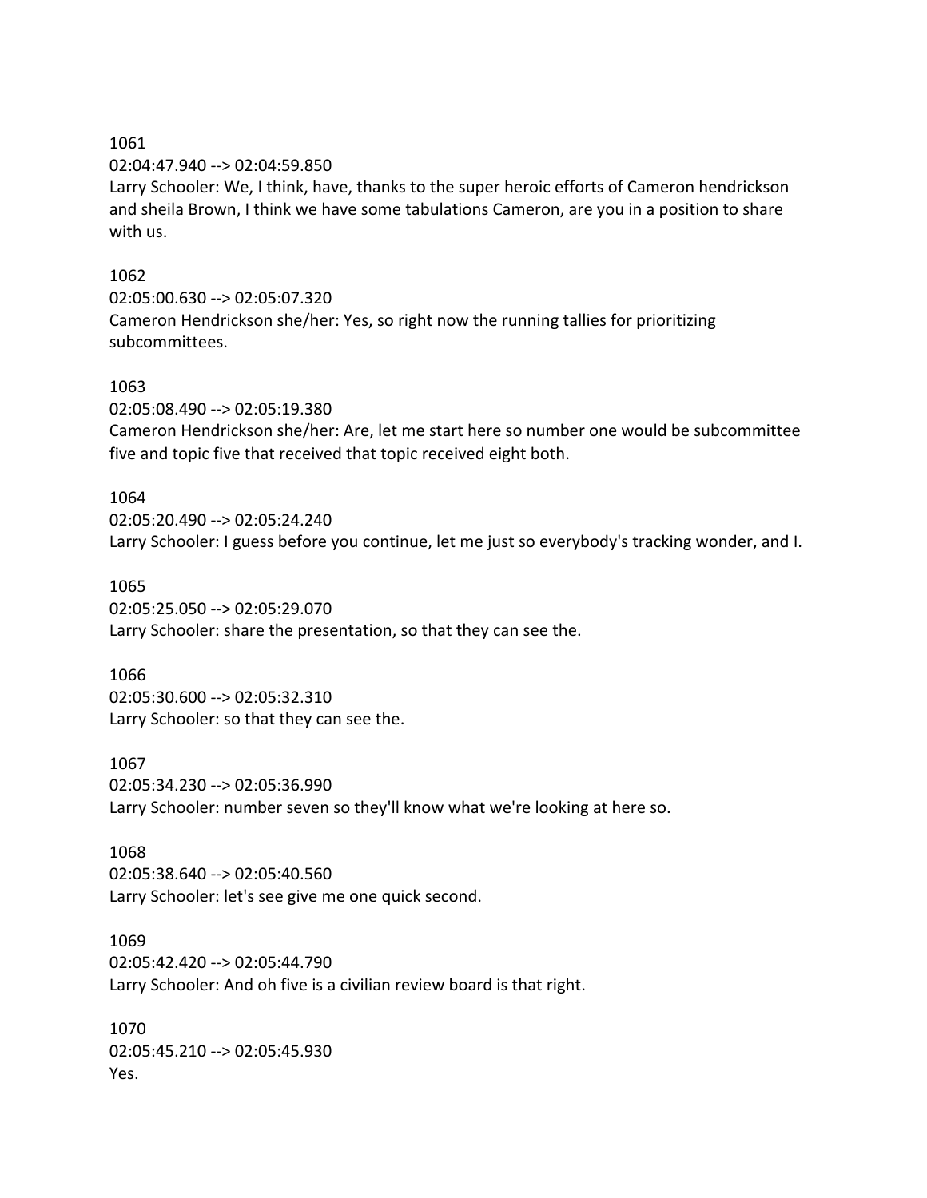1061
02:04:47.940 --> 02:04:59.850
Larry Schooler: We, I think, have, thanks to the super heroic efforts of Cameron hendrickson and sheila Brown, I think we have some tabulations Cameron, are you in a position to share with us.

1062
02:05:00.630 --> 02:05:07.320
Cameron Hendrickson she/her: Yes, so right now the running tallies for prioritizing subcommittees.

1063
02:05:08.490 --> 02:05:19.380
Cameron Hendrickson she/her: Are, let me start here so number one would be subcommittee five and topic five that received that topic received eight both.

1064
02:05:20.490 --> 02:05:24.240
Larry Schooler: I guess before you continue, let me just so everybody's tracking wonder, and I.

1065
02:05:25.050 --> 02:05:29.070
Larry Schooler: share the presentation, so that they can see the.

1066
02:05:30.600 --> 02:05:32.310
Larry Schooler: so that they can see the.

1067
02:05:34.230 --> 02:05:36.990
Larry Schooler: number seven so they'll know what we're looking at here so.

1068
02:05:38.640 --> 02:05:40.560
Larry Schooler: let's see give me one quick second.

1069
02:05:42.420 --> 02:05:44.790
Larry Schooler: And oh five is a civilian review board is that right.

1070
02:05:45.210 --> 02:05:45.930
Yes.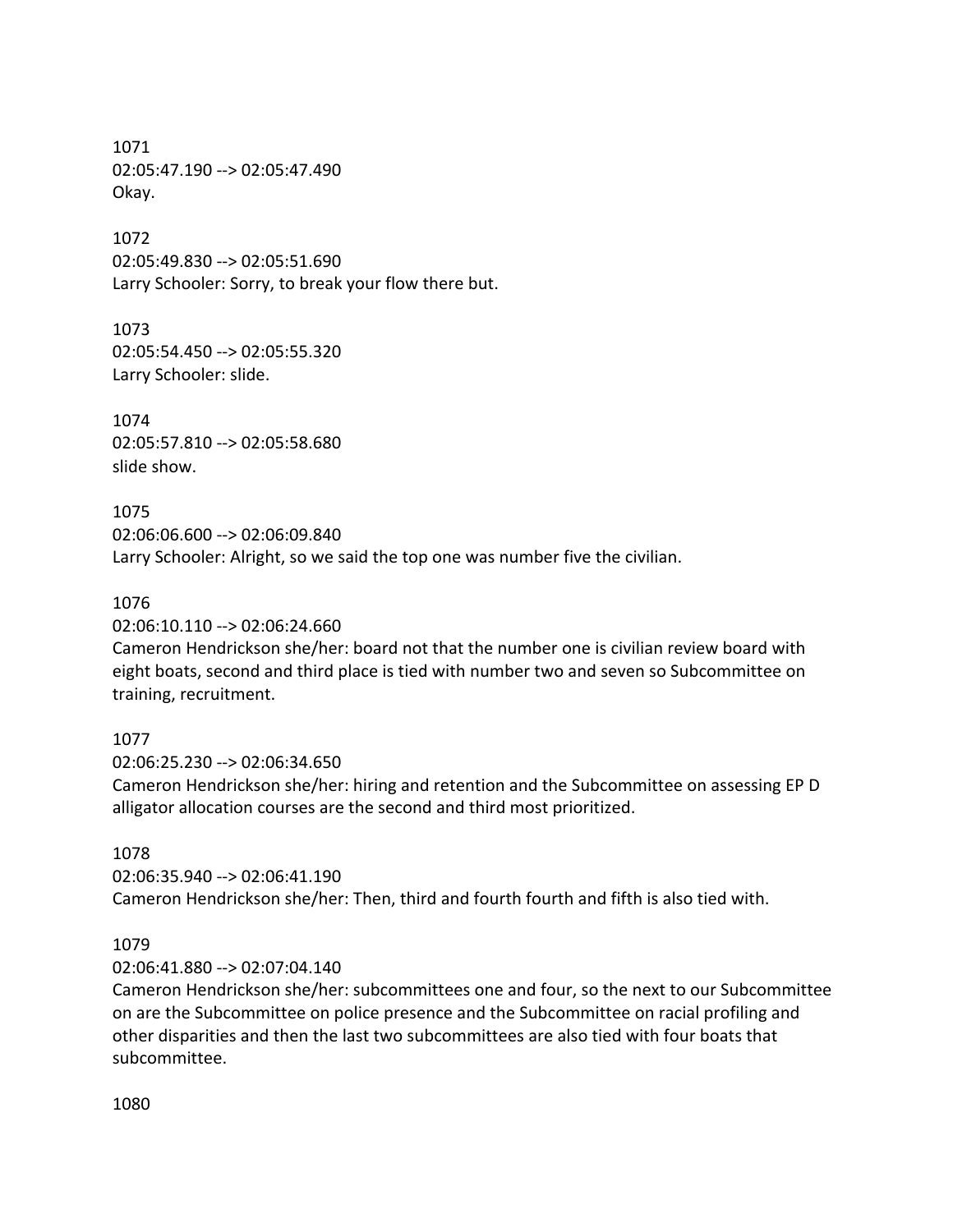1071
02:05:47.190 --> 02:05:47.490
Okay.

1072
02:05:49.830 --> 02:05:51.690
Larry Schooler: Sorry, to break your flow there but.

1073
02:05:54.450 --> 02:05:55.320
Larry Schooler: slide.

1074
02:05:57.810 --> 02:05:58.680
slide show.

1075
02:06:06.600 --> 02:06:09.840
Larry Schooler: Alright, so we said the top one was number five the civilian.

1076
02:06:10.110 --> 02:06:24.660
Cameron Hendrickson she/her: board not that the number one is civilian review board with eight boats, second and third place is tied with number two and seven so Subcommittee on training, recruitment.

1077
02:06:25.230 --> 02:06:34.650
Cameron Hendrickson she/her: hiring and retention and the Subcommittee on assessing EP D alligator allocation courses are the second and third most prioritized.

1078
02:06:35.940 --> 02:06:41.190
Cameron Hendrickson she/her: Then, third and fourth fourth and fifth is also tied with.

1079
02:06:41.880 --> 02:07:04.140
Cameron Hendrickson she/her: subcommittees one and four, so the next to our Subcommittee on are the Subcommittee on police presence and the Subcommittee on racial profiling and other disparities and then the last two subcommittees are also tied with four boats that subcommittee.

1080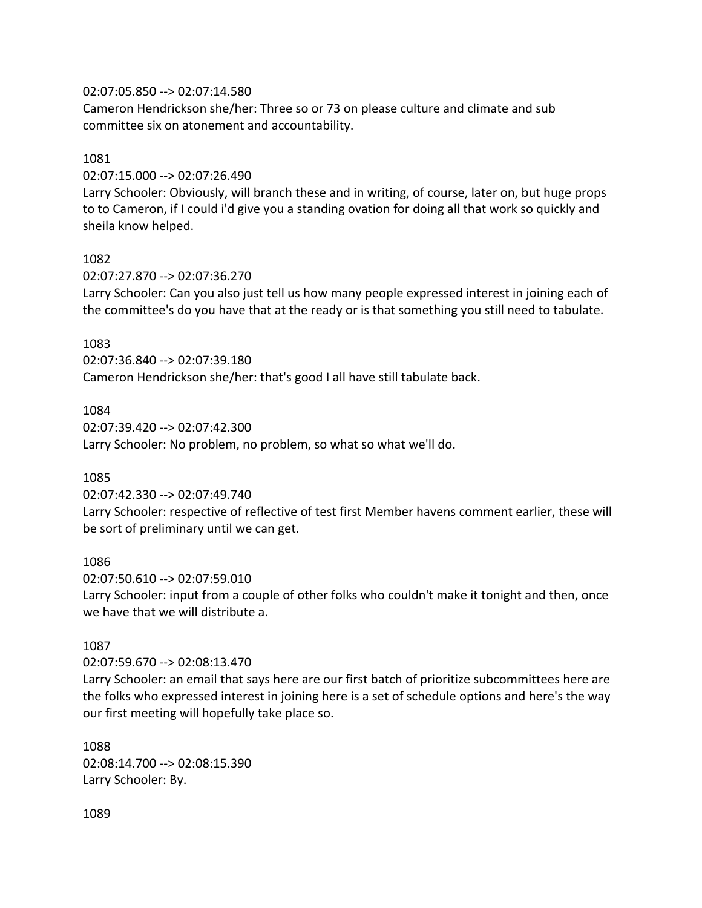02:07:05.850 --> 02:07:14.580
Cameron Hendrickson she/her: Three so or 73 on please culture and climate and sub committee six on atonement and accountability.

1081
02:07:15.000 --> 02:07:26.490
Larry Schooler: Obviously, will branch these and in writing, of course, later on, but huge props to to Cameron, if I could i'd give you a standing ovation for doing all that work so quickly and sheila know helped.

1082
02:07:27.870 --> 02:07:36.270
Larry Schooler: Can you also just tell us how many people expressed interest in joining each of the committee's do you have that at the ready or is that something you still need to tabulate.

1083
02:07:36.840 --> 02:07:39.180
Cameron Hendrickson she/her: that's good I all have still tabulate back.

1084
02:07:39.420 --> 02:07:42.300
Larry Schooler: No problem, no problem, so what so what we'll do.

1085
02:07:42.330 --> 02:07:49.740
Larry Schooler: respective of reflective of test first Member havens comment earlier, these will be sort of preliminary until we can get.

1086
02:07:50.610 --> 02:07:59.010
Larry Schooler: input from a couple of other folks who couldn't make it tonight and then, once we have that we will distribute a.

1087
02:07:59.670 --> 02:08:13.470
Larry Schooler: an email that says here are our first batch of prioritize subcommittees here are the folks who expressed interest in joining here is a set of schedule options and here's the way our first meeting will hopefully take place so.

1088
02:08:14.700 --> 02:08:15.390
Larry Schooler: By.

1089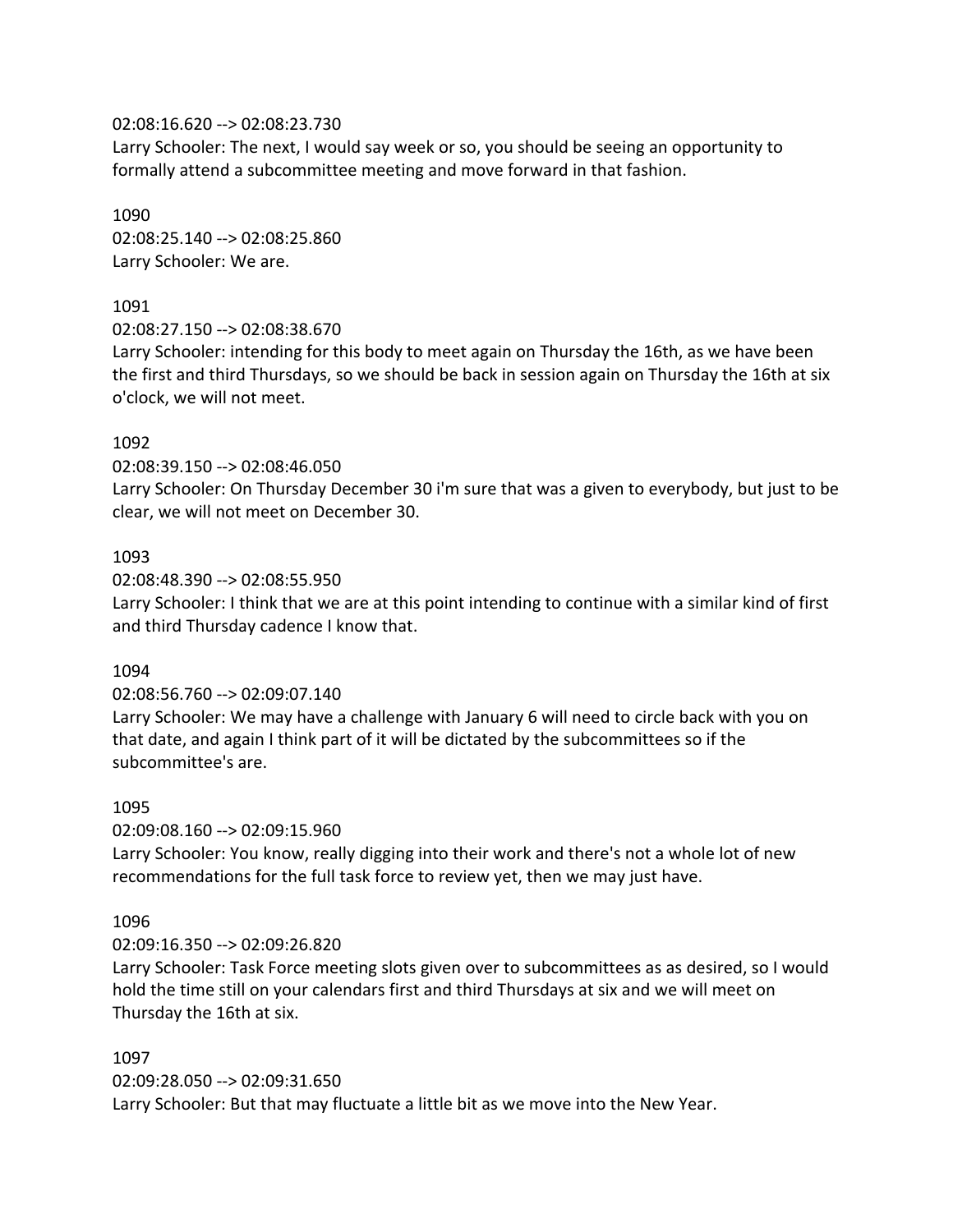02:08:16.620 --> 02:08:23.730
Larry Schooler: The next, I would say week or so, you should be seeing an opportunity to formally attend a subcommittee meeting and move forward in that fashion.

1090
02:08:25.140 --> 02:08:25.860
Larry Schooler: We are.

1091
02:08:27.150 --> 02:08:38.670
Larry Schooler: intending for this body to meet again on Thursday the 16th, as we have been the first and third Thursdays, so we should be back in session again on Thursday the 16th at six o'clock, we will not meet.

1092
02:08:39.150 --> 02:08:46.050
Larry Schooler: On Thursday December 30 i'm sure that was a given to everybody, but just to be clear, we will not meet on December 30.

1093
02:08:48.390 --> 02:08:55.950
Larry Schooler: I think that we are at this point intending to continue with a similar kind of first and third Thursday cadence I know that.

1094
02:08:56.760 --> 02:09:07.140
Larry Schooler: We may have a challenge with January 6 will need to circle back with you on that date, and again I think part of it will be dictated by the subcommittees so if the subcommittee's are.

1095
02:09:08.160 --> 02:09:15.960
Larry Schooler: You know, really digging into their work and there's not a whole lot of new recommendations for the full task force to review yet, then we may just have.

1096
02:09:16.350 --> 02:09:26.820
Larry Schooler: Task Force meeting slots given over to subcommittees as as desired, so I would hold the time still on your calendars first and third Thursdays at six and we will meet on Thursday the 16th at six.

1097
02:09:28.050 --> 02:09:31.650
Larry Schooler: But that may fluctuate a little bit as we move into the New Year.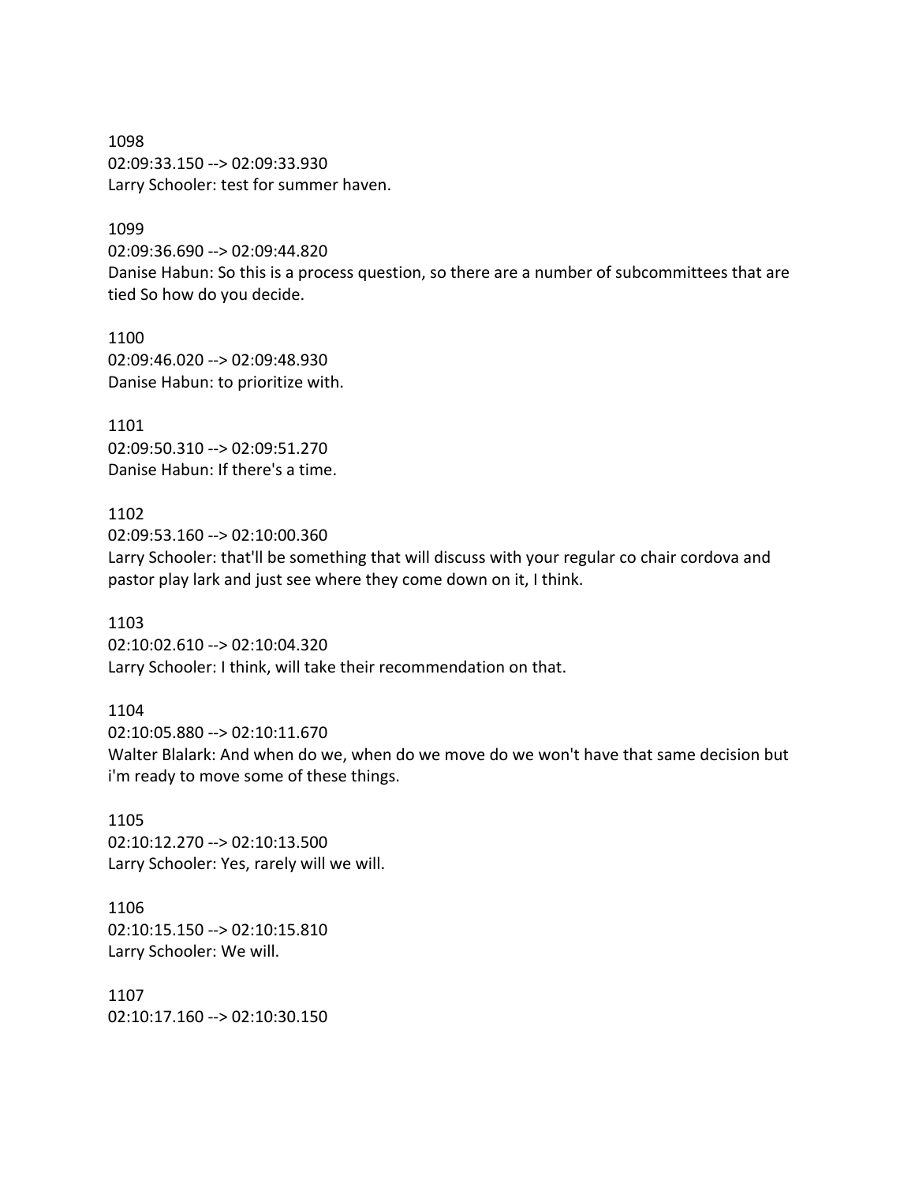1098
02:09:33.150 --> 02:09:33.930
Larry Schooler: test for summer haven.

1099
02:09:36.690 --> 02:09:44.820
Danise Habun: So this is a process question, so there are a number of subcommittees that are tied So how do you decide.

1100
02:09:46.020 --> 02:09:48.930
Danise Habun: to prioritize with.

1101
02:09:50.310 --> 02:09:51.270
Danise Habun: If there's a time.

1102
02:09:53.160 --> 02:10:00.360
Larry Schooler: that'll be something that will discuss with your regular co chair cordova and pastor play lark and just see where they come down on it, I think.

1103
02:10:02.610 --> 02:10:04.320
Larry Schooler: I think, will take their recommendation on that.

1104
02:10:05.880 --> 02:10:11.670
Walter Blalark: And when do we, when do we move do we won't have that same decision but i'm ready to move some of these things.

1105
02:10:12.270 --> 02:10:13.500
Larry Schooler: Yes, rarely will we will.

1106
02:10:15.150 --> 02:10:15.810
Larry Schooler: We will.

1107
02:10:17.160 --> 02:10:30.150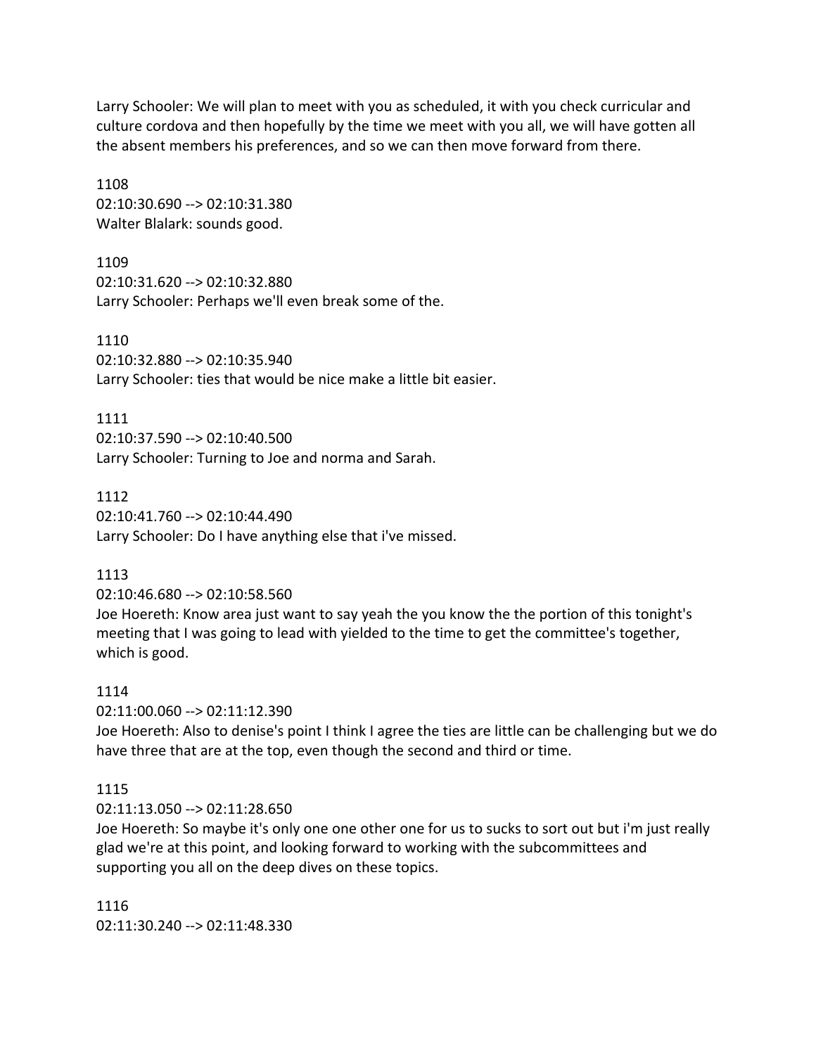Larry Schooler: We will plan to meet with you as scheduled, it with you check curricular and culture cordova and then hopefully by the time we meet with you all, we will have gotten all the absent members his preferences, and so we can then move forward from there.

1108
02:10:30.690 --> 02:10:31.380
Walter Blalark: sounds good.

1109
02:10:31.620 --> 02:10:32.880
Larry Schooler: Perhaps we'll even break some of the.

1110
02:10:32.880 --> 02:10:35.940
Larry Schooler: ties that would be nice make a little bit easier.

1111
02:10:37.590 --> 02:10:40.500
Larry Schooler: Turning to Joe and norma and Sarah.

1112
02:10:41.760 --> 02:10:44.490
Larry Schooler: Do I have anything else that i've missed.

1113
02:10:46.680 --> 02:10:58.560
Joe Hoereth: Know area just want to say yeah the you know the the portion of this tonight's meeting that I was going to lead with yielded to the time to get the committee's together, which is good.

1114
02:11:00.060 --> 02:11:12.390
Joe Hoereth: Also to denise's point I think I agree the ties are little can be challenging but we do have three that are at the top, even though the second and third or time.

1115
02:11:13.050 --> 02:11:28.650
Joe Hoereth: So maybe it's only one one other one for us to sucks to sort out but i'm just really glad we're at this point, and looking forward to working with the subcommittees and supporting you all on the deep dives on these topics.

1116
02:11:30.240 --> 02:11:48.330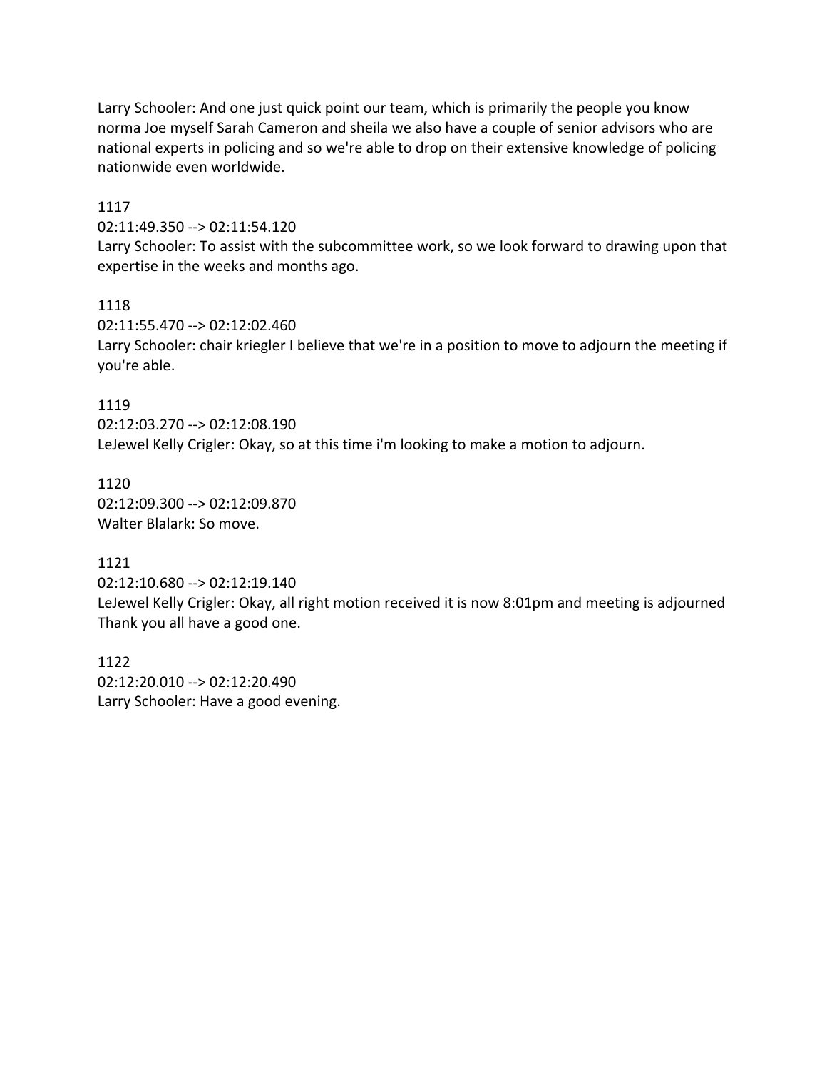Larry Schooler: And one just quick point our team, which is primarily the people you know norma Joe myself Sarah Cameron and sheila we also have a couple of senior advisors who are national experts in policing and so we're able to drop on their extensive knowledge of policing nationwide even worldwide.

1117
02:11:49.350 --> 02:11:54.120
Larry Schooler: To assist with the subcommittee work, so we look forward to drawing upon that expertise in the weeks and months ago.

1118
02:11:55.470 --> 02:12:02.460
Larry Schooler: chair kriegler I believe that we're in a position to move to adjourn the meeting if you're able.

1119
02:12:03.270 --> 02:12:08.190
LeJewel Kelly Crigler: Okay, so at this time i'm looking to make a motion to adjourn.

1120
02:12:09.300 --> 02:12:09.870
Walter Blalark: So move.

1121
02:12:10.680 --> 02:12:19.140
LeJewel Kelly Crigler: Okay, all right motion received it is now 8:01pm and meeting is adjourned Thank you all have a good one.

1122
02:12:20.010 --> 02:12:20.490
Larry Schooler: Have a good evening.